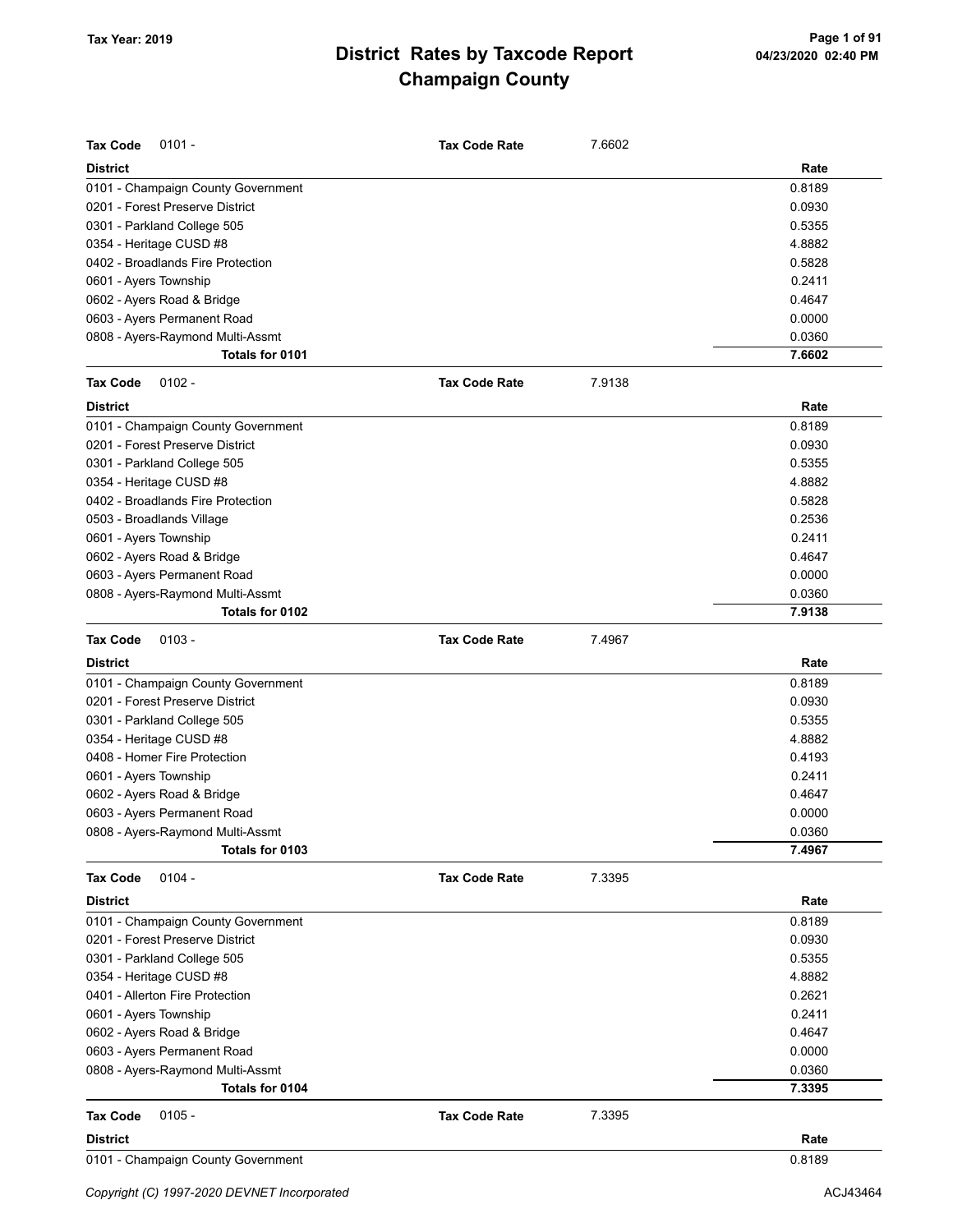# District Rates by Taxcode Report
## Champaign County

Tax Year: 2019

**Tax Code** 0101 - **Tax Code Rate** 7.6602

| District | Rate |
|---|---|
| 0101 - Champaign County Government | 0.8189 |
| 0201 - Forest Preserve District | 0.0930 |
| 0301 - Parkland College 505 | 0.5355 |
| 0354 - Heritage CUSD #8 | 4.8882 |
| 0402 - Broadlands Fire Protection | 0.5828 |
| 0601 - Ayers Township | 0.2411 |
| 0602 - Ayers Road & Bridge | 0.4647 |
| 0603 - Ayers Permanent Road | 0.0000 |
| 0808 - Ayers-Raymond Multi-Assmt | 0.0360 |
| **Totals for 0101** | **7.6602** |

**Tax Code** 0102 - **Tax Code Rate** 7.9138

| District | Rate |
|---|---|
| 0101 - Champaign County Government | 0.8189 |
| 0201 - Forest Preserve District | 0.0930 |
| 0301 - Parkland College 505 | 0.5355 |
| 0354 - Heritage CUSD #8 | 4.8882 |
| 0402 - Broadlands Fire Protection | 0.5828 |
| 0503 - Broadlands Village | 0.2536 |
| 0601 - Ayers Township | 0.2411 |
| 0602 - Ayers Road & Bridge | 0.4647 |
| 0603 - Ayers Permanent Road | 0.0000 |
| 0808 - Ayers-Raymond Multi-Assmt | 0.0360 |
| **Totals for 0102** | **7.9138** |

**Tax Code** 0103 - **Tax Code Rate** 7.4967

| District | Rate |
|---|---|
| 0101 - Champaign County Government | 0.8189 |
| 0201 - Forest Preserve District | 0.0930 |
| 0301 - Parkland College 505 | 0.5355 |
| 0354 - Heritage CUSD #8 | 4.8882 |
| 0408 - Homer Fire Protection | 0.4193 |
| 0601 - Ayers Township | 0.2411 |
| 0602 - Ayers Road & Bridge | 0.4647 |
| 0603 - Ayers Permanent Road | 0.0000 |
| 0808 - Ayers-Raymond Multi-Assmt | 0.0360 |
| **Totals for 0103** | **7.4967** |

**Tax Code** 0104 - **Tax Code Rate** 7.3395

| District | Rate |
|---|---|
| 0101 - Champaign County Government | 0.8189 |
| 0201 - Forest Preserve District | 0.0930 |
| 0301 - Parkland College 505 | 0.5355 |
| 0354 - Heritage CUSD #8 | 4.8882 |
| 0401 - Allerton Fire Protection | 0.2621 |
| 0601 - Ayers Township | 0.2411 |
| 0602 - Ayers Road & Bridge | 0.4647 |
| 0603 - Ayers Permanent Road | 0.0000 |
| 0808 - Ayers-Raymond Multi-Assmt | 0.0360 |
| **Totals for 0104** | **7.3395** |

**Tax Code** 0105 - **Tax Code Rate** 7.3395

| District | Rate |
|---|---|
| 0101 - Champaign County Government | 0.8189 |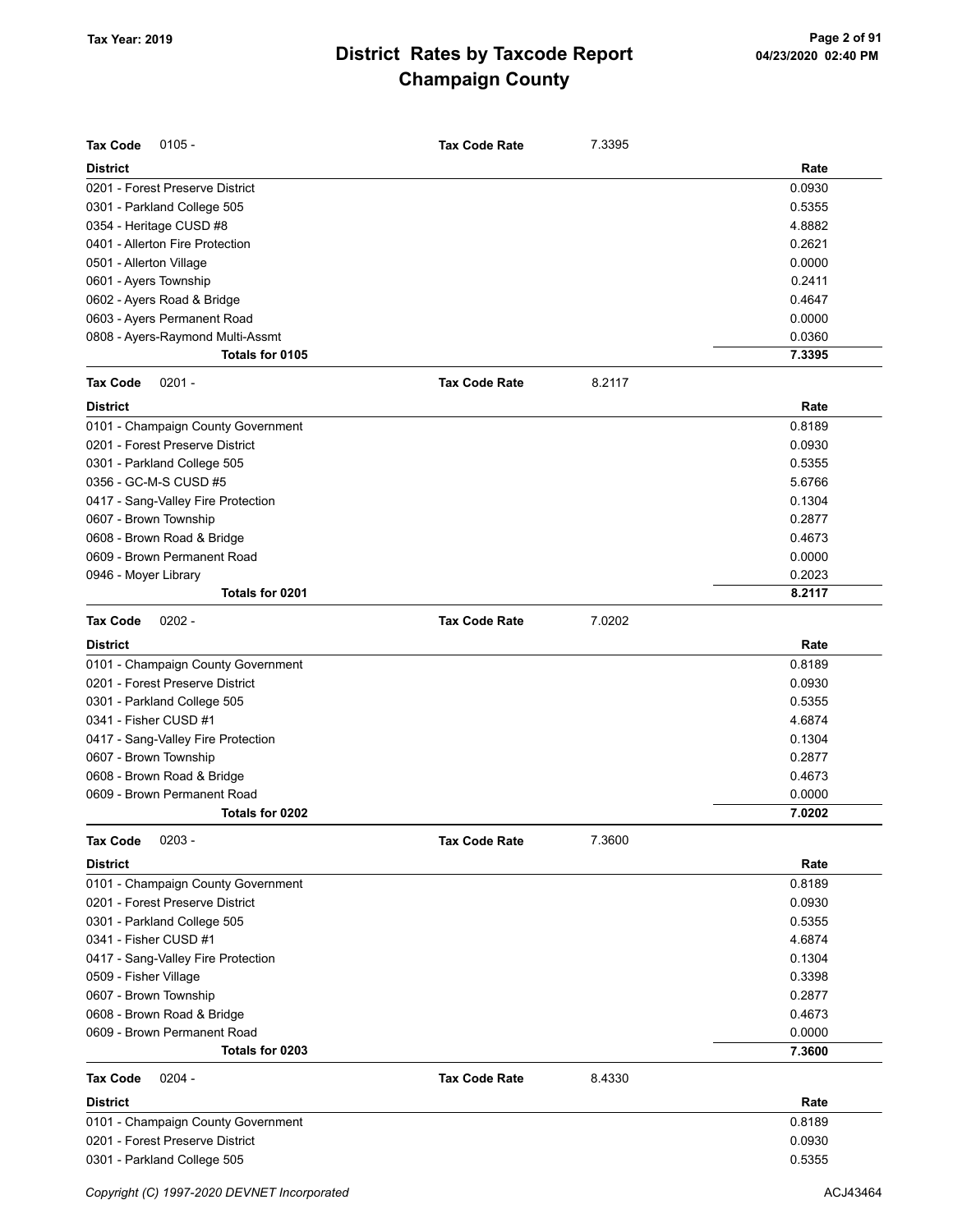# District Rates by Taxcode Report
## Champaign County

Tax Year: 2019

**Tax Code** 0105 - **Tax Code Rate** 7.3395

| District | Rate |
|---|---|
| 0201 - Forest Preserve District | 0.0930 |
| 0301 - Parkland College 505 | 0.5355 |
| 0354 - Heritage CUSD #8 | 4.8882 |
| 0401 - Allerton Fire Protection | 0.2621 |
| 0501 - Allerton Village | 0.0000 |
| 0601 - Ayers Township | 0.2411 |
| 0602 - Ayers Road & Bridge | 0.4647 |
| 0603 - Ayers Permanent Road | 0.0000 |
| 0808 - Ayers-Raymond Multi-Assmt | 0.0360 |
| **Totals for 0105** | **7.3395** |

**Tax Code** 0201 - **Tax Code Rate** 8.2117

| District | Rate |
|---|---|
| 0101 - Champaign County Government | 0.8189 |
| 0201 - Forest Preserve District | 0.0930 |
| 0301 - Parkland College 505 | 0.5355 |
| 0356 - GC-M-S CUSD #5 | 5.6766 |
| 0417 - Sang-Valley Fire Protection | 0.1304 |
| 0607 - Brown Township | 0.2877 |
| 0608 - Brown Road & Bridge | 0.4673 |
| 0609 - Brown Permanent Road | 0.0000 |
| 0946 - Moyer Library | 0.2023 |
| **Totals for 0201** | **8.2117** |

**Tax Code** 0202 - **Tax Code Rate** 7.0202

| District | Rate |
|---|---|
| 0101 - Champaign County Government | 0.8189 |
| 0201 - Forest Preserve District | 0.0930 |
| 0301 - Parkland College 505 | 0.5355 |
| 0341 - Fisher CUSD #1 | 4.6874 |
| 0417 - Sang-Valley Fire Protection | 0.1304 |
| 0607 - Brown Township | 0.2877 |
| 0608 - Brown Road & Bridge | 0.4673 |
| 0609 - Brown Permanent Road | 0.0000 |
| **Totals for 0202** | **7.0202** |

**Tax Code** 0203 - **Tax Code Rate** 7.3600

| District | Rate |
|---|---|
| 0101 - Champaign County Government | 0.8189 |
| 0201 - Forest Preserve District | 0.0930 |
| 0301 - Parkland College 505 | 0.5355 |
| 0341 - Fisher CUSD #1 | 4.6874 |
| 0417 - Sang-Valley Fire Protection | 0.1304 |
| 0509 - Fisher Village | 0.3398 |
| 0607 - Brown Township | 0.2877 |
| 0608 - Brown Road & Bridge | 0.4673 |
| 0609 - Brown Permanent Road | 0.0000 |
| **Totals for 0203** | **7.3600** |

**Tax Code** 0204 - **Tax Code Rate** 8.4330

| District | Rate |
|---|---|
| 0101 - Champaign County Government | 0.8189 |
| 0201 - Forest Preserve District | 0.0930 |
| 0301 - Parkland College 505 | 0.5355 |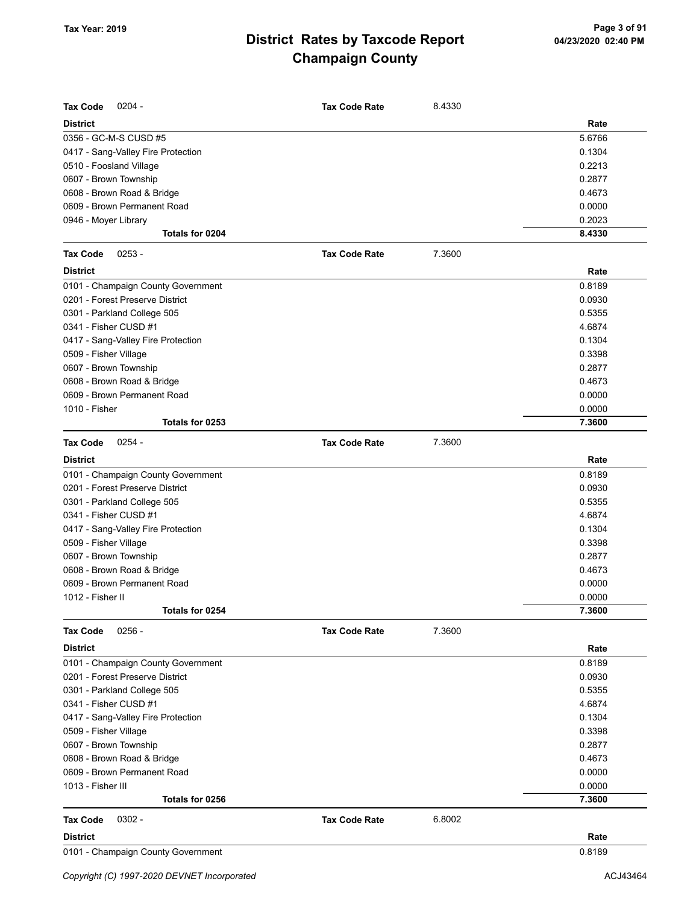| Tax Code | 0204 - | Tax Code Rate | 8.4330 |
|---|---|---|---|
| **District** | | | **Rate** |
| 0356 - GC-M-S CUSD #5 | | | 5.6766 |
| 0417 - Sang-Valley Fire Protection | | | 0.1304 |
| 0510 - Foosland Village | | | 0.2213 |
| 0607 - Brown Township | | | 0.2877 |
| 0608 - Brown Road & Bridge | | | 0.4673 |
| 0609 - Brown Permanent Road | | | 0.0000 |
| 0946 - Moyer Library | | | 0.2023 |
| **Totals for 0204** | | | **8.4330** |

| Tax Code | 0253 - | Tax Code Rate | 7.3600 |
|---|---|---|---|
| **District** | | | **Rate** |
| 0101 - Champaign County Government | | | 0.8189 |
| 0201 - Forest Preserve District | | | 0.0930 |
| 0301 - Parkland College 505 | | | 0.5355 |
| 0341 - Fisher CUSD #1 | | | 4.6874 |
| 0417 - Sang-Valley Fire Protection | | | 0.1304 |
| 0509 - Fisher Village | | | 0.3398 |
| 0607 - Brown Township | | | 0.2877 |
| 0608 - Brown Road & Bridge | | | 0.4673 |
| 0609 - Brown Permanent Road | | | 0.0000 |
| 1010 - Fisher | | | 0.0000 |
| **Totals for 0253** | | | **7.3600** |

| Tax Code | 0254 - | Tax Code Rate | 7.3600 |
|---|---|---|---|
| **District** | | | **Rate** |
| 0101 - Champaign County Government | | | 0.8189 |
| 0201 - Forest Preserve District | | | 0.0930 |
| 0301 - Parkland College 505 | | | 0.5355 |
| 0341 - Fisher CUSD #1 | | | 4.6874 |
| 0417 - Sang-Valley Fire Protection | | | 0.1304 |
| 0509 - Fisher Village | | | 0.3398 |
| 0607 - Brown Township | | | 0.2877 |
| 0608 - Brown Road & Bridge | | | 0.4673 |
| 0609 - Brown Permanent Road | | | 0.0000 |
| 1012 - Fisher II | | | 0.0000 |
| **Totals for 0254** | | | **7.3600** |

| Tax Code | 0256 - | Tax Code Rate | 7.3600 |
|---|---|---|---|
| **District** | | | **Rate** |
| 0101 - Champaign County Government | | | 0.8189 |
| 0201 - Forest Preserve District | | | 0.0930 |
| 0301 - Parkland College 505 | | | 0.5355 |
| 0341 - Fisher CUSD #1 | | | 4.6874 |
| 0417 - Sang-Valley Fire Protection | | | 0.1304 |
| 0509 - Fisher Village | | | 0.3398 |
| 0607 - Brown Township | | | 0.2877 |
| 0608 - Brown Road & Bridge | | | 0.4673 |
| 0609 - Brown Permanent Road | | | 0.0000 |
| 1013 - Fisher III | | | 0.0000 |
| **Totals for 0256** | | | **7.3600** |

| Tax Code | 0302 - | Tax Code Rate | 6.8002 |
|---|---|---|---|
| **District** | | | **Rate** |
| 0101 - Champaign County Government | | | 0.8189 |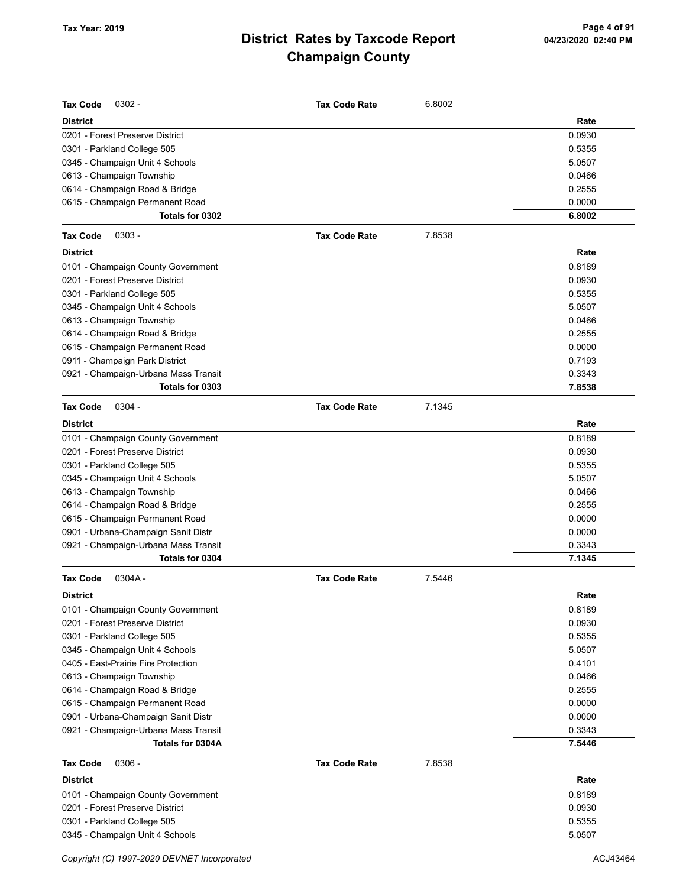# District Rates by Taxcode Report
# Champaign County

Tax Year: 2019

**Tax Code** 0302 - **Tax Code Rate** 6.8002

| District | Rate |
|---|---|
| 0201 - Forest Preserve District | 0.0930 |
| 0301 - Parkland College 505 | 0.5355 |
| 0345 - Champaign Unit 4 Schools | 5.0507 |
| 0613 - Champaign Township | 0.0466 |
| 0614 - Champaign Road & Bridge | 0.2555 |
| 0615 - Champaign Permanent Road | 0.0000 |
| **Totals for 0302** | **6.8002** |

**Tax Code** 0303 - **Tax Code Rate** 7.8538

| District | Rate |
|---|---|
| 0101 - Champaign County Government | 0.8189 |
| 0201 - Forest Preserve District | 0.0930 |
| 0301 - Parkland College 505 | 0.5355 |
| 0345 - Champaign Unit 4 Schools | 5.0507 |
| 0613 - Champaign Township | 0.0466 |
| 0614 - Champaign Road & Bridge | 0.2555 |
| 0615 - Champaign Permanent Road | 0.0000 |
| 0911 - Champaign Park District | 0.7193 |
| 0921 - Champaign-Urbana Mass Transit | 0.3343 |
| **Totals for 0303** | **7.8538** |

**Tax Code** 0304 - **Tax Code Rate** 7.1345

| District | Rate |
|---|---|
| 0101 - Champaign County Government | 0.8189 |
| 0201 - Forest Preserve District | 0.0930 |
| 0301 - Parkland College 505 | 0.5355 |
| 0345 - Champaign Unit 4 Schools | 5.0507 |
| 0613 - Champaign Township | 0.0466 |
| 0614 - Champaign Road & Bridge | 0.2555 |
| 0615 - Champaign Permanent Road | 0.0000 |
| 0901 - Urbana-Champaign Sanit Distr | 0.0000 |
| 0921 - Champaign-Urbana Mass Transit | 0.3343 |
| **Totals for 0304** | **7.1345** |

**Tax Code** 0304A - **Tax Code Rate** 7.5446

| District | Rate |
|---|---|
| 0101 - Champaign County Government | 0.8189 |
| 0201 - Forest Preserve District | 0.0930 |
| 0301 - Parkland College 505 | 0.5355 |
| 0345 - Champaign Unit 4 Schools | 5.0507 |
| 0405 - East-Prairie Fire Protection | 0.4101 |
| 0613 - Champaign Township | 0.0466 |
| 0614 - Champaign Road & Bridge | 0.2555 |
| 0615 - Champaign Permanent Road | 0.0000 |
| 0901 - Urbana-Champaign Sanit Distr | 0.0000 |
| 0921 - Champaign-Urbana Mass Transit | 0.3343 |
| **Totals for 0304A** | **7.5446** |

**Tax Code** 0306 - **Tax Code Rate** 7.8538

| District | Rate |
|---|---|
| 0101 - Champaign County Government | 0.8189 |
| 0201 - Forest Preserve District | 0.0930 |
| 0301 - Parkland College 505 | 0.5355 |
| 0345 - Champaign Unit 4 Schools | 5.0507 |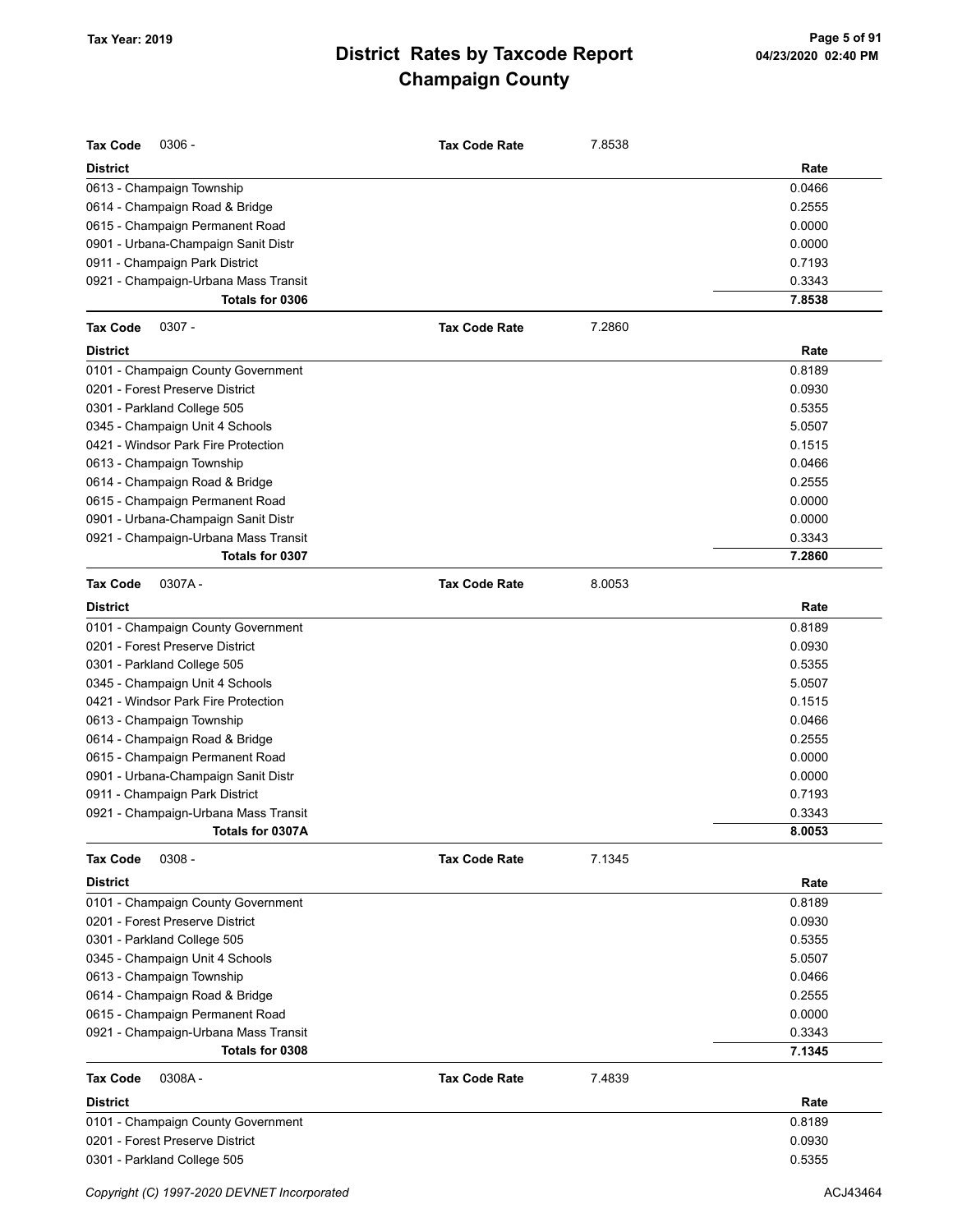# District Rates by Taxcode Report
# Champaign County

Tax Year: 2019

**Tax Code** 0306 - **Tax Code Rate** 7.8538

| District | Rate |
|---|---|
| 0613 - Champaign Township | 0.0466 |
| 0614 - Champaign Road & Bridge | 0.2555 |
| 0615 - Champaign Permanent Road | 0.0000 |
| 0901 - Urbana-Champaign Sanit Distr | 0.0000 |
| 0911 - Champaign Park District | 0.7193 |
| 0921 - Champaign-Urbana Mass Transit | 0.3343 |
| **Totals for 0306** | **7.8538** |

**Tax Code** 0307 - **Tax Code Rate** 7.2860

| District | Rate |
|---|---|
| 0101 - Champaign County Government | 0.8189 |
| 0201 - Forest Preserve District | 0.0930 |
| 0301 - Parkland College 505 | 0.5355 |
| 0345 - Champaign Unit 4 Schools | 5.0507 |
| 0421 - Windsor Park Fire Protection | 0.1515 |
| 0613 - Champaign Township | 0.0466 |
| 0614 - Champaign Road & Bridge | 0.2555 |
| 0615 - Champaign Permanent Road | 0.0000 |
| 0901 - Urbana-Champaign Sanit Distr | 0.0000 |
| 0921 - Champaign-Urbana Mass Transit | 0.3343 |
| **Totals for 0307** | **7.2860** |

**Tax Code** 0307A - **Tax Code Rate** 8.0053

| District | Rate |
|---|---|
| 0101 - Champaign County Government | 0.8189 |
| 0201 - Forest Preserve District | 0.0930 |
| 0301 - Parkland College 505 | 0.5355 |
| 0345 - Champaign Unit 4 Schools | 5.0507 |
| 0421 - Windsor Park Fire Protection | 0.1515 |
| 0613 - Champaign Township | 0.0466 |
| 0614 - Champaign Road & Bridge | 0.2555 |
| 0615 - Champaign Permanent Road | 0.0000 |
| 0901 - Urbana-Champaign Sanit Distr | 0.0000 |
| 0911 - Champaign Park District | 0.7193 |
| 0921 - Champaign-Urbana Mass Transit | 0.3343 |
| **Totals for 0307A** | **8.0053** |

**Tax Code** 0308 - **Tax Code Rate** 7.1345

| District | Rate |
|---|---|
| 0101 - Champaign County Government | 0.8189 |
| 0201 - Forest Preserve District | 0.0930 |
| 0301 - Parkland College 505 | 0.5355 |
| 0345 - Champaign Unit 4 Schools | 5.0507 |
| 0613 - Champaign Township | 0.0466 |
| 0614 - Champaign Road & Bridge | 0.2555 |
| 0615 - Champaign Permanent Road | 0.0000 |
| 0921 - Champaign-Urbana Mass Transit | 0.3343 |
| **Totals for 0308** | **7.1345** |

**Tax Code** 0308A - **Tax Code Rate** 7.4839

| District | Rate |
|---|---|
| 0101 - Champaign County Government | 0.8189 |
| 0201 - Forest Preserve District | 0.0930 |
| 0301 - Parkland College 505 | 0.5355 |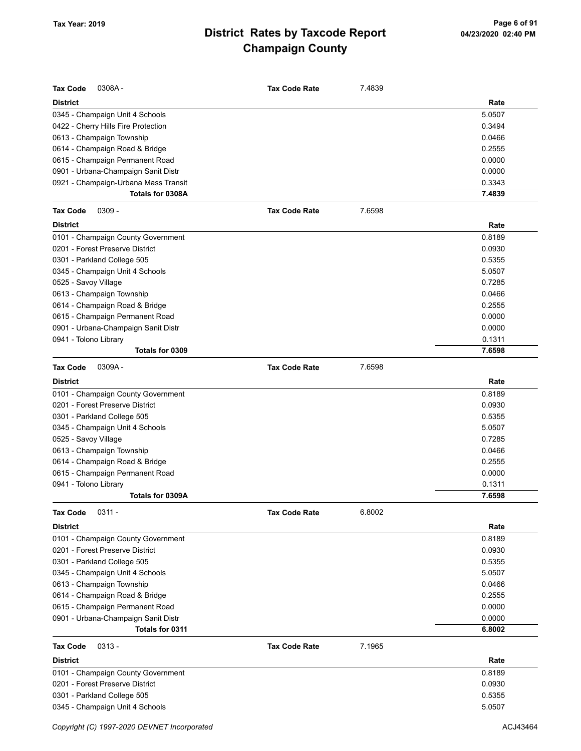**Tax Code** 0308A - **Tax Code Rate** 7.4839

| District | Rate |
|---|---|
| 0345 - Champaign Unit 4 Schools | 5.0507 |
| 0422 - Cherry Hills Fire Protection | 0.3494 |
| 0613 - Champaign Township | 0.0466 |
| 0614 - Champaign Road & Bridge | 0.2555 |
| 0615 - Champaign Permanent Road | 0.0000 |
| 0901 - Urbana-Champaign Sanit Distr | 0.0000 |
| 0921 - Champaign-Urbana Mass Transit | 0.3343 |
| **Totals for 0308A** | **7.4839** |

**Tax Code** 0309 - **Tax Code Rate** 7.6598

| District | Rate |
|---|---|
| 0101 - Champaign County Government | 0.8189 |
| 0201 - Forest Preserve District | 0.0930 |
| 0301 - Parkland College 505 | 0.5355 |
| 0345 - Champaign Unit 4 Schools | 5.0507 |
| 0525 - Savoy Village | 0.7285 |
| 0613 - Champaign Township | 0.0466 |
| 0614 - Champaign Road & Bridge | 0.2555 |
| 0615 - Champaign Permanent Road | 0.0000 |
| 0901 - Urbana-Champaign Sanit Distr | 0.0000 |
| 0941 - Tolono Library | 0.1311 |
| **Totals for 0309** | **7.6598** |

**Tax Code** 0309A - **Tax Code Rate** 7.6598

| District | Rate |
|---|---|
| 0101 - Champaign County Government | 0.8189 |
| 0201 - Forest Preserve District | 0.0930 |
| 0301 - Parkland College 505 | 0.5355 |
| 0345 - Champaign Unit 4 Schools | 5.0507 |
| 0525 - Savoy Village | 0.7285 |
| 0613 - Champaign Township | 0.0466 |
| 0614 - Champaign Road & Bridge | 0.2555 |
| 0615 - Champaign Permanent Road | 0.0000 |
| 0941 - Tolono Library | 0.1311 |
| **Totals for 0309A** | **7.6598** |

**Tax Code** 0311 - **Tax Code Rate** 6.8002

| District | Rate |
|---|---|
| 0101 - Champaign County Government | 0.8189 |
| 0201 - Forest Preserve District | 0.0930 |
| 0301 - Parkland College 505 | 0.5355 |
| 0345 - Champaign Unit 4 Schools | 5.0507 |
| 0613 - Champaign Township | 0.0466 |
| 0614 - Champaign Road & Bridge | 0.2555 |
| 0615 - Champaign Permanent Road | 0.0000 |
| 0901 - Urbana-Champaign Sanit Distr | 0.0000 |
| **Totals for 0311** | **6.8002** |

**Tax Code** 0313 - **Tax Code Rate** 7.1965

| District | Rate |
|---|---|
| 0101 - Champaign County Government | 0.8189 |
| 0201 - Forest Preserve District | 0.0930 |
| 0301 - Parkland College 505 | 0.5355 |
| 0345 - Champaign Unit 4 Schools | 5.0507 |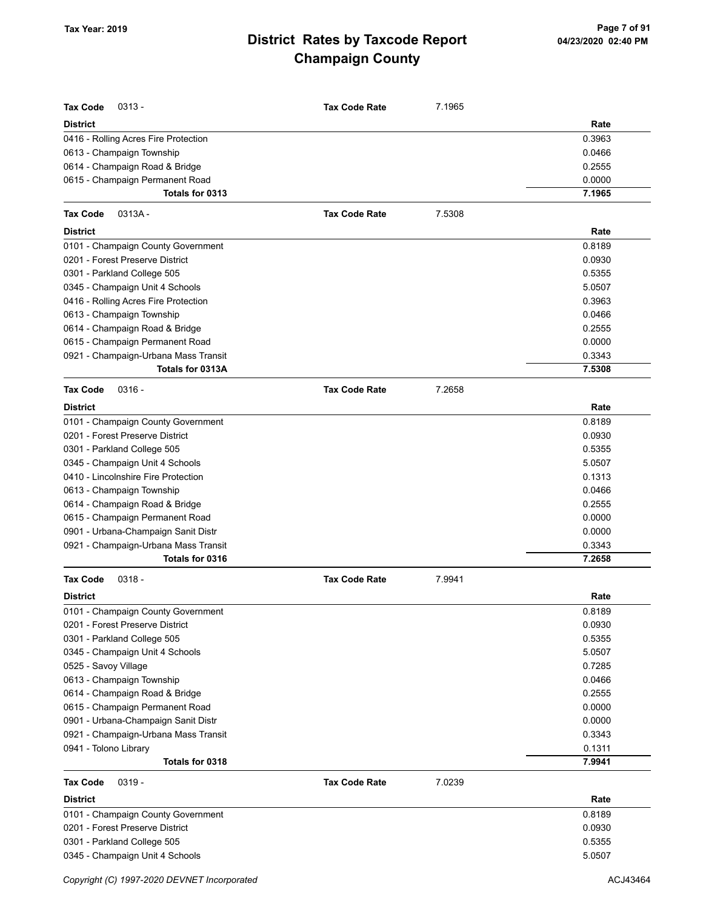# District Rates by Taxcode Report
# Champaign County

Tax Year: 2019

**Tax Code** 0313 - **Tax Code Rate** 7.1965

| District | Rate |
|---|---|
| 0416 - Rolling Acres Fire Protection | 0.3963 |
| 0613 - Champaign Township | 0.0466 |
| 0614 - Champaign Road & Bridge | 0.2555 |
| 0615 - Champaign Permanent Road | 0.0000 |
| **Totals for 0313** | **7.1965** |

**Tax Code** 0313A - **Tax Code Rate** 7.5308

| District | Rate |
|---|---|
| 0101 - Champaign County Government | 0.8189 |
| 0201 - Forest Preserve District | 0.0930 |
| 0301 - Parkland College 505 | 0.5355 |
| 0345 - Champaign Unit 4 Schools | 5.0507 |
| 0416 - Rolling Acres Fire Protection | 0.3963 |
| 0613 - Champaign Township | 0.0466 |
| 0614 - Champaign Road & Bridge | 0.2555 |
| 0615 - Champaign Permanent Road | 0.0000 |
| 0921 - Champaign-Urbana Mass Transit | 0.3343 |
| **Totals for 0313A** | **7.5308** |

**Tax Code** 0316 - **Tax Code Rate** 7.2658

| District | Rate |
|---|---|
| 0101 - Champaign County Government | 0.8189 |
| 0201 - Forest Preserve District | 0.0930 |
| 0301 - Parkland College 505 | 0.5355 |
| 0345 - Champaign Unit 4 Schools | 5.0507 |
| 0410 - Lincolnshire Fire Protection | 0.1313 |
| 0613 - Champaign Township | 0.0466 |
| 0614 - Champaign Road & Bridge | 0.2555 |
| 0615 - Champaign Permanent Road | 0.0000 |
| 0901 - Urbana-Champaign Sanit Distr | 0.0000 |
| 0921 - Champaign-Urbana Mass Transit | 0.3343 |
| **Totals for 0316** | **7.2658** |

**Tax Code** 0318 - **Tax Code Rate** 7.9941

| District | Rate |
|---|---|
| 0101 - Champaign County Government | 0.8189 |
| 0201 - Forest Preserve District | 0.0930 |
| 0301 - Parkland College 505 | 0.5355 |
| 0345 - Champaign Unit 4 Schools | 5.0507 |
| 0525 - Savoy Village | 0.7285 |
| 0613 - Champaign Township | 0.0466 |
| 0614 - Champaign Road & Bridge | 0.2555 |
| 0615 - Champaign Permanent Road | 0.0000 |
| 0901 - Urbana-Champaign Sanit Distr | 0.0000 |
| 0921 - Champaign-Urbana Mass Transit | 0.3343 |
| 0941 - Tolono Library | 0.1311 |
| **Totals for 0318** | **7.9941** |

**Tax Code** 0319 - **Tax Code Rate** 7.0239

| District | Rate |
|---|---|
| 0101 - Champaign County Government | 0.8189 |
| 0201 - Forest Preserve District | 0.0930 |
| 0301 - Parkland College 505 | 0.5355 |
| 0345 - Champaign Unit 4 Schools | 5.0507 |

Copyright (C) 1997-2020 DEVNET Incorporated

ACJ43464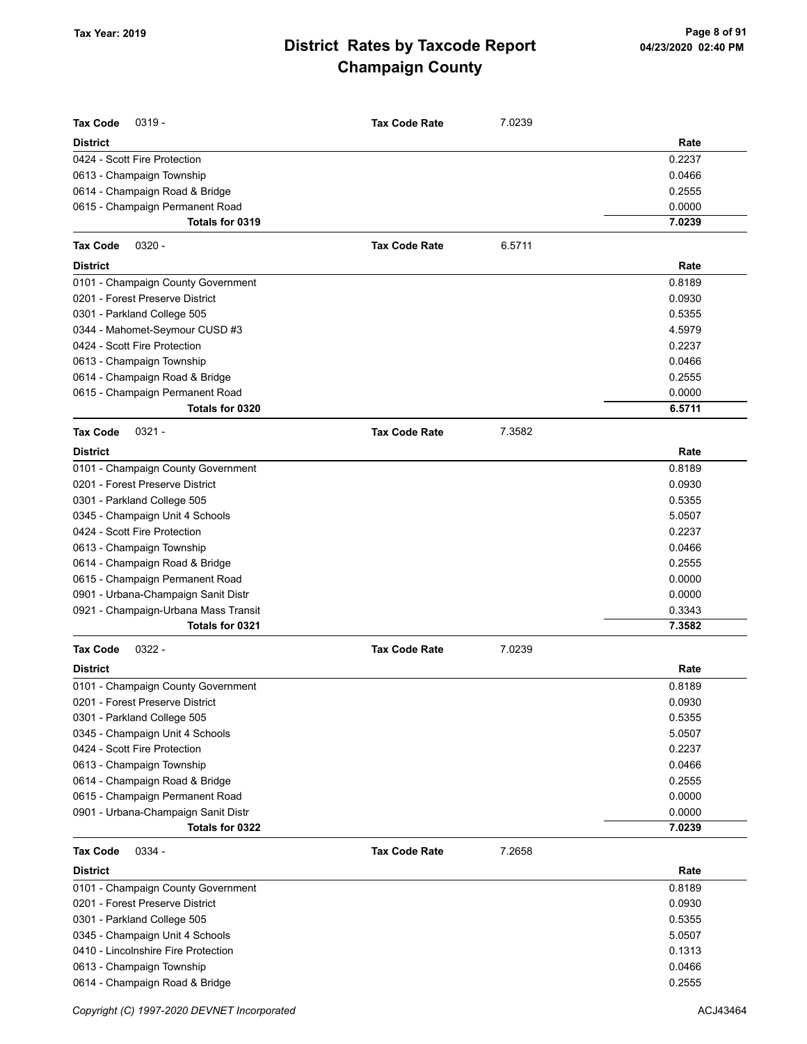# District Rates by Taxcode Report
## Champaign County

Tax Year: 2019

**Tax Code** 0319 - **Tax Code Rate** 7.0239

| District | Rate |
|---|---|
| 0424 - Scott Fire Protection | 0.2237 |
| 0613 - Champaign Township | 0.0466 |
| 0614 - Champaign Road & Bridge | 0.2555 |
| 0615 - Champaign Permanent Road | 0.0000 |
| **Totals for 0319** | **7.0239** |

**Tax Code** 0320 - **Tax Code Rate** 6.5711

| District | Rate |
|---|---|
| 0101 - Champaign County Government | 0.8189 |
| 0201 - Forest Preserve District | 0.0930 |
| 0301 - Parkland College 505 | 0.5355 |
| 0344 - Mahomet-Seymour CUSD #3 | 4.5979 |
| 0424 - Scott Fire Protection | 0.2237 |
| 0613 - Champaign Township | 0.0466 |
| 0614 - Champaign Road & Bridge | 0.2555 |
| 0615 - Champaign Permanent Road | 0.0000 |
| **Totals for 0320** | **6.5711** |

**Tax Code** 0321 - **Tax Code Rate** 7.3582

| District | Rate |
|---|---|
| 0101 - Champaign County Government | 0.8189 |
| 0201 - Forest Preserve District | 0.0930 |
| 0301 - Parkland College 505 | 0.5355 |
| 0345 - Champaign Unit 4 Schools | 5.0507 |
| 0424 - Scott Fire Protection | 0.2237 |
| 0613 - Champaign Township | 0.0466 |
| 0614 - Champaign Road & Bridge | 0.2555 |
| 0615 - Champaign Permanent Road | 0.0000 |
| 0901 - Urbana-Champaign Sanit Distr | 0.0000 |
| 0921 - Champaign-Urbana Mass Transit | 0.3343 |
| **Totals for 0321** | **7.3582** |

**Tax Code** 0322 - **Tax Code Rate** 7.0239

| District | Rate |
|---|---|
| 0101 - Champaign County Government | 0.8189 |
| 0201 - Forest Preserve District | 0.0930 |
| 0301 - Parkland College 505 | 0.5355 |
| 0345 - Champaign Unit 4 Schools | 5.0507 |
| 0424 - Scott Fire Protection | 0.2237 |
| 0613 - Champaign Township | 0.0466 |
| 0614 - Champaign Road & Bridge | 0.2555 |
| 0615 - Champaign Permanent Road | 0.0000 |
| 0901 - Urbana-Champaign Sanit Distr | 0.0000 |
| **Totals for 0322** | **7.0239** |

**Tax Code** 0334 - **Tax Code Rate** 7.2658

| District | Rate |
|---|---|
| 0101 - Champaign County Government | 0.8189 |
| 0201 - Forest Preserve District | 0.0930 |
| 0301 - Parkland College 505 | 0.5355 |
| 0345 - Champaign Unit 4 Schools | 5.0507 |
| 0410 - Lincolnshire Fire Protection | 0.1313 |
| 0613 - Champaign Township | 0.0466 |
| 0614 - Champaign Road & Bridge | 0.2555 |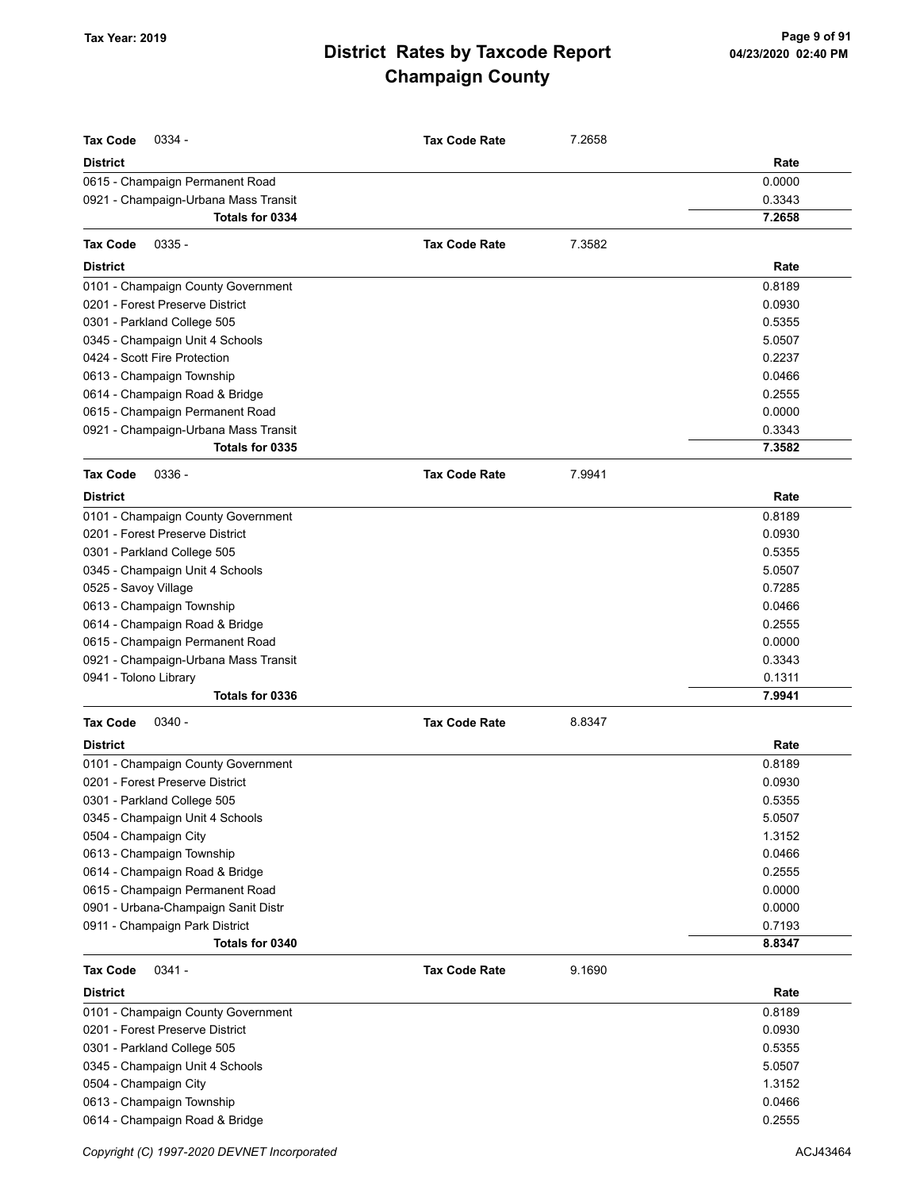**Tax Year: 2019**

# District Rates by Taxcode Report
## Champaign County

**Tax Code** 0334 - **Tax Code Rate** 7.2658

| District | Rate |
|---|---|
| 0615 - Champaign Permanent Road | 0.0000 |
| 0921 - Champaign-Urbana Mass Transit | 0.3343 |
| **Totals for 0334** | **7.2658** |

**Tax Code** 0335 - **Tax Code Rate** 7.3582

| District | Rate |
|---|---|
| 0101 - Champaign County Government | 0.8189 |
| 0201 - Forest Preserve District | 0.0930 |
| 0301 - Parkland College 505 | 0.5355 |
| 0345 - Champaign Unit 4 Schools | 5.0507 |
| 0424 - Scott Fire Protection | 0.2237 |
| 0613 - Champaign Township | 0.0466 |
| 0614 - Champaign Road & Bridge | 0.2555 |
| 0615 - Champaign Permanent Road | 0.0000 |
| 0921 - Champaign-Urbana Mass Transit | 0.3343 |
| **Totals for 0335** | **7.3582** |

**Tax Code** 0336 - **Tax Code Rate** 7.9941

| District | Rate |
|---|---|
| 0101 - Champaign County Government | 0.8189 |
| 0201 - Forest Preserve District | 0.0930 |
| 0301 - Parkland College 505 | 0.5355 |
| 0345 - Champaign Unit 4 Schools | 5.0507 |
| 0525 - Savoy Village | 0.7285 |
| 0613 - Champaign Township | 0.0466 |
| 0614 - Champaign Road & Bridge | 0.2555 |
| 0615 - Champaign Permanent Road | 0.0000 |
| 0921 - Champaign-Urbana Mass Transit | 0.3343 |
| 0941 - Tolono Library | 0.1311 |
| **Totals for 0336** | **7.9941** |

**Tax Code** 0340 - **Tax Code Rate** 8.8347

| District | Rate |
|---|---|
| 0101 - Champaign County Government | 0.8189 |
| 0201 - Forest Preserve District | 0.0930 |
| 0301 - Parkland College 505 | 0.5355 |
| 0345 - Champaign Unit 4 Schools | 5.0507 |
| 0504 - Champaign City | 1.3152 |
| 0613 - Champaign Township | 0.0466 |
| 0614 - Champaign Road & Bridge | 0.2555 |
| 0615 - Champaign Permanent Road | 0.0000 |
| 0901 - Urbana-Champaign Sanit Distr | 0.0000 |
| 0911 - Champaign Park District | 0.7193 |
| **Totals for 0340** | **8.8347** |

**Tax Code** 0341 - **Tax Code Rate** 9.1690

| District | Rate |
|---|---|
| 0101 - Champaign County Government | 0.8189 |
| 0201 - Forest Preserve District | 0.0930 |
| 0301 - Parkland College 505 | 0.5355 |
| 0345 - Champaign Unit 4 Schools | 5.0507 |
| 0504 - Champaign City | 1.3152 |
| 0613 - Champaign Township | 0.0466 |
| 0614 - Champaign Road & Bridge | 0.2555 |

*Copyright (C) 1997-2020 DEVNET Incorporated* ACJ43464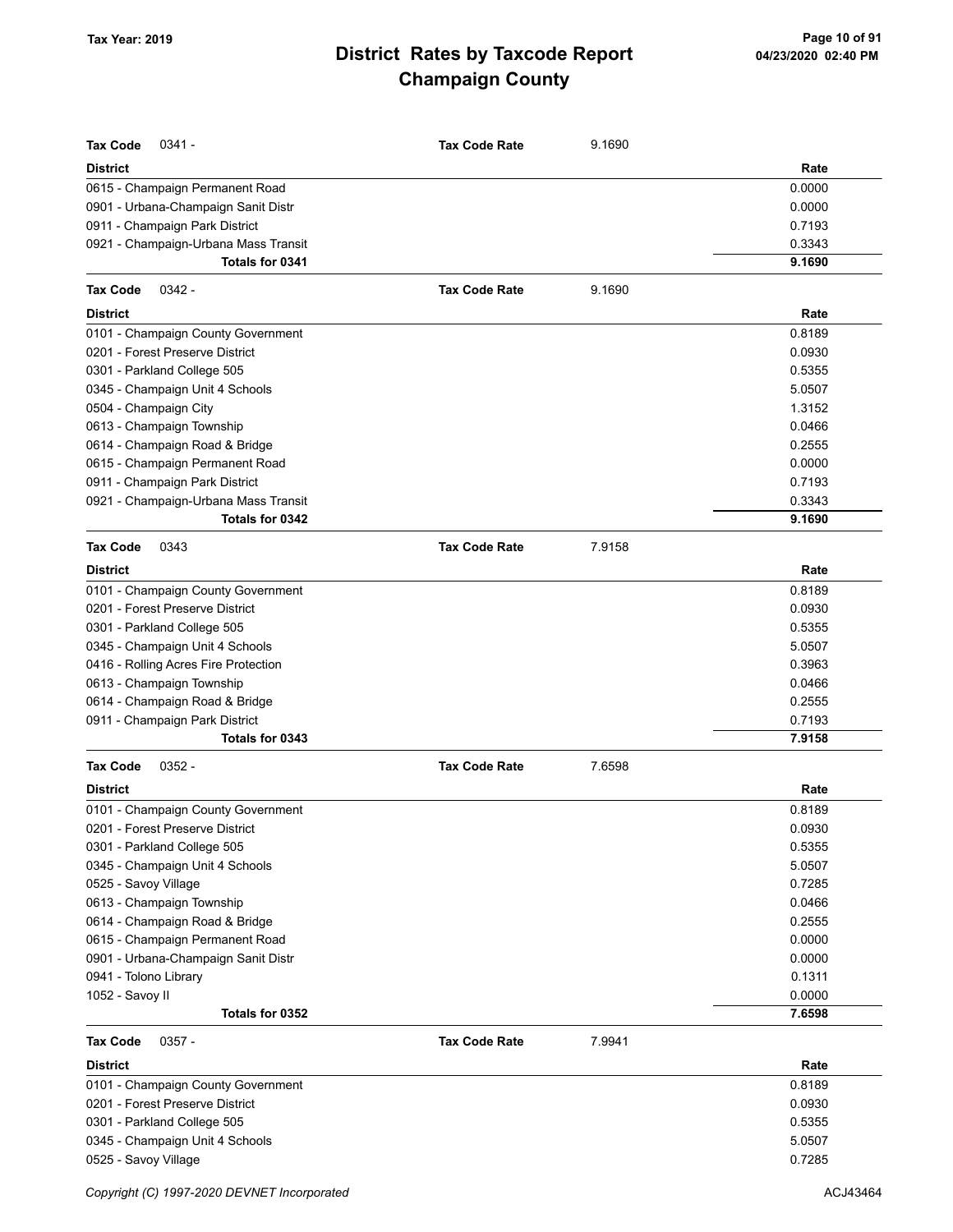# District Rates by Taxcode Report
## Champaign County

Tax Year: 2019

**Tax Code** 0341 - **Tax Code Rate** 9.1690

| District | Rate |
|---|---|
| 0615 - Champaign Permanent Road | 0.0000 |
| 0901 - Urbana-Champaign Sanit Distr | 0.0000 |
| 0911 - Champaign Park District | 0.7193 |
| 0921 - Champaign-Urbana Mass Transit | 0.3343 |
| **Totals for 0341** | **9.1690** |

**Tax Code** 0342 - **Tax Code Rate** 9.1690

| District | Rate |
|---|---|
| 0101 - Champaign County Government | 0.8189 |
| 0201 - Forest Preserve District | 0.0930 |
| 0301 - Parkland College 505 | 0.5355 |
| 0345 - Champaign Unit 4 Schools | 5.0507 |
| 0504 - Champaign City | 1.3152 |
| 0613 - Champaign Township | 0.0466 |
| 0614 - Champaign Road & Bridge | 0.2555 |
| 0615 - Champaign Permanent Road | 0.0000 |
| 0911 - Champaign Park District | 0.7193 |
| 0921 - Champaign-Urbana Mass Transit | 0.3343 |
| **Totals for 0342** | **9.1690** |

**Tax Code** 0343 **Tax Code Rate** 7.9158

| District | Rate |
|---|---|
| 0101 - Champaign County Government | 0.8189 |
| 0201 - Forest Preserve District | 0.0930 |
| 0301 - Parkland College 505 | 0.5355 |
| 0345 - Champaign Unit 4 Schools | 5.0507 |
| 0416 - Rolling Acres Fire Protection | 0.3963 |
| 0613 - Champaign Township | 0.0466 |
| 0614 - Champaign Road & Bridge | 0.2555 |
| 0911 - Champaign Park District | 0.7193 |
| **Totals for 0343** | **7.9158** |

**Tax Code** 0352 - **Tax Code Rate** 7.6598

| District | Rate |
|---|---|
| 0101 - Champaign County Government | 0.8189 |
| 0201 - Forest Preserve District | 0.0930 |
| 0301 - Parkland College 505 | 0.5355 |
| 0345 - Champaign Unit 4 Schools | 5.0507 |
| 0525 - Savoy Village | 0.7285 |
| 0613 - Champaign Township | 0.0466 |
| 0614 - Champaign Road & Bridge | 0.2555 |
| 0615 - Champaign Permanent Road | 0.0000 |
| 0901 - Urbana-Champaign Sanit Distr | 0.0000 |
| 0941 - Tolono Library | 0.1311 |
| 1052 - Savoy II | 0.0000 |
| **Totals for 0352** | **7.6598** |

**Tax Code** 0357 - **Tax Code Rate** 7.9941

| District | Rate |
|---|---|
| 0101 - Champaign County Government | 0.8189 |
| 0201 - Forest Preserve District | 0.0930 |
| 0301 - Parkland College 505 | 0.5355 |
| 0345 - Champaign Unit 4 Schools | 5.0507 |
| 0525 - Savoy Village | 0.7285 |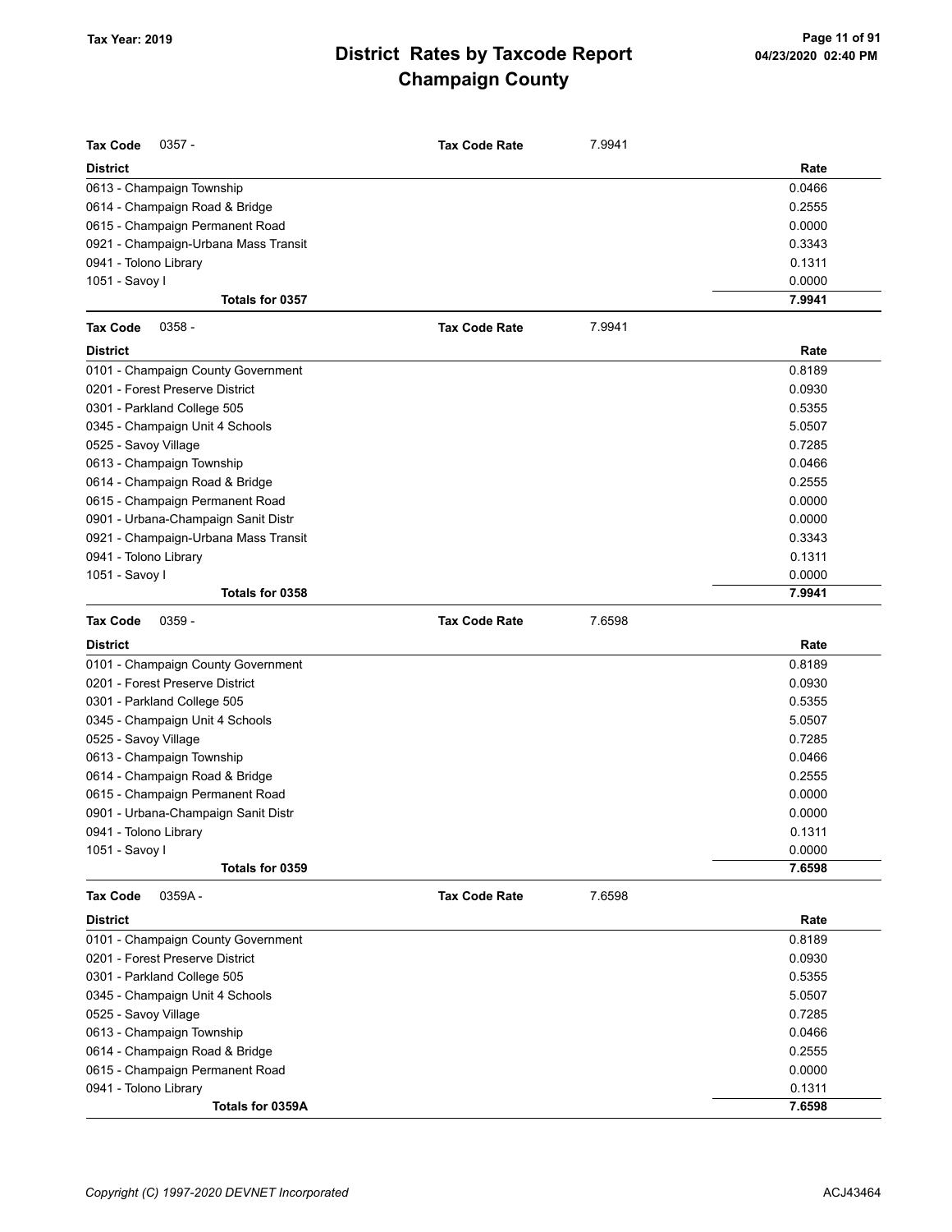# District Rates by Taxcode Report
## Champaign County

Tax Year: 2019

**Tax Code** 0357 - **Tax Code Rate** 7.9941

| District | Rate |
|---|---|
| 0613 - Champaign Township | 0.0466 |
| 0614 - Champaign Road & Bridge | 0.2555 |
| 0615 - Champaign Permanent Road | 0.0000 |
| 0921 - Champaign-Urbana Mass Transit | 0.3343 |
| 0941 - Tolono Library | 0.1311 |
| 1051 - Savoy I | 0.0000 |
| **Totals for 0357** | **7.9941** |

**Tax Code** 0358 - **Tax Code Rate** 7.9941

| District | Rate |
|---|---|
| 0101 - Champaign County Government | 0.8189 |
| 0201 - Forest Preserve District | 0.0930 |
| 0301 - Parkland College 505 | 0.5355 |
| 0345 - Champaign Unit 4 Schools | 5.0507 |
| 0525 - Savoy Village | 0.7285 |
| 0613 - Champaign Township | 0.0466 |
| 0614 - Champaign Road & Bridge | 0.2555 |
| 0615 - Champaign Permanent Road | 0.0000 |
| 0901 - Urbana-Champaign Sanit Distr | 0.0000 |
| 0921 - Champaign-Urbana Mass Transit | 0.3343 |
| 0941 - Tolono Library | 0.1311 |
| 1051 - Savoy I | 0.0000 |
| **Totals for 0358** | **7.9941** |

**Tax Code** 0359 - **Tax Code Rate** 7.6598

| District | Rate |
|---|---|
| 0101 - Champaign County Government | 0.8189 |
| 0201 - Forest Preserve District | 0.0930 |
| 0301 - Parkland College 505 | 0.5355 |
| 0345 - Champaign Unit 4 Schools | 5.0507 |
| 0525 - Savoy Village | 0.7285 |
| 0613 - Champaign Township | 0.0466 |
| 0614 - Champaign Road & Bridge | 0.2555 |
| 0615 - Champaign Permanent Road | 0.0000 |
| 0901 - Urbana-Champaign Sanit Distr | 0.0000 |
| 0941 - Tolono Library | 0.1311 |
| 1051 - Savoy I | 0.0000 |
| **Totals for 0359** | **7.6598** |

**Tax Code** 0359A - **Tax Code Rate** 7.6598

| District | Rate |
|---|---|
| 0101 - Champaign County Government | 0.8189 |
| 0201 - Forest Preserve District | 0.0930 |
| 0301 - Parkland College 505 | 0.5355 |
| 0345 - Champaign Unit 4 Schools | 5.0507 |
| 0525 - Savoy Village | 0.7285 |
| 0613 - Champaign Township | 0.0466 |
| 0614 - Champaign Road & Bridge | 0.2555 |
| 0615 - Champaign Permanent Road | 0.0000 |
| 0941 - Tolono Library | 0.1311 |
| **Totals for 0359A** | **7.6598** |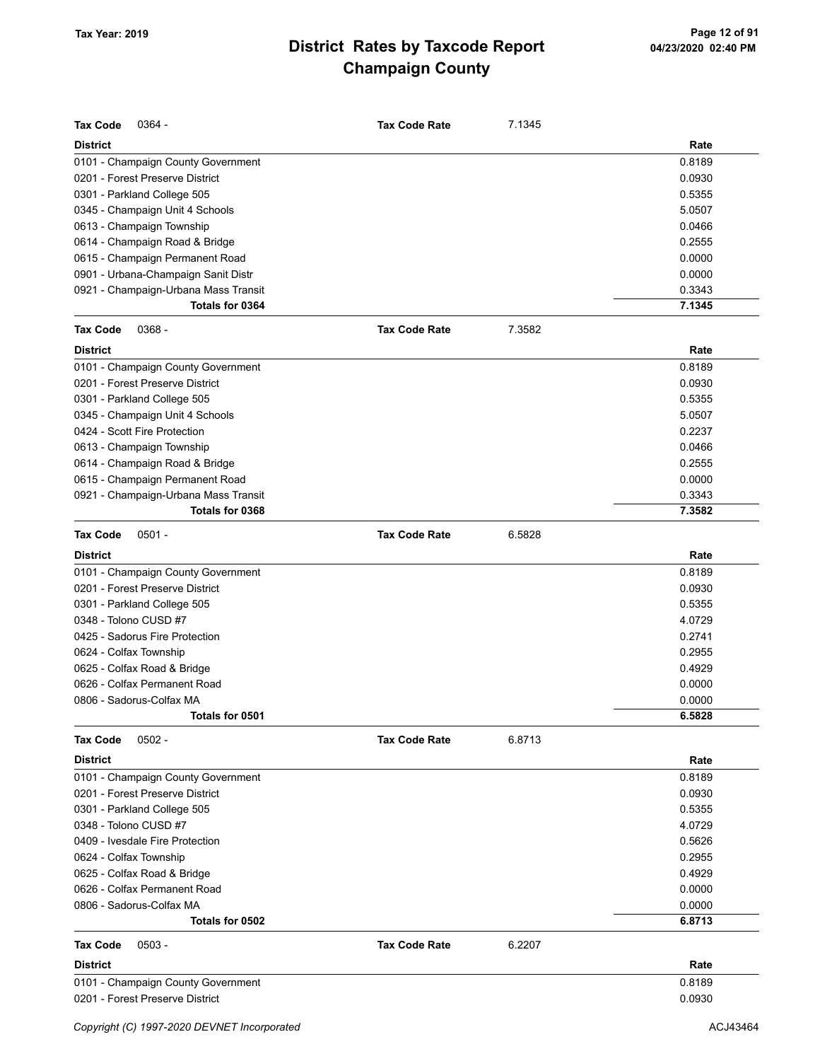**Tax Year: 2019**

# District Rates by Taxcode Report
## Champaign County

**Tax Code** 0364 - **Tax Code Rate** 7.1345

| District | Rate |
|---|---|
| 0101 - Champaign County Government | 0.8189 |
| 0201 - Forest Preserve District | 0.0930 |
| 0301 - Parkland College 505 | 0.5355 |
| 0345 - Champaign Unit 4 Schools | 5.0507 |
| 0613 - Champaign Township | 0.0466 |
| 0614 - Champaign Road & Bridge | 0.2555 |
| 0615 - Champaign Permanent Road | 0.0000 |
| 0901 - Urbana-Champaign Sanit Distr | 0.0000 |
| 0921 - Champaign-Urbana Mass Transit | 0.3343 |
| **Totals for 0364** | **7.1345** |

**Tax Code** 0368 - **Tax Code Rate** 7.3582

| District | Rate |
|---|---|
| 0101 - Champaign County Government | 0.8189 |
| 0201 - Forest Preserve District | 0.0930 |
| 0301 - Parkland College 505 | 0.5355 |
| 0345 - Champaign Unit 4 Schools | 5.0507 |
| 0424 - Scott Fire Protection | 0.2237 |
| 0613 - Champaign Township | 0.0466 |
| 0614 - Champaign Road & Bridge | 0.2555 |
| 0615 - Champaign Permanent Road | 0.0000 |
| 0921 - Champaign-Urbana Mass Transit | 0.3343 |
| **Totals for 0368** | **7.3582** |

**Tax Code** 0501 - **Tax Code Rate** 6.5828

| District | Rate |
|---|---|
| 0101 - Champaign County Government | 0.8189 |
| 0201 - Forest Preserve District | 0.0930 |
| 0301 - Parkland College 505 | 0.5355 |
| 0348 - Tolono CUSD #7 | 4.0729 |
| 0425 - Sadorus Fire Protection | 0.2741 |
| 0624 - Colfax Township | 0.2955 |
| 0625 - Colfax Road & Bridge | 0.4929 |
| 0626 - Colfax Permanent Road | 0.0000 |
| 0806 - Sadorus-Colfax MA | 0.0000 |
| **Totals for 0501** | **6.5828** |

**Tax Code** 0502 - **Tax Code Rate** 6.8713

| District | Rate |
|---|---|
| 0101 - Champaign County Government | 0.8189 |
| 0201 - Forest Preserve District | 0.0930 |
| 0301 - Parkland College 505 | 0.5355 |
| 0348 - Tolono CUSD #7 | 4.0729 |
| 0409 - Ivesdale Fire Protection | 0.5626 |
| 0624 - Colfax Township | 0.2955 |
| 0625 - Colfax Road & Bridge | 0.4929 |
| 0626 - Colfax Permanent Road | 0.0000 |
| 0806 - Sadorus-Colfax MA | 0.0000 |
| **Totals for 0502** | **6.8713** |

**Tax Code** 0503 - **Tax Code Rate** 6.2207

| District | Rate |
|---|---|
| 0101 - Champaign County Government | 0.8189 |
| 0201 - Forest Preserve District | 0.0930 |

Copyright (C) 1997-2020 DEVNET Incorporated ACJ43464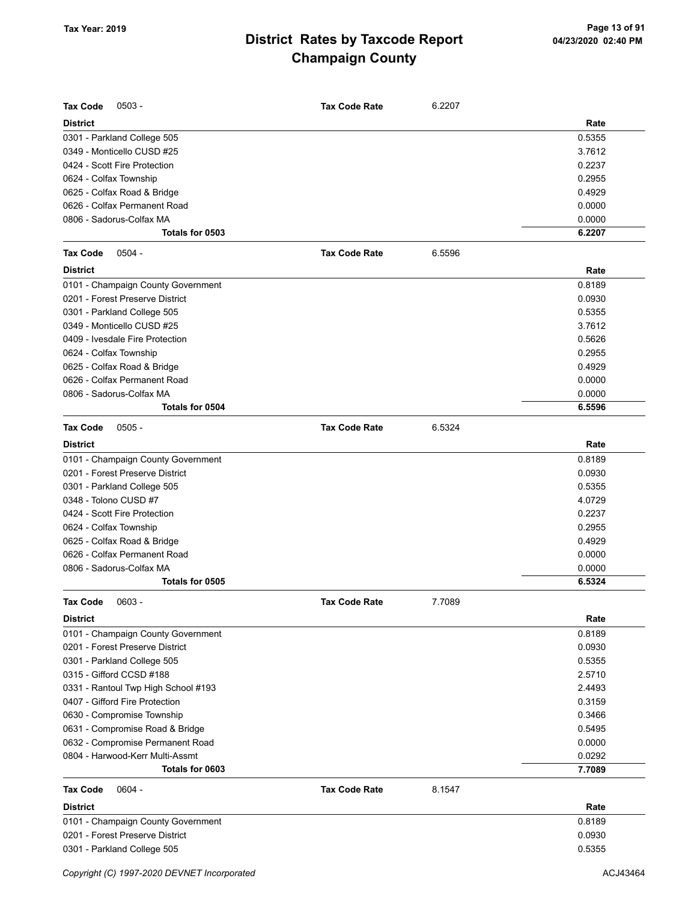| Tax Code | 0503 - | Tax Code Rate | 6.2207 |
|---|---|---|---|
| **District** | | | **Rate** |
| 0301 - Parkland College 505 | | | 0.5355 |
| 0349 - Monticello CUSD #25 | | | 3.7612 |
| 0424 - Scott Fire Protection | | | 0.2237 |
| 0624 - Colfax Township | | | 0.2955 |
| 0625 - Colfax Road & Bridge | | | 0.4929 |
| 0626 - Colfax Permanent Road | | | 0.0000 |
| 0806 - Sadorus-Colfax MA | | | 0.0000 |
| **Totals for 0503** | | | **6.2207** |

| Tax Code | 0504 - | Tax Code Rate | 6.5596 |
|---|---|---|---|
| **District** | | | **Rate** |
| 0101 - Champaign County Government | | | 0.8189 |
| 0201 - Forest Preserve District | | | 0.0930 |
| 0301 - Parkland College 505 | | | 0.5355 |
| 0349 - Monticello CUSD #25 | | | 3.7612 |
| 0409 - Ivesdale Fire Protection | | | 0.5626 |
| 0624 - Colfax Township | | | 0.2955 |
| 0625 - Colfax Road & Bridge | | | 0.4929 |
| 0626 - Colfax Permanent Road | | | 0.0000 |
| 0806 - Sadorus-Colfax MA | | | 0.0000 |
| **Totals for 0504** | | | **6.5596** |

| Tax Code | 0505 - | Tax Code Rate | 6.5324 |
|---|---|---|---|
| **District** | | | **Rate** |
| 0101 - Champaign County Government | | | 0.8189 |
| 0201 - Forest Preserve District | | | 0.0930 |
| 0301 - Parkland College 505 | | | 0.5355 |
| 0348 - Tolono CUSD #7 | | | 4.0729 |
| 0424 - Scott Fire Protection | | | 0.2237 |
| 0624 - Colfax Township | | | 0.2955 |
| 0625 - Colfax Road & Bridge | | | 0.4929 |
| 0626 - Colfax Permanent Road | | | 0.0000 |
| 0806 - Sadorus-Colfax MA | | | 0.0000 |
| **Totals for 0505** | | | **6.5324** |

| Tax Code | 0603 - | Tax Code Rate | 7.7089 |
|---|---|---|---|
| **District** | | | **Rate** |
| 0101 - Champaign County Government | | | 0.8189 |
| 0201 - Forest Preserve District | | | 0.0930 |
| 0301 - Parkland College 505 | | | 0.5355 |
| 0315 - Gifford CCSD #188 | | | 2.5710 |
| 0331 - Rantoul Twp High School #193 | | | 2.4493 |
| 0407 - Gifford Fire Protection | | | 0.3159 |
| 0630 - Compromise Township | | | 0.3466 |
| 0631 - Compromise Road & Bridge | | | 0.5495 |
| 0632 - Compromise Permanent Road | | | 0.0000 |
| 0804 - Harwood-Kerr Multi-Assmt | | | 0.0292 |
| **Totals for 0603** | | | **7.7089** |

| Tax Code | 0604 - | Tax Code Rate | 8.1547 |
|---|---|---|---|
| **District** | | | **Rate** |
| 0101 - Champaign County Government | | | 0.8189 |
| 0201 - Forest Preserve District | | | 0.0930 |
| 0301 - Parkland College 505 | | | 0.5355 |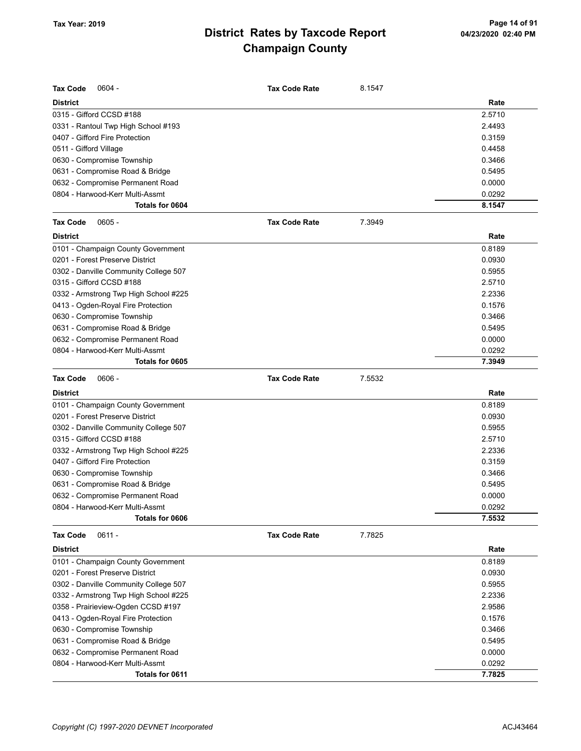## Tax Year: 2019

# District Rates by Taxcode Report
## Champaign County

**Tax Code** 0604 - **Tax Code Rate** 8.1547

| District | Rate |
|---|---|
| 0315 - Gifford CCSD #188 | 2.5710 |
| 0331 - Rantoul Twp High School #193 | 2.4493 |
| 0407 - Gifford Fire Protection | 0.3159 |
| 0511 - Gifford Village | 0.4458 |
| 0630 - Compromise Township | 0.3466 |
| 0631 - Compromise Road & Bridge | 0.5495 |
| 0632 - Compromise Permanent Road | 0.0000 |
| 0804 - Harwood-Kerr Multi-Assmt | 0.0292 |
| **Totals for 0604** | **8.1547** |

**Tax Code** 0605 - **Tax Code Rate** 7.3949

| District | Rate |
|---|---|
| 0101 - Champaign County Government | 0.8189 |
| 0201 - Forest Preserve District | 0.0930 |
| 0302 - Danville Community College 507 | 0.5955 |
| 0315 - Gifford CCSD #188 | 2.5710 |
| 0332 - Armstrong Twp High School #225 | 2.2336 |
| 0413 - Ogden-Royal Fire Protection | 0.1576 |
| 0630 - Compromise Township | 0.3466 |
| 0631 - Compromise Road & Bridge | 0.5495 |
| 0632 - Compromise Permanent Road | 0.0000 |
| 0804 - Harwood-Kerr Multi-Assmt | 0.0292 |
| **Totals for 0605** | **7.3949** |

**Tax Code** 0606 - **Tax Code Rate** 7.5532

| District | Rate |
|---|---|
| 0101 - Champaign County Government | 0.8189 |
| 0201 - Forest Preserve District | 0.0930 |
| 0302 - Danville Community College 507 | 0.5955 |
| 0315 - Gifford CCSD #188 | 2.5710 |
| 0332 - Armstrong Twp High School #225 | 2.2336 |
| 0407 - Gifford Fire Protection | 0.3159 |
| 0630 - Compromise Township | 0.3466 |
| 0631 - Compromise Road & Bridge | 0.5495 |
| 0632 - Compromise Permanent Road | 0.0000 |
| 0804 - Harwood-Kerr Multi-Assmt | 0.0292 |
| **Totals for 0606** | **7.5532** |

**Tax Code** 0611 - **Tax Code Rate** 7.7825

| District | Rate |
|---|---|
| 0101 - Champaign County Government | 0.8189 |
| 0201 - Forest Preserve District | 0.0930 |
| 0302 - Danville Community College 507 | 0.5955 |
| 0332 - Armstrong Twp High School #225 | 2.2336 |
| 0358 - Prairieview-Ogden CCSD #197 | 2.9586 |
| 0413 - Ogden-Royal Fire Protection | 0.1576 |
| 0630 - Compromise Township | 0.3466 |
| 0631 - Compromise Road & Bridge | 0.5495 |
| 0632 - Compromise Permanent Road | 0.0000 |
| 0804 - Harwood-Kerr Multi-Assmt | 0.0292 |
| **Totals for 0611** | **7.7825** |

*Copyright (C) 1997-2020 DEVNET Incorporated* ACJ43464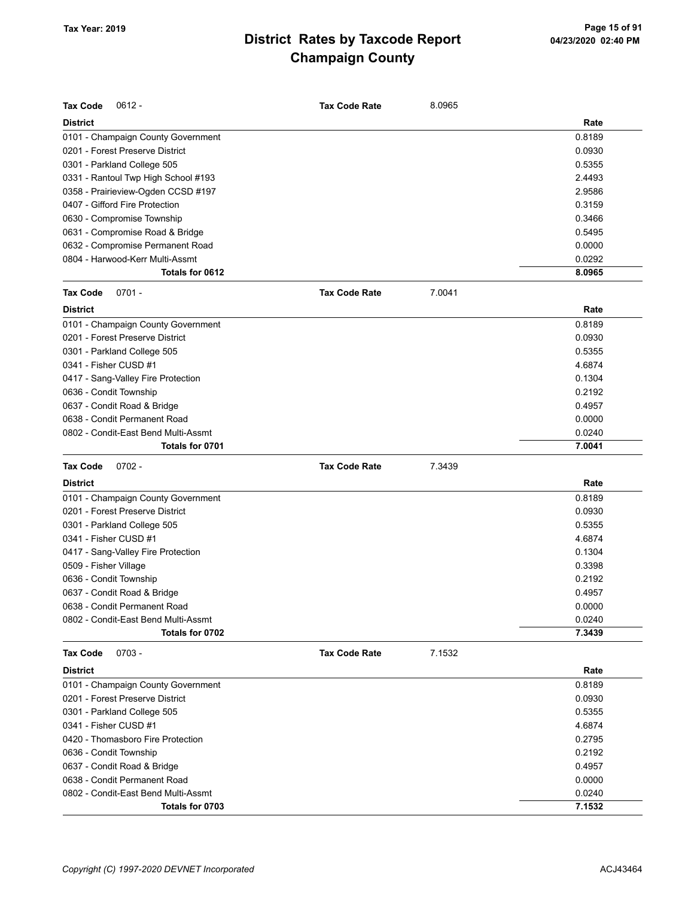# District Rates by Taxcode Report
# Champaign County

Tax Year: 2019

| Tax Code 0612 - | Tax Code Rate | 8.0965 |
|---|---|---|
| **District** | | **Rate** |
| 0101 - Champaign County Government | | 0.8189 |
| 0201 - Forest Preserve District | | 0.0930 |
| 0301 - Parkland College 505 | | 0.5355 |
| 0331 - Rantoul Twp High School #193 | | 2.4493 |
| 0358 - Prairieview-Ogden CCSD #197 | | 2.9586 |
| 0407 - Gifford Fire Protection | | 0.3159 |
| 0630 - Compromise Township | | 0.3466 |
| 0631 - Compromise Road & Bridge | | 0.5495 |
| 0632 - Compromise Permanent Road | | 0.0000 |
| 0804 - Harwood-Kerr Multi-Assmt | | 0.0292 |
| **Totals for 0612** | | **8.0965** |

| Tax Code 0701 - | Tax Code Rate | 7.0041 |
|---|---|---|
| **District** | | **Rate** |
| 0101 - Champaign County Government | | 0.8189 |
| 0201 - Forest Preserve District | | 0.0930 |
| 0301 - Parkland College 505 | | 0.5355 |
| 0341 - Fisher CUSD #1 | | 4.6874 |
| 0417 - Sang-Valley Fire Protection | | 0.1304 |
| 0636 - Condit Township | | 0.2192 |
| 0637 - Condit Road & Bridge | | 0.4957 |
| 0638 - Condit Permanent Road | | 0.0000 |
| 0802 - Condit-East Bend Multi-Assmt | | 0.0240 |
| **Totals for 0701** | | **7.0041** |

| Tax Code 0702 - | Tax Code Rate | 7.3439 |
|---|---|---|
| **District** | | **Rate** |
| 0101 - Champaign County Government | | 0.8189 |
| 0201 - Forest Preserve District | | 0.0930 |
| 0301 - Parkland College 505 | | 0.5355 |
| 0341 - Fisher CUSD #1 | | 4.6874 |
| 0417 - Sang-Valley Fire Protection | | 0.1304 |
| 0509 - Fisher Village | | 0.3398 |
| 0636 - Condit Township | | 0.2192 |
| 0637 - Condit Road & Bridge | | 0.4957 |
| 0638 - Condit Permanent Road | | 0.0000 |
| 0802 - Condit-East Bend Multi-Assmt | | 0.0240 |
| **Totals for 0702** | | **7.3439** |

| Tax Code 0703 - | Tax Code Rate | 7.1532 |
|---|---|---|
| **District** | | **Rate** |
| 0101 - Champaign County Government | | 0.8189 |
| 0201 - Forest Preserve District | | 0.0930 |
| 0301 - Parkland College 505 | | 0.5355 |
| 0341 - Fisher CUSD #1 | | 4.6874 |
| 0420 - Thomasboro Fire Protection | | 0.2795 |
| 0636 - Condit Township | | 0.2192 |
| 0637 - Condit Road & Bridge | | 0.4957 |
| 0638 - Condit Permanent Road | | 0.0000 |
| 0802 - Condit-East Bend Multi-Assmt | | 0.0240 |
| **Totals for 0703** | | **7.1532** |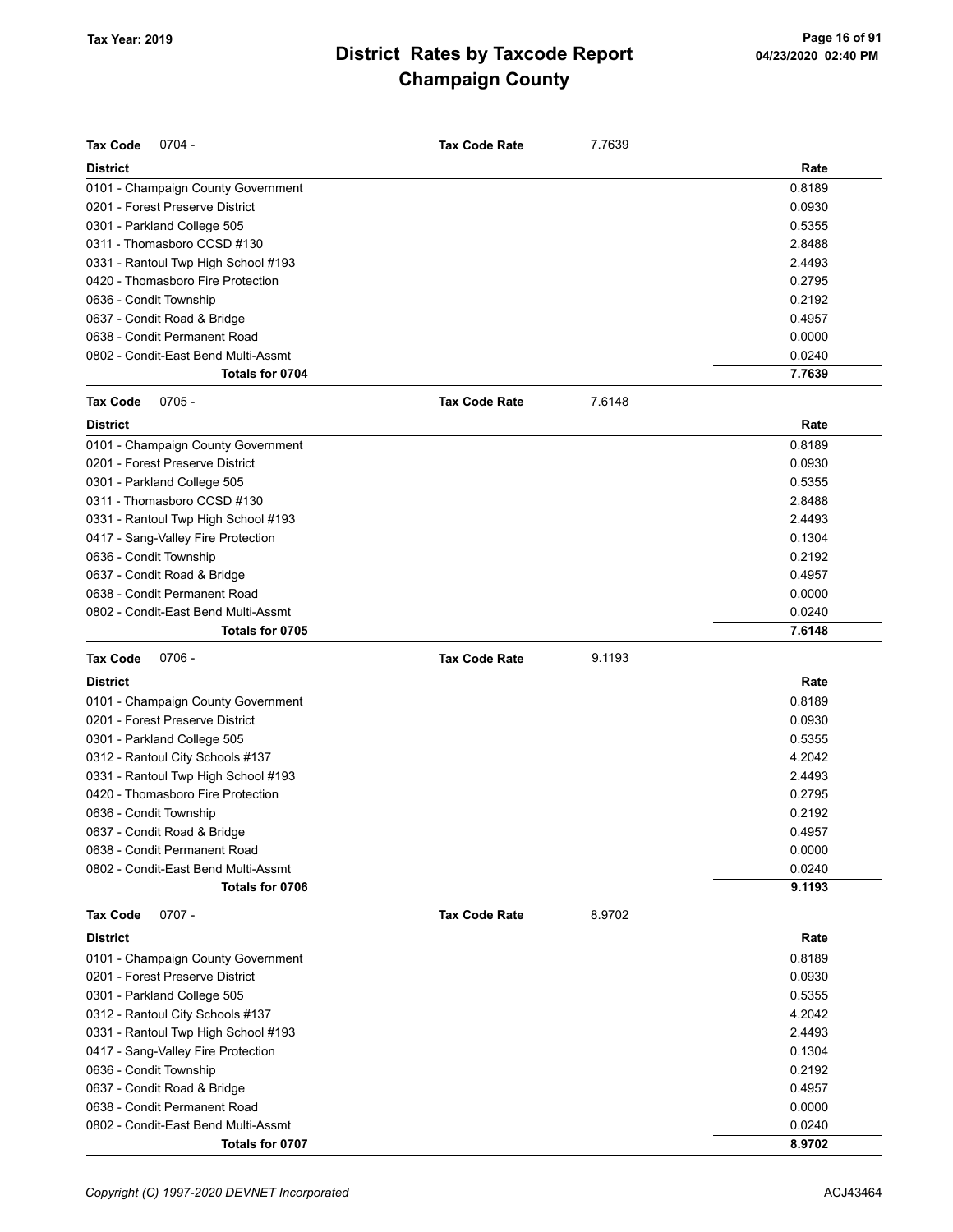# District Rates by Taxcode Report
## Champaign County

Tax Year: 2019

| Tax Code 0704 - | Tax Code Rate | 7.7639 |
|---|---|---|
| **District** | | **Rate** |
| 0101 - Champaign County Government | | 0.8189 |
| 0201 - Forest Preserve District | | 0.0930 |
| 0301 - Parkland College 505 | | 0.5355 |
| 0311 - Thomasboro CCSD #130 | | 2.8488 |
| 0331 - Rantoul Twp High School #193 | | 2.4493 |
| 0420 - Thomasboro Fire Protection | | 0.2795 |
| 0636 - Condit Township | | 0.2192 |
| 0637 - Condit Road & Bridge | | 0.4957 |
| 0638 - Condit Permanent Road | | 0.0000 |
| 0802 - Condit-East Bend Multi-Assmt | | 0.0240 |
| **Totals for 0704** | | **7.7639** |

| Tax Code 0705 - | Tax Code Rate | 7.6148 |
|---|---|---|
| **District** | | **Rate** |
| 0101 - Champaign County Government | | 0.8189 |
| 0201 - Forest Preserve District | | 0.0930 |
| 0301 - Parkland College 505 | | 0.5355 |
| 0311 - Thomasboro CCSD #130 | | 2.8488 |
| 0331 - Rantoul Twp High School #193 | | 2.4493 |
| 0417 - Sang-Valley Fire Protection | | 0.1304 |
| 0636 - Condit Township | | 0.2192 |
| 0637 - Condit Road & Bridge | | 0.4957 |
| 0638 - Condit Permanent Road | | 0.0000 |
| 0802 - Condit-East Bend Multi-Assmt | | 0.0240 |
| **Totals for 0705** | | **7.6148** |

| Tax Code 0706 - | Tax Code Rate | 9.1193 |
|---|---|---|
| **District** | | **Rate** |
| 0101 - Champaign County Government | | 0.8189 |
| 0201 - Forest Preserve District | | 0.0930 |
| 0301 - Parkland College 505 | | 0.5355 |
| 0312 - Rantoul City Schools #137 | | 4.2042 |
| 0331 - Rantoul Twp High School #193 | | 2.4493 |
| 0420 - Thomasboro Fire Protection | | 0.2795 |
| 0636 - Condit Township | | 0.2192 |
| 0637 - Condit Road & Bridge | | 0.4957 |
| 0638 - Condit Permanent Road | | 0.0000 |
| 0802 - Condit-East Bend Multi-Assmt | | 0.0240 |
| **Totals for 0706** | | **9.1193** |

| Tax Code 0707 - | Tax Code Rate | 8.9702 |
|---|---|---|
| **District** | | **Rate** |
| 0101 - Champaign County Government | | 0.8189 |
| 0201 - Forest Preserve District | | 0.0930 |
| 0301 - Parkland College 505 | | 0.5355 |
| 0312 - Rantoul City Schools #137 | | 4.2042 |
| 0331 - Rantoul Twp High School #193 | | 2.4493 |
| 0417 - Sang-Valley Fire Protection | | 0.1304 |
| 0636 - Condit Township | | 0.2192 |
| 0637 - Condit Road & Bridge | | 0.4957 |
| 0638 - Condit Permanent Road | | 0.0000 |
| 0802 - Condit-East Bend Multi-Assmt | | 0.0240 |
| **Totals for 0707** | | **8.9702** |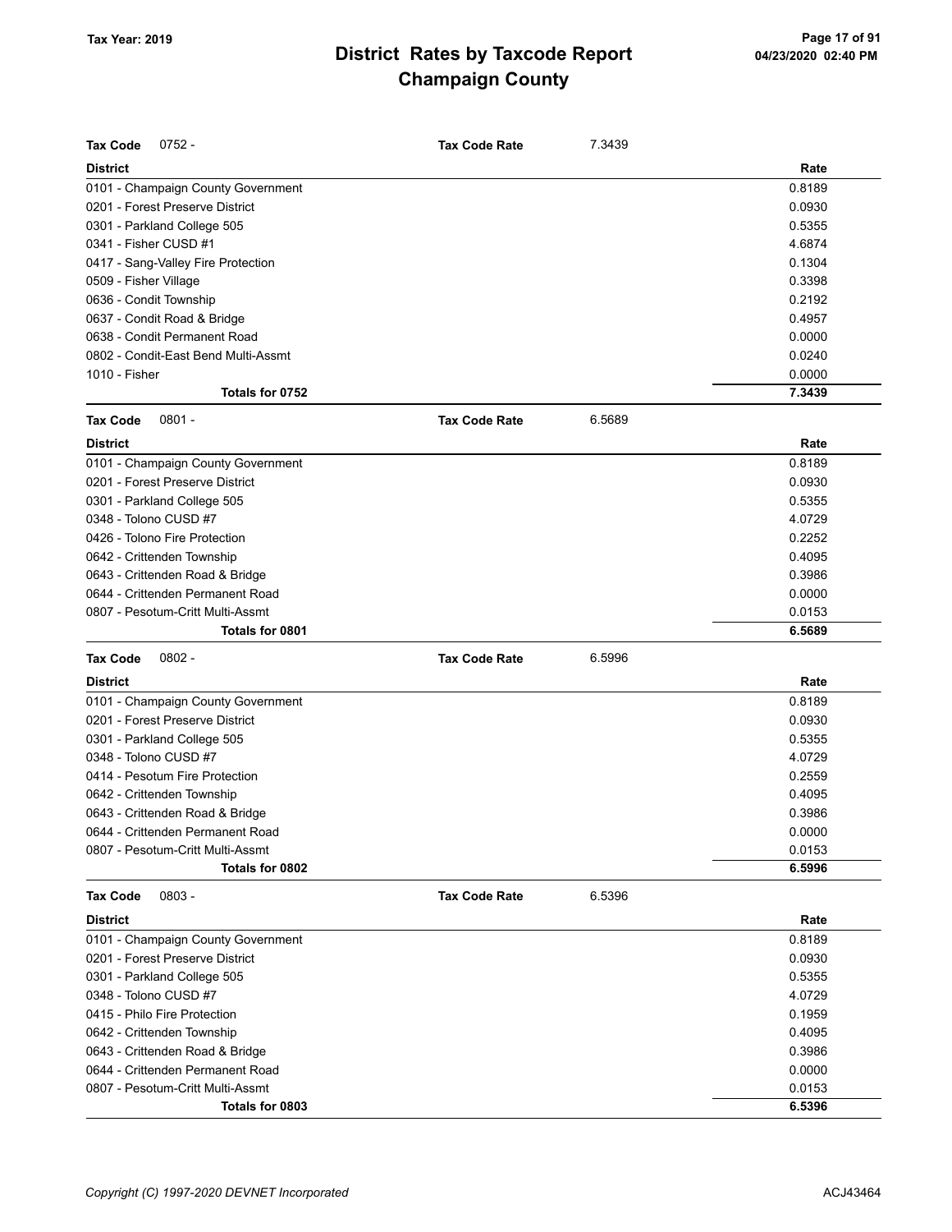# District Rates by Taxcode Report
## Champaign County

Tax Year: 2019

| Tax Code 0752 - | Tax Code Rate | 7.3439 |
|---|---|---|
| **District** | | **Rate** |
| 0101 - Champaign County Government | | 0.8189 |
| 0201 - Forest Preserve District | | 0.0930 |
| 0301 - Parkland College 505 | | 0.5355 |
| 0341 - Fisher CUSD #1 | | 4.6874 |
| 0417 - Sang-Valley Fire Protection | | 0.1304 |
| 0509 - Fisher Village | | 0.3398 |
| 0636 - Condit Township | | 0.2192 |
| 0637 - Condit Road & Bridge | | 0.4957 |
| 0638 - Condit Permanent Road | | 0.0000 |
| 0802 - Condit-East Bend Multi-Assmt | | 0.0240 |
| 1010 - Fisher | | 0.0000 |
| **Totals for 0752** | | **7.3439** |

| Tax Code 0801 - | Tax Code Rate | 6.5689 |
|---|---|---|
| **District** | | **Rate** |
| 0101 - Champaign County Government | | 0.8189 |
| 0201 - Forest Preserve District | | 0.0930 |
| 0301 - Parkland College 505 | | 0.5355 |
| 0348 - Tolono CUSD #7 | | 4.0729 |
| 0426 - Tolono Fire Protection | | 0.2252 |
| 0642 - Crittenden Township | | 0.4095 |
| 0643 - Crittenden Road & Bridge | | 0.3986 |
| 0644 - Crittenden Permanent Road | | 0.0000 |
| 0807 - Pesotum-Critt Multi-Assmt | | 0.0153 |
| **Totals for 0801** | | **6.5689** |

| Tax Code 0802 - | Tax Code Rate | 6.5996 |
|---|---|---|
| **District** | | **Rate** |
| 0101 - Champaign County Government | | 0.8189 |
| 0201 - Forest Preserve District | | 0.0930 |
| 0301 - Parkland College 505 | | 0.5355 |
| 0348 - Tolono CUSD #7 | | 4.0729 |
| 0414 - Pesotum Fire Protection | | 0.2559 |
| 0642 - Crittenden Township | | 0.4095 |
| 0643 - Crittenden Road & Bridge | | 0.3986 |
| 0644 - Crittenden Permanent Road | | 0.0000 |
| 0807 - Pesotum-Critt Multi-Assmt | | 0.0153 |
| **Totals for 0802** | | **6.5996** |

| Tax Code 0803 - | Tax Code Rate | 6.5396 |
|---|---|---|
| **District** | | **Rate** |
| 0101 - Champaign County Government | | 0.8189 |
| 0201 - Forest Preserve District | | 0.0930 |
| 0301 - Parkland College 505 | | 0.5355 |
| 0348 - Tolono CUSD #7 | | 4.0729 |
| 0415 - Philo Fire Protection | | 0.1959 |
| 0642 - Crittenden Township | | 0.4095 |
| 0643 - Crittenden Road & Bridge | | 0.3986 |
| 0644 - Crittenden Permanent Road | | 0.0000 |
| 0807 - Pesotum-Critt Multi-Assmt | | 0.0153 |
| **Totals for 0803** | | **6.5396** |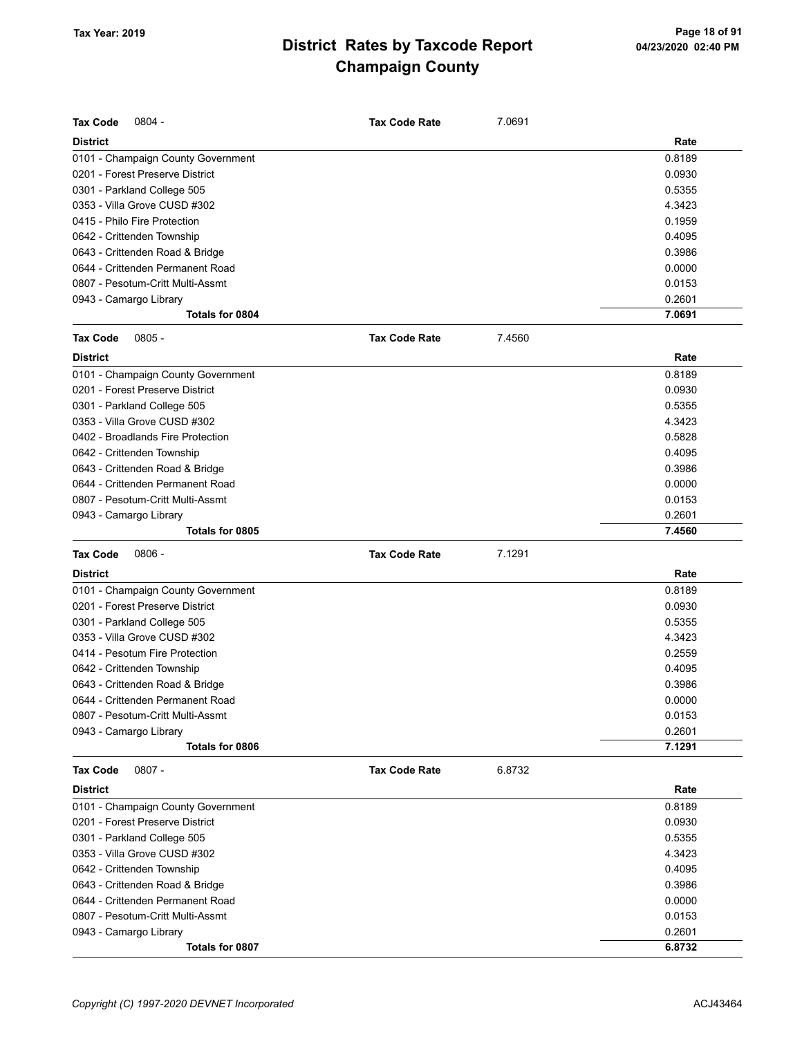# District Rates by Taxcode Report
# Champaign County

Tax Year: 2019

| Tax Code | 0804 - | Tax Code Rate | 7.0691 |
|---|---|---|---|

| District | Rate |
|---|---|
| 0101 - Champaign County Government | 0.8189 |
| 0201 - Forest Preserve District | 0.0930 |
| 0301 - Parkland College 505 | 0.5355 |
| 0353 - Villa Grove CUSD #302 | 4.3423 |
| 0415 - Philo Fire Protection | 0.1959 |
| 0642 - Crittenden Township | 0.4095 |
| 0643 - Crittenden Road & Bridge | 0.3986 |
| 0644 - Crittenden Permanent Road | 0.0000 |
| 0807 - Pesotum-Critt Multi-Assmt | 0.0153 |
| 0943 - Camargo Library | 0.2601 |
| **Totals for 0804** | **7.0691** |

| Tax Code | 0805 - | Tax Code Rate | 7.4560 |
|---|---|---|---|

| District | Rate |
|---|---|
| 0101 - Champaign County Government | 0.8189 |
| 0201 - Forest Preserve District | 0.0930 |
| 0301 - Parkland College 505 | 0.5355 |
| 0353 - Villa Grove CUSD #302 | 4.3423 |
| 0402 - Broadlands Fire Protection | 0.5828 |
| 0642 - Crittenden Township | 0.4095 |
| 0643 - Crittenden Road & Bridge | 0.3986 |
| 0644 - Crittenden Permanent Road | 0.0000 |
| 0807 - Pesotum-Critt Multi-Assmt | 0.0153 |
| 0943 - Camargo Library | 0.2601 |
| **Totals for 0805** | **7.4560** |

| Tax Code | 0806 - | Tax Code Rate | 7.1291 |
|---|---|---|---|

| District | Rate |
|---|---|
| 0101 - Champaign County Government | 0.8189 |
| 0201 - Forest Preserve District | 0.0930 |
| 0301 - Parkland College 505 | 0.5355 |
| 0353 - Villa Grove CUSD #302 | 4.3423 |
| 0414 - Pesotum Fire Protection | 0.2559 |
| 0642 - Crittenden Township | 0.4095 |
| 0643 - Crittenden Road & Bridge | 0.3986 |
| 0644 - Crittenden Permanent Road | 0.0000 |
| 0807 - Pesotum-Critt Multi-Assmt | 0.0153 |
| 0943 - Camargo Library | 0.2601 |
| **Totals for 0806** | **7.1291** |

| Tax Code | 0807 - | Tax Code Rate | 6.8732 |
|---|---|---|---|

| District | Rate |
|---|---|
| 0101 - Champaign County Government | 0.8189 |
| 0201 - Forest Preserve District | 0.0930 |
| 0301 - Parkland College 505 | 0.5355 |
| 0353 - Villa Grove CUSD #302 | 4.3423 |
| 0642 - Crittenden Township | 0.4095 |
| 0643 - Crittenden Road & Bridge | 0.3986 |
| 0644 - Crittenden Permanent Road | 0.0000 |
| 0807 - Pesotum-Critt Multi-Assmt | 0.0153 |
| 0943 - Camargo Library | 0.2601 |
| **Totals for 0807** | **6.8732** |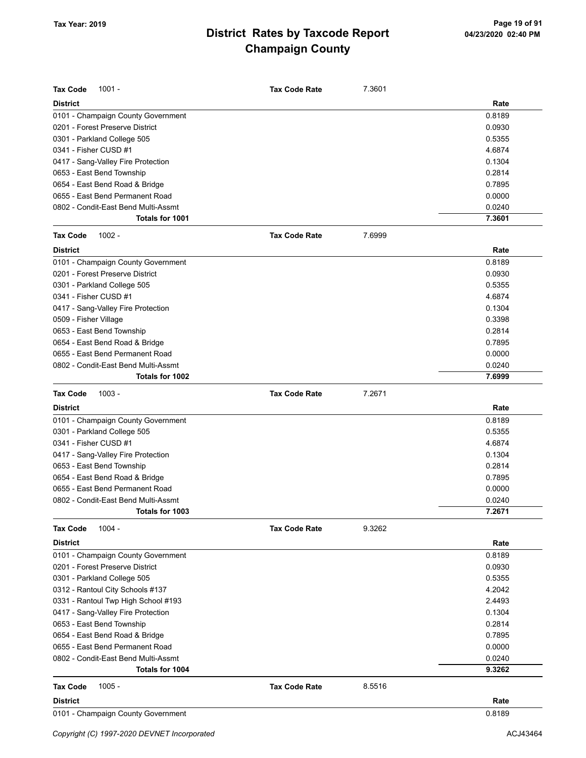# District Rates by Taxcode Report
# Champaign County

Tax Year: 2019

| Tax Code 1001 - | Tax Code Rate | 7.3601 |
|---|---|---|
| **District** | | **Rate** |
| 0101 - Champaign County Government | | 0.8189 |
| 0201 - Forest Preserve District | | 0.0930 |
| 0301 - Parkland College 505 | | 0.5355 |
| 0341 - Fisher CUSD #1 | | 4.6874 |
| 0417 - Sang-Valley Fire Protection | | 0.1304 |
| 0653 - East Bend Township | | 0.2814 |
| 0654 - East Bend Road & Bridge | | 0.7895 |
| 0655 - East Bend Permanent Road | | 0.0000 |
| 0802 - Condit-East Bend Multi-Assmt | | 0.0240 |
| **Totals for 1001** | | **7.3601** |

| Tax Code 1002 - | Tax Code Rate | 7.6999 |
|---|---|---|
| **District** | | **Rate** |
| 0101 - Champaign County Government | | 0.8189 |
| 0201 - Forest Preserve District | | 0.0930 |
| 0301 - Parkland College 505 | | 0.5355 |
| 0341 - Fisher CUSD #1 | | 4.6874 |
| 0417 - Sang-Valley Fire Protection | | 0.1304 |
| 0509 - Fisher Village | | 0.3398 |
| 0653 - East Bend Township | | 0.2814 |
| 0654 - East Bend Road & Bridge | | 0.7895 |
| 0655 - East Bend Permanent Road | | 0.0000 |
| 0802 - Condit-East Bend Multi-Assmt | | 0.0240 |
| **Totals for 1002** | | **7.6999** |

| Tax Code 1003 - | Tax Code Rate | 7.2671 |
|---|---|---|
| **District** | | **Rate** |
| 0101 - Champaign County Government | | 0.8189 |
| 0301 - Parkland College 505 | | 0.5355 |
| 0341 - Fisher CUSD #1 | | 4.6874 |
| 0417 - Sang-Valley Fire Protection | | 0.1304 |
| 0653 - East Bend Township | | 0.2814 |
| 0654 - East Bend Road & Bridge | | 0.7895 |
| 0655 - East Bend Permanent Road | | 0.0000 |
| 0802 - Condit-East Bend Multi-Assmt | | 0.0240 |
| **Totals for 1003** | | **7.2671** |

| Tax Code 1004 - | Tax Code Rate | 9.3262 |
|---|---|---|
| **District** | | **Rate** |
| 0101 - Champaign County Government | | 0.8189 |
| 0201 - Forest Preserve District | | 0.0930 |
| 0301 - Parkland College 505 | | 0.5355 |
| 0312 - Rantoul City Schools #137 | | 4.2042 |
| 0331 - Rantoul Twp High School #193 | | 2.4493 |
| 0417 - Sang-Valley Fire Protection | | 0.1304 |
| 0653 - East Bend Township | | 0.2814 |
| 0654 - East Bend Road & Bridge | | 0.7895 |
| 0655 - East Bend Permanent Road | | 0.0000 |
| 0802 - Condit-East Bend Multi-Assmt | | 0.0240 |
| **Totals for 1004** | | **9.3262** |

| Tax Code 1005 - | Tax Code Rate | 8.5516 |
|---|---|---|
| **District** | | **Rate** |
| 0101 - Champaign County Government | | 0.8189 |

Copyright (C) 1997-2020 DEVNET Incorporated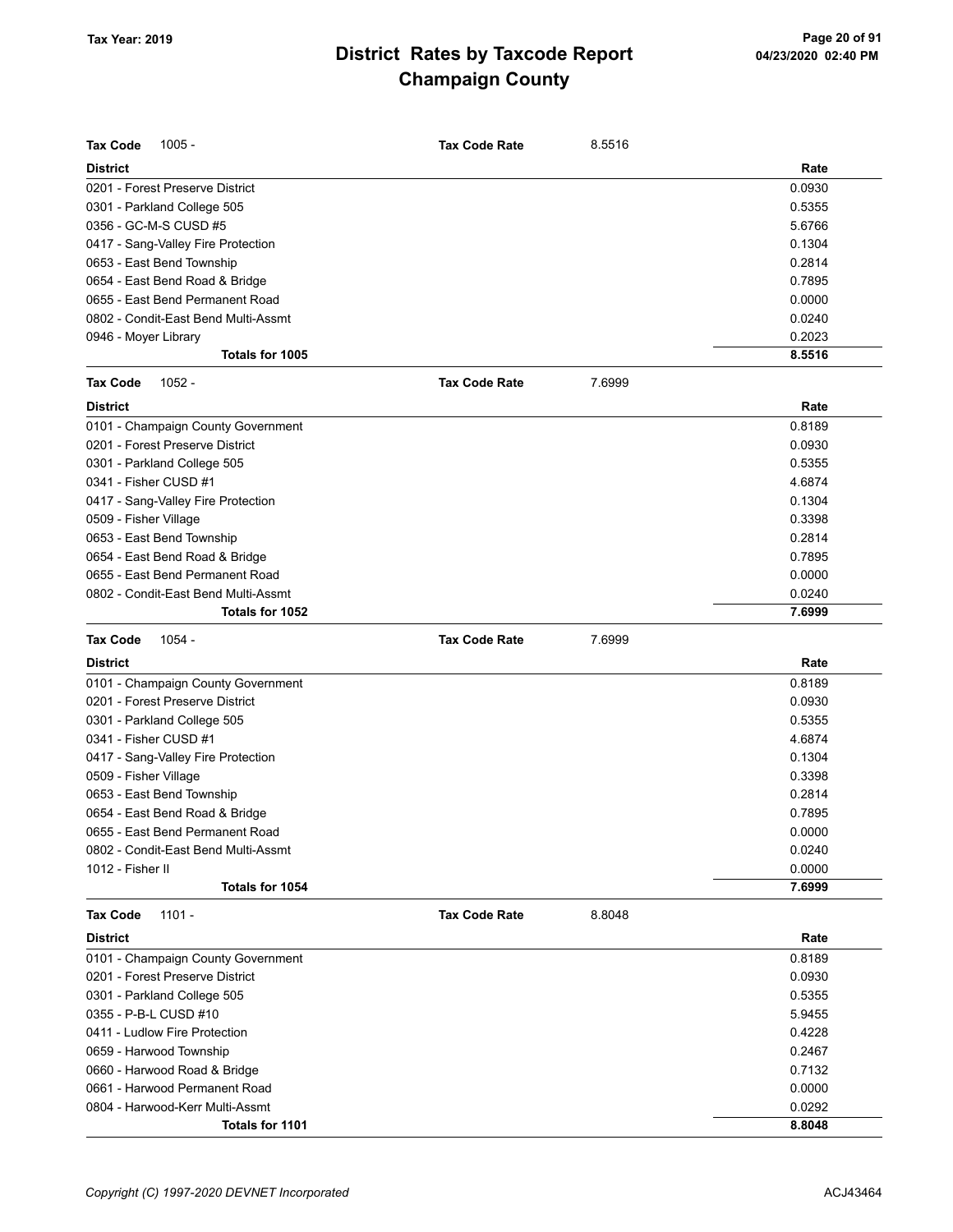# District Rates by Taxcode Report
## Champaign County

**Tax Code** 1005 - **Tax Code Rate** 8.5516

| District | Rate |
|---|---|
| 0201 - Forest Preserve District | 0.0930 |
| 0301 - Parkland College 505 | 0.5355 |
| 0356 - GC-M-S CUSD #5 | 5.6766 |
| 0417 - Sang-Valley Fire Protection | 0.1304 |
| 0653 - East Bend Township | 0.2814 |
| 0654 - East Bend Road & Bridge | 0.7895 |
| 0655 - East Bend Permanent Road | 0.0000 |
| 0802 - Condit-East Bend Multi-Assmt | 0.0240 |
| 0946 - Moyer Library | 0.2023 |
| **Totals for 1005** | **8.5516** |

**Tax Code** 1052 - **Tax Code Rate** 7.6999

| District | Rate |
|---|---|
| 0101 - Champaign County Government | 0.8189 |
| 0201 - Forest Preserve District | 0.0930 |
| 0301 - Parkland College 505 | 0.5355 |
| 0341 - Fisher CUSD #1 | 4.6874 |
| 0417 - Sang-Valley Fire Protection | 0.1304 |
| 0509 - Fisher Village | 0.3398 |
| 0653 - East Bend Township | 0.2814 |
| 0654 - East Bend Road & Bridge | 0.7895 |
| 0655 - East Bend Permanent Road | 0.0000 |
| 0802 - Condit-East Bend Multi-Assmt | 0.0240 |
| **Totals for 1052** | **7.6999** |

**Tax Code** 1054 - **Tax Code Rate** 7.6999

| District | Rate |
|---|---|
| 0101 - Champaign County Government | 0.8189 |
| 0201 - Forest Preserve District | 0.0930 |
| 0301 - Parkland College 505 | 0.5355 |
| 0341 - Fisher CUSD #1 | 4.6874 |
| 0417 - Sang-Valley Fire Protection | 0.1304 |
| 0509 - Fisher Village | 0.3398 |
| 0653 - East Bend Township | 0.2814 |
| 0654 - East Bend Road & Bridge | 0.7895 |
| 0655 - East Bend Permanent Road | 0.0000 |
| 0802 - Condit-East Bend Multi-Assmt | 0.0240 |
| 1012 - Fisher II | 0.0000 |
| **Totals for 1054** | **7.6999** |

**Tax Code** 1101 - **Tax Code Rate** 8.8048

| District | Rate |
|---|---|
| 0101 - Champaign County Government | 0.8189 |
| 0201 - Forest Preserve District | 0.0930 |
| 0301 - Parkland College 505 | 0.5355 |
| 0355 - P-B-L CUSD #10 | 5.9455 |
| 0411 - Ludlow Fire Protection | 0.4228 |
| 0659 - Harwood Township | 0.2467 |
| 0660 - Harwood Road & Bridge | 0.7132 |
| 0661 - Harwood Permanent Road | 0.0000 |
| 0804 - Harwood-Kerr Multi-Assmt | 0.0292 |
| **Totals for 1101** | **8.8048** |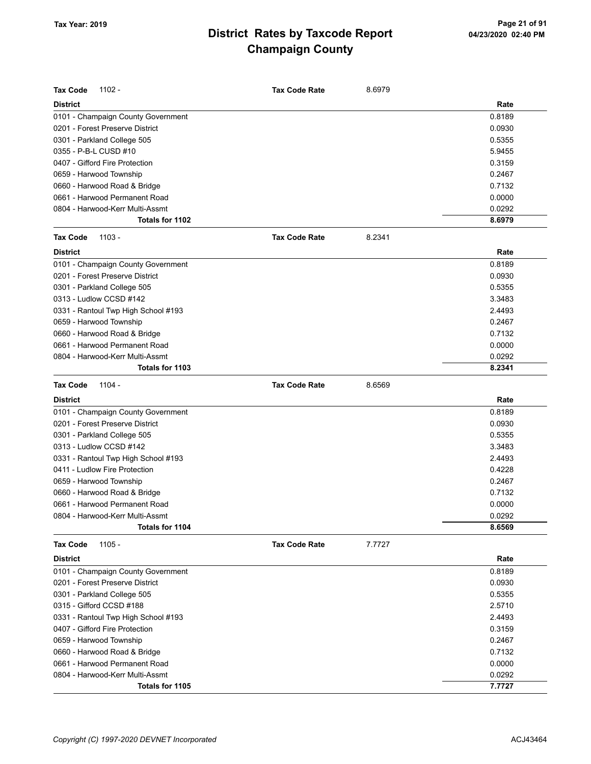# District Rates by Taxcode Report
## Champaign County

Tax Year: 2019

**Tax Code** 1102 - **Tax Code Rate** 8.6979

| District | Rate |
|---|---|
| 0101 - Champaign County Government | 0.8189 |
| 0201 - Forest Preserve District | 0.0930 |
| 0301 - Parkland College 505 | 0.5355 |
| 0355 - P-B-L CUSD #10 | 5.9455 |
| 0407 - Gifford Fire Protection | 0.3159 |
| 0659 - Harwood Township | 0.2467 |
| 0660 - Harwood Road & Bridge | 0.7132 |
| 0661 - Harwood Permanent Road | 0.0000 |
| 0804 - Harwood-Kerr Multi-Assmt | 0.0292 |
| **Totals for 1102** | **8.6979** |

**Tax Code** 1103 - **Tax Code Rate** 8.2341

| District | Rate |
|---|---|
| 0101 - Champaign County Government | 0.8189 |
| 0201 - Forest Preserve District | 0.0930 |
| 0301 - Parkland College 505 | 0.5355 |
| 0313 - Ludlow CCSD #142 | 3.3483 |
| 0331 - Rantoul Twp High School #193 | 2.4493 |
| 0659 - Harwood Township | 0.2467 |
| 0660 - Harwood Road & Bridge | 0.7132 |
| 0661 - Harwood Permanent Road | 0.0000 |
| 0804 - Harwood-Kerr Multi-Assmt | 0.0292 |
| **Totals for 1103** | **8.2341** |

**Tax Code** 1104 - **Tax Code Rate** 8.6569

| District | Rate |
|---|---|
| 0101 - Champaign County Government | 0.8189 |
| 0201 - Forest Preserve District | 0.0930 |
| 0301 - Parkland College 505 | 0.5355 |
| 0313 - Ludlow CCSD #142 | 3.3483 |
| 0331 - Rantoul Twp High School #193 | 2.4493 |
| 0411 - Ludlow Fire Protection | 0.4228 |
| 0659 - Harwood Township | 0.2467 |
| 0660 - Harwood Road & Bridge | 0.7132 |
| 0661 - Harwood Permanent Road | 0.0000 |
| 0804 - Harwood-Kerr Multi-Assmt | 0.0292 |
| **Totals for 1104** | **8.6569** |

**Tax Code** 1105 - **Tax Code Rate** 7.7727

| District | Rate |
|---|---|
| 0101 - Champaign County Government | 0.8189 |
| 0201 - Forest Preserve District | 0.0930 |
| 0301 - Parkland College 505 | 0.5355 |
| 0315 - Gifford CCSD #188 | 2.5710 |
| 0331 - Rantoul Twp High School #193 | 2.4493 |
| 0407 - Gifford Fire Protection | 0.3159 |
| 0659 - Harwood Township | 0.2467 |
| 0660 - Harwood Road & Bridge | 0.7132 |
| 0661 - Harwood Permanent Road | 0.0000 |
| 0804 - Harwood-Kerr Multi-Assmt | 0.0292 |
| **Totals for 1105** | **7.7727** |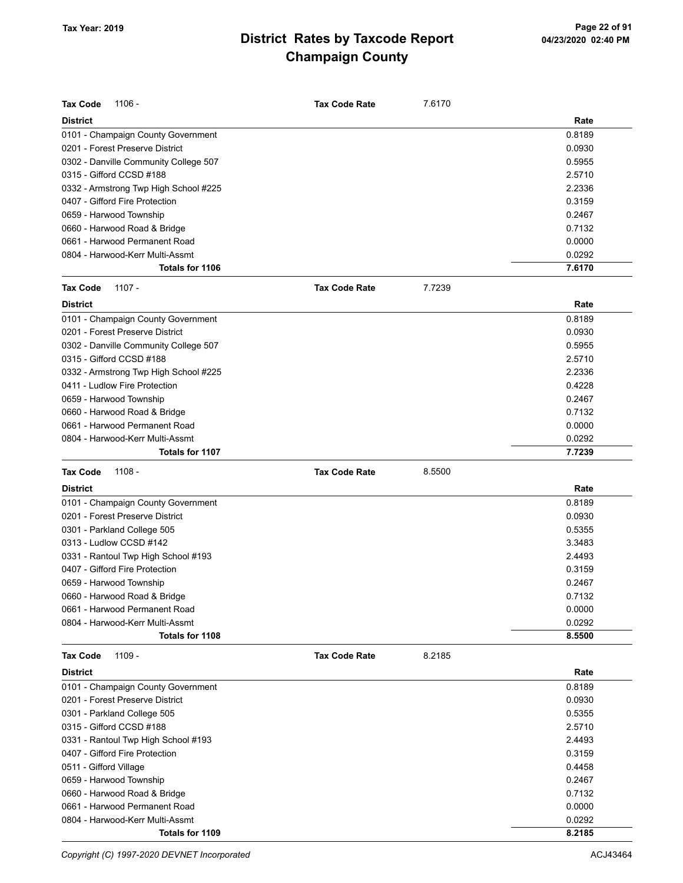# District Rates by Taxcode Report
# Champaign County

Tax Year: 2019

**Tax Code** 1106 - **Tax Code Rate** 7.6170

| District | Rate |
|---|---|
| 0101 - Champaign County Government | 0.8189 |
| 0201 - Forest Preserve District | 0.0930 |
| 0302 - Danville Community College 507 | 0.5955 |
| 0315 - Gifford CCSD #188 | 2.5710 |
| 0332 - Armstrong Twp High School #225 | 2.2336 |
| 0407 - Gifford Fire Protection | 0.3159 |
| 0659 - Harwood Township | 0.2467 |
| 0660 - Harwood Road & Bridge | 0.7132 |
| 0661 - Harwood Permanent Road | 0.0000 |
| 0804 - Harwood-Kerr Multi-Assmt | 0.0292 |
| **Totals for 1106** | **7.6170** |

**Tax Code** 1107 - **Tax Code Rate** 7.7239

| District | Rate |
|---|---|
| 0101 - Champaign County Government | 0.8189 |
| 0201 - Forest Preserve District | 0.0930 |
| 0302 - Danville Community College 507 | 0.5955 |
| 0315 - Gifford CCSD #188 | 2.5710 |
| 0332 - Armstrong Twp High School #225 | 2.2336 |
| 0411 - Ludlow Fire Protection | 0.4228 |
| 0659 - Harwood Township | 0.2467 |
| 0660 - Harwood Road & Bridge | 0.7132 |
| 0661 - Harwood Permanent Road | 0.0000 |
| 0804 - Harwood-Kerr Multi-Assmt | 0.0292 |
| **Totals for 1107** | **7.7239** |

**Tax Code** 1108 - **Tax Code Rate** 8.5500

| District | Rate |
|---|---|
| 0101 - Champaign County Government | 0.8189 |
| 0201 - Forest Preserve District | 0.0930 |
| 0301 - Parkland College 505 | 0.5355 |
| 0313 - Ludlow CCSD #142 | 3.3483 |
| 0331 - Rantoul Twp High School #193 | 2.4493 |
| 0407 - Gifford Fire Protection | 0.3159 |
| 0659 - Harwood Township | 0.2467 |
| 0660 - Harwood Road & Bridge | 0.7132 |
| 0661 - Harwood Permanent Road | 0.0000 |
| 0804 - Harwood-Kerr Multi-Assmt | 0.0292 |
| **Totals for 1108** | **8.5500** |

**Tax Code** 1109 - **Tax Code Rate** 8.2185

| District | Rate |
|---|---|
| 0101 - Champaign County Government | 0.8189 |
| 0201 - Forest Preserve District | 0.0930 |
| 0301 - Parkland College 505 | 0.5355 |
| 0315 - Gifford CCSD #188 | 2.5710 |
| 0331 - Rantoul Twp High School #193 | 2.4493 |
| 0407 - Gifford Fire Protection | 0.3159 |
| 0511 - Gifford Village | 0.4458 |
| 0659 - Harwood Township | 0.2467 |
| 0660 - Harwood Road & Bridge | 0.7132 |
| 0661 - Harwood Permanent Road | 0.0000 |
| 0804 - Harwood-Kerr Multi-Assmt | 0.0292 |
| **Totals for 1109** | **8.2185** |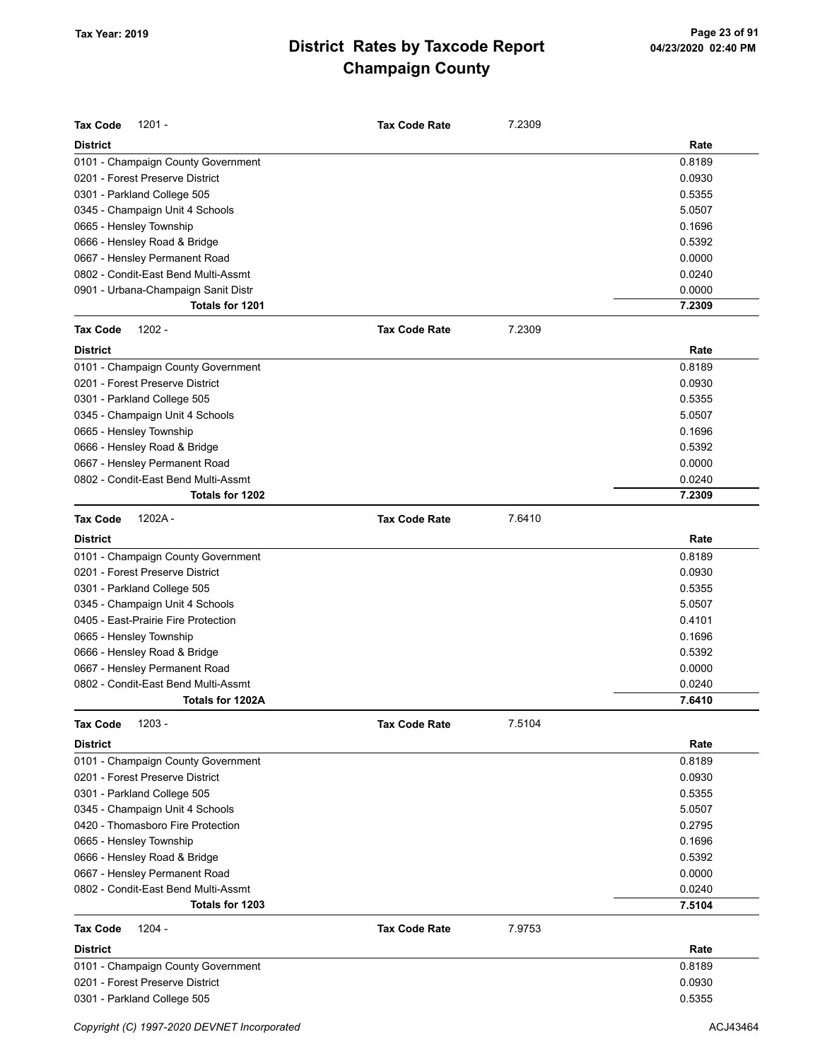# District Rates by Taxcode Report
## Champaign County

Tax Year: 2019

**Tax Code** 1201 - **Tax Code Rate** 7.2309

| District | Rate |
|---|---|
| 0101 - Champaign County Government | 0.8189 |
| 0201 - Forest Preserve District | 0.0930 |
| 0301 - Parkland College 505 | 0.5355 |
| 0345 - Champaign Unit 4 Schools | 5.0507 |
| 0665 - Hensley Township | 0.1696 |
| 0666 - Hensley Road & Bridge | 0.5392 |
| 0667 - Hensley Permanent Road | 0.0000 |
| 0802 - Condit-East Bend Multi-Assmt | 0.0240 |
| 0901 - Urbana-Champaign Sanit Distr | 0.0000 |
| **Totals for 1201** | **7.2309** |

**Tax Code** 1202 - **Tax Code Rate** 7.2309

| District | Rate |
|---|---|
| 0101 - Champaign County Government | 0.8189 |
| 0201 - Forest Preserve District | 0.0930 |
| 0301 - Parkland College 505 | 0.5355 |
| 0345 - Champaign Unit 4 Schools | 5.0507 |
| 0665 - Hensley Township | 0.1696 |
| 0666 - Hensley Road & Bridge | 0.5392 |
| 0667 - Hensley Permanent Road | 0.0000 |
| 0802 - Condit-East Bend Multi-Assmt | 0.0240 |
| **Totals for 1202** | **7.2309** |

**Tax Code** 1202A - **Tax Code Rate** 7.6410

| District | Rate |
|---|---|
| 0101 - Champaign County Government | 0.8189 |
| 0201 - Forest Preserve District | 0.0930 |
| 0301 - Parkland College 505 | 0.5355 |
| 0345 - Champaign Unit 4 Schools | 5.0507 |
| 0405 - East-Prairie Fire Protection | 0.4101 |
| 0665 - Hensley Township | 0.1696 |
| 0666 - Hensley Road & Bridge | 0.5392 |
| 0667 - Hensley Permanent Road | 0.0000 |
| 0802 - Condit-East Bend Multi-Assmt | 0.0240 |
| **Totals for 1202A** | **7.6410** |

**Tax Code** 1203 - **Tax Code Rate** 7.5104

| District | Rate |
|---|---|
| 0101 - Champaign County Government | 0.8189 |
| 0201 - Forest Preserve District | 0.0930 |
| 0301 - Parkland College 505 | 0.5355 |
| 0345 - Champaign Unit 4 Schools | 5.0507 |
| 0420 - Thomasboro Fire Protection | 0.2795 |
| 0665 - Hensley Township | 0.1696 |
| 0666 - Hensley Road & Bridge | 0.5392 |
| 0667 - Hensley Permanent Road | 0.0000 |
| 0802 - Condit-East Bend Multi-Assmt | 0.0240 |
| **Totals for 1203** | **7.5104** |

**Tax Code** 1204 - **Tax Code Rate** 7.9753

| District | Rate |
|---|---|
| 0101 - Champaign County Government | 0.8189 |
| 0201 - Forest Preserve District | 0.0930 |
| 0301 - Parkland College 505 | 0.5355 |

Copyright (C) 1997-2020 DEVNET Incorporated ACJ43464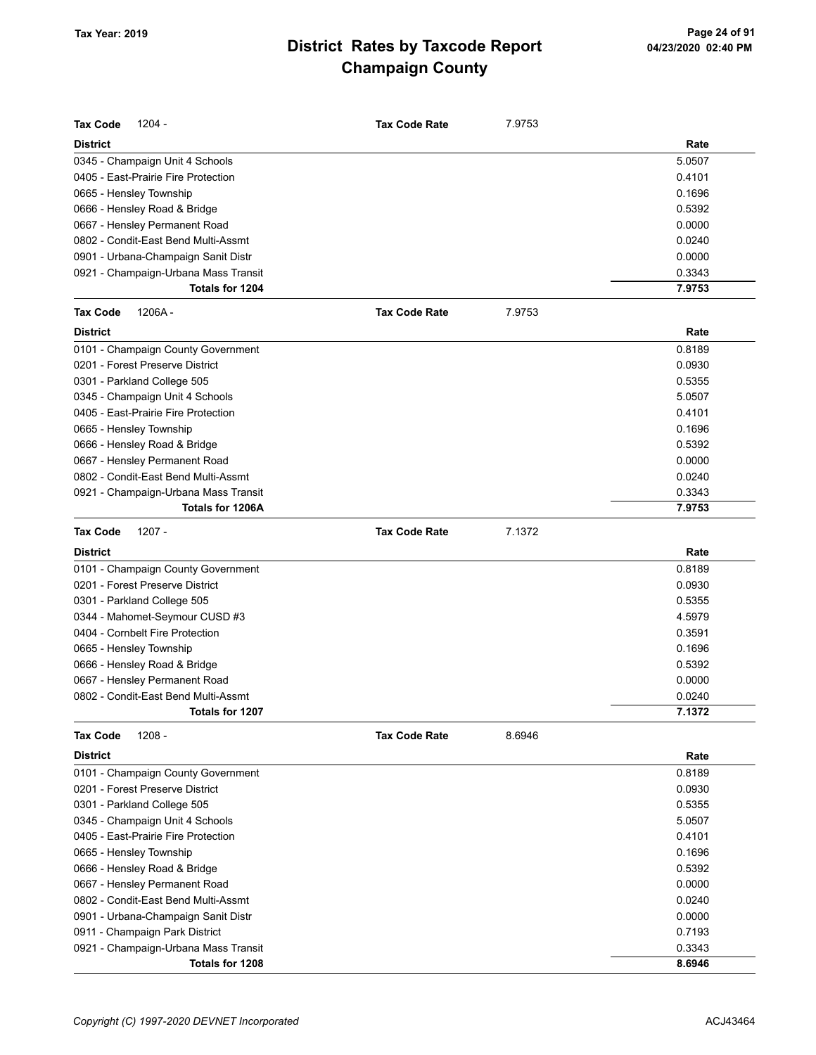# District Rates by Taxcode Report
## Champaign County

Tax Year: 2019

**Tax Code** 1204 - **Tax Code Rate** 7.9753

| District | Rate |
|---|---|
| 0345 - Champaign Unit 4 Schools | 5.0507 |
| 0405 - East-Prairie Fire Protection | 0.4101 |
| 0665 - Hensley Township | 0.1696 |
| 0666 - Hensley Road & Bridge | 0.5392 |
| 0667 - Hensley Permanent Road | 0.0000 |
| 0802 - Condit-East Bend Multi-Assmt | 0.0240 |
| 0901 - Urbana-Champaign Sanit Distr | 0.0000 |
| 0921 - Champaign-Urbana Mass Transit | 0.3343 |
| **Totals for 1204** | **7.9753** |

**Tax Code** 1206A - **Tax Code Rate** 7.9753

| District | Rate |
|---|---|
| 0101 - Champaign County Government | 0.8189 |
| 0201 - Forest Preserve District | 0.0930 |
| 0301 - Parkland College 505 | 0.5355 |
| 0345 - Champaign Unit 4 Schools | 5.0507 |
| 0405 - East-Prairie Fire Protection | 0.4101 |
| 0665 - Hensley Township | 0.1696 |
| 0666 - Hensley Road & Bridge | 0.5392 |
| 0667 - Hensley Permanent Road | 0.0000 |
| 0802 - Condit-East Bend Multi-Assmt | 0.0240 |
| 0921 - Champaign-Urbana Mass Transit | 0.3343 |
| **Totals for 1206A** | **7.9753** |

**Tax Code** 1207 - **Tax Code Rate** 7.1372

| District | Rate |
|---|---|
| 0101 - Champaign County Government | 0.8189 |
| 0201 - Forest Preserve District | 0.0930 |
| 0301 - Parkland College 505 | 0.5355 |
| 0344 - Mahomet-Seymour CUSD #3 | 4.5979 |
| 0404 - Cornbelt Fire Protection | 0.3591 |
| 0665 - Hensley Township | 0.1696 |
| 0666 - Hensley Road & Bridge | 0.5392 |
| 0667 - Hensley Permanent Road | 0.0000 |
| 0802 - Condit-East Bend Multi-Assmt | 0.0240 |
| **Totals for 1207** | **7.1372** |

**Tax Code** 1208 - **Tax Code Rate** 8.6946

| District | Rate |
|---|---|
| 0101 - Champaign County Government | 0.8189 |
| 0201 - Forest Preserve District | 0.0930 |
| 0301 - Parkland College 505 | 0.5355 |
| 0345 - Champaign Unit 4 Schools | 5.0507 |
| 0405 - East-Prairie Fire Protection | 0.4101 |
| 0665 - Hensley Township | 0.1696 |
| 0666 - Hensley Road & Bridge | 0.5392 |
| 0667 - Hensley Permanent Road | 0.0000 |
| 0802 - Condit-East Bend Multi-Assmt | 0.0240 |
| 0901 - Urbana-Champaign Sanit Distr | 0.0000 |
| 0911 - Champaign Park District | 0.7193 |
| 0921 - Champaign-Urbana Mass Transit | 0.3343 |
| **Totals for 1208** | **8.6946** |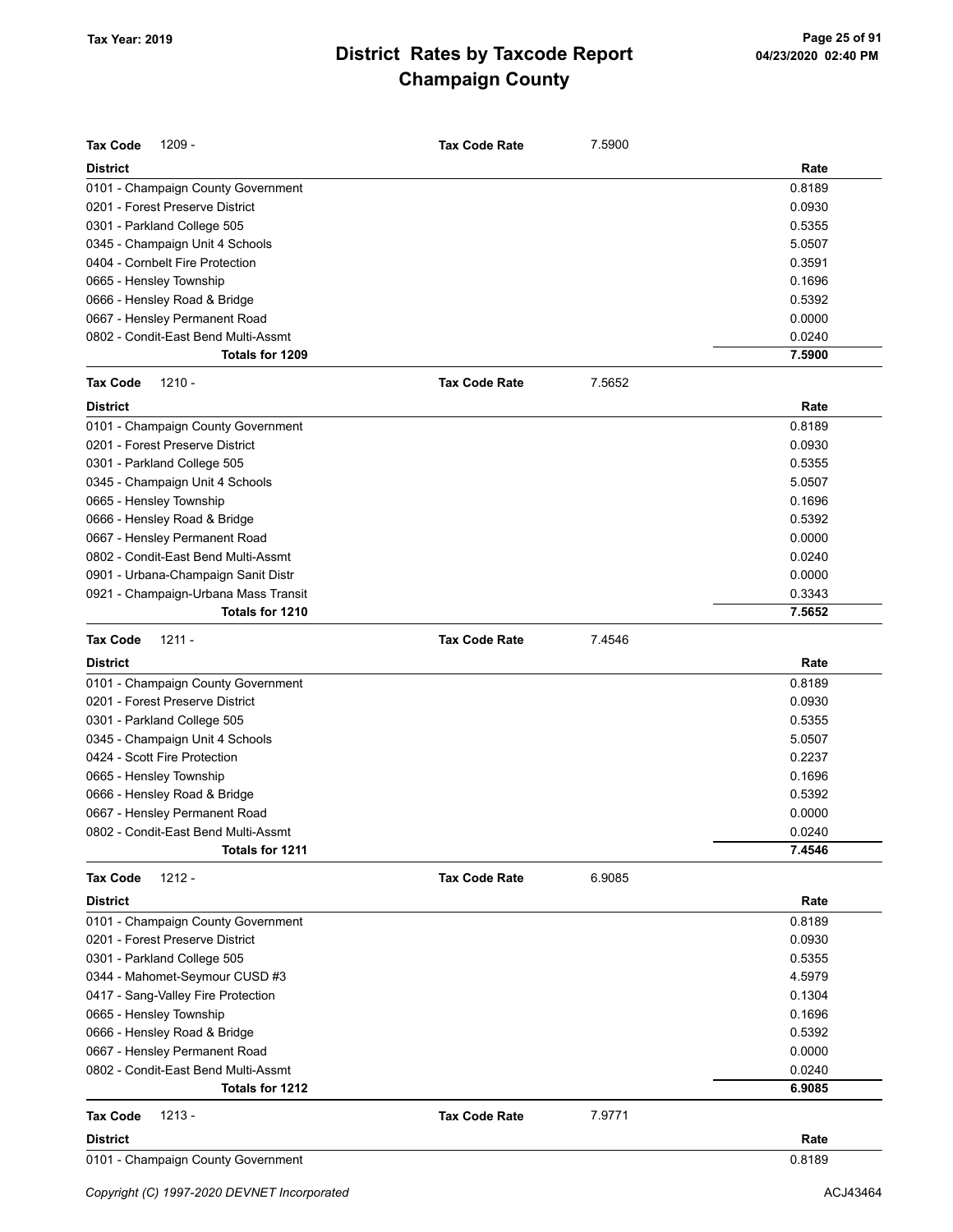# District Rates by Taxcode Report
# Champaign County

Tax Year: 2019

**Tax Code** 1209 - **Tax Code Rate** 7.5900

| District | Rate |
|---|---|
| 0101 - Champaign County Government | 0.8189 |
| 0201 - Forest Preserve District | 0.0930 |
| 0301 - Parkland College 505 | 0.5355 |
| 0345 - Champaign Unit 4 Schools | 5.0507 |
| 0404 - Cornbelt Fire Protection | 0.3591 |
| 0665 - Hensley Township | 0.1696 |
| 0666 - Hensley Road & Bridge | 0.5392 |
| 0667 - Hensley Permanent Road | 0.0000 |
| 0802 - Condit-East Bend Multi-Assmt | 0.0240 |
| **Totals for 1209** | **7.5900** |

**Tax Code** 1210 - **Tax Code Rate** 7.5652

| District | Rate |
|---|---|
| 0101 - Champaign County Government | 0.8189 |
| 0201 - Forest Preserve District | 0.0930 |
| 0301 - Parkland College 505 | 0.5355 |
| 0345 - Champaign Unit 4 Schools | 5.0507 |
| 0665 - Hensley Township | 0.1696 |
| 0666 - Hensley Road & Bridge | 0.5392 |
| 0667 - Hensley Permanent Road | 0.0000 |
| 0802 - Condit-East Bend Multi-Assmt | 0.0240 |
| 0901 - Urbana-Champaign Sanit Distr | 0.0000 |
| 0921 - Champaign-Urbana Mass Transit | 0.3343 |
| **Totals for 1210** | **7.5652** |

**Tax Code** 1211 - **Tax Code Rate** 7.4546

| District | Rate |
|---|---|
| 0101 - Champaign County Government | 0.8189 |
| 0201 - Forest Preserve District | 0.0930 |
| 0301 - Parkland College 505 | 0.5355 |
| 0345 - Champaign Unit 4 Schools | 5.0507 |
| 0424 - Scott Fire Protection | 0.2237 |
| 0665 - Hensley Township | 0.1696 |
| 0666 - Hensley Road & Bridge | 0.5392 |
| 0667 - Hensley Permanent Road | 0.0000 |
| 0802 - Condit-East Bend Multi-Assmt | 0.0240 |
| **Totals for 1211** | **7.4546** |

**Tax Code** 1212 - **Tax Code Rate** 6.9085

| District | Rate |
|---|---|
| 0101 - Champaign County Government | 0.8189 |
| 0201 - Forest Preserve District | 0.0930 |
| 0301 - Parkland College 505 | 0.5355 |
| 0344 - Mahomet-Seymour CUSD #3 | 4.5979 |
| 0417 - Sang-Valley Fire Protection | 0.1304 |
| 0665 - Hensley Township | 0.1696 |
| 0666 - Hensley Road & Bridge | 0.5392 |
| 0667 - Hensley Permanent Road | 0.0000 |
| 0802 - Condit-East Bend Multi-Assmt | 0.0240 |
| **Totals for 1212** | **6.9085** |

**Tax Code** 1213 - **Tax Code Rate** 7.9771

| District | Rate |
|---|---|
| 0101 - Champaign County Government | 0.8189 |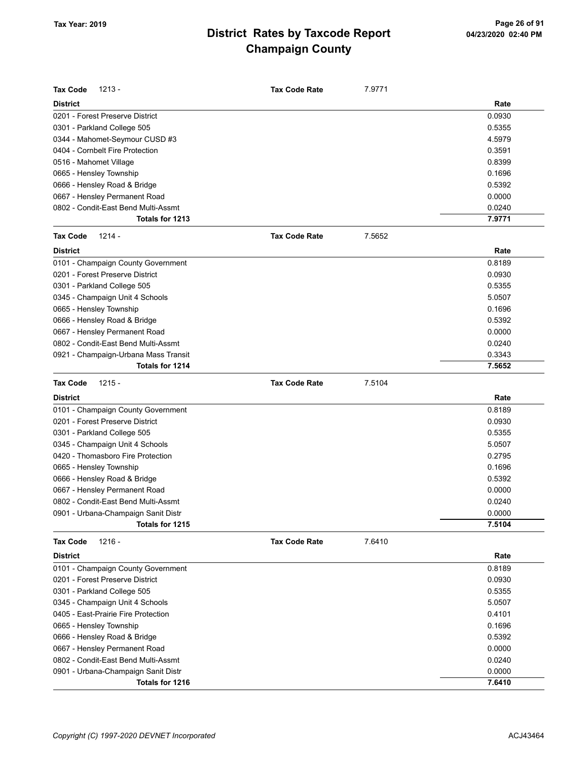# District Rates by Taxcode Report
## Champaign County

Tax Year: 2019

**Tax Code** 1213 - **Tax Code Rate** 7.9771

| District | Rate |
|---|---|
| 0201 - Forest Preserve District | 0.0930 |
| 0301 - Parkland College 505 | 0.5355 |
| 0344 - Mahomet-Seymour CUSD #3 | 4.5979 |
| 0404 - Cornbelt Fire Protection | 0.3591 |
| 0516 - Mahomet Village | 0.8399 |
| 0665 - Hensley Township | 0.1696 |
| 0666 - Hensley Road & Bridge | 0.5392 |
| 0667 - Hensley Permanent Road | 0.0000 |
| 0802 - Condit-East Bend Multi-Assmt | 0.0240 |
| **Totals for 1213** | **7.9771** |

**Tax Code** 1214 - **Tax Code Rate** 7.5652

| District | Rate |
|---|---|
| 0101 - Champaign County Government | 0.8189 |
| 0201 - Forest Preserve District | 0.0930 |
| 0301 - Parkland College 505 | 0.5355 |
| 0345 - Champaign Unit 4 Schools | 5.0507 |
| 0665 - Hensley Township | 0.1696 |
| 0666 - Hensley Road & Bridge | 0.5392 |
| 0667 - Hensley Permanent Road | 0.0000 |
| 0802 - Condit-East Bend Multi-Assmt | 0.0240 |
| 0921 - Champaign-Urbana Mass Transit | 0.3343 |
| **Totals for 1214** | **7.5652** |

**Tax Code** 1215 - **Tax Code Rate** 7.5104

| District | Rate |
|---|---|
| 0101 - Champaign County Government | 0.8189 |
| 0201 - Forest Preserve District | 0.0930 |
| 0301 - Parkland College 505 | 0.5355 |
| 0345 - Champaign Unit 4 Schools | 5.0507 |
| 0420 - Thomasboro Fire Protection | 0.2795 |
| 0665 - Hensley Township | 0.1696 |
| 0666 - Hensley Road & Bridge | 0.5392 |
| 0667 - Hensley Permanent Road | 0.0000 |
| 0802 - Condit-East Bend Multi-Assmt | 0.0240 |
| 0901 - Urbana-Champaign Sanit Distr | 0.0000 |
| **Totals for 1215** | **7.5104** |

**Tax Code** 1216 - **Tax Code Rate** 7.6410

| District | Rate |
|---|---|
| 0101 - Champaign County Government | 0.8189 |
| 0201 - Forest Preserve District | 0.0930 |
| 0301 - Parkland College 505 | 0.5355 |
| 0345 - Champaign Unit 4 Schools | 5.0507 |
| 0405 - East-Prairie Fire Protection | 0.4101 |
| 0665 - Hensley Township | 0.1696 |
| 0666 - Hensley Road & Bridge | 0.5392 |
| 0667 - Hensley Permanent Road | 0.0000 |
| 0802 - Condit-East Bend Multi-Assmt | 0.0240 |
| 0901 - Urbana-Champaign Sanit Distr | 0.0000 |
| **Totals for 1216** | **7.6410** |

*Copyright (C) 1997-2020 DEVNET Incorporated* ACJ43464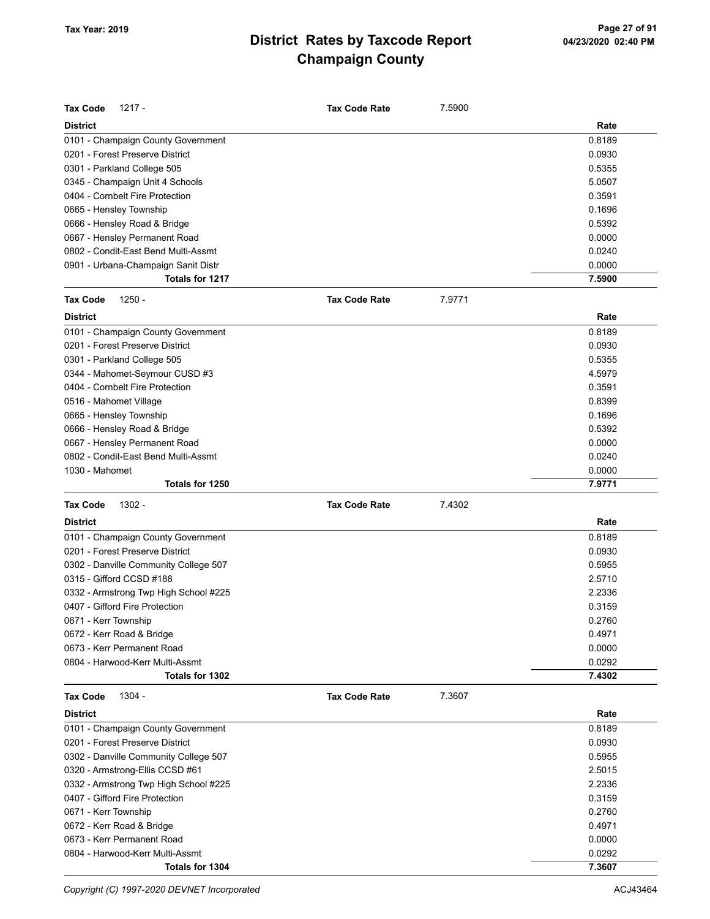# District Rates by Taxcode Report
## Champaign County

Tax Year: 2019

**Tax Code** 1217 - **Tax Code Rate** 7.5900

| District | Rate |
|---|---|
| 0101 - Champaign County Government | 0.8189 |
| 0201 - Forest Preserve District | 0.0930 |
| 0301 - Parkland College 505 | 0.5355 |
| 0345 - Champaign Unit 4 Schools | 5.0507 |
| 0404 - Cornbelt Fire Protection | 0.3591 |
| 0665 - Hensley Township | 0.1696 |
| 0666 - Hensley Road & Bridge | 0.5392 |
| 0667 - Hensley Permanent Road | 0.0000 |
| 0802 - Condit-East Bend Multi-Assmt | 0.0240 |
| 0901 - Urbana-Champaign Sanit Distr | 0.0000 |
| **Totals for 1217** | **7.5900** |

**Tax Code** 1250 - **Tax Code Rate** 7.9771

| District | Rate |
|---|---|
| 0101 - Champaign County Government | 0.8189 |
| 0201 - Forest Preserve District | 0.0930 |
| 0301 - Parkland College 505 | 0.5355 |
| 0344 - Mahomet-Seymour CUSD #3 | 4.5979 |
| 0404 - Cornbelt Fire Protection | 0.3591 |
| 0516 - Mahomet Village | 0.8399 |
| 0665 - Hensley Township | 0.1696 |
| 0666 - Hensley Road & Bridge | 0.5392 |
| 0667 - Hensley Permanent Road | 0.0000 |
| 0802 - Condit-East Bend Multi-Assmt | 0.0240 |
| 1030 - Mahomet | 0.0000 |
| **Totals for 1250** | **7.9771** |

**Tax Code** 1302 - **Tax Code Rate** 7.4302

| District | Rate |
|---|---|
| 0101 - Champaign County Government | 0.8189 |
| 0201 - Forest Preserve District | 0.0930 |
| 0302 - Danville Community College 507 | 0.5955 |
| 0315 - Gifford CCSD #188 | 2.5710 |
| 0332 - Armstrong Twp High School #225 | 2.2336 |
| 0407 - Gifford Fire Protection | 0.3159 |
| 0671 - Kerr Township | 0.2760 |
| 0672 - Kerr Road & Bridge | 0.4971 |
| 0673 - Kerr Permanent Road | 0.0000 |
| 0804 - Harwood-Kerr Multi-Assmt | 0.0292 |
| **Totals for 1302** | **7.4302** |

**Tax Code** 1304 - **Tax Code Rate** 7.3607

| District | Rate |
|---|---|
| 0101 - Champaign County Government | 0.8189 |
| 0201 - Forest Preserve District | 0.0930 |
| 0302 - Danville Community College 507 | 0.5955 |
| 0320 - Armstrong-Ellis CCSD #61 | 2.5015 |
| 0332 - Armstrong Twp High School #225 | 2.2336 |
| 0407 - Gifford Fire Protection | 0.3159 |
| 0671 - Kerr Township | 0.2760 |
| 0672 - Kerr Road & Bridge | 0.4971 |
| 0673 - Kerr Permanent Road | 0.0000 |
| 0804 - Harwood-Kerr Multi-Assmt | 0.0292 |
| **Totals for 1304** | **7.3607** |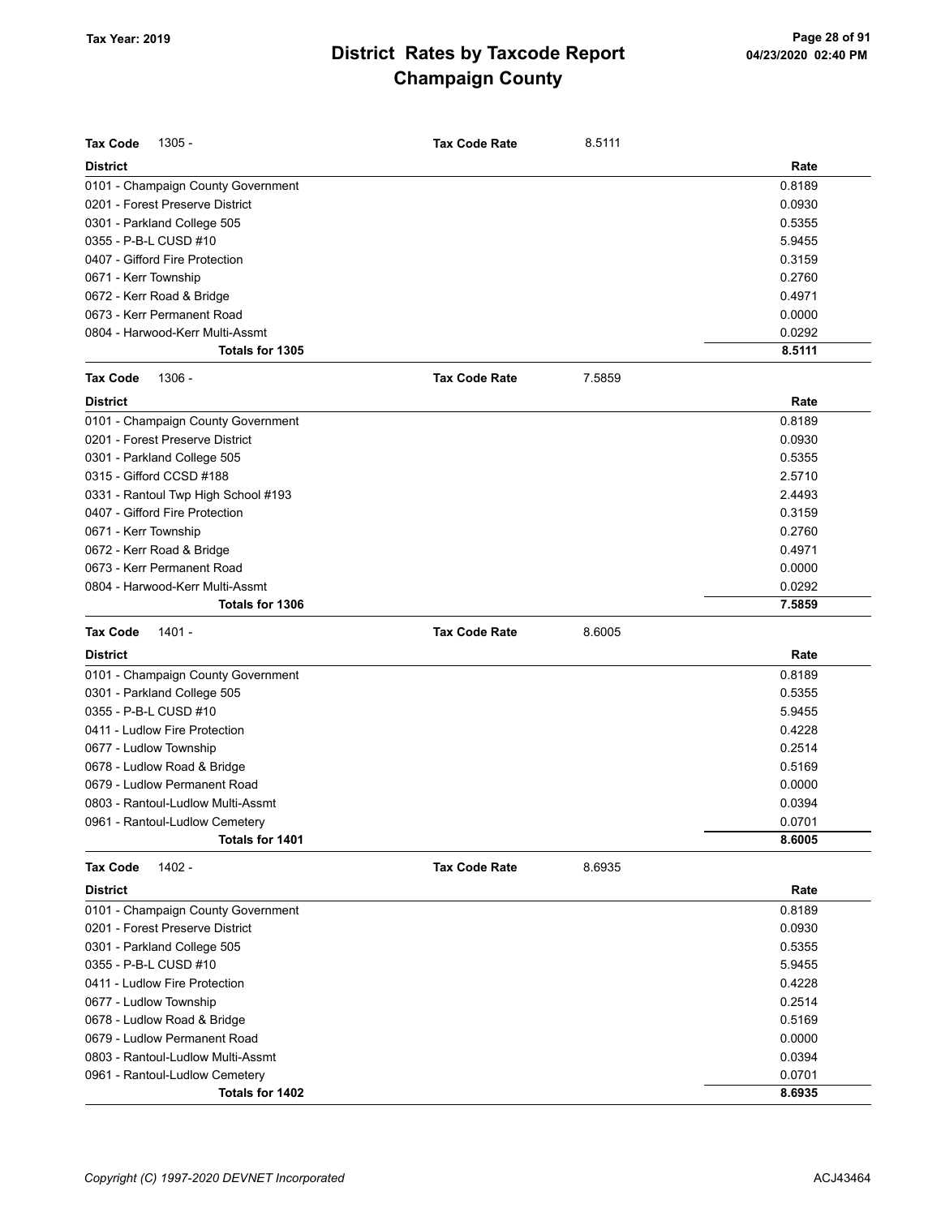# District Rates by Taxcode Report
# Champaign County

Tax Year: 2019

**Tax Code** 1305 - **Tax Code Rate** 8.5111

| District | Rate |
|---|---|
| 0101 - Champaign County Government | 0.8189 |
| 0201 - Forest Preserve District | 0.0930 |
| 0301 - Parkland College 505 | 0.5355 |
| 0355 - P-B-L CUSD #10 | 5.9455 |
| 0407 - Gifford Fire Protection | 0.3159 |
| 0671 - Kerr Township | 0.2760 |
| 0672 - Kerr Road & Bridge | 0.4971 |
| 0673 - Kerr Permanent Road | 0.0000 |
| 0804 - Harwood-Kerr Multi-Assmt | 0.0292 |
| **Totals for 1305** | **8.5111** |

**Tax Code** 1306 - **Tax Code Rate** 7.5859

| District | Rate |
|---|---|
| 0101 - Champaign County Government | 0.8189 |
| 0201 - Forest Preserve District | 0.0930 |
| 0301 - Parkland College 505 | 0.5355 |
| 0315 - Gifford CCSD #188 | 2.5710 |
| 0331 - Rantoul Twp High School #193 | 2.4493 |
| 0407 - Gifford Fire Protection | 0.3159 |
| 0671 - Kerr Township | 0.2760 |
| 0672 - Kerr Road & Bridge | 0.4971 |
| 0673 - Kerr Permanent Road | 0.0000 |
| 0804 - Harwood-Kerr Multi-Assmt | 0.0292 |
| **Totals for 1306** | **7.5859** |

**Tax Code** 1401 - **Tax Code Rate** 8.6005

| District | Rate |
|---|---|
| 0101 - Champaign County Government | 0.8189 |
| 0301 - Parkland College 505 | 0.5355 |
| 0355 - P-B-L CUSD #10 | 5.9455 |
| 0411 - Ludlow Fire Protection | 0.4228 |
| 0677 - Ludlow Township | 0.2514 |
| 0678 - Ludlow Road & Bridge | 0.5169 |
| 0679 - Ludlow Permanent Road | 0.0000 |
| 0803 - Rantoul-Ludlow Multi-Assmt | 0.0394 |
| 0961 - Rantoul-Ludlow Cemetery | 0.0701 |
| **Totals for 1401** | **8.6005** |

**Tax Code** 1402 - **Tax Code Rate** 8.6935

| District | Rate |
|---|---|
| 0101 - Champaign County Government | 0.8189 |
| 0201 - Forest Preserve District | 0.0930 |
| 0301 - Parkland College 505 | 0.5355 |
| 0355 - P-B-L CUSD #10 | 5.9455 |
| 0411 - Ludlow Fire Protection | 0.4228 |
| 0677 - Ludlow Township | 0.2514 |
| 0678 - Ludlow Road & Bridge | 0.5169 |
| 0679 - Ludlow Permanent Road | 0.0000 |
| 0803 - Rantoul-Ludlow Multi-Assmt | 0.0394 |
| 0961 - Rantoul-Ludlow Cemetery | 0.0701 |
| **Totals for 1402** | **8.6935** |

*Copyright (C) 1997-2020 DEVNET Incorporated*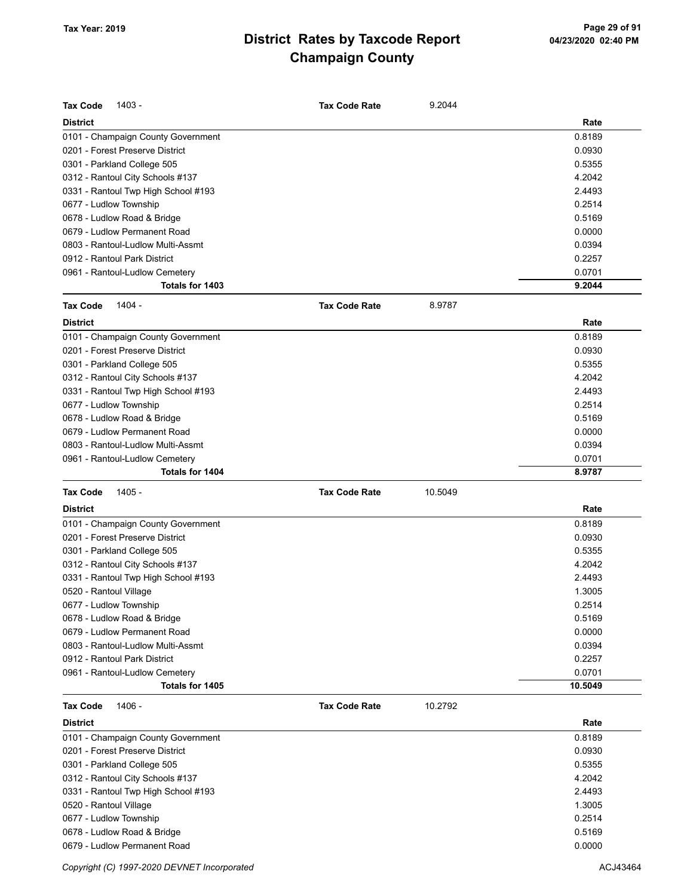# District Rates by Taxcode Report
## Champaign County

Tax Year: 2019

**Tax Code** 1403 - **Tax Code Rate** 9.2044

| District | Rate |
|---|---|
| 0101 - Champaign County Government | 0.8189 |
| 0201 - Forest Preserve District | 0.0930 |
| 0301 - Parkland College 505 | 0.5355 |
| 0312 - Rantoul City Schools #137 | 4.2042 |
| 0331 - Rantoul Twp High School #193 | 2.4493 |
| 0677 - Ludlow Township | 0.2514 |
| 0678 - Ludlow Road & Bridge | 0.5169 |
| 0679 - Ludlow Permanent Road | 0.0000 |
| 0803 - Rantoul-Ludlow Multi-Assmt | 0.0394 |
| 0912 - Rantoul Park District | 0.2257 |
| 0961 - Rantoul-Ludlow Cemetery | 0.0701 |
| **Totals for 1403** | **9.2044** |

**Tax Code** 1404 - **Tax Code Rate** 8.9787

| District | Rate |
|---|---|
| 0101 - Champaign County Government | 0.8189 |
| 0201 - Forest Preserve District | 0.0930 |
| 0301 - Parkland College 505 | 0.5355 |
| 0312 - Rantoul City Schools #137 | 4.2042 |
| 0331 - Rantoul Twp High School #193 | 2.4493 |
| 0677 - Ludlow Township | 0.2514 |
| 0678 - Ludlow Road & Bridge | 0.5169 |
| 0679 - Ludlow Permanent Road | 0.0000 |
| 0803 - Rantoul-Ludlow Multi-Assmt | 0.0394 |
| 0961 - Rantoul-Ludlow Cemetery | 0.0701 |
| **Totals for 1404** | **8.9787** |

**Tax Code** 1405 - **Tax Code Rate** 10.5049

| District | Rate |
|---|---|
| 0101 - Champaign County Government | 0.8189 |
| 0201 - Forest Preserve District | 0.0930 |
| 0301 - Parkland College 505 | 0.5355 |
| 0312 - Rantoul City Schools #137 | 4.2042 |
| 0331 - Rantoul Twp High School #193 | 2.4493 |
| 0520 - Rantoul Village | 1.3005 |
| 0677 - Ludlow Township | 0.2514 |
| 0678 - Ludlow Road & Bridge | 0.5169 |
| 0679 - Ludlow Permanent Road | 0.0000 |
| 0803 - Rantoul-Ludlow Multi-Assmt | 0.0394 |
| 0912 - Rantoul Park District | 0.2257 |
| 0961 - Rantoul-Ludlow Cemetery | 0.0701 |
| **Totals for 1405** | **10.5049** |

**Tax Code** 1406 - **Tax Code Rate** 10.2792

| District | Rate |
|---|---|
| 0101 - Champaign County Government | 0.8189 |
| 0201 - Forest Preserve District | 0.0930 |
| 0301 - Parkland College 505 | 0.5355 |
| 0312 - Rantoul City Schools #137 | 4.2042 |
| 0331 - Rantoul Twp High School #193 | 2.4493 |
| 0520 - Rantoul Village | 1.3005 |
| 0677 - Ludlow Township | 0.2514 |
| 0678 - Ludlow Road & Bridge | 0.5169 |
| 0679 - Ludlow Permanent Road | 0.0000 |

Copyright (C) 1997-2020 DEVNET Incorporated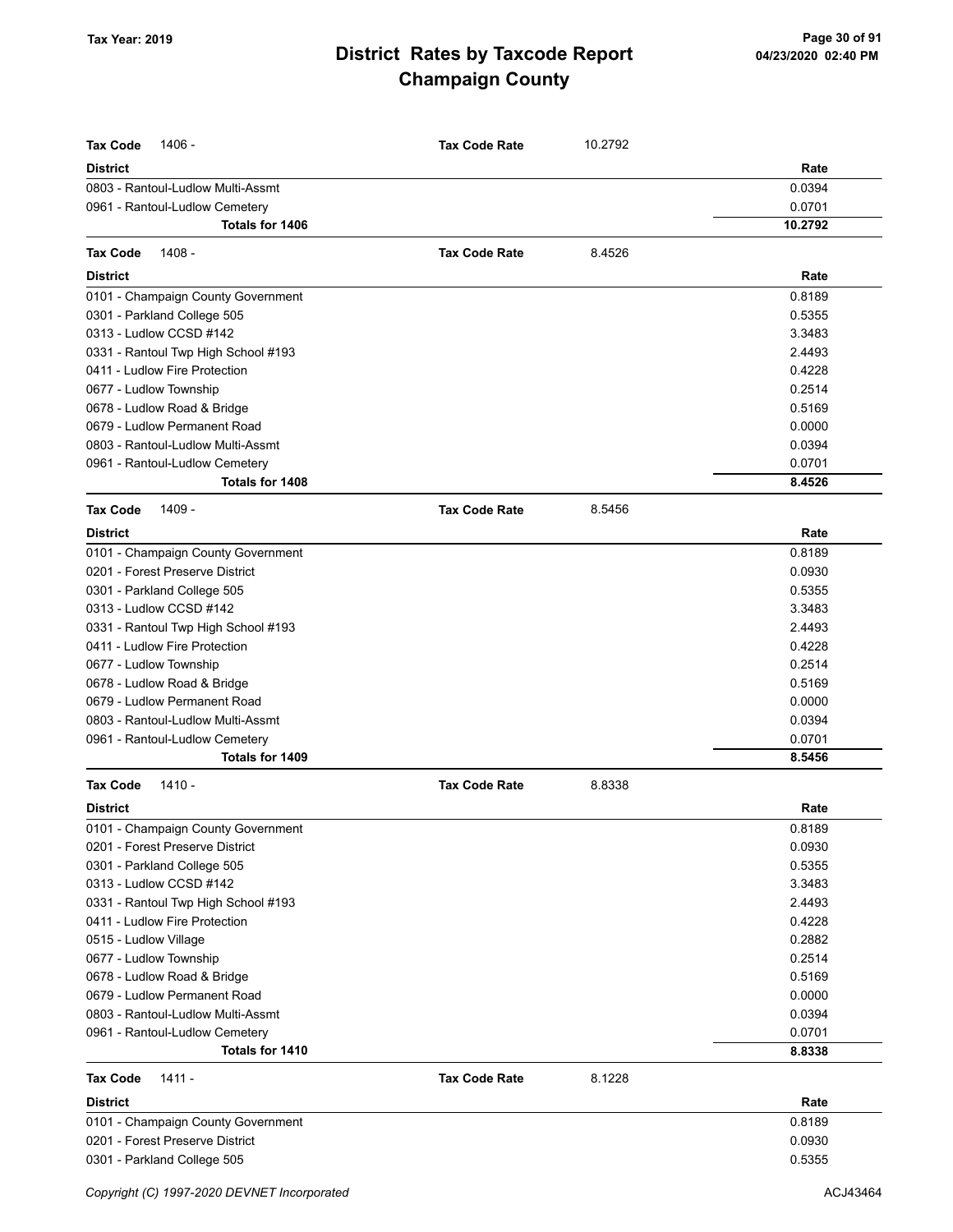| Tax Code 1406 - | Tax Code Rate | 10.2792 |
|---|---|---|
| **District** | | **Rate** |
| 0803 - Rantoul-Ludlow Multi-Assmt | | 0.0394 |
| 0961 - Rantoul-Ludlow Cemetery | | 0.0701 |
| **Totals for 1406** | | **10.2792** |

| Tax Code 1408 - | Tax Code Rate | 8.4526 |
|---|---|---|
| **District** | | **Rate** |
| 0101 - Champaign County Government | | 0.8189 |
| 0301 - Parkland College 505 | | 0.5355 |
| 0313 - Ludlow CCSD #142 | | 3.3483 |
| 0331 - Rantoul Twp High School #193 | | 2.4493 |
| 0411 - Ludlow Fire Protection | | 0.4228 |
| 0677 - Ludlow Township | | 0.2514 |
| 0678 - Ludlow Road & Bridge | | 0.5169 |
| 0679 - Ludlow Permanent Road | | 0.0000 |
| 0803 - Rantoul-Ludlow Multi-Assmt | | 0.0394 |
| 0961 - Rantoul-Ludlow Cemetery | | 0.0701 |
| **Totals for 1408** | | **8.4526** |

| Tax Code 1409 - | Tax Code Rate | 8.5456 |
|---|---|---|
| **District** | | **Rate** |
| 0101 - Champaign County Government | | 0.8189 |
| 0201 - Forest Preserve District | | 0.0930 |
| 0301 - Parkland College 505 | | 0.5355 |
| 0313 - Ludlow CCSD #142 | | 3.3483 |
| 0331 - Rantoul Twp High School #193 | | 2.4493 |
| 0411 - Ludlow Fire Protection | | 0.4228 |
| 0677 - Ludlow Township | | 0.2514 |
| 0678 - Ludlow Road & Bridge | | 0.5169 |
| 0679 - Ludlow Permanent Road | | 0.0000 |
| 0803 - Rantoul-Ludlow Multi-Assmt | | 0.0394 |
| 0961 - Rantoul-Ludlow Cemetery | | 0.0701 |
| **Totals for 1409** | | **8.5456** |

| Tax Code 1410 - | Tax Code Rate | 8.8338 |
|---|---|---|
| **District** | | **Rate** |
| 0101 - Champaign County Government | | 0.8189 |
| 0201 - Forest Preserve District | | 0.0930 |
| 0301 - Parkland College 505 | | 0.5355 |
| 0313 - Ludlow CCSD #142 | | 3.3483 |
| 0331 - Rantoul Twp High School #193 | | 2.4493 |
| 0411 - Ludlow Fire Protection | | 0.4228 |
| 0515 - Ludlow Village | | 0.2882 |
| 0677 - Ludlow Township | | 0.2514 |
| 0678 - Ludlow Road & Bridge | | 0.5169 |
| 0679 - Ludlow Permanent Road | | 0.0000 |
| 0803 - Rantoul-Ludlow Multi-Assmt | | 0.0394 |
| 0961 - Rantoul-Ludlow Cemetery | | 0.0701 |
| **Totals for 1410** | | **8.8338** |

| Tax Code 1411 - | Tax Code Rate | 8.1228 |
|---|---|---|
| **District** | | **Rate** |
| 0101 - Champaign County Government | | 0.8189 |
| 0201 - Forest Preserve District | | 0.0930 |
| 0301 - Parkland College 505 | | 0.5355 |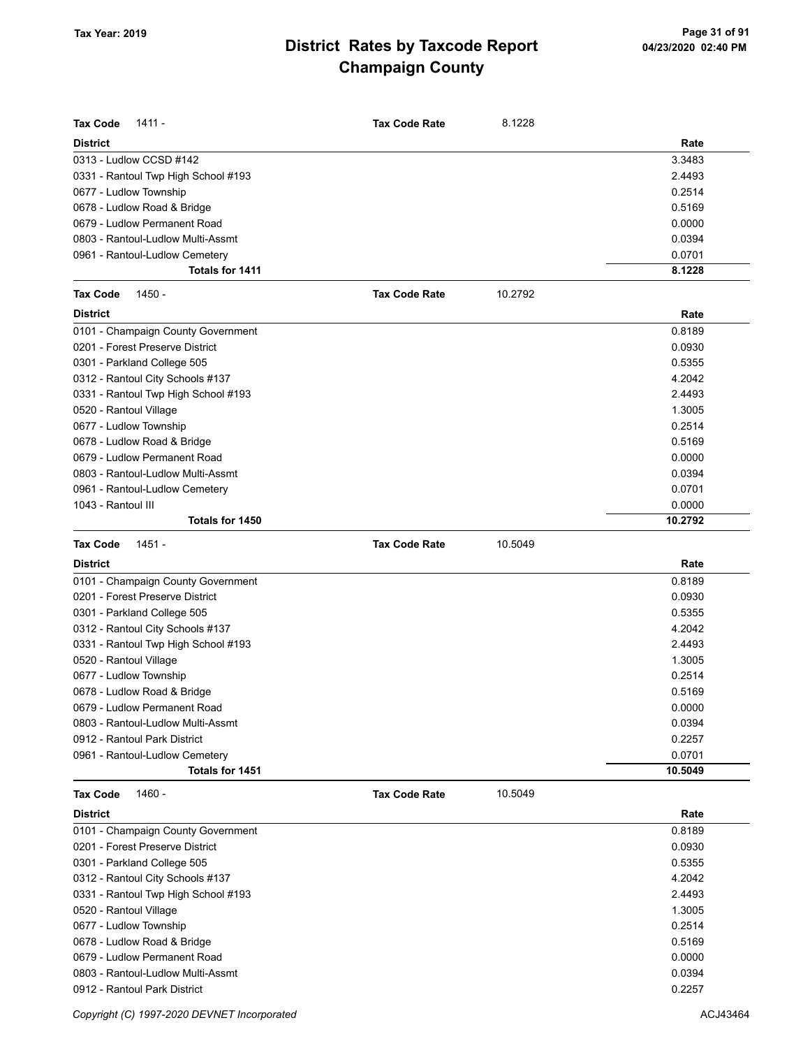# District Rates by Taxcode Report
# Champaign County

Tax Year: 2019

**Tax Code** 1411 - **Tax Code Rate** 8.1228

| District | Rate |
|---|---|
| 0313 - Ludlow CCSD #142 | 3.3483 |
| 0331 - Rantoul Twp High School #193 | 2.4493 |
| 0677 - Ludlow Township | 0.2514 |
| 0678 - Ludlow Road & Bridge | 0.5169 |
| 0679 - Ludlow Permanent Road | 0.0000 |
| 0803 - Rantoul-Ludlow Multi-Assmt | 0.0394 |
| 0961 - Rantoul-Ludlow Cemetery | 0.0701 |
| **Totals for 1411** | **8.1228** |

**Tax Code** 1450 - **Tax Code Rate** 10.2792

| District | Rate |
|---|---|
| 0101 - Champaign County Government | 0.8189 |
| 0201 - Forest Preserve District | 0.0930 |
| 0301 - Parkland College 505 | 0.5355 |
| 0312 - Rantoul City Schools #137 | 4.2042 |
| 0331 - Rantoul Twp High School #193 | 2.4493 |
| 0520 - Rantoul Village | 1.3005 |
| 0677 - Ludlow Township | 0.2514 |
| 0678 - Ludlow Road & Bridge | 0.5169 |
| 0679 - Ludlow Permanent Road | 0.0000 |
| 0803 - Rantoul-Ludlow Multi-Assmt | 0.0394 |
| 0961 - Rantoul-Ludlow Cemetery | 0.0701 |
| 1043 - Rantoul III | 0.0000 |
| **Totals for 1450** | **10.2792** |

**Tax Code** 1451 - **Tax Code Rate** 10.5049

| District | Rate |
|---|---|
| 0101 - Champaign County Government | 0.8189 |
| 0201 - Forest Preserve District | 0.0930 |
| 0301 - Parkland College 505 | 0.5355 |
| 0312 - Rantoul City Schools #137 | 4.2042 |
| 0331 - Rantoul Twp High School #193 | 2.4493 |
| 0520 - Rantoul Village | 1.3005 |
| 0677 - Ludlow Township | 0.2514 |
| 0678 - Ludlow Road & Bridge | 0.5169 |
| 0679 - Ludlow Permanent Road | 0.0000 |
| 0803 - Rantoul-Ludlow Multi-Assmt | 0.0394 |
| 0912 - Rantoul Park District | 0.2257 |
| 0961 - Rantoul-Ludlow Cemetery | 0.0701 |
| **Totals for 1451** | **10.5049** |

**Tax Code** 1460 - **Tax Code Rate** 10.5049

| District | Rate |
|---|---|
| 0101 - Champaign County Government | 0.8189 |
| 0201 - Forest Preserve District | 0.0930 |
| 0301 - Parkland College 505 | 0.5355 |
| 0312 - Rantoul City Schools #137 | 4.2042 |
| 0331 - Rantoul Twp High School #193 | 2.4493 |
| 0520 - Rantoul Village | 1.3005 |
| 0677 - Ludlow Township | 0.2514 |
| 0678 - Ludlow Road & Bridge | 0.5169 |
| 0679 - Ludlow Permanent Road | 0.0000 |
| 0803 - Rantoul-Ludlow Multi-Assmt | 0.0394 |
| 0912 - Rantoul Park District | 0.2257 |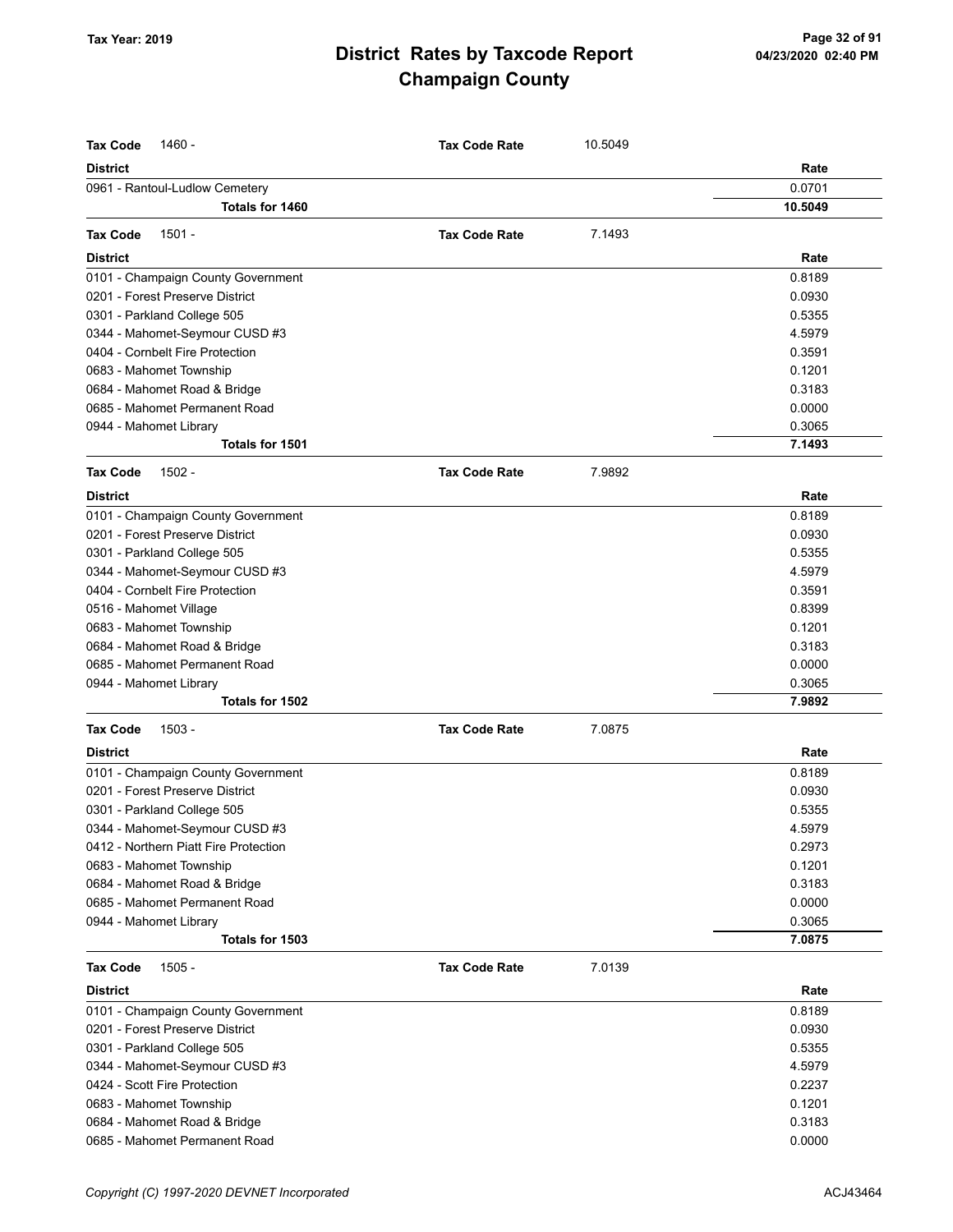# District Rates by Taxcode Report
## Champaign County

Tax Year: 2019

**Tax Code** 1460 - **Tax Code Rate** 10.5049

| District | Rate |
|---|---|
| 0961 - Rantoul-Ludlow Cemetery | 0.0701 |
| **Totals for 1460** | **10.5049** |

**Tax Code** 1501 - **Tax Code Rate** 7.1493

| District | Rate |
|---|---|
| 0101 - Champaign County Government | 0.8189 |
| 0201 - Forest Preserve District | 0.0930 |
| 0301 - Parkland College 505 | 0.5355 |
| 0344 - Mahomet-Seymour CUSD #3 | 4.5979 |
| 0404 - Cornbelt Fire Protection | 0.3591 |
| 0683 - Mahomet Township | 0.1201 |
| 0684 - Mahomet Road & Bridge | 0.3183 |
| 0685 - Mahomet Permanent Road | 0.0000 |
| 0944 - Mahomet Library | 0.3065 |
| **Totals for 1501** | **7.1493** |

**Tax Code** 1502 - **Tax Code Rate** 7.9892

| District | Rate |
|---|---|
| 0101 - Champaign County Government | 0.8189 |
| 0201 - Forest Preserve District | 0.0930 |
| 0301 - Parkland College 505 | 0.5355 |
| 0344 - Mahomet-Seymour CUSD #3 | 4.5979 |
| 0404 - Cornbelt Fire Protection | 0.3591 |
| 0516 - Mahomet Village | 0.8399 |
| 0683 - Mahomet Township | 0.1201 |
| 0684 - Mahomet Road & Bridge | 0.3183 |
| 0685 - Mahomet Permanent Road | 0.0000 |
| 0944 - Mahomet Library | 0.3065 |
| **Totals for 1502** | **7.9892** |

**Tax Code** 1503 - **Tax Code Rate** 7.0875

| District | Rate |
|---|---|
| 0101 - Champaign County Government | 0.8189 |
| 0201 - Forest Preserve District | 0.0930 |
| 0301 - Parkland College 505 | 0.5355 |
| 0344 - Mahomet-Seymour CUSD #3 | 4.5979 |
| 0412 - Northern Piatt Fire Protection | 0.2973 |
| 0683 - Mahomet Township | 0.1201 |
| 0684 - Mahomet Road & Bridge | 0.3183 |
| 0685 - Mahomet Permanent Road | 0.0000 |
| 0944 - Mahomet Library | 0.3065 |
| **Totals for 1503** | **7.0875** |

**Tax Code** 1505 - **Tax Code Rate** 7.0139

| District | Rate |
|---|---|
| 0101 - Champaign County Government | 0.8189 |
| 0201 - Forest Preserve District | 0.0930 |
| 0301 - Parkland College 505 | 0.5355 |
| 0344 - Mahomet-Seymour CUSD #3 | 4.5979 |
| 0424 - Scott Fire Protection | 0.2237 |
| 0683 - Mahomet Township | 0.1201 |
| 0684 - Mahomet Road & Bridge | 0.3183 |
| 0685 - Mahomet Permanent Road | 0.0000 |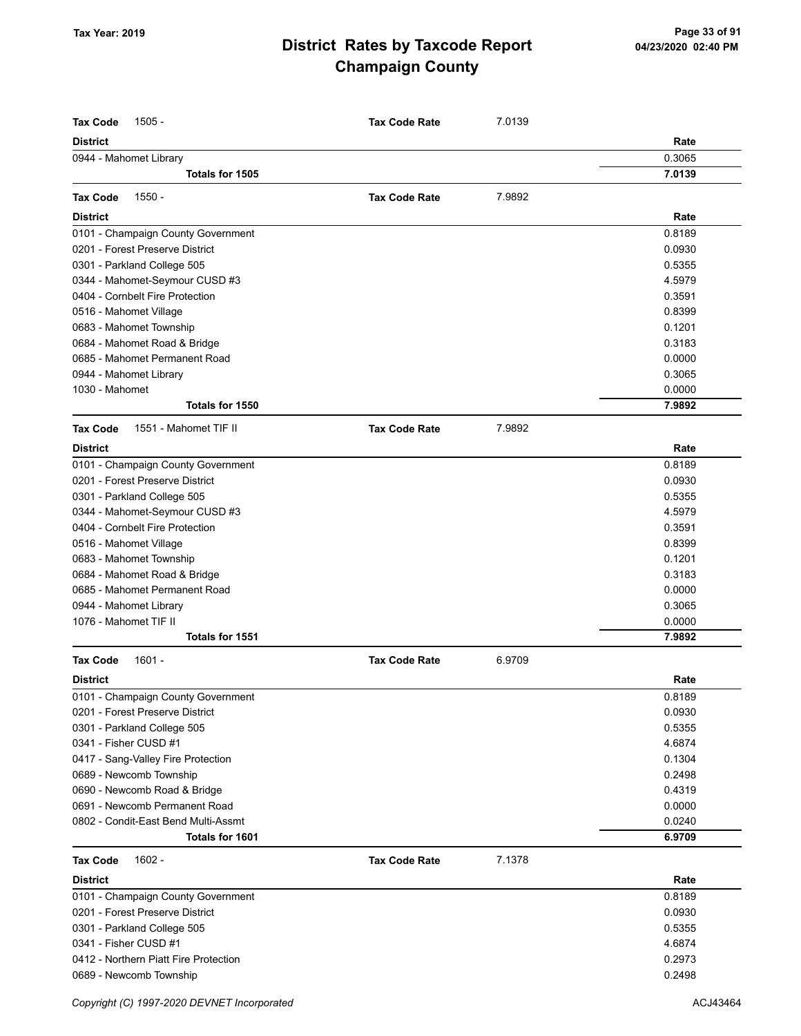## District Rates by Taxcode Report
## Champaign County

Tax Year: 2019

**Tax Code** 1505 - **Tax Code Rate** 7.0139

| District | Rate |
|---|---|
| 0944 - Mahomet Library | 0.3065 |
| **Totals for 1505** | **7.0139** |

**Tax Code** 1550 - **Tax Code Rate** 7.9892

| District | Rate |
|---|---|
| 0101 - Champaign County Government | 0.8189 |
| 0201 - Forest Preserve District | 0.0930 |
| 0301 - Parkland College 505 | 0.5355 |
| 0344 - Mahomet-Seymour CUSD #3 | 4.5979 |
| 0404 - Cornbelt Fire Protection | 0.3591 |
| 0516 - Mahomet Village | 0.8399 |
| 0683 - Mahomet Township | 0.1201 |
| 0684 - Mahomet Road & Bridge | 0.3183 |
| 0685 - Mahomet Permanent Road | 0.0000 |
| 0944 - Mahomet Library | 0.3065 |
| 1030 - Mahomet | 0.0000 |
| **Totals for 1550** | **7.9892** |

**Tax Code** 1551 - Mahomet TIF II **Tax Code Rate** 7.9892

| District | Rate |
|---|---|
| 0101 - Champaign County Government | 0.8189 |
| 0201 - Forest Preserve District | 0.0930 |
| 0301 - Parkland College 505 | 0.5355 |
| 0344 - Mahomet-Seymour CUSD #3 | 4.5979 |
| 0404 - Cornbelt Fire Protection | 0.3591 |
| 0516 - Mahomet Village | 0.8399 |
| 0683 - Mahomet Township | 0.1201 |
| 0684 - Mahomet Road & Bridge | 0.3183 |
| 0685 - Mahomet Permanent Road | 0.0000 |
| 0944 - Mahomet Library | 0.3065 |
| 1076 - Mahomet TIF II | 0.0000 |
| **Totals for 1551** | **7.9892** |

**Tax Code** 1601 - **Tax Code Rate** 6.9709

| District | Rate |
|---|---|
| 0101 - Champaign County Government | 0.8189 |
| 0201 - Forest Preserve District | 0.0930 |
| 0301 - Parkland College 505 | 0.5355 |
| 0341 - Fisher CUSD #1 | 4.6874 |
| 0417 - Sang-Valley Fire Protection | 0.1304 |
| 0689 - Newcomb Township | 0.2498 |
| 0690 - Newcomb Road & Bridge | 0.4319 |
| 0691 - Newcomb Permanent Road | 0.0000 |
| 0802 - Condit-East Bend Multi-Assmt | 0.0240 |
| **Totals for 1601** | **6.9709** |

**Tax Code** 1602 - **Tax Code Rate** 7.1378

| District | Rate |
|---|---|
| 0101 - Champaign County Government | 0.8189 |
| 0201 - Forest Preserve District | 0.0930 |
| 0301 - Parkland College 505 | 0.5355 |
| 0341 - Fisher CUSD #1 | 4.6874 |
| 0412 - Northern Piatt Fire Protection | 0.2973 |
| 0689 - Newcomb Township | 0.2498 |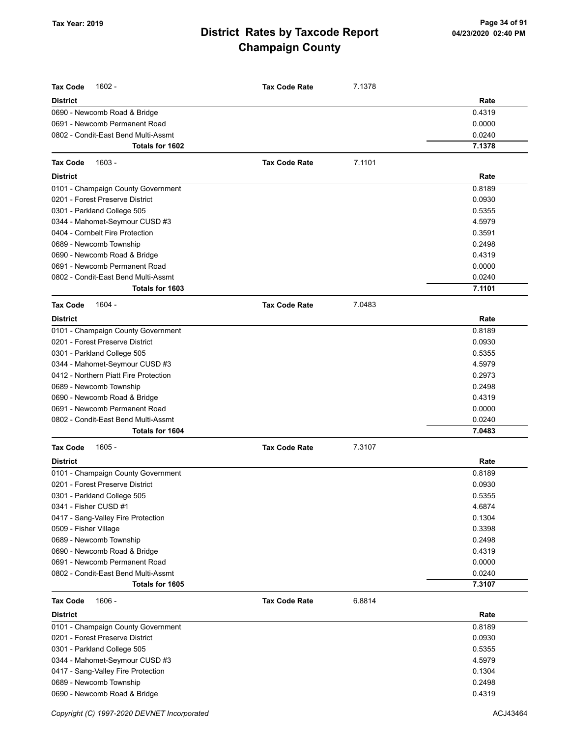# District Rates by Taxcode Report
# Champaign County

Tax Year: 2019

**Tax Code** 1602 - **Tax Code Rate** 7.1378

| District | Rate |
|---|---|
| 0690 - Newcomb Road & Bridge | 0.4319 |
| 0691 - Newcomb Permanent Road | 0.0000 |
| 0802 - Condit-East Bend Multi-Assmt | 0.0240 |
| **Totals for 1602** | **7.1378** |

**Tax Code** 1603 - **Tax Code Rate** 7.1101

| District | Rate |
|---|---|
| 0101 - Champaign County Government | 0.8189 |
| 0201 - Forest Preserve District | 0.0930 |
| 0301 - Parkland College 505 | 0.5355 |
| 0344 - Mahomet-Seymour CUSD #3 | 4.5979 |
| 0404 - Cornbelt Fire Protection | 0.3591 |
| 0689 - Newcomb Township | 0.2498 |
| 0690 - Newcomb Road & Bridge | 0.4319 |
| 0691 - Newcomb Permanent Road | 0.0000 |
| 0802 - Condit-East Bend Multi-Assmt | 0.0240 |
| **Totals for 1603** | **7.1101** |

**Tax Code** 1604 - **Tax Code Rate** 7.0483

| District | Rate |
|---|---|
| 0101 - Champaign County Government | 0.8189 |
| 0201 - Forest Preserve District | 0.0930 |
| 0301 - Parkland College 505 | 0.5355 |
| 0344 - Mahomet-Seymour CUSD #3 | 4.5979 |
| 0412 - Northern Piatt Fire Protection | 0.2973 |
| 0689 - Newcomb Township | 0.2498 |
| 0690 - Newcomb Road & Bridge | 0.4319 |
| 0691 - Newcomb Permanent Road | 0.0000 |
| 0802 - Condit-East Bend Multi-Assmt | 0.0240 |
| **Totals for 1604** | **7.0483** |

**Tax Code** 1605 - **Tax Code Rate** 7.3107

| District | Rate |
|---|---|
| 0101 - Champaign County Government | 0.8189 |
| 0201 - Forest Preserve District | 0.0930 |
| 0301 - Parkland College 505 | 0.5355 |
| 0341 - Fisher CUSD #1 | 4.6874 |
| 0417 - Sang-Valley Fire Protection | 0.1304 |
| 0509 - Fisher Village | 0.3398 |
| 0689 - Newcomb Township | 0.2498 |
| 0690 - Newcomb Road & Bridge | 0.4319 |
| 0691 - Newcomb Permanent Road | 0.0000 |
| 0802 - Condit-East Bend Multi-Assmt | 0.0240 |
| **Totals for 1605** | **7.3107** |

**Tax Code** 1606 - **Tax Code Rate** 6.8814

| District | Rate |
|---|---|
| 0101 - Champaign County Government | 0.8189 |
| 0201 - Forest Preserve District | 0.0930 |
| 0301 - Parkland College 505 | 0.5355 |
| 0344 - Mahomet-Seymour CUSD #3 | 4.5979 |
| 0417 - Sang-Valley Fire Protection | 0.1304 |
| 0689 - Newcomb Township | 0.2498 |
| 0690 - Newcomb Road & Bridge | 0.4319 |

Copyright (C) 1997-2020 DEVNET Incorporated ACJ43464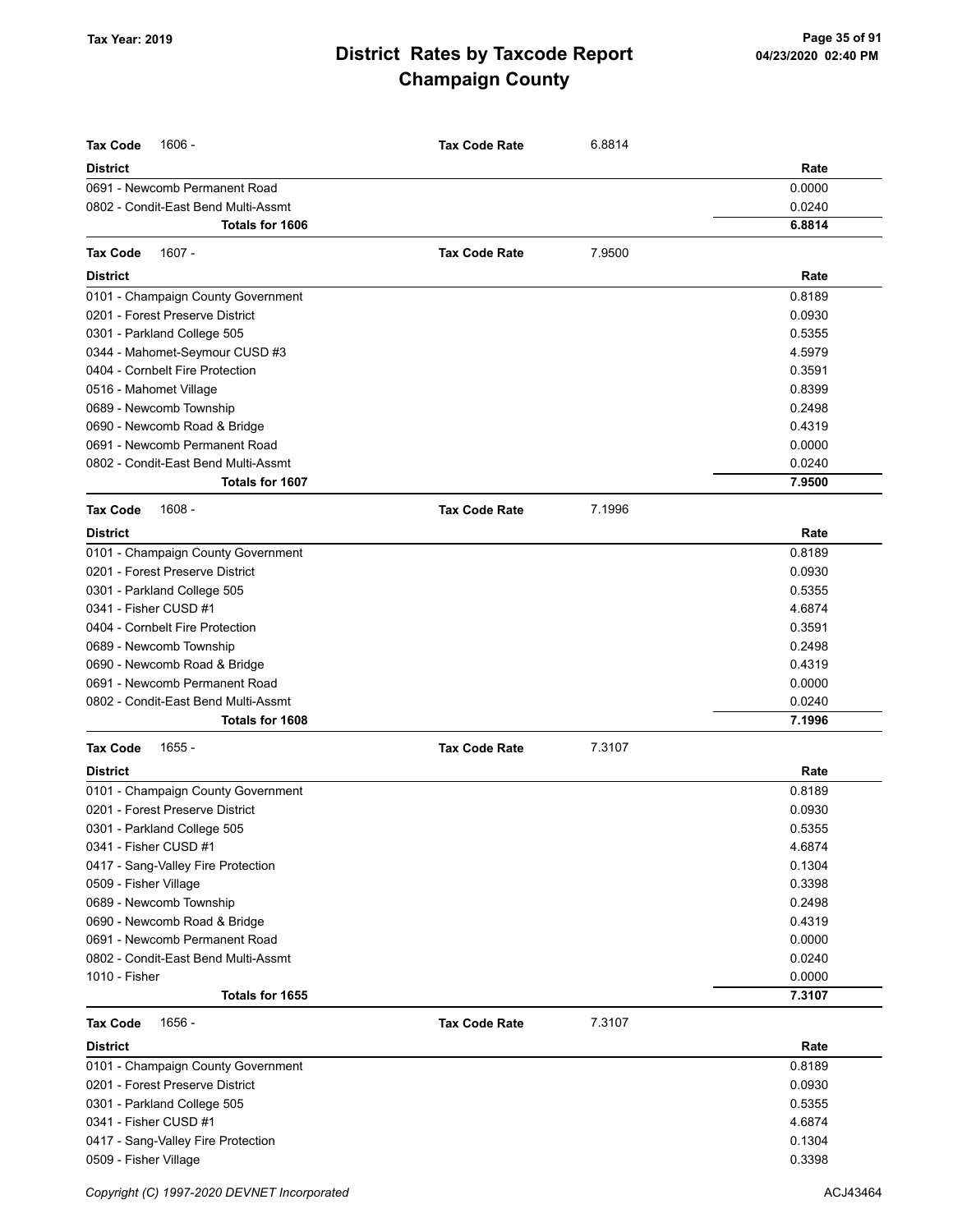| Tax Code 1606 - | Tax Code Rate | 6.8814 |
|---|---|---|
| **District** | | **Rate** |
| 0691 - Newcomb Permanent Road | | 0.0000 |
| 0802 - Condit-East Bend Multi-Assmt | | 0.0240 |
| **Totals for 1606** | | **6.8814** |

| Tax Code 1607 - | Tax Code Rate | 7.9500 |
|---|---|---|
| **District** | | **Rate** |
| 0101 - Champaign County Government | | 0.8189 |
| 0201 - Forest Preserve District | | 0.0930 |
| 0301 - Parkland College 505 | | 0.5355 |
| 0344 - Mahomet-Seymour CUSD #3 | | 4.5979 |
| 0404 - Cornbelt Fire Protection | | 0.3591 |
| 0516 - Mahomet Village | | 0.8399 |
| 0689 - Newcomb Township | | 0.2498 |
| 0690 - Newcomb Road & Bridge | | 0.4319 |
| 0691 - Newcomb Permanent Road | | 0.0000 |
| 0802 - Condit-East Bend Multi-Assmt | | 0.0240 |
| **Totals for 1607** | | **7.9500** |

| Tax Code 1608 - | Tax Code Rate | 7.1996 |
|---|---|---|
| **District** | | **Rate** |
| 0101 - Champaign County Government | | 0.8189 |
| 0201 - Forest Preserve District | | 0.0930 |
| 0301 - Parkland College 505 | | 0.5355 |
| 0341 - Fisher CUSD #1 | | 4.6874 |
| 0404 - Cornbelt Fire Protection | | 0.3591 |
| 0689 - Newcomb Township | | 0.2498 |
| 0690 - Newcomb Road & Bridge | | 0.4319 |
| 0691 - Newcomb Permanent Road | | 0.0000 |
| 0802 - Condit-East Bend Multi-Assmt | | 0.0240 |
| **Totals for 1608** | | **7.1996** |

| Tax Code 1655 - | Tax Code Rate | 7.3107 |
|---|---|---|
| **District** | | **Rate** |
| 0101 - Champaign County Government | | 0.8189 |
| 0201 - Forest Preserve District | | 0.0930 |
| 0301 - Parkland College 505 | | 0.5355 |
| 0341 - Fisher CUSD #1 | | 4.6874 |
| 0417 - Sang-Valley Fire Protection | | 0.1304 |
| 0509 - Fisher Village | | 0.3398 |
| 0689 - Newcomb Township | | 0.2498 |
| 0690 - Newcomb Road & Bridge | | 0.4319 |
| 0691 - Newcomb Permanent Road | | 0.0000 |
| 0802 - Condit-East Bend Multi-Assmt | | 0.0240 |
| 1010 - Fisher | | 0.0000 |
| **Totals for 1655** | | **7.3107** |

| Tax Code 1656 - | Tax Code Rate | 7.3107 |
|---|---|---|
| **District** | | **Rate** |
| 0101 - Champaign County Government | | 0.8189 |
| 0201 - Forest Preserve District | | 0.0930 |
| 0301 - Parkland College 505 | | 0.5355 |
| 0341 - Fisher CUSD #1 | | 4.6874 |
| 0417 - Sang-Valley Fire Protection | | 0.1304 |
| 0509 - Fisher Village | | 0.3398 |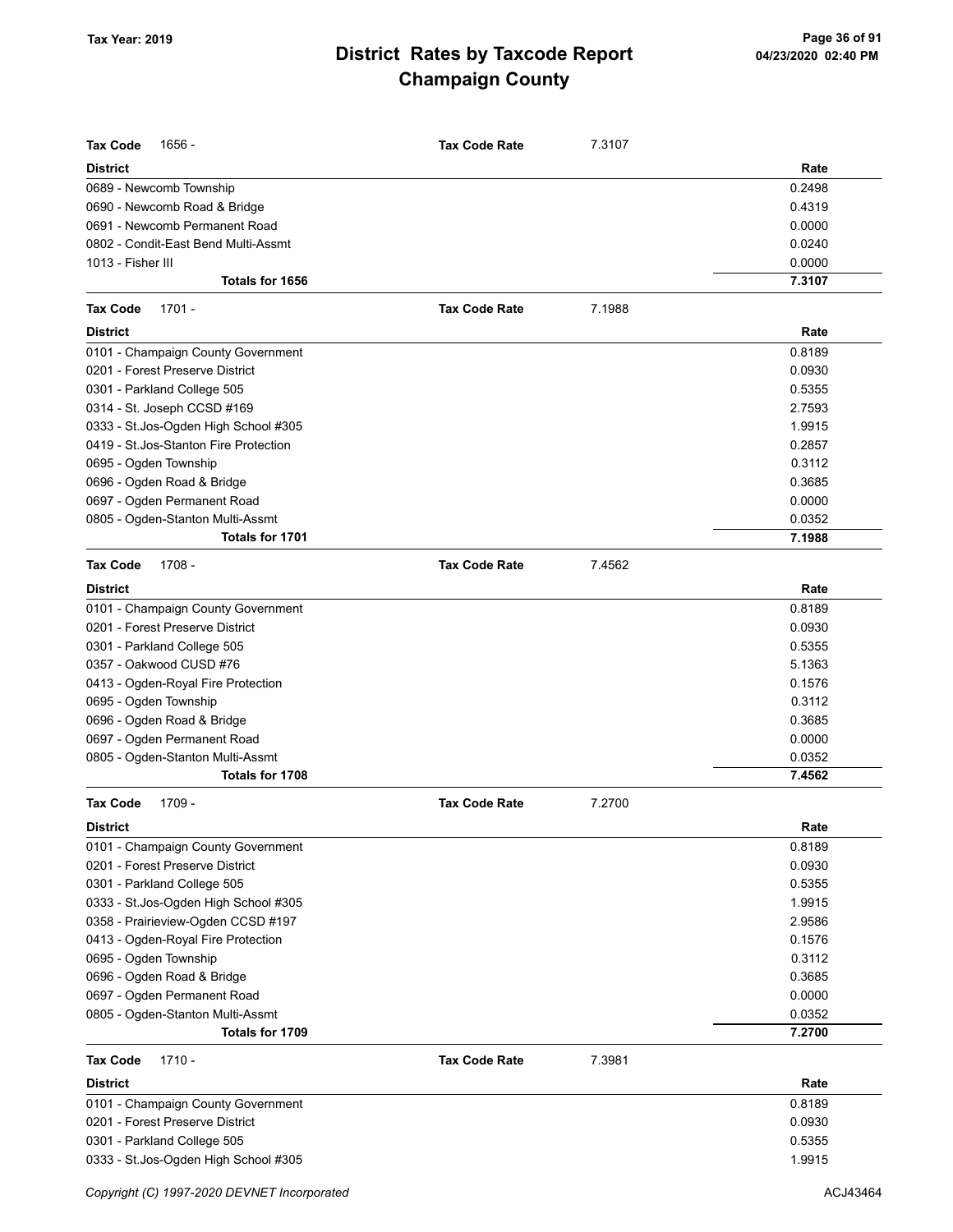# District Rates by Taxcode Report
# Champaign County

Tax Year: 2019

**Tax Code** 1656 - **Tax Code Rate** 7.3107

| District | Rate |
|---|---|
| 0689 - Newcomb Township | 0.2498 |
| 0690 - Newcomb Road & Bridge | 0.4319 |
| 0691 - Newcomb Permanent Road | 0.0000 |
| 0802 - Condit-East Bend Multi-Assmt | 0.0240 |
| 1013 - Fisher III | 0.0000 |
| **Totals for 1656** | **7.3107** |

**Tax Code** 1701 - **Tax Code Rate** 7.1988

| District | Rate |
|---|---|
| 0101 - Champaign County Government | 0.8189 |
| 0201 - Forest Preserve District | 0.0930 |
| 0301 - Parkland College 505 | 0.5355 |
| 0314 - St. Joseph CCSD #169 | 2.7593 |
| 0333 - St.Jos-Ogden High School #305 | 1.9915 |
| 0419 - St.Jos-Stanton Fire Protection | 0.2857 |
| 0695 - Ogden Township | 0.3112 |
| 0696 - Ogden Road & Bridge | 0.3685 |
| 0697 - Ogden Permanent Road | 0.0000 |
| 0805 - Ogden-Stanton Multi-Assmt | 0.0352 |
| **Totals for 1701** | **7.1988** |

**Tax Code** 1708 - **Tax Code Rate** 7.4562

| District | Rate |
|---|---|
| 0101 - Champaign County Government | 0.8189 |
| 0201 - Forest Preserve District | 0.0930 |
| 0301 - Parkland College 505 | 0.5355 |
| 0357 - Oakwood CUSD #76 | 5.1363 |
| 0413 - Ogden-Royal Fire Protection | 0.1576 |
| 0695 - Ogden Township | 0.3112 |
| 0696 - Ogden Road & Bridge | 0.3685 |
| 0697 - Ogden Permanent Road | 0.0000 |
| 0805 - Ogden-Stanton Multi-Assmt | 0.0352 |
| **Totals for 1708** | **7.4562** |

**Tax Code** 1709 - **Tax Code Rate** 7.2700

| District | Rate |
|---|---|
| 0101 - Champaign County Government | 0.8189 |
| 0201 - Forest Preserve District | 0.0930 |
| 0301 - Parkland College 505 | 0.5355 |
| 0333 - St.Jos-Ogden High School #305 | 1.9915 |
| 0358 - Prairieview-Ogden CCSD #197 | 2.9586 |
| 0413 - Ogden-Royal Fire Protection | 0.1576 |
| 0695 - Ogden Township | 0.3112 |
| 0696 - Ogden Road & Bridge | 0.3685 |
| 0697 - Ogden Permanent Road | 0.0000 |
| 0805 - Ogden-Stanton Multi-Assmt | 0.0352 |
| **Totals for 1709** | **7.2700** |

**Tax Code** 1710 - **Tax Code Rate** 7.3981

| District | Rate |
|---|---|
| 0101 - Champaign County Government | 0.8189 |
| 0201 - Forest Preserve District | 0.0930 |
| 0301 - Parkland College 505 | 0.5355 |
| 0333 - St.Jos-Ogden High School #305 | 1.9915 |

Copyright (C) 1997-2020 DEVNET Incorporated ACJ43464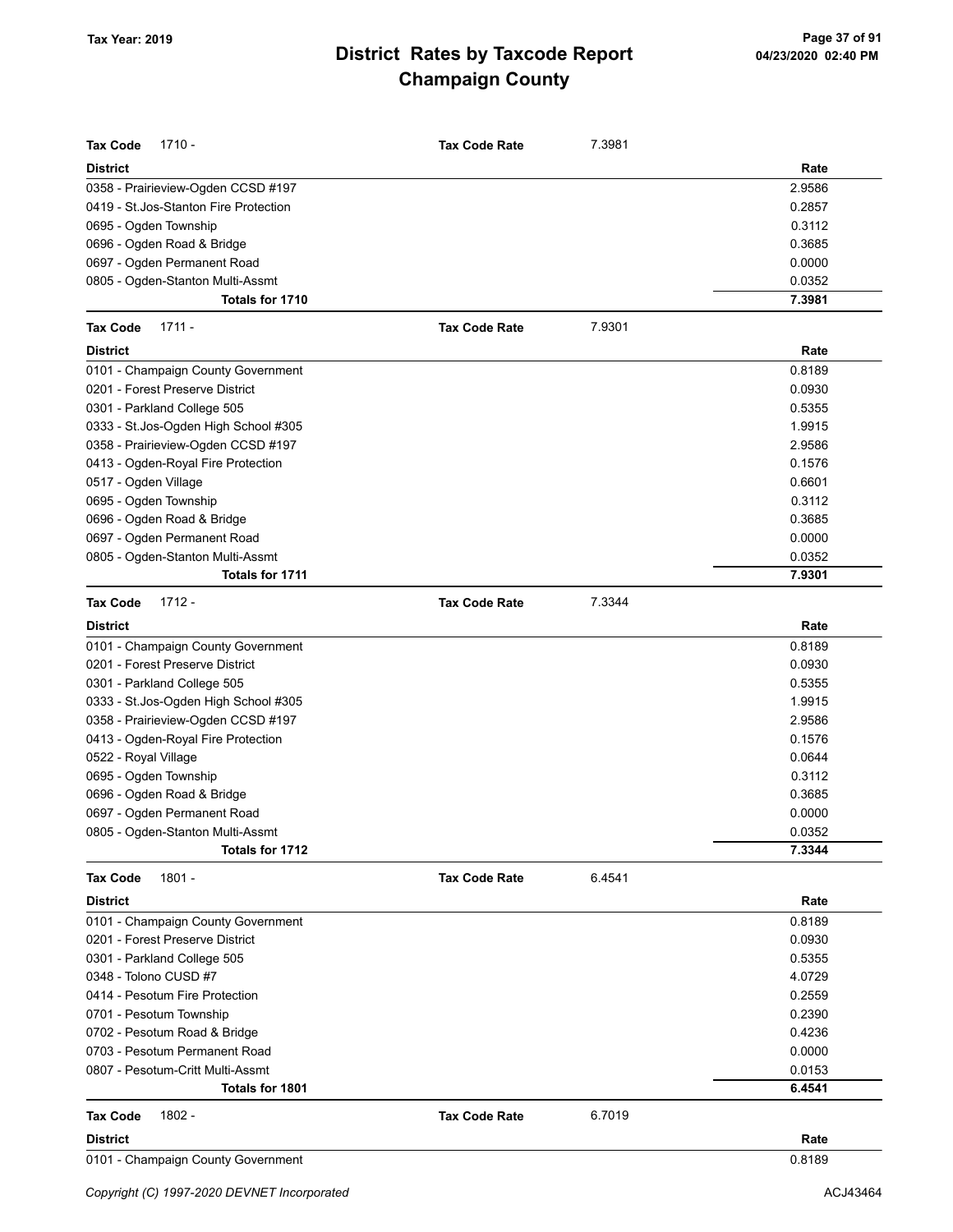# District Rates by Taxcode Report
## Champaign County

Tax Year: 2019

| Tax Code 1710 - | Tax Code Rate | 7.3981 |
|---|---|---|
| **District** | | **Rate** |
| 0358 - Prairieview-Ogden CCSD #197 | | 2.9586 |
| 0419 - St.Jos-Stanton Fire Protection | | 0.2857 |
| 0695 - Ogden Township | | 0.3112 |
| 0696 - Ogden Road & Bridge | | 0.3685 |
| 0697 - Ogden Permanent Road | | 0.0000 |
| 0805 - Ogden-Stanton Multi-Assmt | | 0.0352 |
| **Totals for 1710** | | **7.3981** |

| Tax Code 1711 - | Tax Code Rate | 7.9301 |
|---|---|---|
| **District** | | **Rate** |
| 0101 - Champaign County Government | | 0.8189 |
| 0201 - Forest Preserve District | | 0.0930 |
| 0301 - Parkland College 505 | | 0.5355 |
| 0333 - St.Jos-Ogden High School #305 | | 1.9915 |
| 0358 - Prairieview-Ogden CCSD #197 | | 2.9586 |
| 0413 - Ogden-Royal Fire Protection | | 0.1576 |
| 0517 - Ogden Village | | 0.6601 |
| 0695 - Ogden Township | | 0.3112 |
| 0696 - Ogden Road & Bridge | | 0.3685 |
| 0697 - Ogden Permanent Road | | 0.0000 |
| 0805 - Ogden-Stanton Multi-Assmt | | 0.0352 |
| **Totals for 1711** | | **7.9301** |

| Tax Code 1712 - | Tax Code Rate | 7.3344 |
|---|---|---|
| **District** | | **Rate** |
| 0101 - Champaign County Government | | 0.8189 |
| 0201 - Forest Preserve District | | 0.0930 |
| 0301 - Parkland College 505 | | 0.5355 |
| 0333 - St.Jos-Ogden High School #305 | | 1.9915 |
| 0358 - Prairieview-Ogden CCSD #197 | | 2.9586 |
| 0413 - Ogden-Royal Fire Protection | | 0.1576 |
| 0522 - Royal Village | | 0.0644 |
| 0695 - Ogden Township | | 0.3112 |
| 0696 - Ogden Road & Bridge | | 0.3685 |
| 0697 - Ogden Permanent Road | | 0.0000 |
| 0805 - Ogden-Stanton Multi-Assmt | | 0.0352 |
| **Totals for 1712** | | **7.3344** |

| Tax Code 1801 - | Tax Code Rate | 6.4541 |
|---|---|---|
| **District** | | **Rate** |
| 0101 - Champaign County Government | | 0.8189 |
| 0201 - Forest Preserve District | | 0.0930 |
| 0301 - Parkland College 505 | | 0.5355 |
| 0348 - Tolono CUSD #7 | | 4.0729 |
| 0414 - Pesotum Fire Protection | | 0.2559 |
| 0701 - Pesotum Township | | 0.2390 |
| 0702 - Pesotum Road & Bridge | | 0.4236 |
| 0703 - Pesotum Permanent Road | | 0.0000 |
| 0807 - Pesotum-Critt Multi-Assmt | | 0.0153 |
| **Totals for 1801** | | **6.4541** |

| Tax Code 1802 - | Tax Code Rate | 6.7019 |
|---|---|---|
| **District** | | **Rate** |
| 0101 - Champaign County Government | | 0.8189 |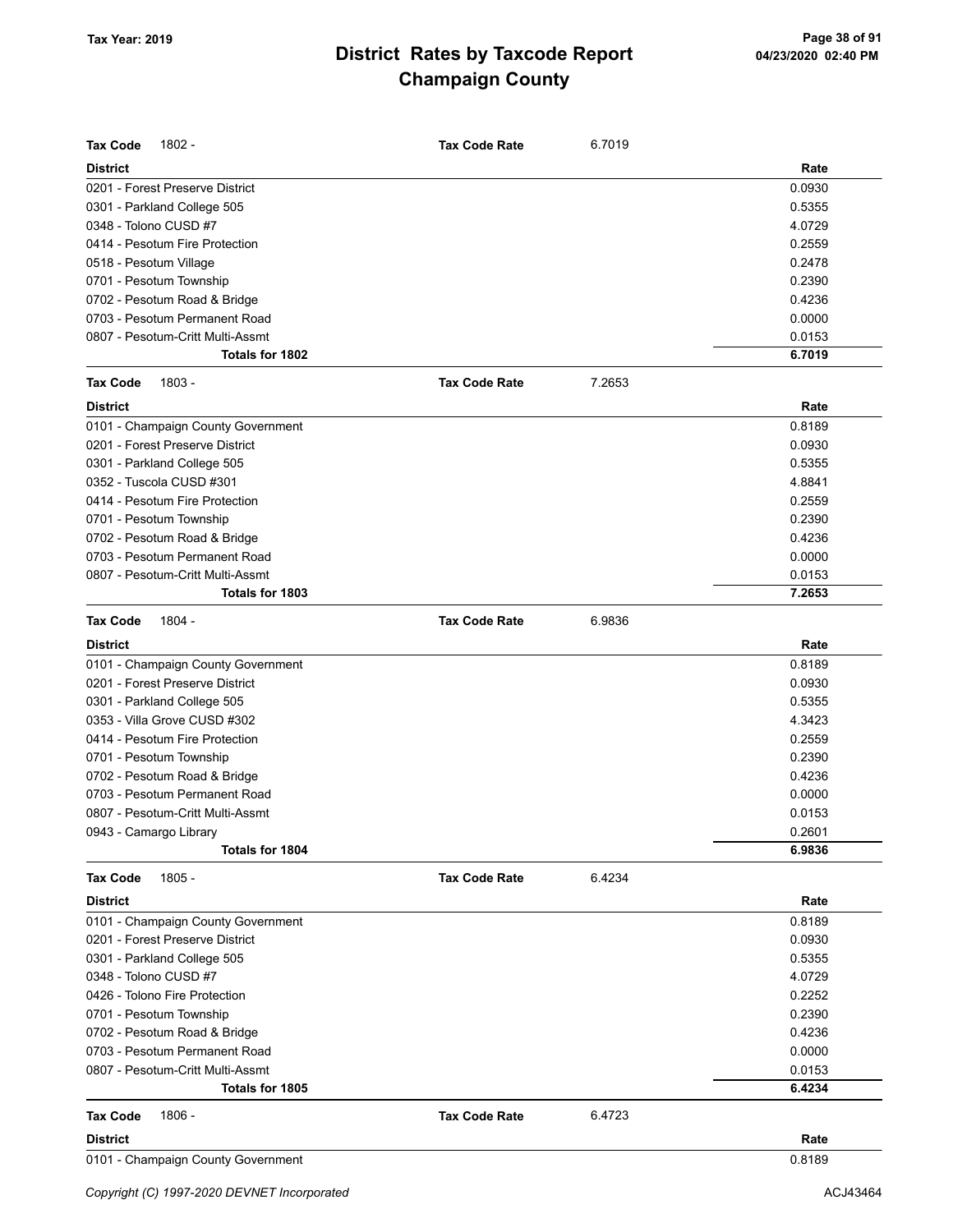# District Rates by Taxcode Report
# Champaign County

**Tax Code** 1802 - **Tax Code Rate** 6.7019

| District | Rate |
|---|---|
| 0201 - Forest Preserve District | 0.0930 |
| 0301 - Parkland College 505 | 0.5355 |
| 0348 - Tolono CUSD #7 | 4.0729 |
| 0414 - Pesotum Fire Protection | 0.2559 |
| 0518 - Pesotum Village | 0.2478 |
| 0701 - Pesotum Township | 0.2390 |
| 0702 - Pesotum Road & Bridge | 0.4236 |
| 0703 - Pesotum Permanent Road | 0.0000 |
| 0807 - Pesotum-Critt Multi-Assmt | 0.0153 |
| **Totals for 1802** | **6.7019** |

**Tax Code** 1803 - **Tax Code Rate** 7.2653

| District | Rate |
|---|---|
| 0101 - Champaign County Government | 0.8189 |
| 0201 - Forest Preserve District | 0.0930 |
| 0301 - Parkland College 505 | 0.5355 |
| 0352 - Tuscola CUSD #301 | 4.8841 |
| 0414 - Pesotum Fire Protection | 0.2559 |
| 0701 - Pesotum Township | 0.2390 |
| 0702 - Pesotum Road & Bridge | 0.4236 |
| 0703 - Pesotum Permanent Road | 0.0000 |
| 0807 - Pesotum-Critt Multi-Assmt | 0.0153 |
| **Totals for 1803** | **7.2653** |

**Tax Code** 1804 - **Tax Code Rate** 6.9836

| District | Rate |
|---|---|
| 0101 - Champaign County Government | 0.8189 |
| 0201 - Forest Preserve District | 0.0930 |
| 0301 - Parkland College 505 | 0.5355 |
| 0353 - Villa Grove CUSD #302 | 4.3423 |
| 0414 - Pesotum Fire Protection | 0.2559 |
| 0701 - Pesotum Township | 0.2390 |
| 0702 - Pesotum Road & Bridge | 0.4236 |
| 0703 - Pesotum Permanent Road | 0.0000 |
| 0807 - Pesotum-Critt Multi-Assmt | 0.0153 |
| 0943 - Camargo Library | 0.2601 |
| **Totals for 1804** | **6.9836** |

**Tax Code** 1805 - **Tax Code Rate** 6.4234

| District | Rate |
|---|---|
| 0101 - Champaign County Government | 0.8189 |
| 0201 - Forest Preserve District | 0.0930 |
| 0301 - Parkland College 505 | 0.5355 |
| 0348 - Tolono CUSD #7 | 4.0729 |
| 0426 - Tolono Fire Protection | 0.2252 |
| 0701 - Pesotum Township | 0.2390 |
| 0702 - Pesotum Road & Bridge | 0.4236 |
| 0703 - Pesotum Permanent Road | 0.0000 |
| 0807 - Pesotum-Critt Multi-Assmt | 0.0153 |
| **Totals for 1805** | **6.4234** |

**Tax Code** 1806 - **Tax Code Rate** 6.4723

| District | Rate |
|---|---|
| 0101 - Champaign County Government | 0.8189 |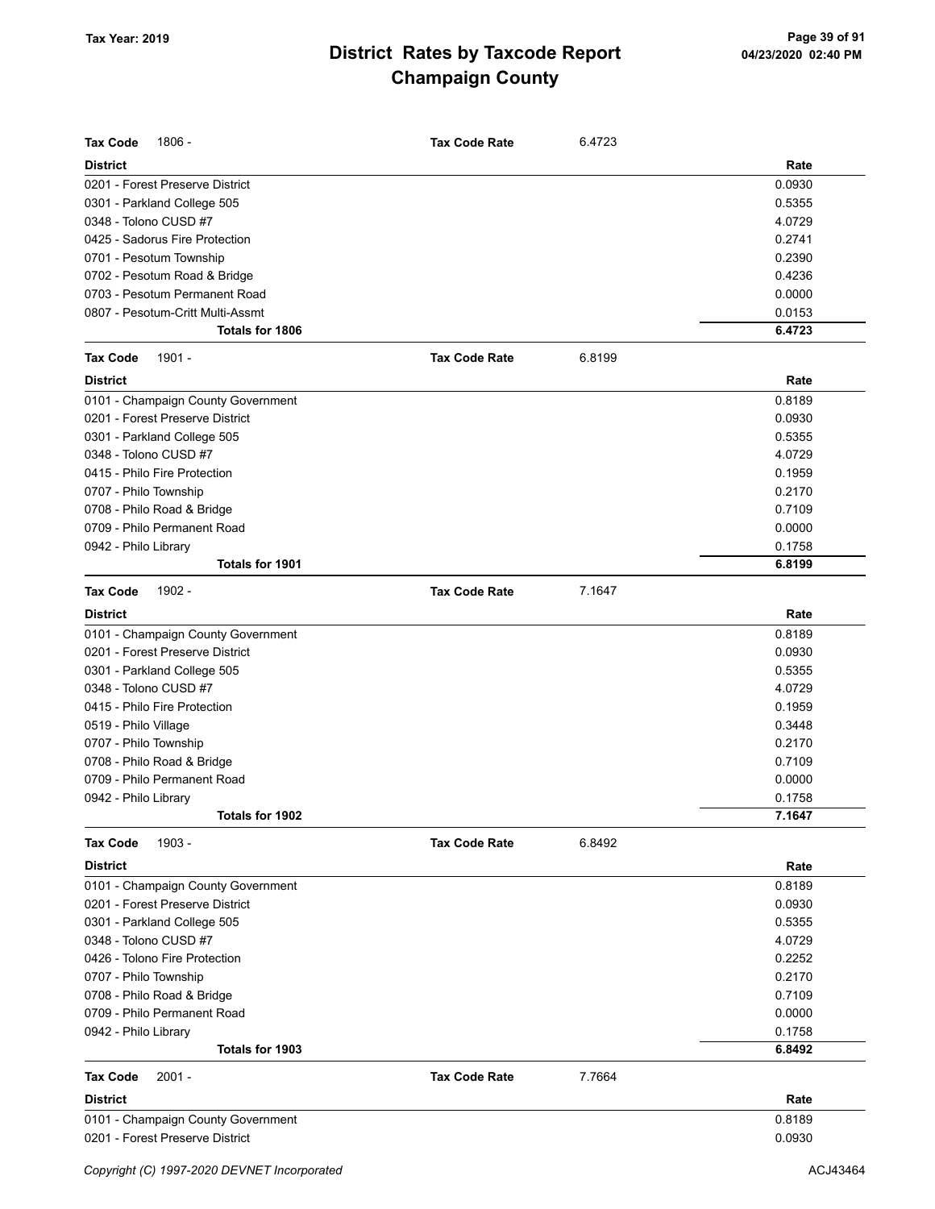# District Rates by Taxcode Report
# Champaign County

Tax Year: 2019

| Tax Code 1806 - | Tax Code Rate 6.4723 |
|---|---|
| **District** | **Rate** |
| 0201 - Forest Preserve District | 0.0930 |
| 0301 - Parkland College 505 | 0.5355 |
| 0348 - Tolono CUSD #7 | 4.0729 |
| 0425 - Sadorus Fire Protection | 0.2741 |
| 0701 - Pesotum Township | 0.2390 |
| 0702 - Pesotum Road & Bridge | 0.4236 |
| 0703 - Pesotum Permanent Road | 0.0000 |
| 0807 - Pesotum-Critt Multi-Assmt | 0.0153 |
| **Totals for 1806** | **6.4723** |

| Tax Code 1901 - | Tax Code Rate 6.8199 |
|---|---|
| **District** | **Rate** |
| 0101 - Champaign County Government | 0.8189 |
| 0201 - Forest Preserve District | 0.0930 |
| 0301 - Parkland College 505 | 0.5355 |
| 0348 - Tolono CUSD #7 | 4.0729 |
| 0415 - Philo Fire Protection | 0.1959 |
| 0707 - Philo Township | 0.2170 |
| 0708 - Philo Road & Bridge | 0.7109 |
| 0709 - Philo Permanent Road | 0.0000 |
| 0942 - Philo Library | 0.1758 |
| **Totals for 1901** | **6.8199** |

| Tax Code 1902 - | Tax Code Rate 7.1647 |
|---|---|
| **District** | **Rate** |
| 0101 - Champaign County Government | 0.8189 |
| 0201 - Forest Preserve District | 0.0930 |
| 0301 - Parkland College 505 | 0.5355 |
| 0348 - Tolono CUSD #7 | 4.0729 |
| 0415 - Philo Fire Protection | 0.1959 |
| 0519 - Philo Village | 0.3448 |
| 0707 - Philo Township | 0.2170 |
| 0708 - Philo Road & Bridge | 0.7109 |
| 0709 - Philo Permanent Road | 0.0000 |
| 0942 - Philo Library | 0.1758 |
| **Totals for 1902** | **7.1647** |

| Tax Code 1903 - | Tax Code Rate 6.8492 |
|---|---|
| **District** | **Rate** |
| 0101 - Champaign County Government | 0.8189 |
| 0201 - Forest Preserve District | 0.0930 |
| 0301 - Parkland College 505 | 0.5355 |
| 0348 - Tolono CUSD #7 | 4.0729 |
| 0426 - Tolono Fire Protection | 0.2252 |
| 0707 - Philo Township | 0.2170 |
| 0708 - Philo Road & Bridge | 0.7109 |
| 0709 - Philo Permanent Road | 0.0000 |
| 0942 - Philo Library | 0.1758 |
| **Totals for 1903** | **6.8492** |

| Tax Code 2001 - | Tax Code Rate 7.7664 |
|---|---|
| **District** | **Rate** |
| 0101 - Champaign County Government | 0.8189 |
| 0201 - Forest Preserve District | 0.0930 |

Copyright (C) 1997-2020 DEVNET Incorporated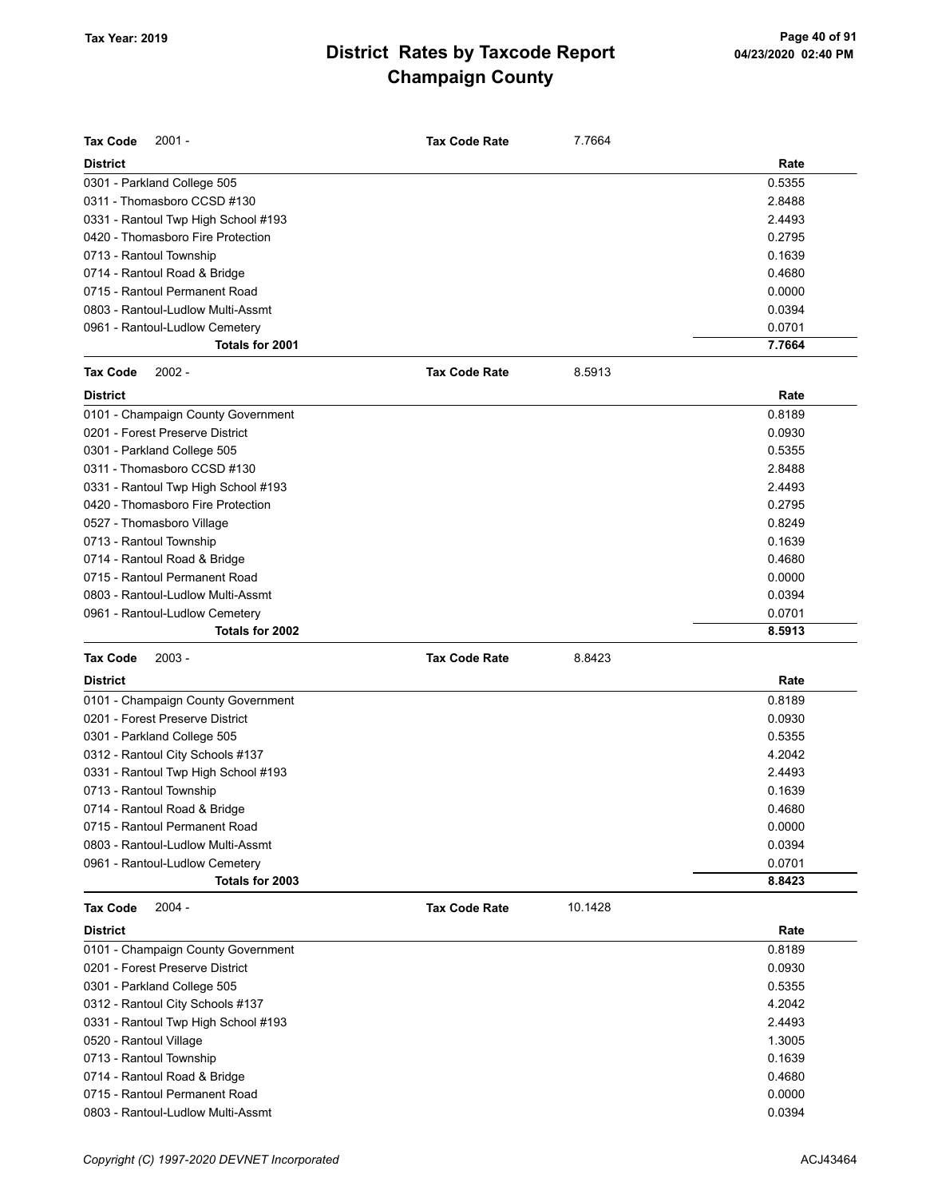# District Rates by Taxcode Report
## Champaign County

Tax Year: 2019

**Tax Code** 2001 - **Tax Code Rate** 7.7664

| District | Rate |
|---|---|
| 0301 - Parkland College 505 | 0.5355 |
| 0311 - Thomasboro CCSD #130 | 2.8488 |
| 0331 - Rantoul Twp High School #193 | 2.4493 |
| 0420 - Thomasboro Fire Protection | 0.2795 |
| 0713 - Rantoul Township | 0.1639 |
| 0714 - Rantoul Road & Bridge | 0.4680 |
| 0715 - Rantoul Permanent Road | 0.0000 |
| 0803 - Rantoul-Ludlow Multi-Assmt | 0.0394 |
| 0961 - Rantoul-Ludlow Cemetery | 0.0701 |
| **Totals for 2001** | **7.7664** |

**Tax Code** 2002 - **Tax Code Rate** 8.5913

| District | Rate |
|---|---|
| 0101 - Champaign County Government | 0.8189 |
| 0201 - Forest Preserve District | 0.0930 |
| 0301 - Parkland College 505 | 0.5355 |
| 0311 - Thomasboro CCSD #130 | 2.8488 |
| 0331 - Rantoul Twp High School #193 | 2.4493 |
| 0420 - Thomasboro Fire Protection | 0.2795 |
| 0527 - Thomasboro Village | 0.8249 |
| 0713 - Rantoul Township | 0.1639 |
| 0714 - Rantoul Road & Bridge | 0.4680 |
| 0715 - Rantoul Permanent Road | 0.0000 |
| 0803 - Rantoul-Ludlow Multi-Assmt | 0.0394 |
| 0961 - Rantoul-Ludlow Cemetery | 0.0701 |
| **Totals for 2002** | **8.5913** |

**Tax Code** 2003 - **Tax Code Rate** 8.8423

| District | Rate |
|---|---|
| 0101 - Champaign County Government | 0.8189 |
| 0201 - Forest Preserve District | 0.0930 |
| 0301 - Parkland College 505 | 0.5355 |
| 0312 - Rantoul City Schools #137 | 4.2042 |
| 0331 - Rantoul Twp High School #193 | 2.4493 |
| 0713 - Rantoul Township | 0.1639 |
| 0714 - Rantoul Road & Bridge | 0.4680 |
| 0715 - Rantoul Permanent Road | 0.0000 |
| 0803 - Rantoul-Ludlow Multi-Assmt | 0.0394 |
| 0961 - Rantoul-Ludlow Cemetery | 0.0701 |
| **Totals for 2003** | **8.8423** |

**Tax Code** 2004 - **Tax Code Rate** 10.1428

| District | Rate |
|---|---|
| 0101 - Champaign County Government | 0.8189 |
| 0201 - Forest Preserve District | 0.0930 |
| 0301 - Parkland College 505 | 0.5355 |
| 0312 - Rantoul City Schools #137 | 4.2042 |
| 0331 - Rantoul Twp High School #193 | 2.4493 |
| 0520 - Rantoul Village | 1.3005 |
| 0713 - Rantoul Township | 0.1639 |
| 0714 - Rantoul Road & Bridge | 0.4680 |
| 0715 - Rantoul Permanent Road | 0.0000 |
| 0803 - Rantoul-Ludlow Multi-Assmt | 0.0394 |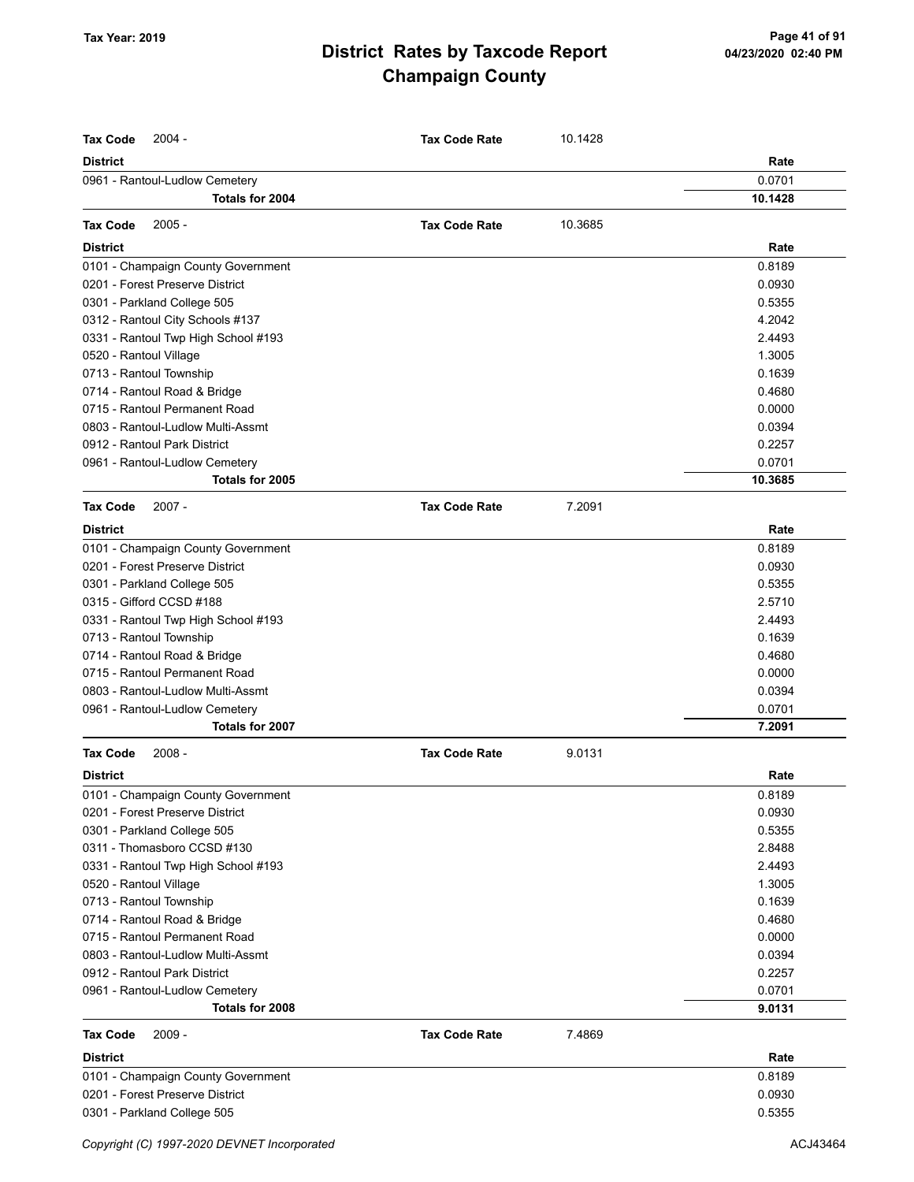# District Rates by Taxcode Report
# Champaign County

Tax Year: 2019

**Tax Code** 2004 - **Tax Code Rate** 10.1428

| District | Rate |
|---|---|
| 0961 - Rantoul-Ludlow Cemetery | 0.0701 |
| **Totals for 2004** | **10.1428** |

**Tax Code** 2005 - **Tax Code Rate** 10.3685

| District | Rate |
|---|---|
| 0101 - Champaign County Government | 0.8189 |
| 0201 - Forest Preserve District | 0.0930 |
| 0301 - Parkland College 505 | 0.5355 |
| 0312 - Rantoul City Schools #137 | 4.2042 |
| 0331 - Rantoul Twp High School #193 | 2.4493 |
| 0520 - Rantoul Village | 1.3005 |
| 0713 - Rantoul Township | 0.1639 |
| 0714 - Rantoul Road & Bridge | 0.4680 |
| 0715 - Rantoul Permanent Road | 0.0000 |
| 0803 - Rantoul-Ludlow Multi-Assmt | 0.0394 |
| 0912 - Rantoul Park District | 0.2257 |
| 0961 - Rantoul-Ludlow Cemetery | 0.0701 |
| **Totals for 2005** | **10.3685** |

**Tax Code** 2007 - **Tax Code Rate** 7.2091

| District | Rate |
|---|---|
| 0101 - Champaign County Government | 0.8189 |
| 0201 - Forest Preserve District | 0.0930 |
| 0301 - Parkland College 505 | 0.5355 |
| 0315 - Gifford CCSD #188 | 2.5710 |
| 0331 - Rantoul Twp High School #193 | 2.4493 |
| 0713 - Rantoul Township | 0.1639 |
| 0714 - Rantoul Road & Bridge | 0.4680 |
| 0715 - Rantoul Permanent Road | 0.0000 |
| 0803 - Rantoul-Ludlow Multi-Assmt | 0.0394 |
| 0961 - Rantoul-Ludlow Cemetery | 0.0701 |
| **Totals for 2007** | **7.2091** |

**Tax Code** 2008 - **Tax Code Rate** 9.0131

| District | Rate |
|---|---|
| 0101 - Champaign County Government | 0.8189 |
| 0201 - Forest Preserve District | 0.0930 |
| 0301 - Parkland College 505 | 0.5355 |
| 0311 - Thomasboro CCSD #130 | 2.8488 |
| 0331 - Rantoul Twp High School #193 | 2.4493 |
| 0520 - Rantoul Village | 1.3005 |
| 0713 - Rantoul Township | 0.1639 |
| 0714 - Rantoul Road & Bridge | 0.4680 |
| 0715 - Rantoul Permanent Road | 0.0000 |
| 0803 - Rantoul-Ludlow Multi-Assmt | 0.0394 |
| 0912 - Rantoul Park District | 0.2257 |
| 0961 - Rantoul-Ludlow Cemetery | 0.0701 |
| **Totals for 2008** | **9.0131** |

**Tax Code** 2009 - **Tax Code Rate** 7.4869

| District | Rate |
|---|---|
| 0101 - Champaign County Government | 0.8189 |
| 0201 - Forest Preserve District | 0.0930 |
| 0301 - Parkland College 505 | 0.5355 |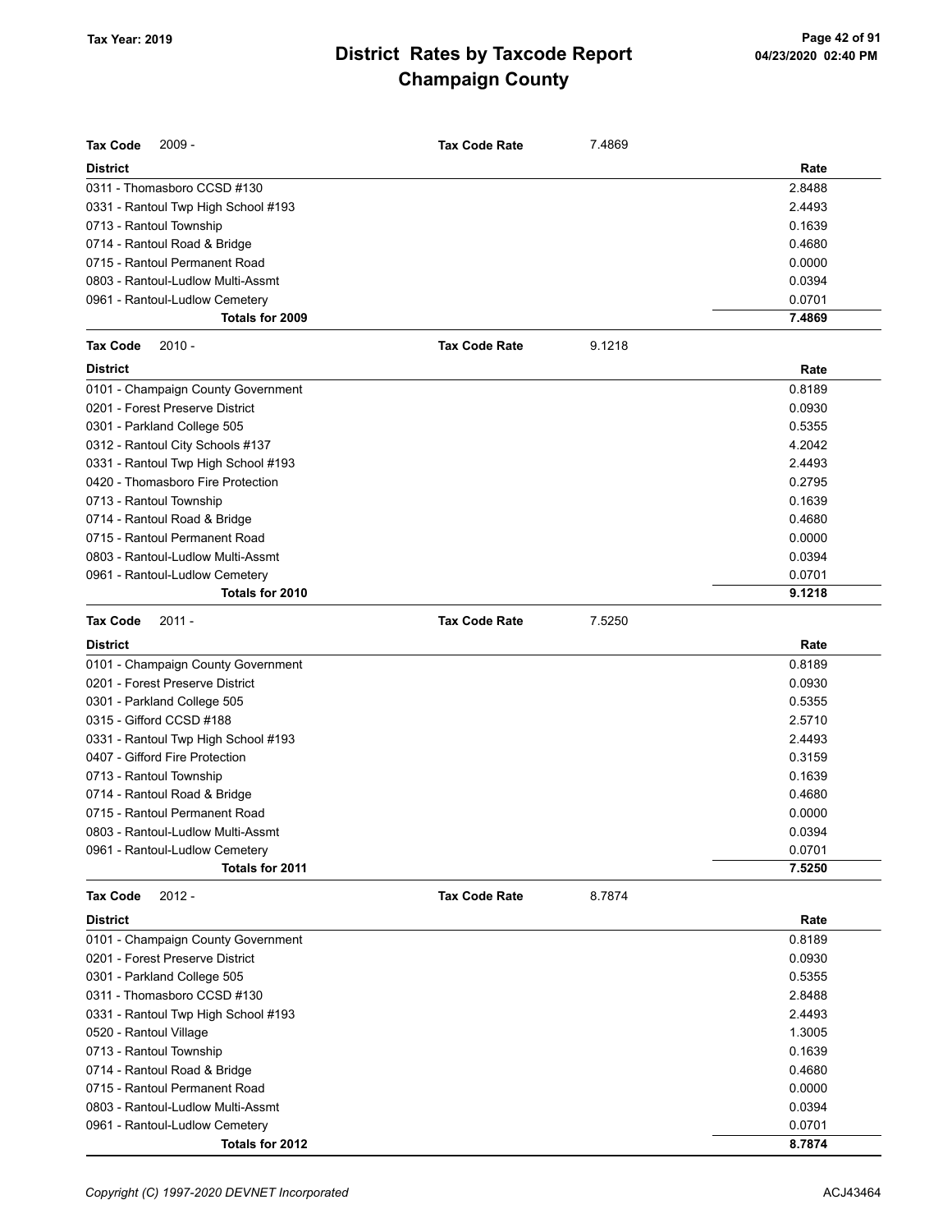| Tax Code | 2009 - | Tax Code Rate | 7.4869 |
|---|---|---|---|
| **District** | | | **Rate** |
| 0311 - Thomasboro CCSD #130 | | | 2.8488 |
| 0331 - Rantoul Twp High School #193 | | | 2.4493 |
| 0713 - Rantoul Township | | | 0.1639 |
| 0714 - Rantoul Road & Bridge | | | 0.4680 |
| 0715 - Rantoul Permanent Road | | | 0.0000 |
| 0803 - Rantoul-Ludlow Multi-Assmt | | | 0.0394 |
| 0961 - Rantoul-Ludlow Cemetery | | | 0.0701 |
| **Totals for 2009** | | | **7.4869** |

| Tax Code | 2010 - | Tax Code Rate | 9.1218 |
|---|---|---|---|
| **District** | | | **Rate** |
| 0101 - Champaign County Government | | | 0.8189 |
| 0201 - Forest Preserve District | | | 0.0930 |
| 0301 - Parkland College 505 | | | 0.5355 |
| 0312 - Rantoul City Schools #137 | | | 4.2042 |
| 0331 - Rantoul Twp High School #193 | | | 2.4493 |
| 0420 - Thomasboro Fire Protection | | | 0.2795 |
| 0713 - Rantoul Township | | | 0.1639 |
| 0714 - Rantoul Road & Bridge | | | 0.4680 |
| 0715 - Rantoul Permanent Road | | | 0.0000 |
| 0803 - Rantoul-Ludlow Multi-Assmt | | | 0.0394 |
| 0961 - Rantoul-Ludlow Cemetery | | | 0.0701 |
| **Totals for 2010** | | | **9.1218** |

| Tax Code | 2011 - | Tax Code Rate | 7.5250 |
|---|---|---|---|
| **District** | | | **Rate** |
| 0101 - Champaign County Government | | | 0.8189 |
| 0201 - Forest Preserve District | | | 0.0930 |
| 0301 - Parkland College 505 | | | 0.5355 |
| 0315 - Gifford CCSD #188 | | | 2.5710 |
| 0331 - Rantoul Twp High School #193 | | | 2.4493 |
| 0407 - Gifford Fire Protection | | | 0.3159 |
| 0713 - Rantoul Township | | | 0.1639 |
| 0714 - Rantoul Road & Bridge | | | 0.4680 |
| 0715 - Rantoul Permanent Road | | | 0.0000 |
| 0803 - Rantoul-Ludlow Multi-Assmt | | | 0.0394 |
| 0961 - Rantoul-Ludlow Cemetery | | | 0.0701 |
| **Totals for 2011** | | | **7.5250** |

| Tax Code | 2012 - | Tax Code Rate | 8.7874 |
|---|---|---|---|
| **District** | | | **Rate** |
| 0101 - Champaign County Government | | | 0.8189 |
| 0201 - Forest Preserve District | | | 0.0930 |
| 0301 - Parkland College 505 | | | 0.5355 |
| 0311 - Thomasboro CCSD #130 | | | 2.8488 |
| 0331 - Rantoul Twp High School #193 | | | 2.4493 |
| 0520 - Rantoul Village | | | 1.3005 |
| 0713 - Rantoul Township | | | 0.1639 |
| 0714 - Rantoul Road & Bridge | | | 0.4680 |
| 0715 - Rantoul Permanent Road | | | 0.0000 |
| 0803 - Rantoul-Ludlow Multi-Assmt | | | 0.0394 |
| 0961 - Rantoul-Ludlow Cemetery | | | 0.0701 |
| **Totals for 2012** | | | **8.7874** |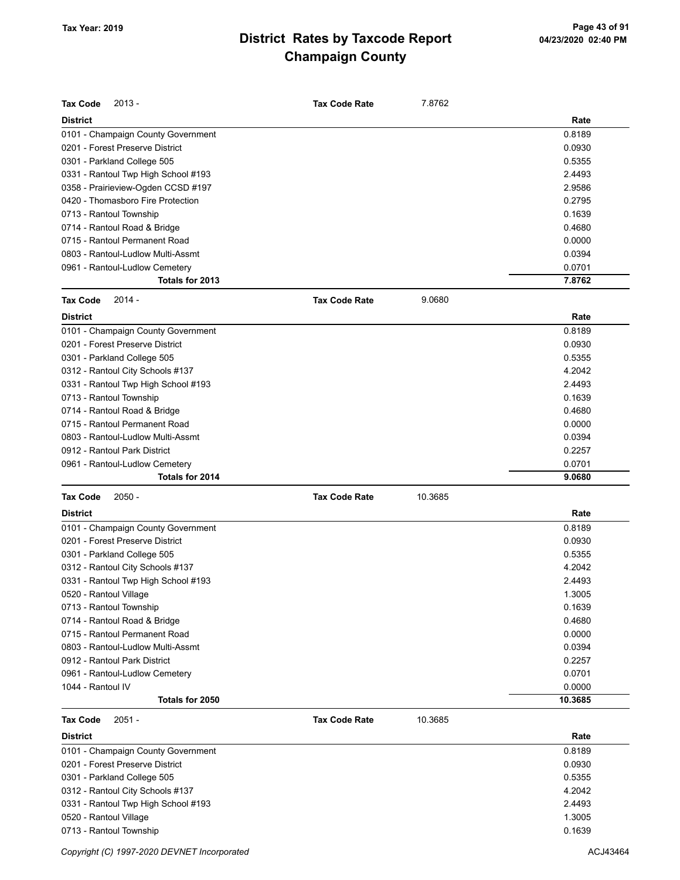# District Rates by Taxcode Report
# Champaign County

Tax Year: 2019

**Tax Code** 2013 - **Tax Code Rate** 7.8762

| District | Rate |
|---|---|
| 0101 - Champaign County Government | 0.8189 |
| 0201 - Forest Preserve District | 0.0930 |
| 0301 - Parkland College 505 | 0.5355 |
| 0331 - Rantoul Twp High School #193 | 2.4493 |
| 0358 - Prairieview-Ogden CCSD #197 | 2.9586 |
| 0420 - Thomasboro Fire Protection | 0.2795 |
| 0713 - Rantoul Township | 0.1639 |
| 0714 - Rantoul Road & Bridge | 0.4680 |
| 0715 - Rantoul Permanent Road | 0.0000 |
| 0803 - Rantoul-Ludlow Multi-Assmt | 0.0394 |
| 0961 - Rantoul-Ludlow Cemetery | 0.0701 |
| **Totals for 2013** | **7.8762** |

**Tax Code** 2014 - **Tax Code Rate** 9.0680

| District | Rate |
|---|---|
| 0101 - Champaign County Government | 0.8189 |
| 0201 - Forest Preserve District | 0.0930 |
| 0301 - Parkland College 505 | 0.5355 |
| 0312 - Rantoul City Schools #137 | 4.2042 |
| 0331 - Rantoul Twp High School #193 | 2.4493 |
| 0713 - Rantoul Township | 0.1639 |
| 0714 - Rantoul Road & Bridge | 0.4680 |
| 0715 - Rantoul Permanent Road | 0.0000 |
| 0803 - Rantoul-Ludlow Multi-Assmt | 0.0394 |
| 0912 - Rantoul Park District | 0.2257 |
| 0961 - Rantoul-Ludlow Cemetery | 0.0701 |
| **Totals for 2014** | **9.0680** |

**Tax Code** 2050 - **Tax Code Rate** 10.3685

| District | Rate |
|---|---|
| 0101 - Champaign County Government | 0.8189 |
| 0201 - Forest Preserve District | 0.0930 |
| 0301 - Parkland College 505 | 0.5355 |
| 0312 - Rantoul City Schools #137 | 4.2042 |
| 0331 - Rantoul Twp High School #193 | 2.4493 |
| 0520 - Rantoul Village | 1.3005 |
| 0713 - Rantoul Township | 0.1639 |
| 0714 - Rantoul Road & Bridge | 0.4680 |
| 0715 - Rantoul Permanent Road | 0.0000 |
| 0803 - Rantoul-Ludlow Multi-Assmt | 0.0394 |
| 0912 - Rantoul Park District | 0.2257 |
| 0961 - Rantoul-Ludlow Cemetery | 0.0701 |
| 1044 - Rantoul IV | 0.0000 |
| **Totals for 2050** | **10.3685** |

**Tax Code** 2051 - **Tax Code Rate** 10.3685

| District | Rate |
|---|---|
| 0101 - Champaign County Government | 0.8189 |
| 0201 - Forest Preserve District | 0.0930 |
| 0301 - Parkland College 505 | 0.5355 |
| 0312 - Rantoul City Schools #137 | 4.2042 |
| 0331 - Rantoul Twp High School #193 | 2.4493 |
| 0520 - Rantoul Village | 1.3005 |
| 0713 - Rantoul Township | 0.1639 |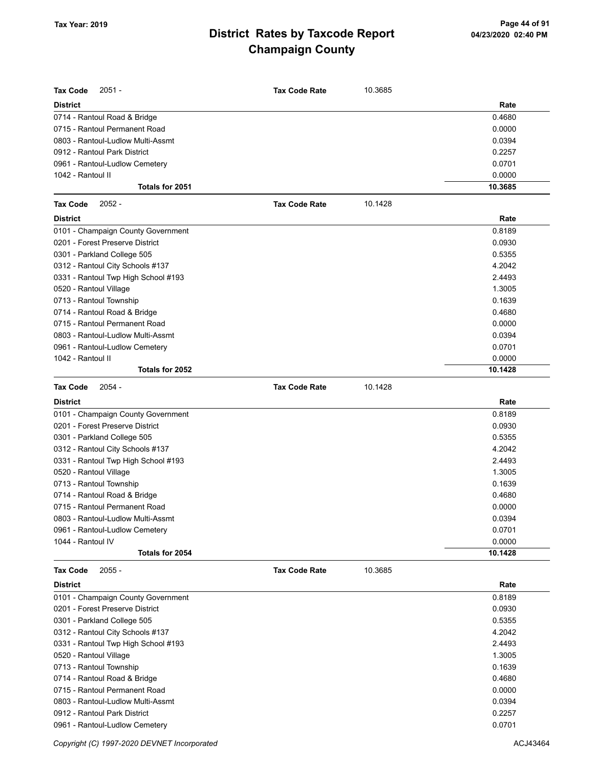# District Rates by Taxcode Report
## Champaign County

Tax Year: 2019

**Tax Code** 2051 - **Tax Code Rate** 10.3685

| District | Rate |
|---|---|
| 0714 - Rantoul Road & Bridge | 0.4680 |
| 0715 - Rantoul Permanent Road | 0.0000 |
| 0803 - Rantoul-Ludlow Multi-Assmt | 0.0394 |
| 0912 - Rantoul Park District | 0.2257 |
| 0961 - Rantoul-Ludlow Cemetery | 0.0701 |
| 1042 - Rantoul II | 0.0000 |
| **Totals for 2051** | **10.3685** |

**Tax Code** 2052 - **Tax Code Rate** 10.1428

| District | Rate |
|---|---|
| 0101 - Champaign County Government | 0.8189 |
| 0201 - Forest Preserve District | 0.0930 |
| 0301 - Parkland College 505 | 0.5355 |
| 0312 - Rantoul City Schools #137 | 4.2042 |
| 0331 - Rantoul Twp High School #193 | 2.4493 |
| 0520 - Rantoul Village | 1.3005 |
| 0713 - Rantoul Township | 0.1639 |
| 0714 - Rantoul Road & Bridge | 0.4680 |
| 0715 - Rantoul Permanent Road | 0.0000 |
| 0803 - Rantoul-Ludlow Multi-Assmt | 0.0394 |
| 0961 - Rantoul-Ludlow Cemetery | 0.0701 |
| 1042 - Rantoul II | 0.0000 |
| **Totals for 2052** | **10.1428** |

**Tax Code** 2054 - **Tax Code Rate** 10.1428

| District | Rate |
|---|---|
| 0101 - Champaign County Government | 0.8189 |
| 0201 - Forest Preserve District | 0.0930 |
| 0301 - Parkland College 505 | 0.5355 |
| 0312 - Rantoul City Schools #137 | 4.2042 |
| 0331 - Rantoul Twp High School #193 | 2.4493 |
| 0520 - Rantoul Village | 1.3005 |
| 0713 - Rantoul Township | 0.1639 |
| 0714 - Rantoul Road & Bridge | 0.4680 |
| 0715 - Rantoul Permanent Road | 0.0000 |
| 0803 - Rantoul-Ludlow Multi-Assmt | 0.0394 |
| 0961 - Rantoul-Ludlow Cemetery | 0.0701 |
| 1044 - Rantoul IV | 0.0000 |
| **Totals for 2054** | **10.1428** |

**Tax Code** 2055 - **Tax Code Rate** 10.3685

| District | Rate |
|---|---|
| 0101 - Champaign County Government | 0.8189 |
| 0201 - Forest Preserve District | 0.0930 |
| 0301 - Parkland College 505 | 0.5355 |
| 0312 - Rantoul City Schools #137 | 4.2042 |
| 0331 - Rantoul Twp High School #193 | 2.4493 |
| 0520 - Rantoul Village | 1.3005 |
| 0713 - Rantoul Township | 0.1639 |
| 0714 - Rantoul Road & Bridge | 0.4680 |
| 0715 - Rantoul Permanent Road | 0.0000 |
| 0803 - Rantoul-Ludlow Multi-Assmt | 0.0394 |
| 0912 - Rantoul Park District | 0.2257 |
| 0961 - Rantoul-Ludlow Cemetery | 0.0701 |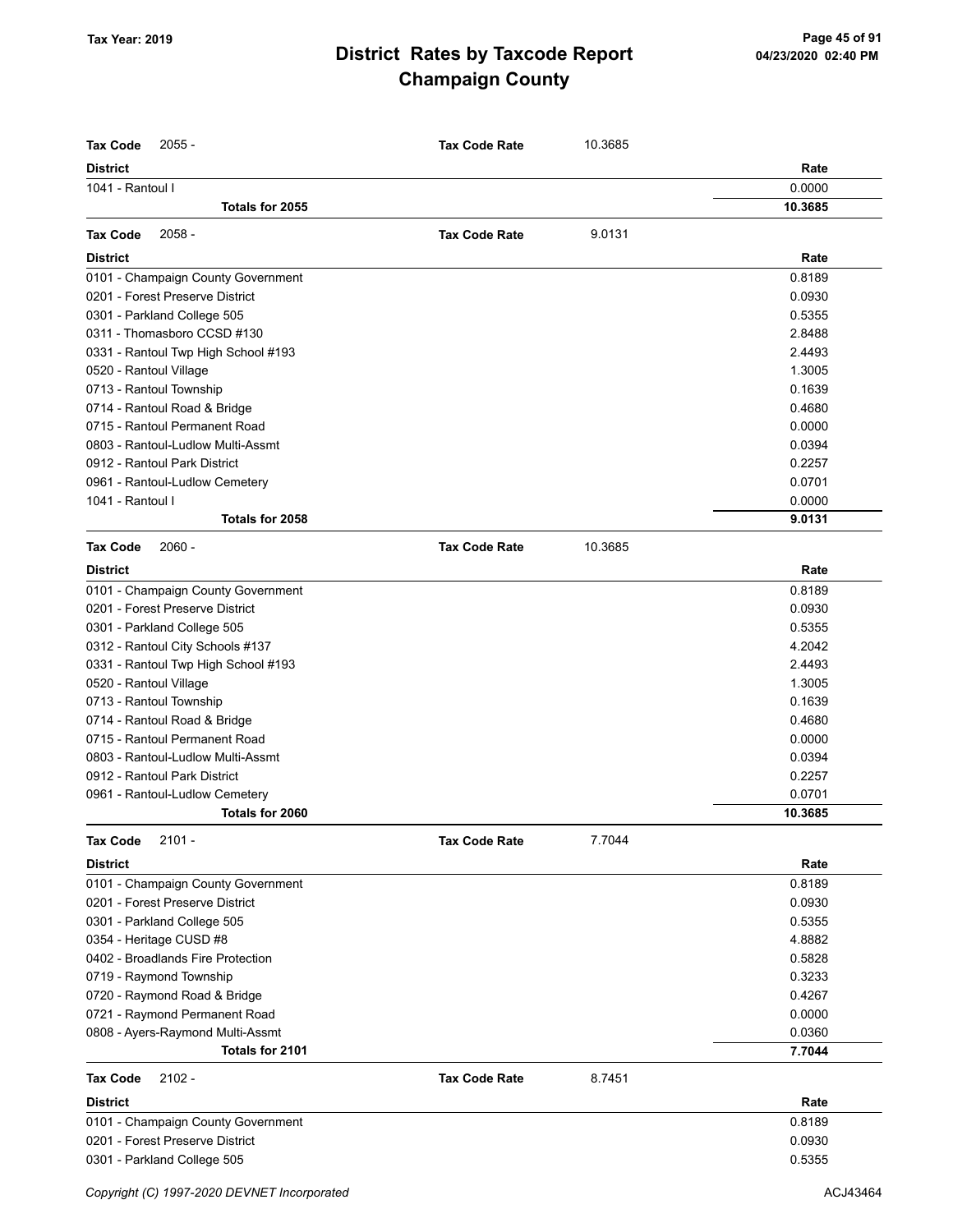**Tax Year: 2019**

# District Rates by Taxcode Report
## Champaign County

**Tax Code** 2055 - **Tax Code Rate** 10.3685

| District | Rate |
|---|---|
| 1041 - Rantoul I | 0.0000 |
| **Totals for 2055** | **10.3685** |

**Tax Code** 2058 - **Tax Code Rate** 9.0131

| District | Rate |
|---|---|
| 0101 - Champaign County Government | 0.8189 |
| 0201 - Forest Preserve District | 0.0930 |
| 0301 - Parkland College 505 | 0.5355 |
| 0311 - Thomasboro CCSD #130 | 2.8488 |
| 0331 - Rantoul Twp High School #193 | 2.4493 |
| 0520 - Rantoul Village | 1.3005 |
| 0713 - Rantoul Township | 0.1639 |
| 0714 - Rantoul Road & Bridge | 0.4680 |
| 0715 - Rantoul Permanent Road | 0.0000 |
| 0803 - Rantoul-Ludlow Multi-Assmt | 0.0394 |
| 0912 - Rantoul Park District | 0.2257 |
| 0961 - Rantoul-Ludlow Cemetery | 0.0701 |
| 1041 - Rantoul I | 0.0000 |
| **Totals for 2058** | **9.0131** |

**Tax Code** 2060 - **Tax Code Rate** 10.3685

| District | Rate |
|---|---|
| 0101 - Champaign County Government | 0.8189 |
| 0201 - Forest Preserve District | 0.0930 |
| 0301 - Parkland College 505 | 0.5355 |
| 0312 - Rantoul City Schools #137 | 4.2042 |
| 0331 - Rantoul Twp High School #193 | 2.4493 |
| 0520 - Rantoul Village | 1.3005 |
| 0713 - Rantoul Township | 0.1639 |
| 0714 - Rantoul Road & Bridge | 0.4680 |
| 0715 - Rantoul Permanent Road | 0.0000 |
| 0803 - Rantoul-Ludlow Multi-Assmt | 0.0394 |
| 0912 - Rantoul Park District | 0.2257 |
| 0961 - Rantoul-Ludlow Cemetery | 0.0701 |
| **Totals for 2060** | **10.3685** |

**Tax Code** 2101 - **Tax Code Rate** 7.7044

| District | Rate |
|---|---|
| 0101 - Champaign County Government | 0.8189 |
| 0201 - Forest Preserve District | 0.0930 |
| 0301 - Parkland College 505 | 0.5355 |
| 0354 - Heritage CUSD #8 | 4.8882 |
| 0402 - Broadlands Fire Protection | 0.5828 |
| 0719 - Raymond Township | 0.3233 |
| 0720 - Raymond Road & Bridge | 0.4267 |
| 0721 - Raymond Permanent Road | 0.0000 |
| 0808 - Ayers-Raymond Multi-Assmt | 0.0360 |
| **Totals for 2101** | **7.7044** |

**Tax Code** 2102 - **Tax Code Rate** 8.7451

| District | Rate |
|---|---|
| 0101 - Champaign County Government | 0.8189 |
| 0201 - Forest Preserve District | 0.0930 |
| 0301 - Parkland College 505 | 0.5355 |

Copyright (C) 1997-2020 DEVNET Incorporated ACJ43464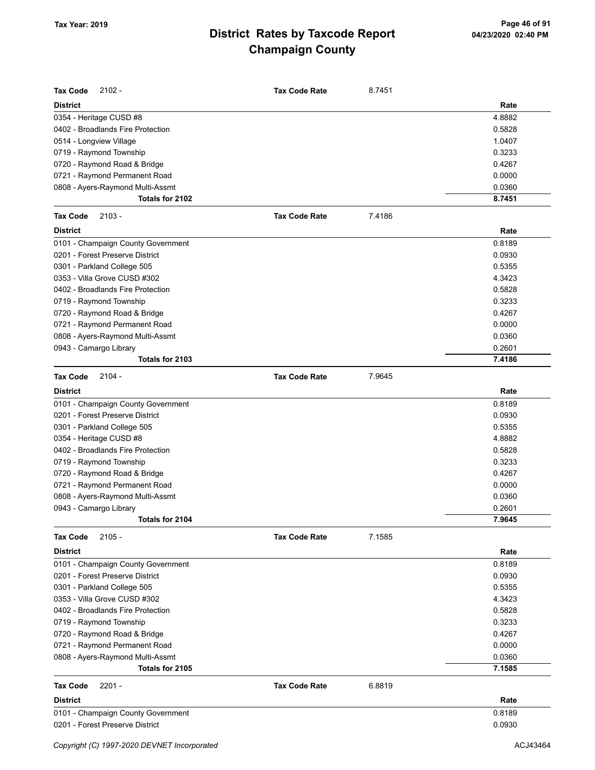# District Rates by Taxcode Report
# Champaign County

Tax Year: 2019

**Tax Code** 2102 - **Tax Code Rate** 8.7451

| District | Rate |
|---|---|
| 0354 - Heritage CUSD #8 | 4.8882 |
| 0402 - Broadlands Fire Protection | 0.5828 |
| 0514 - Longview Village | 1.0407 |
| 0719 - Raymond Township | 0.3233 |
| 0720 - Raymond Road & Bridge | 0.4267 |
| 0721 - Raymond Permanent Road | 0.0000 |
| 0808 - Ayers-Raymond Multi-Assmt | 0.0360 |
| **Totals for 2102** | **8.7451** |

**Tax Code** 2103 - **Tax Code Rate** 7.4186

| District | Rate |
|---|---|
| 0101 - Champaign County Government | 0.8189 |
| 0201 - Forest Preserve District | 0.0930 |
| 0301 - Parkland College 505 | 0.5355 |
| 0353 - Villa Grove CUSD #302 | 4.3423 |
| 0402 - Broadlands Fire Protection | 0.5828 |
| 0719 - Raymond Township | 0.3233 |
| 0720 - Raymond Road & Bridge | 0.4267 |
| 0721 - Raymond Permanent Road | 0.0000 |
| 0808 - Ayers-Raymond Multi-Assmt | 0.0360 |
| 0943 - Camargo Library | 0.2601 |
| **Totals for 2103** | **7.4186** |

**Tax Code** 2104 - **Tax Code Rate** 7.9645

| District | Rate |
|---|---|
| 0101 - Champaign County Government | 0.8189 |
| 0201 - Forest Preserve District | 0.0930 |
| 0301 - Parkland College 505 | 0.5355 |
| 0354 - Heritage CUSD #8 | 4.8882 |
| 0402 - Broadlands Fire Protection | 0.5828 |
| 0719 - Raymond Township | 0.3233 |
| 0720 - Raymond Road & Bridge | 0.4267 |
| 0721 - Raymond Permanent Road | 0.0000 |
| 0808 - Ayers-Raymond Multi-Assmt | 0.0360 |
| 0943 - Camargo Library | 0.2601 |
| **Totals for 2104** | **7.9645** |

**Tax Code** 2105 - **Tax Code Rate** 7.1585

| District | Rate |
|---|---|
| 0101 - Champaign County Government | 0.8189 |
| 0201 - Forest Preserve District | 0.0930 |
| 0301 - Parkland College 505 | 0.5355 |
| 0353 - Villa Grove CUSD #302 | 4.3423 |
| 0402 - Broadlands Fire Protection | 0.5828 |
| 0719 - Raymond Township | 0.3233 |
| 0720 - Raymond Road & Bridge | 0.4267 |
| 0721 - Raymond Permanent Road | 0.0000 |
| 0808 - Ayers-Raymond Multi-Assmt | 0.0360 |
| **Totals for 2105** | **7.1585** |

**Tax Code** 2201 - **Tax Code Rate** 6.8819

| District | Rate |
|---|---|
| 0101 - Champaign County Government | 0.8189 |
| 0201 - Forest Preserve District | 0.0930 |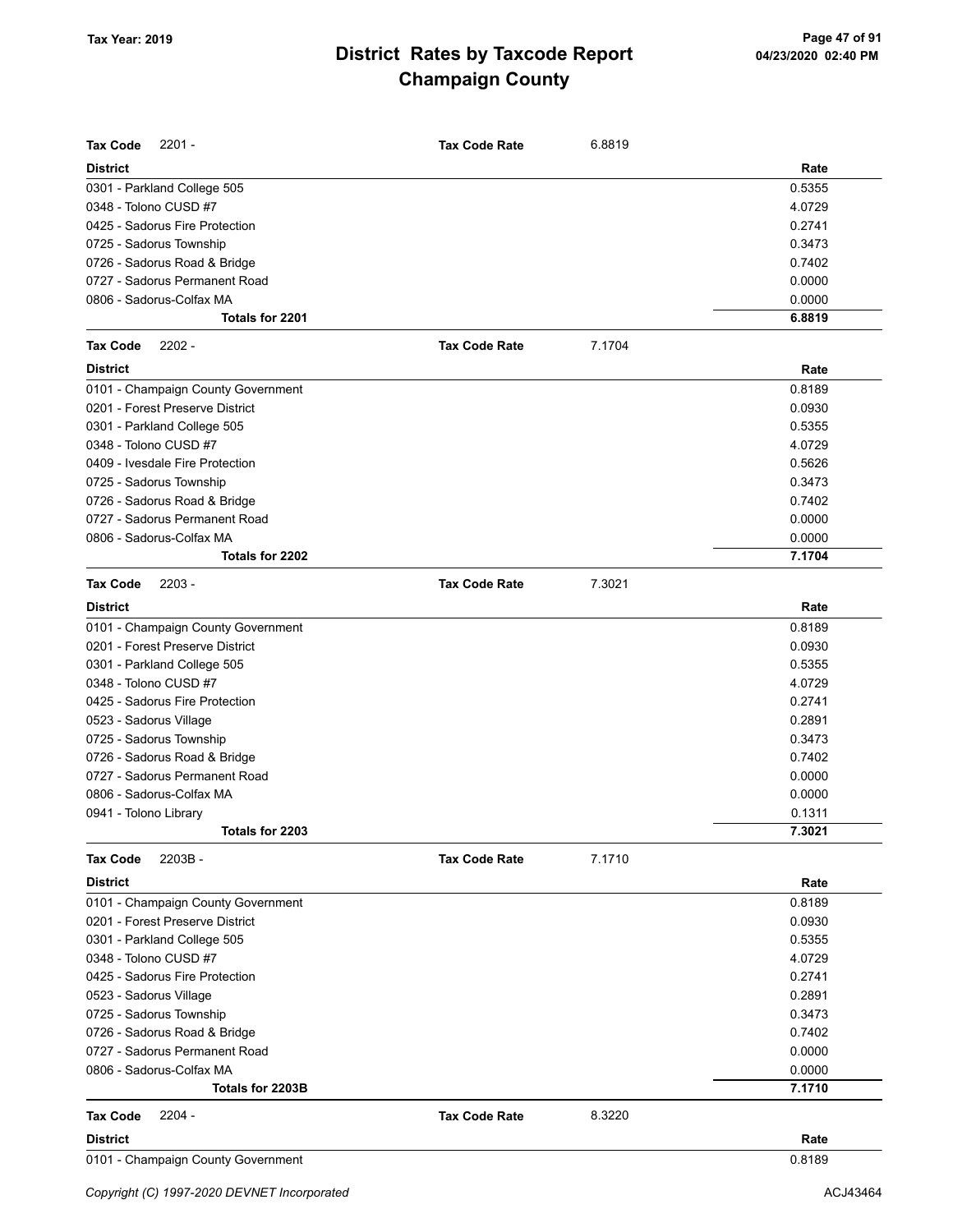# District Rates by Taxcode Report
## Champaign County

Tax Year: 2019

**Tax Code** 2201 - **Tax Code Rate** 6.8819

| District | Rate |
|---|---|
| 0301 - Parkland College 505 | 0.5355 |
| 0348 - Tolono CUSD #7 | 4.0729 |
| 0425 - Sadorus Fire Protection | 0.2741 |
| 0725 - Sadorus Township | 0.3473 |
| 0726 - Sadorus Road & Bridge | 0.7402 |
| 0727 - Sadorus Permanent Road | 0.0000 |
| 0806 - Sadorus-Colfax MA | 0.0000 |
| **Totals for 2201** | **6.8819** |

**Tax Code** 2202 - **Tax Code Rate** 7.1704

| District | Rate |
|---|---|
| 0101 - Champaign County Government | 0.8189 |
| 0201 - Forest Preserve District | 0.0930 |
| 0301 - Parkland College 505 | 0.5355 |
| 0348 - Tolono CUSD #7 | 4.0729 |
| 0409 - Ivesdale Fire Protection | 0.5626 |
| 0725 - Sadorus Township | 0.3473 |
| 0726 - Sadorus Road & Bridge | 0.7402 |
| 0727 - Sadorus Permanent Road | 0.0000 |
| 0806 - Sadorus-Colfax MA | 0.0000 |
| **Totals for 2202** | **7.1704** |

**Tax Code** 2203 - **Tax Code Rate** 7.3021

| District | Rate |
|---|---|
| 0101 - Champaign County Government | 0.8189 |
| 0201 - Forest Preserve District | 0.0930 |
| 0301 - Parkland College 505 | 0.5355 |
| 0348 - Tolono CUSD #7 | 4.0729 |
| 0425 - Sadorus Fire Protection | 0.2741 |
| 0523 - Sadorus Village | 0.2891 |
| 0725 - Sadorus Township | 0.3473 |
| 0726 - Sadorus Road & Bridge | 0.7402 |
| 0727 - Sadorus Permanent Road | 0.0000 |
| 0806 - Sadorus-Colfax MA | 0.0000 |
| 0941 - Tolono Library | 0.1311 |
| **Totals for 2203** | **7.3021** |

**Tax Code** 2203B - **Tax Code Rate** 7.1710

| District | Rate |
|---|---|
| 0101 - Champaign County Government | 0.8189 |
| 0201 - Forest Preserve District | 0.0930 |
| 0301 - Parkland College 505 | 0.5355 |
| 0348 - Tolono CUSD #7 | 4.0729 |
| 0425 - Sadorus Fire Protection | 0.2741 |
| 0523 - Sadorus Village | 0.2891 |
| 0725 - Sadorus Township | 0.3473 |
| 0726 - Sadorus Road & Bridge | 0.7402 |
| 0727 - Sadorus Permanent Road | 0.0000 |
| 0806 - Sadorus-Colfax MA | 0.0000 |
| **Totals for 2203B** | **7.1710** |

**Tax Code** 2204 - **Tax Code Rate** 8.3220

| District | Rate |
|---|---|
| 0101 - Champaign County Government | 0.8189 |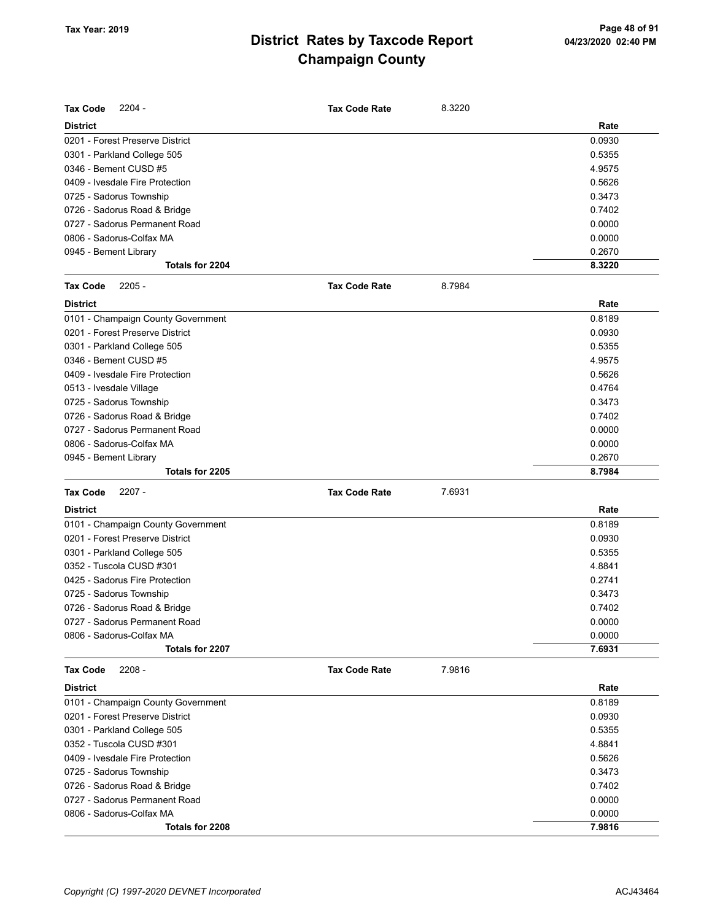# District Rates by Taxcode Report
# Champaign County

Tax Year: 2019

**Tax Code** 2204 - **Tax Code Rate** 8.3220

| District | Rate |
|---|---|
| 0201 - Forest Preserve District | 0.0930 |
| 0301 - Parkland College 505 | 0.5355 |
| 0346 - Bement CUSD #5 | 4.9575 |
| 0409 - Ivesdale Fire Protection | 0.5626 |
| 0725 - Sadorus Township | 0.3473 |
| 0726 - Sadorus Road & Bridge | 0.7402 |
| 0727 - Sadorus Permanent Road | 0.0000 |
| 0806 - Sadorus-Colfax MA | 0.0000 |
| 0945 - Bement Library | 0.2670 |
| **Totals for 2204** | **8.3220** |

**Tax Code** 2205 - **Tax Code Rate** 8.7984

| District | Rate |
|---|---|
| 0101 - Champaign County Government | 0.8189 |
| 0201 - Forest Preserve District | 0.0930 |
| 0301 - Parkland College 505 | 0.5355 |
| 0346 - Bement CUSD #5 | 4.9575 |
| 0409 - Ivesdale Fire Protection | 0.5626 |
| 0513 - Ivesdale Village | 0.4764 |
| 0725 - Sadorus Township | 0.3473 |
| 0726 - Sadorus Road & Bridge | 0.7402 |
| 0727 - Sadorus Permanent Road | 0.0000 |
| 0806 - Sadorus-Colfax MA | 0.0000 |
| 0945 - Bement Library | 0.2670 |
| **Totals for 2205** | **8.7984** |

**Tax Code** 2207 - **Tax Code Rate** 7.6931

| District | Rate |
|---|---|
| 0101 - Champaign County Government | 0.8189 |
| 0201 - Forest Preserve District | 0.0930 |
| 0301 - Parkland College 505 | 0.5355 |
| 0352 - Tuscola CUSD #301 | 4.8841 |
| 0425 - Sadorus Fire Protection | 0.2741 |
| 0725 - Sadorus Township | 0.3473 |
| 0726 - Sadorus Road & Bridge | 0.7402 |
| 0727 - Sadorus Permanent Road | 0.0000 |
| 0806 - Sadorus-Colfax MA | 0.0000 |
| **Totals for 2207** | **7.6931** |

**Tax Code** 2208 - **Tax Code Rate** 7.9816

| District | Rate |
|---|---|
| 0101 - Champaign County Government | 0.8189 |
| 0201 - Forest Preserve District | 0.0930 |
| 0301 - Parkland College 505 | 0.5355 |
| 0352 - Tuscola CUSD #301 | 4.8841 |
| 0409 - Ivesdale Fire Protection | 0.5626 |
| 0725 - Sadorus Township | 0.3473 |
| 0726 - Sadorus Road & Bridge | 0.7402 |
| 0727 - Sadorus Permanent Road | 0.0000 |
| 0806 - Sadorus-Colfax MA | 0.0000 |
| **Totals for 2208** | **7.9816** |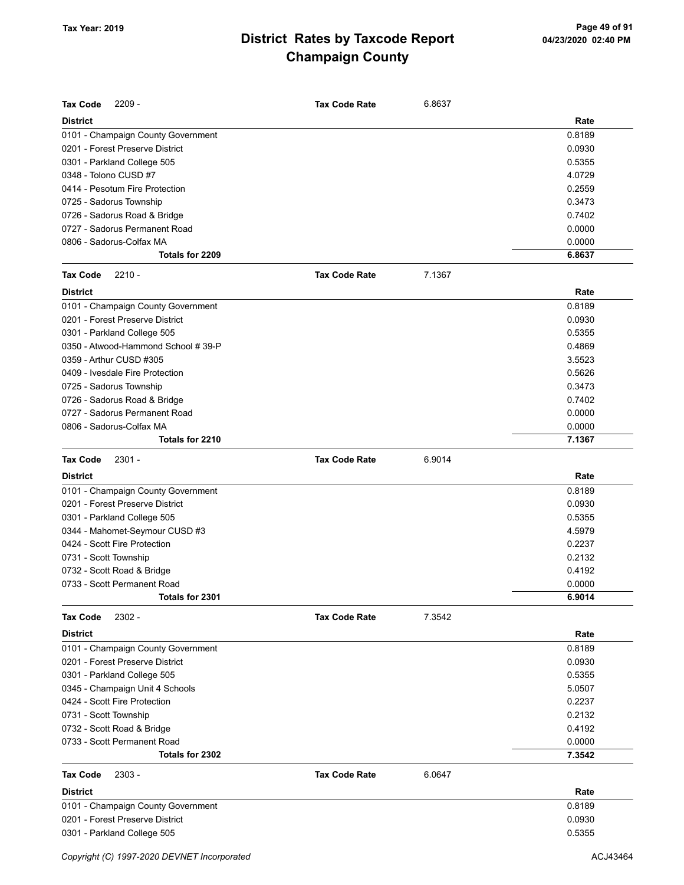**Tax Year: 2019**

# District Rates by Taxcode Report
## Champaign County

**Tax Code** 2209 - **Tax Code Rate** 6.8637

| District | Rate |
|---|---|
| 0101 - Champaign County Government | 0.8189 |
| 0201 - Forest Preserve District | 0.0930 |
| 0301 - Parkland College 505 | 0.5355 |
| 0348 - Tolono CUSD #7 | 4.0729 |
| 0414 - Pesotum Fire Protection | 0.2559 |
| 0725 - Sadorus Township | 0.3473 |
| 0726 - Sadorus Road & Bridge | 0.7402 |
| 0727 - Sadorus Permanent Road | 0.0000 |
| 0806 - Sadorus-Colfax MA | 0.0000 |
| **Totals for 2209** | **6.8637** |

**Tax Code** 2210 - **Tax Code Rate** 7.1367

| District | Rate |
|---|---|
| 0101 - Champaign County Government | 0.8189 |
| 0201 - Forest Preserve District | 0.0930 |
| 0301 - Parkland College 505 | 0.5355 |
| 0350 - Atwood-Hammond School # 39-P | 0.4869 |
| 0359 - Arthur CUSD #305 | 3.5523 |
| 0409 - Ivesdale Fire Protection | 0.5626 |
| 0725 - Sadorus Township | 0.3473 |
| 0726 - Sadorus Road & Bridge | 0.7402 |
| 0727 - Sadorus Permanent Road | 0.0000 |
| 0806 - Sadorus-Colfax MA | 0.0000 |
| **Totals for 2210** | **7.1367** |

**Tax Code** 2301 - **Tax Code Rate** 6.9014

| District | Rate |
|---|---|
| 0101 - Champaign County Government | 0.8189 |
| 0201 - Forest Preserve District | 0.0930 |
| 0301 - Parkland College 505 | 0.5355 |
| 0344 - Mahomet-Seymour CUSD #3 | 4.5979 |
| 0424 - Scott Fire Protection | 0.2237 |
| 0731 - Scott Township | 0.2132 |
| 0732 - Scott Road & Bridge | 0.4192 |
| 0733 - Scott Permanent Road | 0.0000 |
| **Totals for 2301** | **6.9014** |

**Tax Code** 2302 - **Tax Code Rate** 7.3542

| District | Rate |
|---|---|
| 0101 - Champaign County Government | 0.8189 |
| 0201 - Forest Preserve District | 0.0930 |
| 0301 - Parkland College 505 | 0.5355 |
| 0345 - Champaign Unit 4 Schools | 5.0507 |
| 0424 - Scott Fire Protection | 0.2237 |
| 0731 - Scott Township | 0.2132 |
| 0732 - Scott Road & Bridge | 0.4192 |
| 0733 - Scott Permanent Road | 0.0000 |
| **Totals for 2302** | **7.3542** |

**Tax Code** 2303 - **Tax Code Rate** 6.0647

| District | Rate |
|---|---|
| 0101 - Champaign County Government | 0.8189 |
| 0201 - Forest Preserve District | 0.0930 |
| 0301 - Parkland College 505 | 0.5355 |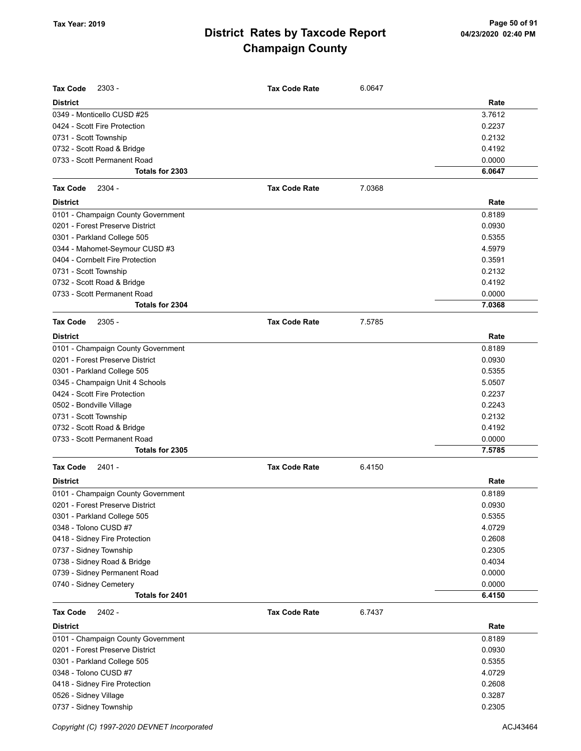# District Rates by Taxcode Report
# Champaign County

Tax Year: 2019

**Tax Code** 2303 - **Tax Code Rate** 6.0647

| District | Rate |
|---|---|
| 0349 - Monticello CUSD #25 | 3.7612 |
| 0424 - Scott Fire Protection | 0.2237 |
| 0731 - Scott Township | 0.2132 |
| 0732 - Scott Road & Bridge | 0.4192 |
| 0733 - Scott Permanent Road | 0.0000 |
| **Totals for 2303** | **6.0647** |

**Tax Code** 2304 - **Tax Code Rate** 7.0368

| District | Rate |
|---|---|
| 0101 - Champaign County Government | 0.8189 |
| 0201 - Forest Preserve District | 0.0930 |
| 0301 - Parkland College 505 | 0.5355 |
| 0344 - Mahomet-Seymour CUSD #3 | 4.5979 |
| 0404 - Cornbelt Fire Protection | 0.3591 |
| 0731 - Scott Township | 0.2132 |
| 0732 - Scott Road & Bridge | 0.4192 |
| 0733 - Scott Permanent Road | 0.0000 |
| **Totals for 2304** | **7.0368** |

**Tax Code** 2305 - **Tax Code Rate** 7.5785

| District | Rate |
|---|---|
| 0101 - Champaign County Government | 0.8189 |
| 0201 - Forest Preserve District | 0.0930 |
| 0301 - Parkland College 505 | 0.5355 |
| 0345 - Champaign Unit 4 Schools | 5.0507 |
| 0424 - Scott Fire Protection | 0.2237 |
| 0502 - Bondville Village | 0.2243 |
| 0731 - Scott Township | 0.2132 |
| 0732 - Scott Road & Bridge | 0.4192 |
| 0733 - Scott Permanent Road | 0.0000 |
| **Totals for 2305** | **7.5785** |

**Tax Code** 2401 - **Tax Code Rate** 6.4150

| District | Rate |
|---|---|
| 0101 - Champaign County Government | 0.8189 |
| 0201 - Forest Preserve District | 0.0930 |
| 0301 - Parkland College 505 | 0.5355 |
| 0348 - Tolono CUSD #7 | 4.0729 |
| 0418 - Sidney Fire Protection | 0.2608 |
| 0737 - Sidney Township | 0.2305 |
| 0738 - Sidney Road & Bridge | 0.4034 |
| 0739 - Sidney Permanent Road | 0.0000 |
| 0740 - Sidney Cemetery | 0.0000 |
| **Totals for 2401** | **6.4150** |

**Tax Code** 2402 - **Tax Code Rate** 6.7437

| District | Rate |
|---|---|
| 0101 - Champaign County Government | 0.8189 |
| 0201 - Forest Preserve District | 0.0930 |
| 0301 - Parkland College 505 | 0.5355 |
| 0348 - Tolono CUSD #7 | 4.0729 |
| 0418 - Sidney Fire Protection | 0.2608 |
| 0526 - Sidney Village | 0.3287 |
| 0737 - Sidney Township | 0.2305 |

Copyright (C) 1997-2020 DEVNET Incorporated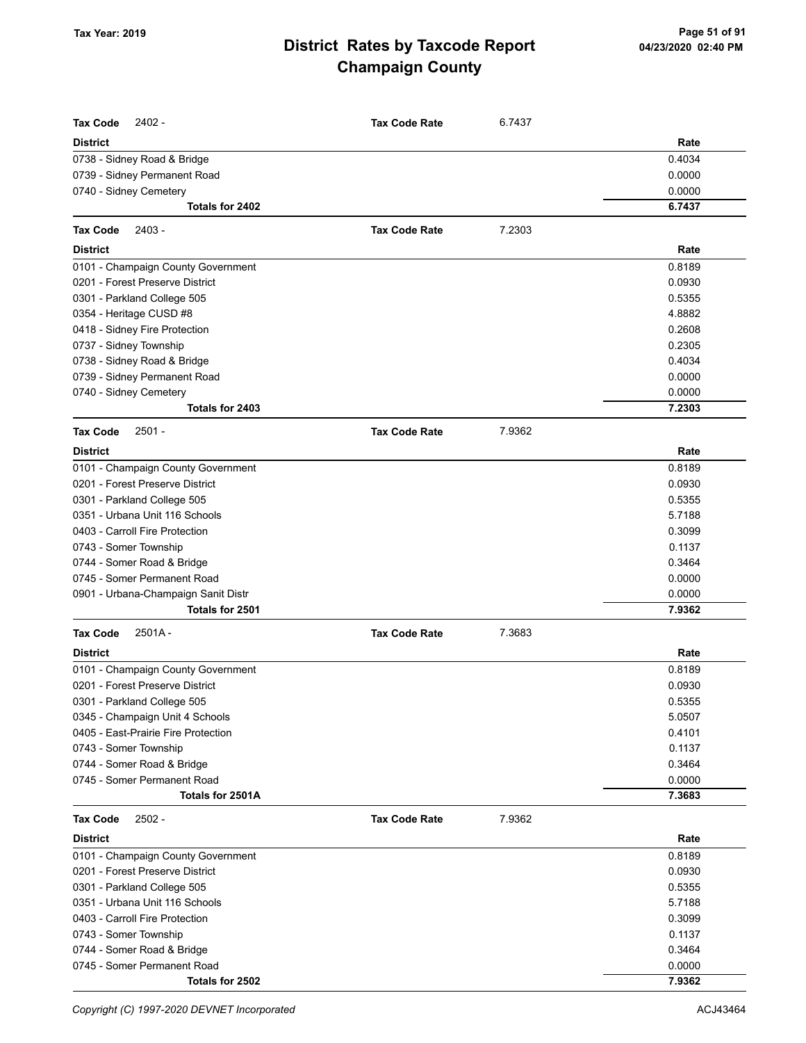# District Rates by Taxcode Report
# Champaign County

Tax Year: 2019

**Tax Code** 2402 - **Tax Code Rate** 6.7437

| District | Rate |
|---|---|
| 0738 - Sidney Road & Bridge | 0.4034 |
| 0739 - Sidney Permanent Road | 0.0000 |
| 0740 - Sidney Cemetery | 0.0000 |
| **Totals for 2402** | **6.7437** |

**Tax Code** 2403 - **Tax Code Rate** 7.2303

| District | Rate |
|---|---|
| 0101 - Champaign County Government | 0.8189 |
| 0201 - Forest Preserve District | 0.0930 |
| 0301 - Parkland College 505 | 0.5355 |
| 0354 - Heritage CUSD #8 | 4.8882 |
| 0418 - Sidney Fire Protection | 0.2608 |
| 0737 - Sidney Township | 0.2305 |
| 0738 - Sidney Road & Bridge | 0.4034 |
| 0739 - Sidney Permanent Road | 0.0000 |
| 0740 - Sidney Cemetery | 0.0000 |
| **Totals for 2403** | **7.2303** |

**Tax Code** 2501 - **Tax Code Rate** 7.9362

| District | Rate |
|---|---|
| 0101 - Champaign County Government | 0.8189 |
| 0201 - Forest Preserve District | 0.0930 |
| 0301 - Parkland College 505 | 0.5355 |
| 0351 - Urbana Unit 116 Schools | 5.7188 |
| 0403 - Carroll Fire Protection | 0.3099 |
| 0743 - Somer Township | 0.1137 |
| 0744 - Somer Road & Bridge | 0.3464 |
| 0745 - Somer Permanent Road | 0.0000 |
| 0901 - Urbana-Champaign Sanit Distr | 0.0000 |
| **Totals for 2501** | **7.9362** |

**Tax Code** 2501A - **Tax Code Rate** 7.3683

| District | Rate |
|---|---|
| 0101 - Champaign County Government | 0.8189 |
| 0201 - Forest Preserve District | 0.0930 |
| 0301 - Parkland College 505 | 0.5355 |
| 0345 - Champaign Unit 4 Schools | 5.0507 |
| 0405 - East-Prairie Fire Protection | 0.4101 |
| 0743 - Somer Township | 0.1137 |
| 0744 - Somer Road & Bridge | 0.3464 |
| 0745 - Somer Permanent Road | 0.0000 |
| **Totals for 2501A** | **7.3683** |

**Tax Code** 2502 - **Tax Code Rate** 7.9362

| District | Rate |
|---|---|
| 0101 - Champaign County Government | 0.8189 |
| 0201 - Forest Preserve District | 0.0930 |
| 0301 - Parkland College 505 | 0.5355 |
| 0351 - Urbana Unit 116 Schools | 5.7188 |
| 0403 - Carroll Fire Protection | 0.3099 |
| 0743 - Somer Township | 0.1137 |
| 0744 - Somer Road & Bridge | 0.3464 |
| 0745 - Somer Permanent Road | 0.0000 |
| **Totals for 2502** | **7.9362** |

Copyright (C) 1997-2020 DEVNET Incorporated ACJ43464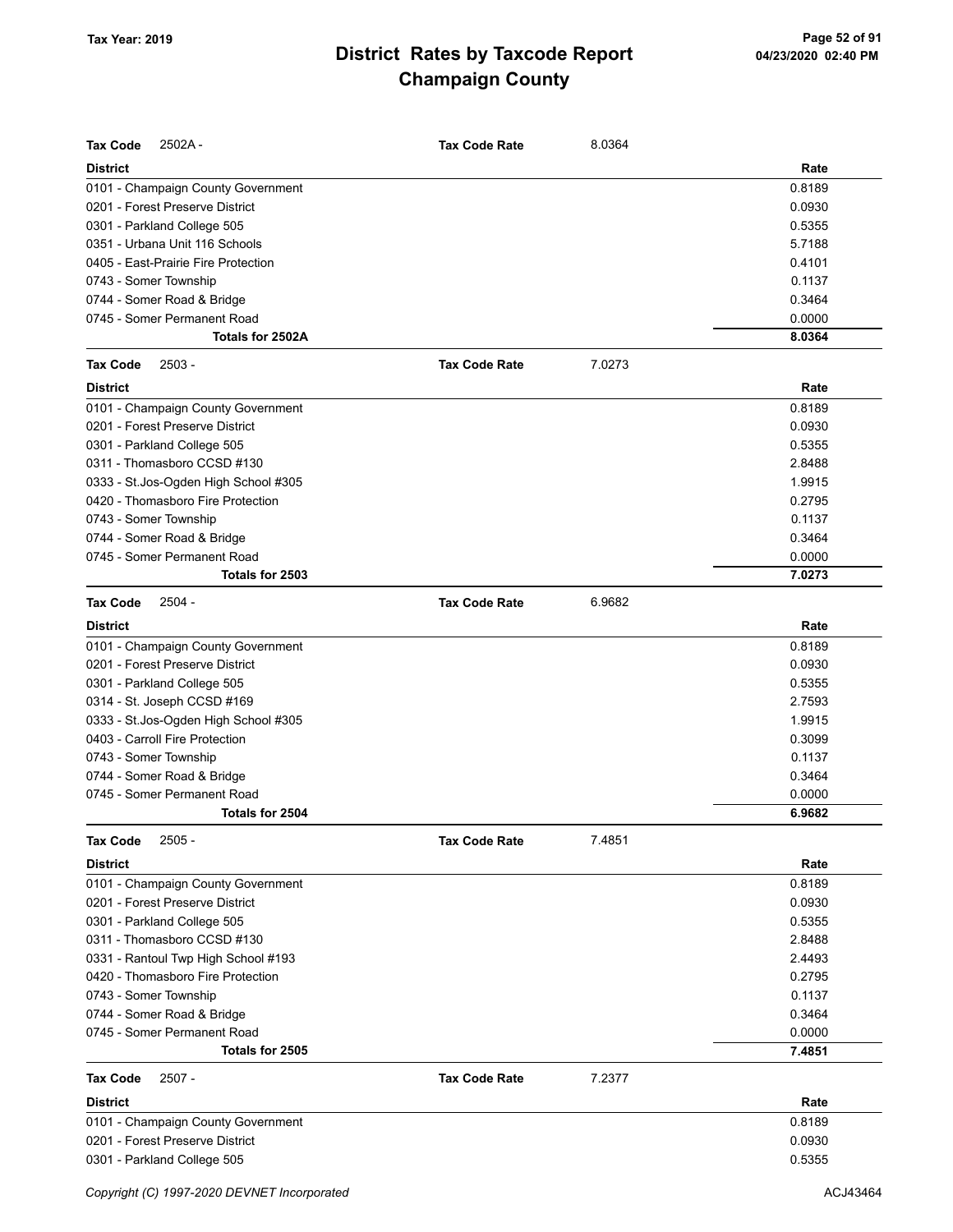# District Rates by Taxcode Report
## Champaign County

Tax Year: 2019

**Tax Code** 2502A - **Tax Code Rate** 8.0364

| District | Rate |
|---|---|
| 0101 - Champaign County Government | 0.8189 |
| 0201 - Forest Preserve District | 0.0930 |
| 0301 - Parkland College 505 | 0.5355 |
| 0351 - Urbana Unit 116 Schools | 5.7188 |
| 0405 - East-Prairie Fire Protection | 0.4101 |
| 0743 - Somer Township | 0.1137 |
| 0744 - Somer Road & Bridge | 0.3464 |
| 0745 - Somer Permanent Road | 0.0000 |
| **Totals for 2502A** | **8.0364** |

**Tax Code** 2503 - **Tax Code Rate** 7.0273

| District | Rate |
|---|---|
| 0101 - Champaign County Government | 0.8189 |
| 0201 - Forest Preserve District | 0.0930 |
| 0301 - Parkland College 505 | 0.5355 |
| 0311 - Thomasboro CCSD #130 | 2.8488 |
| 0333 - St.Jos-Ogden High School #305 | 1.9915 |
| 0420 - Thomasboro Fire Protection | 0.2795 |
| 0743 - Somer Township | 0.1137 |
| 0744 - Somer Road & Bridge | 0.3464 |
| 0745 - Somer Permanent Road | 0.0000 |
| **Totals for 2503** | **7.0273** |

**Tax Code** 2504 - **Tax Code Rate** 6.9682

| District | Rate |
|---|---|
| 0101 - Champaign County Government | 0.8189 |
| 0201 - Forest Preserve District | 0.0930 |
| 0301 - Parkland College 505 | 0.5355 |
| 0314 - St. Joseph CCSD #169 | 2.7593 |
| 0333 - St.Jos-Ogden High School #305 | 1.9915 |
| 0403 - Carroll Fire Protection | 0.3099 |
| 0743 - Somer Township | 0.1137 |
| 0744 - Somer Road & Bridge | 0.3464 |
| 0745 - Somer Permanent Road | 0.0000 |
| **Totals for 2504** | **6.9682** |

**Tax Code** 2505 - **Tax Code Rate** 7.4851

| District | Rate |
|---|---|
| 0101 - Champaign County Government | 0.8189 |
| 0201 - Forest Preserve District | 0.0930 |
| 0301 - Parkland College 505 | 0.5355 |
| 0311 - Thomasboro CCSD #130 | 2.8488 |
| 0331 - Rantoul Twp High School #193 | 2.4493 |
| 0420 - Thomasboro Fire Protection | 0.2795 |
| 0743 - Somer Township | 0.1137 |
| 0744 - Somer Road & Bridge | 0.3464 |
| 0745 - Somer Permanent Road | 0.0000 |
| **Totals for 2505** | **7.4851** |

**Tax Code** 2507 - **Tax Code Rate** 7.2377

| District | Rate |
|---|---|
| 0101 - Champaign County Government | 0.8189 |
| 0201 - Forest Preserve District | 0.0930 |
| 0301 - Parkland College 505 | 0.5355 |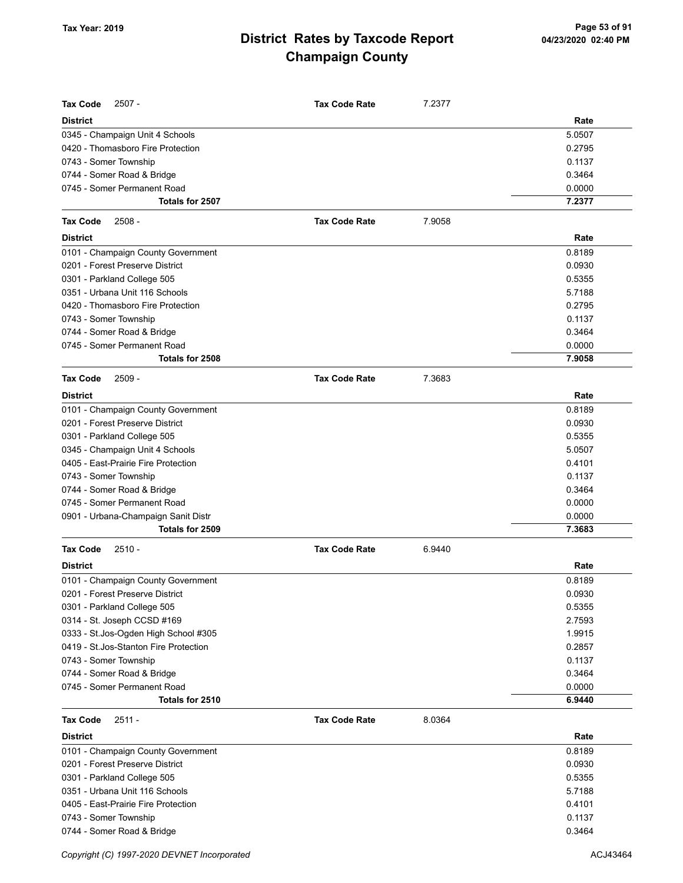# District Rates by Taxcode Report
# Champaign County

Tax Year: 2019

**Tax Code** 2507 - **Tax Code Rate** 7.2377

| District | Rate |
|---|---|
| 0345 - Champaign Unit 4 Schools | 5.0507 |
| 0420 - Thomasboro Fire Protection | 0.2795 |
| 0743 - Somer Township | 0.1137 |
| 0744 - Somer Road & Bridge | 0.3464 |
| 0745 - Somer Permanent Road | 0.0000 |
| **Totals for 2507** | **7.2377** |

**Tax Code** 2508 - **Tax Code Rate** 7.9058

| District | Rate |
|---|---|
| 0101 - Champaign County Government | 0.8189 |
| 0201 - Forest Preserve District | 0.0930 |
| 0301 - Parkland College 505 | 0.5355 |
| 0351 - Urbana Unit 116 Schools | 5.7188 |
| 0420 - Thomasboro Fire Protection | 0.2795 |
| 0743 - Somer Township | 0.1137 |
| 0744 - Somer Road & Bridge | 0.3464 |
| 0745 - Somer Permanent Road | 0.0000 |
| **Totals for 2508** | **7.9058** |

**Tax Code** 2509 - **Tax Code Rate** 7.3683

| District | Rate |
|---|---|
| 0101 - Champaign County Government | 0.8189 |
| 0201 - Forest Preserve District | 0.0930 |
| 0301 - Parkland College 505 | 0.5355 |
| 0345 - Champaign Unit 4 Schools | 5.0507 |
| 0405 - East-Prairie Fire Protection | 0.4101 |
| 0743 - Somer Township | 0.1137 |
| 0744 - Somer Road & Bridge | 0.3464 |
| 0745 - Somer Permanent Road | 0.0000 |
| 0901 - Urbana-Champaign Sanit Distr | 0.0000 |
| **Totals for 2509** | **7.3683** |

**Tax Code** 2510 - **Tax Code Rate** 6.9440

| District | Rate |
|---|---|
| 0101 - Champaign County Government | 0.8189 |
| 0201 - Forest Preserve District | 0.0930 |
| 0301 - Parkland College 505 | 0.5355 |
| 0314 - St. Joseph CCSD #169 | 2.7593 |
| 0333 - St.Jos-Ogden High School #305 | 1.9915 |
| 0419 - St.Jos-Stanton Fire Protection | 0.2857 |
| 0743 - Somer Township | 0.1137 |
| 0744 - Somer Road & Bridge | 0.3464 |
| 0745 - Somer Permanent Road | 0.0000 |
| **Totals for 2510** | **6.9440** |

**Tax Code** 2511 - **Tax Code Rate** 8.0364

| District | Rate |
|---|---|
| 0101 - Champaign County Government | 0.8189 |
| 0201 - Forest Preserve District | 0.0930 |
| 0301 - Parkland College 505 | 0.5355 |
| 0351 - Urbana Unit 116 Schools | 5.7188 |
| 0405 - East-Prairie Fire Protection | 0.4101 |
| 0743 - Somer Township | 0.1137 |
| 0744 - Somer Road & Bridge | 0.3464 |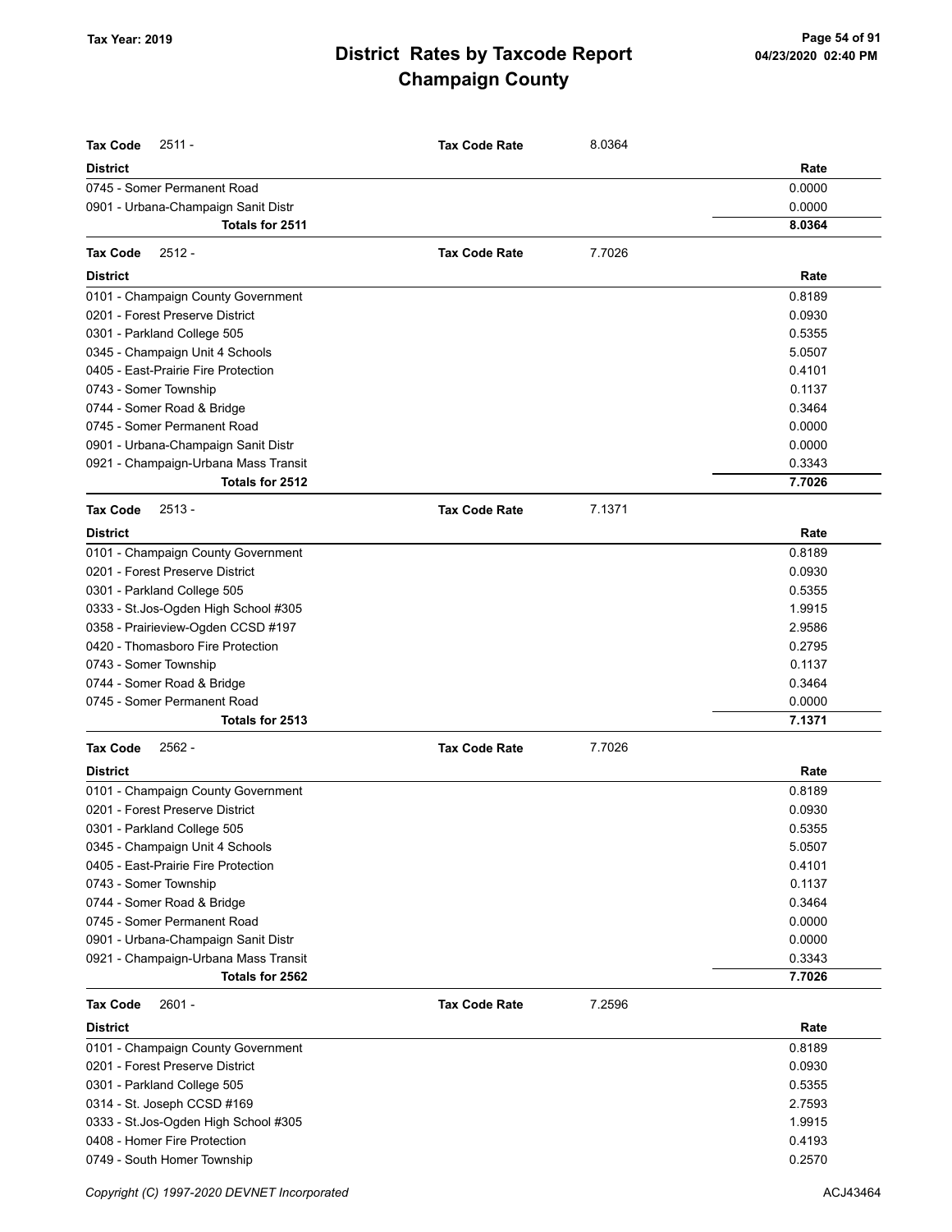# District Rates by Taxcode Report
# Champaign County

Tax Year: 2019

**Tax Code** 2511 - **Tax Code Rate** 8.0364

| District | Rate |
|---|---|
| 0745 - Somer Permanent Road | 0.0000 |
| 0901 - Urbana-Champaign Sanit Distr | 0.0000 |
| **Totals for 2511** | **8.0364** |

**Tax Code** 2512 - **Tax Code Rate** 7.7026

| District | Rate |
|---|---|
| 0101 - Champaign County Government | 0.8189 |
| 0201 - Forest Preserve District | 0.0930 |
| 0301 - Parkland College 505 | 0.5355 |
| 0345 - Champaign Unit 4 Schools | 5.0507 |
| 0405 - East-Prairie Fire Protection | 0.4101 |
| 0743 - Somer Township | 0.1137 |
| 0744 - Somer Road & Bridge | 0.3464 |
| 0745 - Somer Permanent Road | 0.0000 |
| 0901 - Urbana-Champaign Sanit Distr | 0.0000 |
| 0921 - Champaign-Urbana Mass Transit | 0.3343 |
| **Totals for 2512** | **7.7026** |

**Tax Code** 2513 - **Tax Code Rate** 7.1371

| District | Rate |
|---|---|
| 0101 - Champaign County Government | 0.8189 |
| 0201 - Forest Preserve District | 0.0930 |
| 0301 - Parkland College 505 | 0.5355 |
| 0333 - St.Jos-Ogden High School #305 | 1.9915 |
| 0358 - Prairieview-Ogden CCSD #197 | 2.9586 |
| 0420 - Thomasboro Fire Protection | 0.2795 |
| 0743 - Somer Township | 0.1137 |
| 0744 - Somer Road & Bridge | 0.3464 |
| 0745 - Somer Permanent Road | 0.0000 |
| **Totals for 2513** | **7.1371** |

**Tax Code** 2562 - **Tax Code Rate** 7.7026

| District | Rate |
|---|---|
| 0101 - Champaign County Government | 0.8189 |
| 0201 - Forest Preserve District | 0.0930 |
| 0301 - Parkland College 505 | 0.5355 |
| 0345 - Champaign Unit 4 Schools | 5.0507 |
| 0405 - East-Prairie Fire Protection | 0.4101 |
| 0743 - Somer Township | 0.1137 |
| 0744 - Somer Road & Bridge | 0.3464 |
| 0745 - Somer Permanent Road | 0.0000 |
| 0901 - Urbana-Champaign Sanit Distr | 0.0000 |
| 0921 - Champaign-Urbana Mass Transit | 0.3343 |
| **Totals for 2562** | **7.7026** |

**Tax Code** 2601 - **Tax Code Rate** 7.2596

| District | Rate |
|---|---|
| 0101 - Champaign County Government | 0.8189 |
| 0201 - Forest Preserve District | 0.0930 |
| 0301 - Parkland College 505 | 0.5355 |
| 0314 - St. Joseph CCSD #169 | 2.7593 |
| 0333 - St.Jos-Ogden High School #305 | 1.9915 |
| 0408 - Homer Fire Protection | 0.4193 |
| 0749 - South Homer Township | 0.2570 |

Copyright (C) 1997-2020 DEVNET Incorporated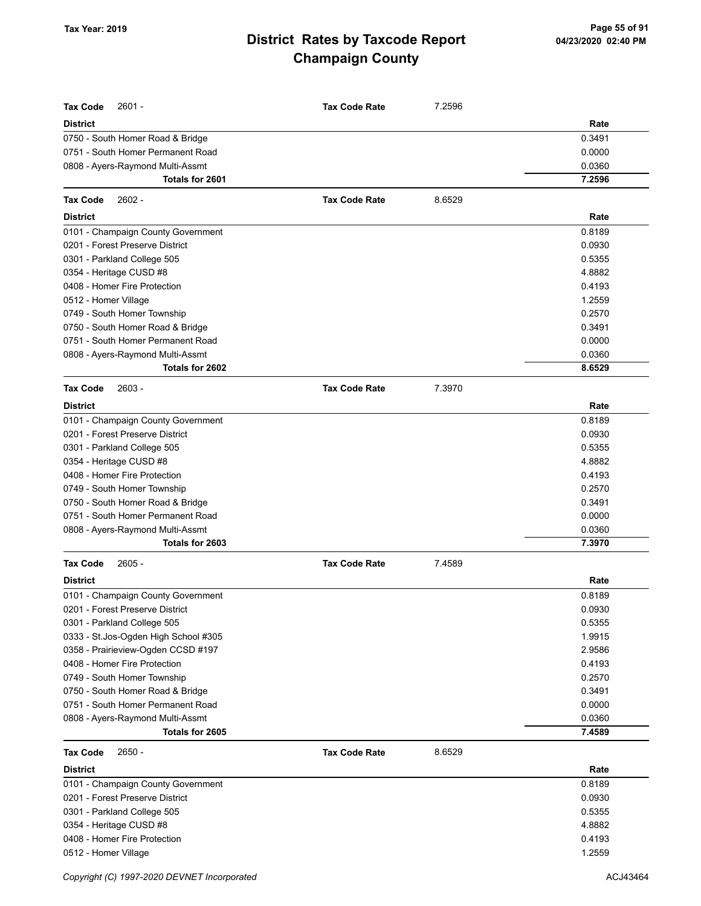**Tax Code** 2601 - **Tax Code Rate** 7.2596

| District | Rate |
|---|---|
| 0750 - South Homer Road & Bridge | 0.3491 |
| 0751 - South Homer Permanent Road | 0.0000 |
| 0808 - Ayers-Raymond Multi-Assmt | 0.0360 |
| **Totals for 2601** | **7.2596** |

**Tax Code** 2602 - **Tax Code Rate** 8.6529

| District | Rate |
|---|---|
| 0101 - Champaign County Government | 0.8189 |
| 0201 - Forest Preserve District | 0.0930 |
| 0301 - Parkland College 505 | 0.5355 |
| 0354 - Heritage CUSD #8 | 4.8882 |
| 0408 - Homer Fire Protection | 0.4193 |
| 0512 - Homer Village | 1.2559 |
| 0749 - South Homer Township | 0.2570 |
| 0750 - South Homer Road & Bridge | 0.3491 |
| 0751 - South Homer Permanent Road | 0.0000 |
| 0808 - Ayers-Raymond Multi-Assmt | 0.0360 |
| **Totals for 2602** | **8.6529** |

**Tax Code** 2603 - **Tax Code Rate** 7.3970

| District | Rate |
|---|---|
| 0101 - Champaign County Government | 0.8189 |
| 0201 - Forest Preserve District | 0.0930 |
| 0301 - Parkland College 505 | 0.5355 |
| 0354 - Heritage CUSD #8 | 4.8882 |
| 0408 - Homer Fire Protection | 0.4193 |
| 0749 - South Homer Township | 0.2570 |
| 0750 - South Homer Road & Bridge | 0.3491 |
| 0751 - South Homer Permanent Road | 0.0000 |
| 0808 - Ayers-Raymond Multi-Assmt | 0.0360 |
| **Totals for 2603** | **7.3970** |

**Tax Code** 2605 - **Tax Code Rate** 7.4589

| District | Rate |
|---|---|
| 0101 - Champaign County Government | 0.8189 |
| 0201 - Forest Preserve District | 0.0930 |
| 0301 - Parkland College 505 | 0.5355 |
| 0333 - St.Jos-Ogden High School #305 | 1.9915 |
| 0358 - Prairieview-Ogden CCSD #197 | 2.9586 |
| 0408 - Homer Fire Protection | 0.4193 |
| 0749 - South Homer Township | 0.2570 |
| 0750 - South Homer Road & Bridge | 0.3491 |
| 0751 - South Homer Permanent Road | 0.0000 |
| 0808 - Ayers-Raymond Multi-Assmt | 0.0360 |
| **Totals for 2605** | **7.4589** |

**Tax Code** 2650 - **Tax Code Rate** 8.6529

| District | Rate |
|---|---|
| 0101 - Champaign County Government | 0.8189 |
| 0201 - Forest Preserve District | 0.0930 |
| 0301 - Parkland College 505 | 0.5355 |
| 0354 - Heritage CUSD #8 | 4.8882 |
| 0408 - Homer Fire Protection | 0.4193 |
| 0512 - Homer Village | 1.2559 |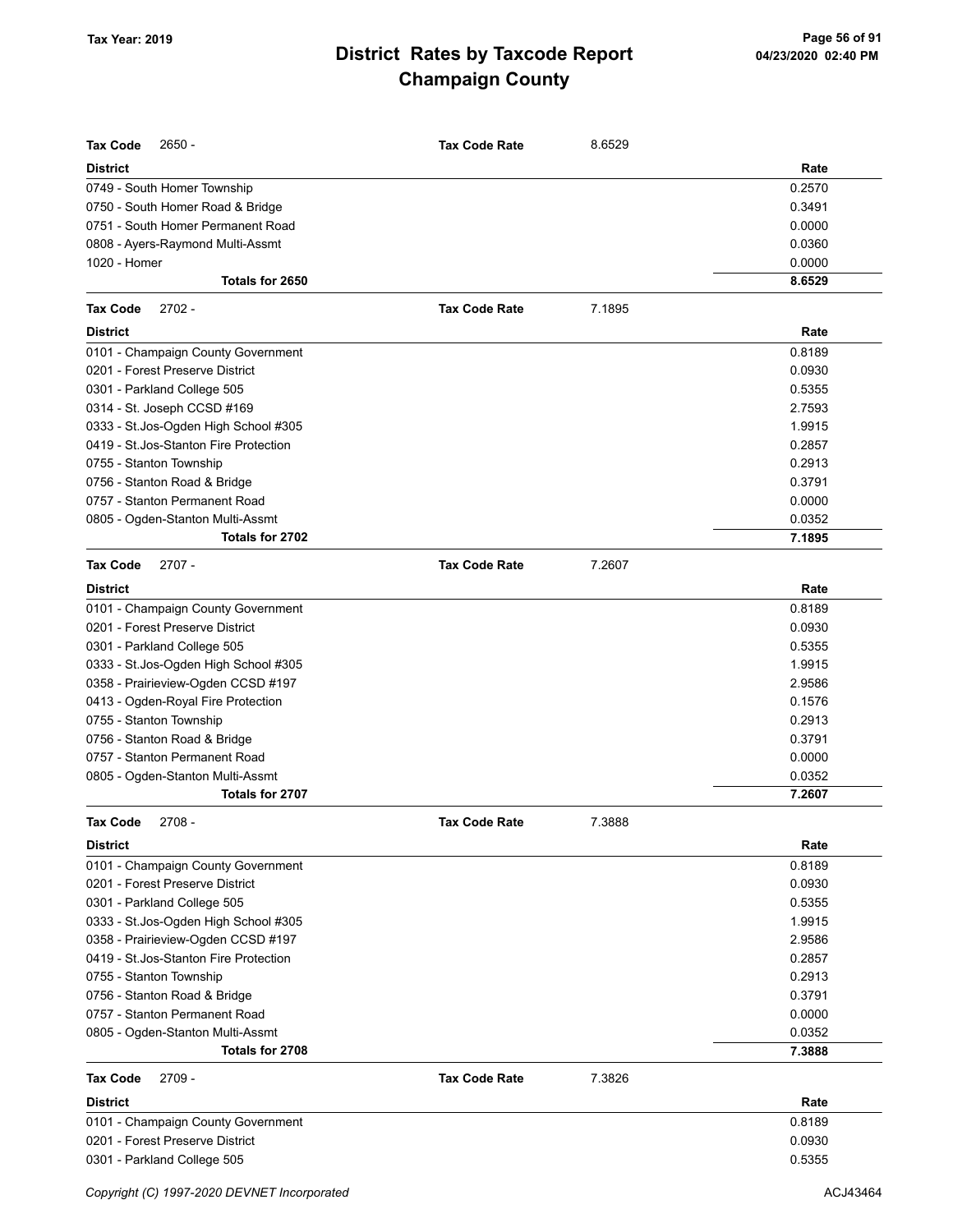**Tax Code** 2650 - **Tax Code Rate** 8.6529

| District | Rate |
|---|---|
| 0749 - South Homer Township | 0.2570 |
| 0750 - South Homer Road & Bridge | 0.3491 |
| 0751 - South Homer Permanent Road | 0.0000 |
| 0808 - Ayers-Raymond Multi-Assmt | 0.0360 |
| 1020 - Homer | 0.0000 |
| **Totals for 2650** | **8.6529** |

**Tax Code** 2702 - **Tax Code Rate** 7.1895

| District | Rate |
|---|---|
| 0101 - Champaign County Government | 0.8189 |
| 0201 - Forest Preserve District | 0.0930 |
| 0301 - Parkland College 505 | 0.5355 |
| 0314 - St. Joseph CCSD #169 | 2.7593 |
| 0333 - St.Jos-Ogden High School #305 | 1.9915 |
| 0419 - St.Jos-Stanton Fire Protection | 0.2857 |
| 0755 - Stanton Township | 0.2913 |
| 0756 - Stanton Road & Bridge | 0.3791 |
| 0757 - Stanton Permanent Road | 0.0000 |
| 0805 - Ogden-Stanton Multi-Assmt | 0.0352 |
| **Totals for 2702** | **7.1895** |

**Tax Code** 2707 - **Tax Code Rate** 7.2607

| District | Rate |
|---|---|
| 0101 - Champaign County Government | 0.8189 |
| 0201 - Forest Preserve District | 0.0930 |
| 0301 - Parkland College 505 | 0.5355 |
| 0333 - St.Jos-Ogden High School #305 | 1.9915 |
| 0358 - Prairieview-Ogden CCSD #197 | 2.9586 |
| 0413 - Ogden-Royal Fire Protection | 0.1576 |
| 0755 - Stanton Township | 0.2913 |
| 0756 - Stanton Road & Bridge | 0.3791 |
| 0757 - Stanton Permanent Road | 0.0000 |
| 0805 - Ogden-Stanton Multi-Assmt | 0.0352 |
| **Totals for 2707** | **7.2607** |

**Tax Code** 2708 - **Tax Code Rate** 7.3888

| District | Rate |
|---|---|
| 0101 - Champaign County Government | 0.8189 |
| 0201 - Forest Preserve District | 0.0930 |
| 0301 - Parkland College 505 | 0.5355 |
| 0333 - St.Jos-Ogden High School #305 | 1.9915 |
| 0358 - Prairieview-Ogden CCSD #197 | 2.9586 |
| 0419 - St.Jos-Stanton Fire Protection | 0.2857 |
| 0755 - Stanton Township | 0.2913 |
| 0756 - Stanton Road & Bridge | 0.3791 |
| 0757 - Stanton Permanent Road | 0.0000 |
| 0805 - Ogden-Stanton Multi-Assmt | 0.0352 |
| **Totals for 2708** | **7.3888** |

**Tax Code** 2709 - **Tax Code Rate** 7.3826

| District | Rate |
|---|---|
| 0101 - Champaign County Government | 0.8189 |
| 0201 - Forest Preserve District | 0.0930 |
| 0301 - Parkland College 505 | 0.5355 |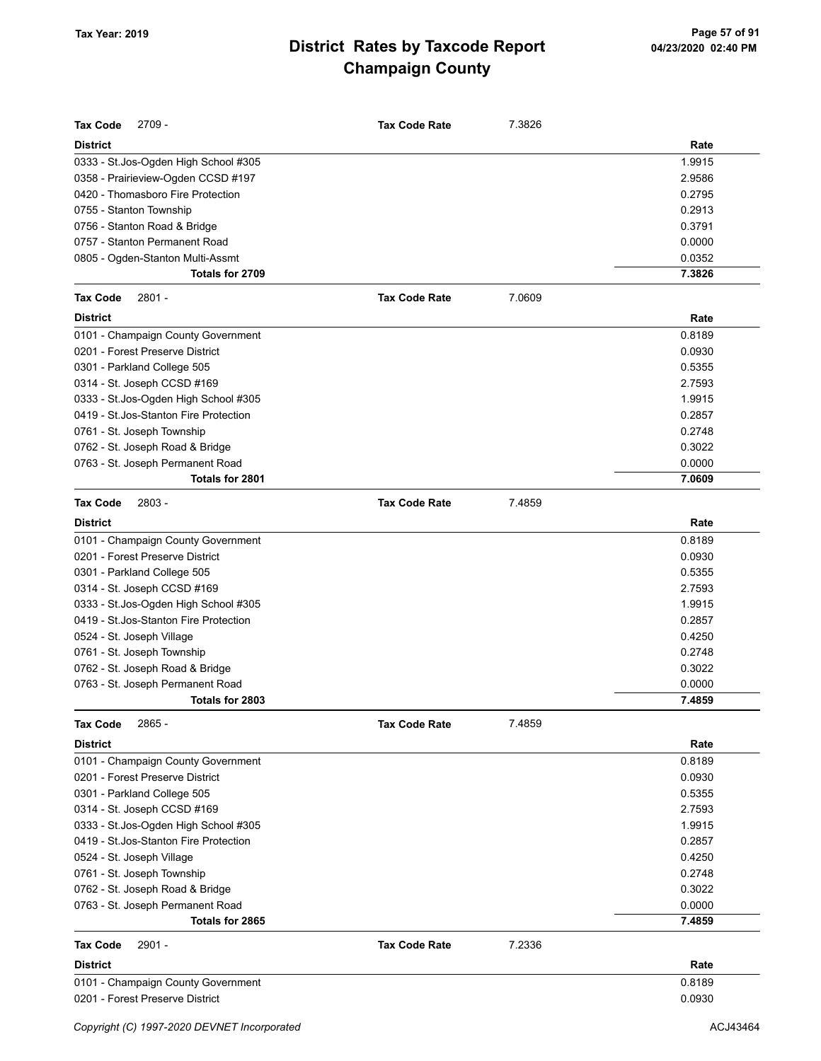# District Rates by Taxcode Report
# Champaign County

Tax Year: 2019

**Tax Code** 2709 - **Tax Code Rate** 7.3826

| District | Rate |
|---|---|
| 0333 - St.Jos-Ogden High School #305 | 1.9915 |
| 0358 - Prairieview-Ogden CCSD #197 | 2.9586 |
| 0420 - Thomasboro Fire Protection | 0.2795 |
| 0755 - Stanton Township | 0.2913 |
| 0756 - Stanton Road & Bridge | 0.3791 |
| 0757 - Stanton Permanent Road | 0.0000 |
| 0805 - Ogden-Stanton Multi-Assmt | 0.0352 |
| **Totals for 2709** | **7.3826** |

**Tax Code** 2801 - **Tax Code Rate** 7.0609

| District | Rate |
|---|---|
| 0101 - Champaign County Government | 0.8189 |
| 0201 - Forest Preserve District | 0.0930 |
| 0301 - Parkland College 505 | 0.5355 |
| 0314 - St. Joseph CCSD #169 | 2.7593 |
| 0333 - St.Jos-Ogden High School #305 | 1.9915 |
| 0419 - St.Jos-Stanton Fire Protection | 0.2857 |
| 0761 - St. Joseph Township | 0.2748 |
| 0762 - St. Joseph Road & Bridge | 0.3022 |
| 0763 - St. Joseph Permanent Road | 0.0000 |
| **Totals for 2801** | **7.0609** |

**Tax Code** 2803 - **Tax Code Rate** 7.4859

| District | Rate |
|---|---|
| 0101 - Champaign County Government | 0.8189 |
| 0201 - Forest Preserve District | 0.0930 |
| 0301 - Parkland College 505 | 0.5355 |
| 0314 - St. Joseph CCSD #169 | 2.7593 |
| 0333 - St.Jos-Ogden High School #305 | 1.9915 |
| 0419 - St.Jos-Stanton Fire Protection | 0.2857 |
| 0524 - St. Joseph Village | 0.4250 |
| 0761 - St. Joseph Township | 0.2748 |
| 0762 - St. Joseph Road & Bridge | 0.3022 |
| 0763 - St. Joseph Permanent Road | 0.0000 |
| **Totals for 2803** | **7.4859** |

**Tax Code** 2865 - **Tax Code Rate** 7.4859

| District | Rate |
|---|---|
| 0101 - Champaign County Government | 0.8189 |
| 0201 - Forest Preserve District | 0.0930 |
| 0301 - Parkland College 505 | 0.5355 |
| 0314 - St. Joseph CCSD #169 | 2.7593 |
| 0333 - St.Jos-Ogden High School #305 | 1.9915 |
| 0419 - St.Jos-Stanton Fire Protection | 0.2857 |
| 0524 - St. Joseph Village | 0.4250 |
| 0761 - St. Joseph Township | 0.2748 |
| 0762 - St. Joseph Road & Bridge | 0.3022 |
| 0763 - St. Joseph Permanent Road | 0.0000 |
| **Totals for 2865** | **7.4859** |

**Tax Code** 2901 - **Tax Code Rate** 7.2336

| District | Rate |
|---|---|
| 0101 - Champaign County Government | 0.8189 |
| 0201 - Forest Preserve District | 0.0930 |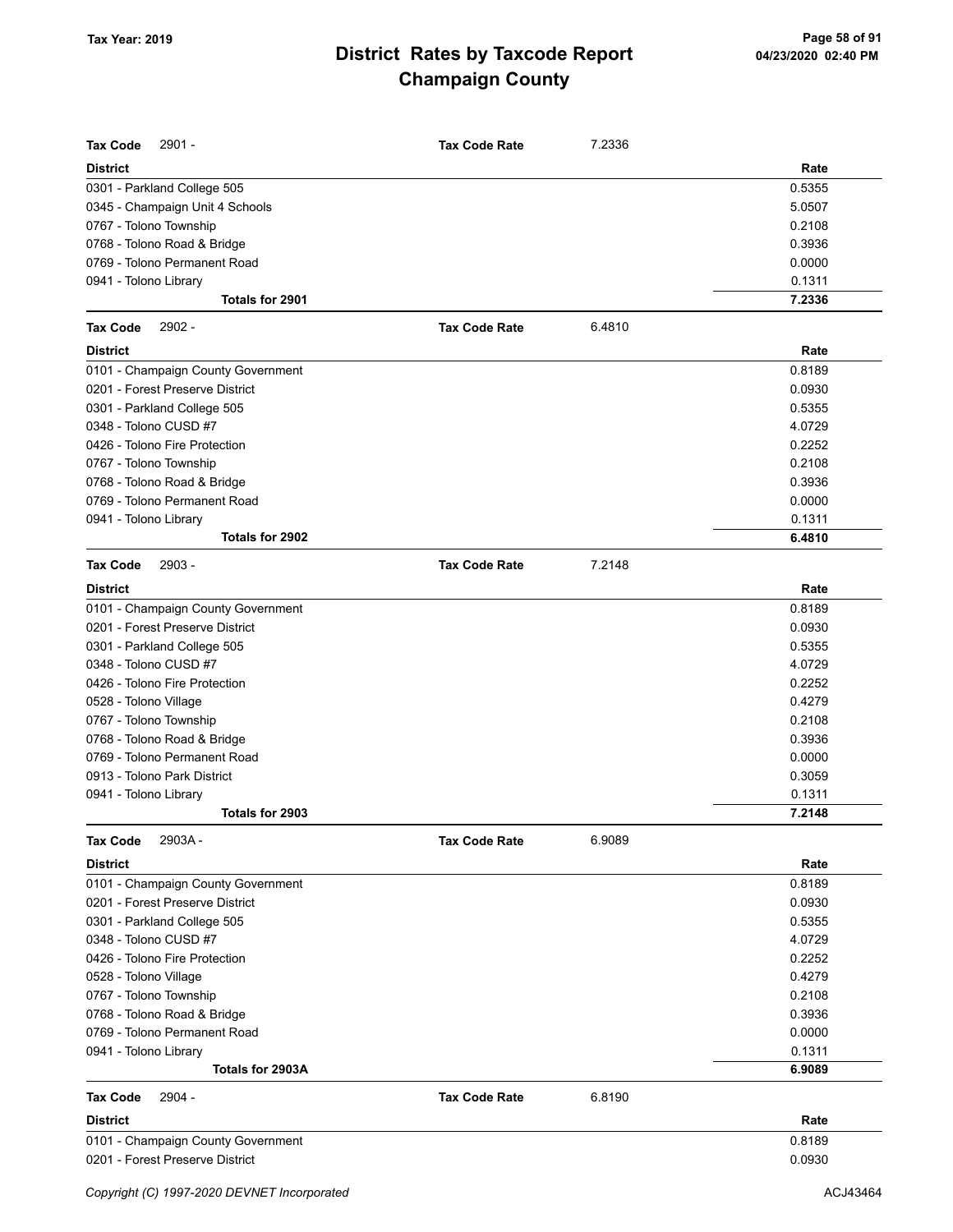**Tax Code** 2901 - **Tax Code Rate** 7.2336

| District | Rate |
|---|---|
| 0301 - Parkland College 505 | 0.5355 |
| 0345 - Champaign Unit 4 Schools | 5.0507 |
| 0767 - Tolono Township | 0.2108 |
| 0768 - Tolono Road & Bridge | 0.3936 |
| 0769 - Tolono Permanent Road | 0.0000 |
| 0941 - Tolono Library | 0.1311 |
| **Totals for 2901** | **7.2336** |

**Tax Code** 2902 - **Tax Code Rate** 6.4810

| District | Rate |
|---|---|
| 0101 - Champaign County Government | 0.8189 |
| 0201 - Forest Preserve District | 0.0930 |
| 0301 - Parkland College 505 | 0.5355 |
| 0348 - Tolono CUSD #7 | 4.0729 |
| 0426 - Tolono Fire Protection | 0.2252 |
| 0767 - Tolono Township | 0.2108 |
| 0768 - Tolono Road & Bridge | 0.3936 |
| 0769 - Tolono Permanent Road | 0.0000 |
| 0941 - Tolono Library | 0.1311 |
| **Totals for 2902** | **6.4810** |

**Tax Code** 2903 - **Tax Code Rate** 7.2148

| District | Rate |
|---|---|
| 0101 - Champaign County Government | 0.8189 |
| 0201 - Forest Preserve District | 0.0930 |
| 0301 - Parkland College 505 | 0.5355 |
| 0348 - Tolono CUSD #7 | 4.0729 |
| 0426 - Tolono Fire Protection | 0.2252 |
| 0528 - Tolono Village | 0.4279 |
| 0767 - Tolono Township | 0.2108 |
| 0768 - Tolono Road & Bridge | 0.3936 |
| 0769 - Tolono Permanent Road | 0.0000 |
| 0913 - Tolono Park District | 0.3059 |
| 0941 - Tolono Library | 0.1311 |
| **Totals for 2903** | **7.2148** |

**Tax Code** 2903A - **Tax Code Rate** 6.9089

| District | Rate |
|---|---|
| 0101 - Champaign County Government | 0.8189 |
| 0201 - Forest Preserve District | 0.0930 |
| 0301 - Parkland College 505 | 0.5355 |
| 0348 - Tolono CUSD #7 | 4.0729 |
| 0426 - Tolono Fire Protection | 0.2252 |
| 0528 - Tolono Village | 0.4279 |
| 0767 - Tolono Township | 0.2108 |
| 0768 - Tolono Road & Bridge | 0.3936 |
| 0769 - Tolono Permanent Road | 0.0000 |
| 0941 - Tolono Library | 0.1311 |
| **Totals for 2903A** | **6.9089** |

**Tax Code** 2904 - **Tax Code Rate** 6.8190

| District | Rate |
|---|---|
| 0101 - Champaign County Government | 0.8189 |
| 0201 - Forest Preserve District | 0.0930 |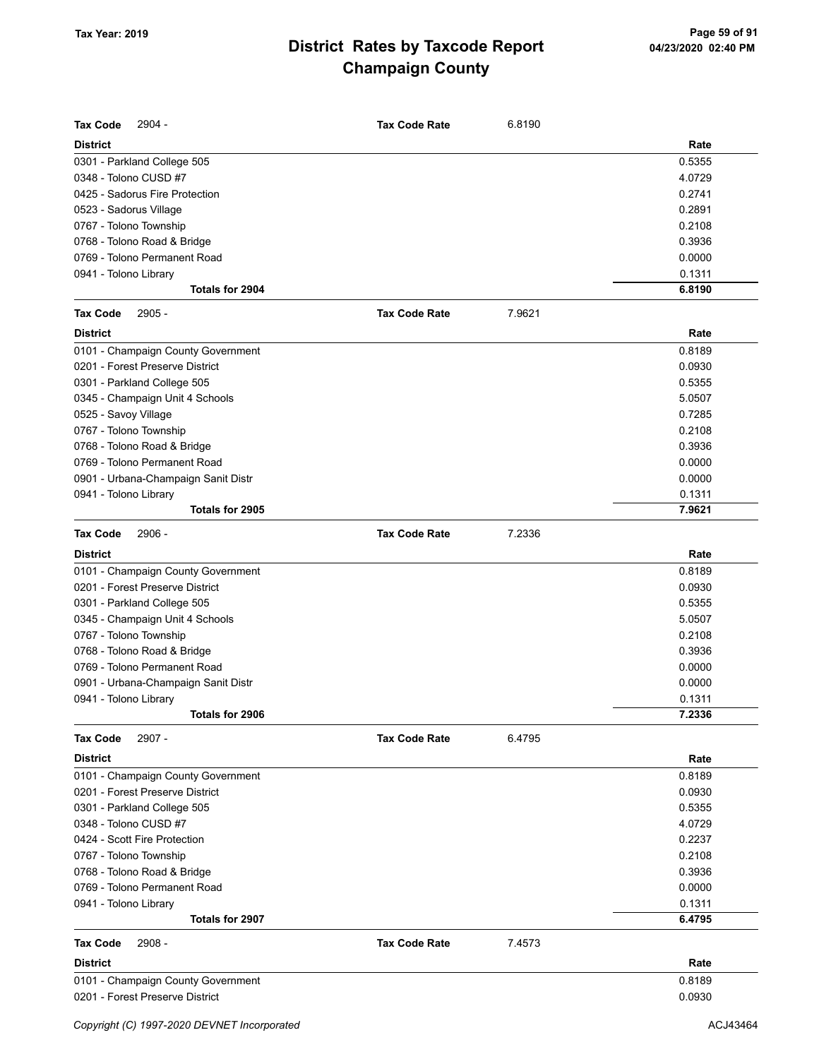# District Rates by Taxcode Report
# Champaign County

Tax Year: 2019

**Tax Code** 2904 - **Tax Code Rate** 6.8190

| District | Rate |
|---|---|
| 0301 - Parkland College 505 | 0.5355 |
| 0348 - Tolono CUSD #7 | 4.0729 |
| 0425 - Sadorus Fire Protection | 0.2741 |
| 0523 - Sadorus Village | 0.2891 |
| 0767 - Tolono Township | 0.2108 |
| 0768 - Tolono Road & Bridge | 0.3936 |
| 0769 - Tolono Permanent Road | 0.0000 |
| 0941 - Tolono Library | 0.1311 |
| **Totals for 2904** | **6.8190** |

**Tax Code** 2905 - **Tax Code Rate** 7.9621

| District | Rate |
|---|---|
| 0101 - Champaign County Government | 0.8189 |
| 0201 - Forest Preserve District | 0.0930 |
| 0301 - Parkland College 505 | 0.5355 |
| 0345 - Champaign Unit 4 Schools | 5.0507 |
| 0525 - Savoy Village | 0.7285 |
| 0767 - Tolono Township | 0.2108 |
| 0768 - Tolono Road & Bridge | 0.3936 |
| 0769 - Tolono Permanent Road | 0.0000 |
| 0901 - Urbana-Champaign Sanit Distr | 0.0000 |
| 0941 - Tolono Library | 0.1311 |
| **Totals for 2905** | **7.9621** |

**Tax Code** 2906 - **Tax Code Rate** 7.2336

| District | Rate |
|---|---|
| 0101 - Champaign County Government | 0.8189 |
| 0201 - Forest Preserve District | 0.0930 |
| 0301 - Parkland College 505 | 0.5355 |
| 0345 - Champaign Unit 4 Schools | 5.0507 |
| 0767 - Tolono Township | 0.2108 |
| 0768 - Tolono Road & Bridge | 0.3936 |
| 0769 - Tolono Permanent Road | 0.0000 |
| 0901 - Urbana-Champaign Sanit Distr | 0.0000 |
| 0941 - Tolono Library | 0.1311 |
| **Totals for 2906** | **7.2336** |

**Tax Code** 2907 - **Tax Code Rate** 6.4795

| District | Rate |
|---|---|
| 0101 - Champaign County Government | 0.8189 |
| 0201 - Forest Preserve District | 0.0930 |
| 0301 - Parkland College 505 | 0.5355 |
| 0348 - Tolono CUSD #7 | 4.0729 |
| 0424 - Scott Fire Protection | 0.2237 |
| 0767 - Tolono Township | 0.2108 |
| 0768 - Tolono Road & Bridge | 0.3936 |
| 0769 - Tolono Permanent Road | 0.0000 |
| 0941 - Tolono Library | 0.1311 |
| **Totals for 2907** | **6.4795** |

**Tax Code** 2908 - **Tax Code Rate** 7.4573

| District | Rate |
|---|---|
| 0101 - Champaign County Government | 0.8189 |
| 0201 - Forest Preserve District | 0.0930 |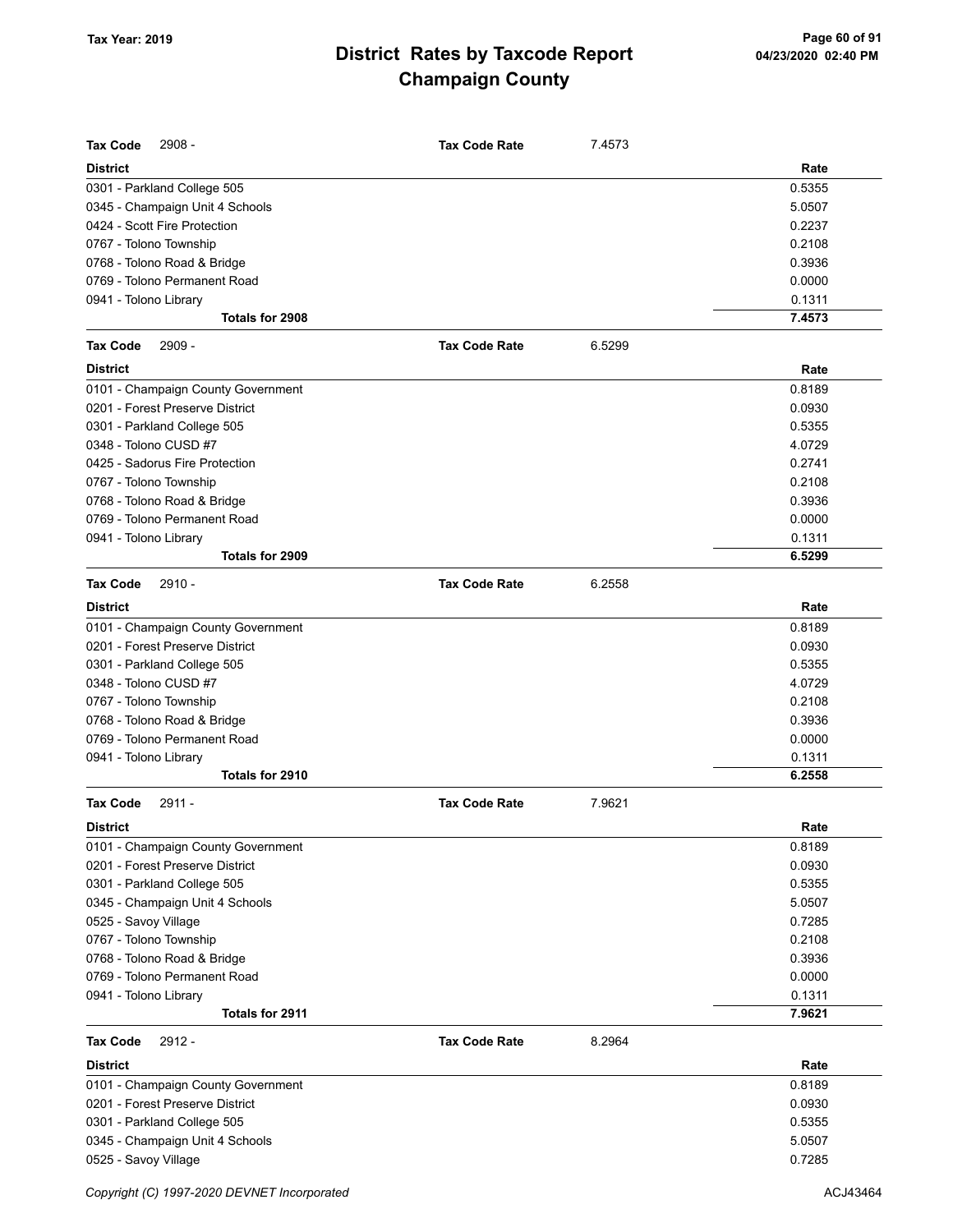# District Rates by Taxcode Report
# Champaign County

Tax Year: 2019

**Tax Code** 2908 - **Tax Code Rate** 7.4573

| District | Rate |
|---|---|
| 0301 - Parkland College 505 | 0.5355 |
| 0345 - Champaign Unit 4 Schools | 5.0507 |
| 0424 - Scott Fire Protection | 0.2237 |
| 0767 - Tolono Township | 0.2108 |
| 0768 - Tolono Road & Bridge | 0.3936 |
| 0769 - Tolono Permanent Road | 0.0000 |
| 0941 - Tolono Library | 0.1311 |
| **Totals for 2908** | **7.4573** |

**Tax Code** 2909 - **Tax Code Rate** 6.5299

| District | Rate |
|---|---|
| 0101 - Champaign County Government | 0.8189 |
| 0201 - Forest Preserve District | 0.0930 |
| 0301 - Parkland College 505 | 0.5355 |
| 0348 - Tolono CUSD #7 | 4.0729 |
| 0425 - Sadorus Fire Protection | 0.2741 |
| 0767 - Tolono Township | 0.2108 |
| 0768 - Tolono Road & Bridge | 0.3936 |
| 0769 - Tolono Permanent Road | 0.0000 |
| 0941 - Tolono Library | 0.1311 |
| **Totals for 2909** | **6.5299** |

**Tax Code** 2910 - **Tax Code Rate** 6.2558

| District | Rate |
|---|---|
| 0101 - Champaign County Government | 0.8189 |
| 0201 - Forest Preserve District | 0.0930 |
| 0301 - Parkland College 505 | 0.5355 |
| 0348 - Tolono CUSD #7 | 4.0729 |
| 0767 - Tolono Township | 0.2108 |
| 0768 - Tolono Road & Bridge | 0.3936 |
| 0769 - Tolono Permanent Road | 0.0000 |
| 0941 - Tolono Library | 0.1311 |
| **Totals for 2910** | **6.2558** |

**Tax Code** 2911 - **Tax Code Rate** 7.9621

| District | Rate |
|---|---|
| 0101 - Champaign County Government | 0.8189 |
| 0201 - Forest Preserve District | 0.0930 |
| 0301 - Parkland College 505 | 0.5355 |
| 0345 - Champaign Unit 4 Schools | 5.0507 |
| 0525 - Savoy Village | 0.7285 |
| 0767 - Tolono Township | 0.2108 |
| 0768 - Tolono Road & Bridge | 0.3936 |
| 0769 - Tolono Permanent Road | 0.0000 |
| 0941 - Tolono Library | 0.1311 |
| **Totals for 2911** | **7.9621** |

**Tax Code** 2912 - **Tax Code Rate** 8.2964

| District | Rate |
|---|---|
| 0101 - Champaign County Government | 0.8189 |
| 0201 - Forest Preserve District | 0.0930 |
| 0301 - Parkland College 505 | 0.5355 |
| 0345 - Champaign Unit 4 Schools | 5.0507 |
| 0525 - Savoy Village | 0.7285 |

Copyright (C) 1997-2020 DEVNET Incorporated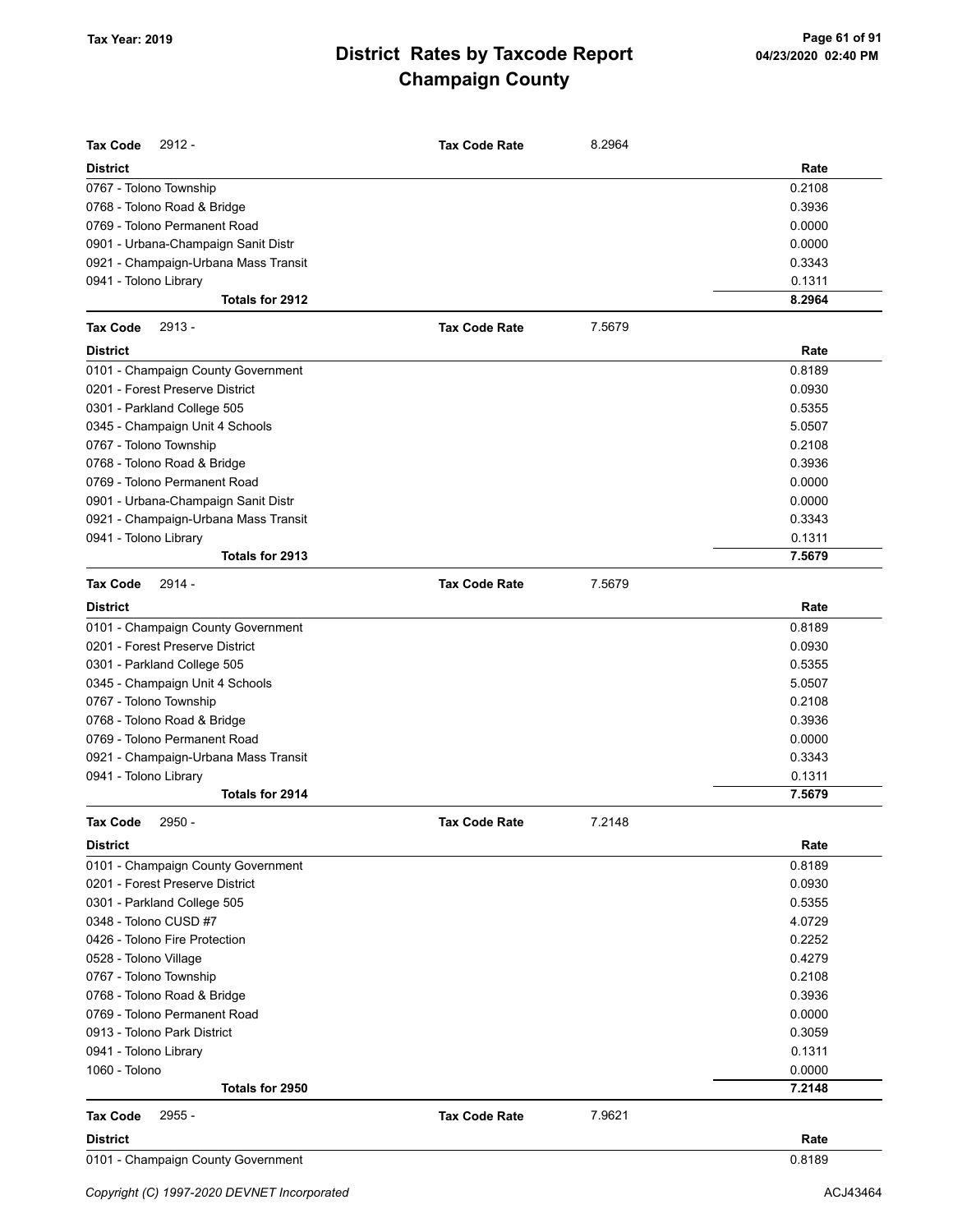# District Rates by Taxcode Report
## Champaign County

Tax Year: 2019

**Tax Code** 2912 - **Tax Code Rate** 8.2964

| District | Rate |
|---|---|
| 0767 - Tolono Township | 0.2108 |
| 0768 - Tolono Road & Bridge | 0.3936 |
| 0769 - Tolono Permanent Road | 0.0000 |
| 0901 - Urbana-Champaign Sanit Distr | 0.0000 |
| 0921 - Champaign-Urbana Mass Transit | 0.3343 |
| 0941 - Tolono Library | 0.1311 |
| **Totals for 2912** | **8.2964** |

**Tax Code** 2913 - **Tax Code Rate** 7.5679

| District | Rate |
|---|---|
| 0101 - Champaign County Government | 0.8189 |
| 0201 - Forest Preserve District | 0.0930 |
| 0301 - Parkland College 505 | 0.5355 |
| 0345 - Champaign Unit 4 Schools | 5.0507 |
| 0767 - Tolono Township | 0.2108 |
| 0768 - Tolono Road & Bridge | 0.3936 |
| 0769 - Tolono Permanent Road | 0.0000 |
| 0901 - Urbana-Champaign Sanit Distr | 0.0000 |
| 0921 - Champaign-Urbana Mass Transit | 0.3343 |
| 0941 - Tolono Library | 0.1311 |
| **Totals for 2913** | **7.5679** |

**Tax Code** 2914 - **Tax Code Rate** 7.5679

| District | Rate |
|---|---|
| 0101 - Champaign County Government | 0.8189 |
| 0201 - Forest Preserve District | 0.0930 |
| 0301 - Parkland College 505 | 0.5355 |
| 0345 - Champaign Unit 4 Schools | 5.0507 |
| 0767 - Tolono Township | 0.2108 |
| 0768 - Tolono Road & Bridge | 0.3936 |
| 0769 - Tolono Permanent Road | 0.0000 |
| 0921 - Champaign-Urbana Mass Transit | 0.3343 |
| 0941 - Tolono Library | 0.1311 |
| **Totals for 2914** | **7.5679** |

**Tax Code** 2950 - **Tax Code Rate** 7.2148

| District | Rate |
|---|---|
| 0101 - Champaign County Government | 0.8189 |
| 0201 - Forest Preserve District | 0.0930 |
| 0301 - Parkland College 505 | 0.5355 |
| 0348 - Tolono CUSD #7 | 4.0729 |
| 0426 - Tolono Fire Protection | 0.2252 |
| 0528 - Tolono Village | 0.4279 |
| 0767 - Tolono Township | 0.2108 |
| 0768 - Tolono Road & Bridge | 0.3936 |
| 0769 - Tolono Permanent Road | 0.0000 |
| 0913 - Tolono Park District | 0.3059 |
| 0941 - Tolono Library | 0.1311 |
| 1060 - Tolono | 0.0000 |
| **Totals for 2950** | **7.2148** |

**Tax Code** 2955 - **Tax Code Rate** 7.9621

| District | Rate |
|---|---|
| 0101 - Champaign County Government | 0.8189 |

Copyright (C) 1997-2020 DEVNET Incorporated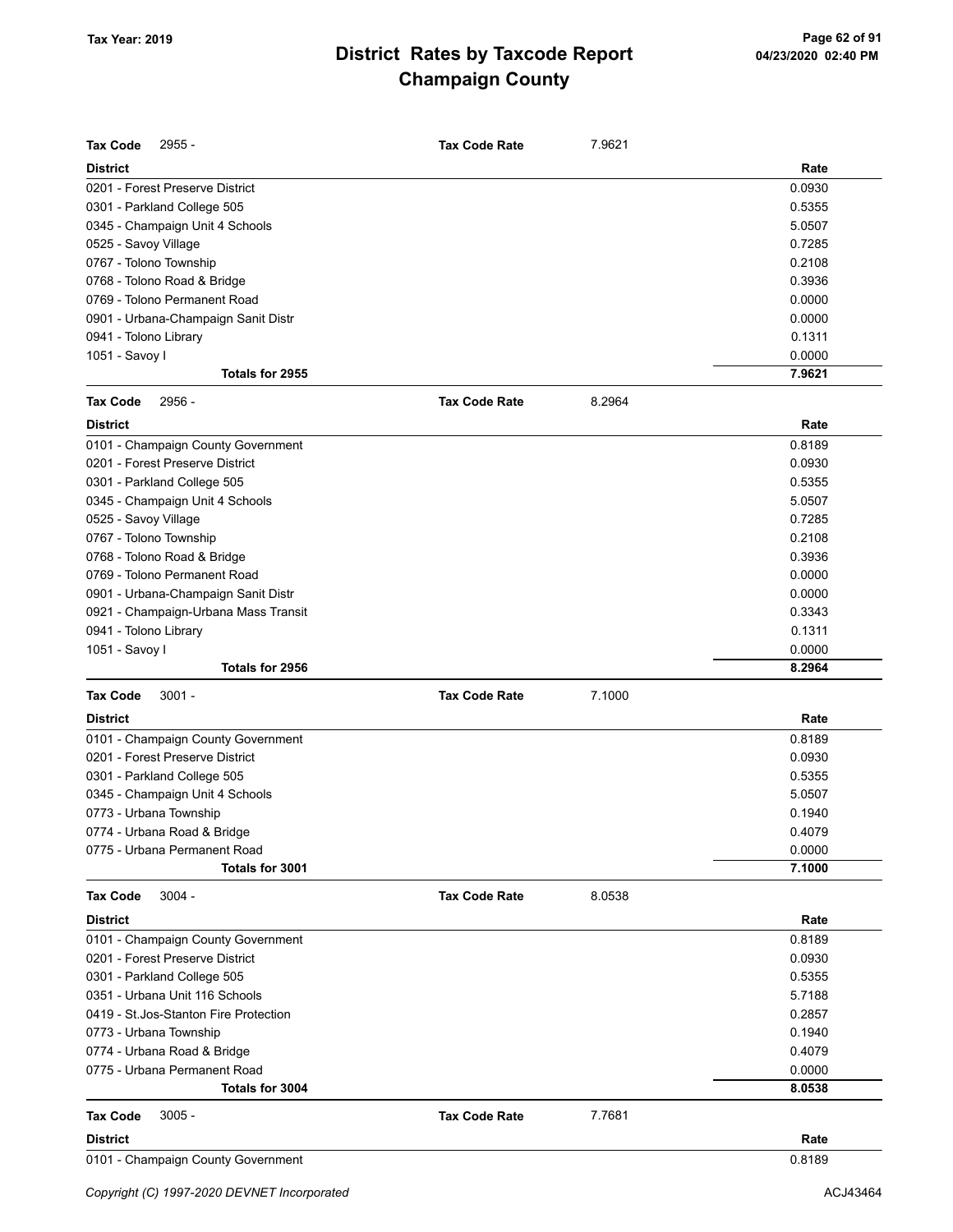# District Rates by Taxcode Report
## Champaign County

**Tax Code** 2955 - **Tax Code Rate** 7.9621

| District | Rate |
|---|---|
| 0201 - Forest Preserve District | 0.0930 |
| 0301 - Parkland College 505 | 0.5355 |
| 0345 - Champaign Unit 4 Schools | 5.0507 |
| 0525 - Savoy Village | 0.7285 |
| 0767 - Tolono Township | 0.2108 |
| 0768 - Tolono Road & Bridge | 0.3936 |
| 0769 - Tolono Permanent Road | 0.0000 |
| 0901 - Urbana-Champaign Sanit Distr | 0.0000 |
| 0941 - Tolono Library | 0.1311 |
| 1051 - Savoy I | 0.0000 |
| **Totals for 2955** | **7.9621** |

**Tax Code** 2956 - **Tax Code Rate** 8.2964

| District | Rate |
|---|---|
| 0101 - Champaign County Government | 0.8189 |
| 0201 - Forest Preserve District | 0.0930 |
| 0301 - Parkland College 505 | 0.5355 |
| 0345 - Champaign Unit 4 Schools | 5.0507 |
| 0525 - Savoy Village | 0.7285 |
| 0767 - Tolono Township | 0.2108 |
| 0768 - Tolono Road & Bridge | 0.3936 |
| 0769 - Tolono Permanent Road | 0.0000 |
| 0901 - Urbana-Champaign Sanit Distr | 0.0000 |
| 0921 - Champaign-Urbana Mass Transit | 0.3343 |
| 0941 - Tolono Library | 0.1311 |
| 1051 - Savoy I | 0.0000 |
| **Totals for 2956** | **8.2964** |

**Tax Code** 3001 - **Tax Code Rate** 7.1000

| District | Rate |
|---|---|
| 0101 - Champaign County Government | 0.8189 |
| 0201 - Forest Preserve District | 0.0930 |
| 0301 - Parkland College 505 | 0.5355 |
| 0345 - Champaign Unit 4 Schools | 5.0507 |
| 0773 - Urbana Township | 0.1940 |
| 0774 - Urbana Road & Bridge | 0.4079 |
| 0775 - Urbana Permanent Road | 0.0000 |
| **Totals for 3001** | **7.1000** |

**Tax Code** 3004 - **Tax Code Rate** 8.0538

| District | Rate |
|---|---|
| 0101 - Champaign County Government | 0.8189 |
| 0201 - Forest Preserve District | 0.0930 |
| 0301 - Parkland College 505 | 0.5355 |
| 0351 - Urbana Unit 116 Schools | 5.7188 |
| 0419 - St.Jos-Stanton Fire Protection | 0.2857 |
| 0773 - Urbana Township | 0.1940 |
| 0774 - Urbana Road & Bridge | 0.4079 |
| 0775 - Urbana Permanent Road | 0.0000 |
| **Totals for 3004** | **8.0538** |

**Tax Code** 3005 - **Tax Code Rate** 7.7681

| District | Rate |
|---|---|
| 0101 - Champaign County Government | 0.8189 |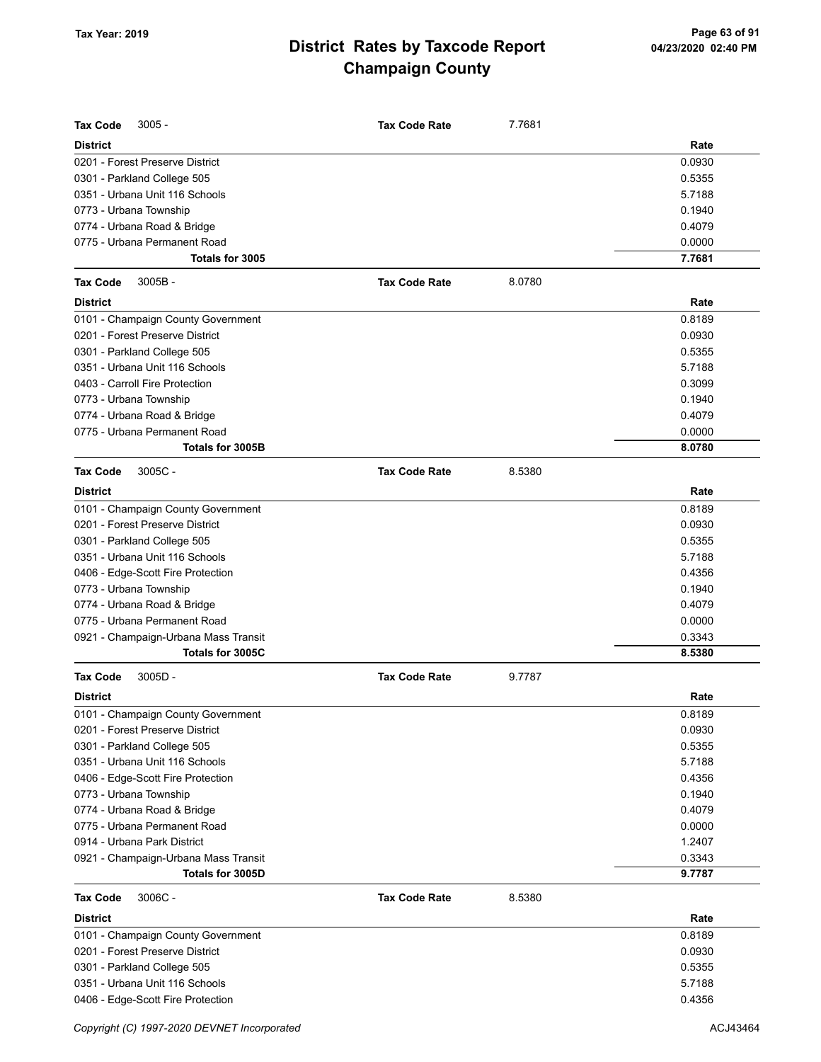# District Rates by Taxcode Report
## Champaign County

Tax Year: 2019

**Tax Code** 3005 - **Tax Code Rate** 7.7681

| District | Rate |
|---|---|
| 0201 - Forest Preserve District | 0.0930 |
| 0301 - Parkland College 505 | 0.5355 |
| 0351 - Urbana Unit 116 Schools | 5.7188 |
| 0773 - Urbana Township | 0.1940 |
| 0774 - Urbana Road & Bridge | 0.4079 |
| 0775 - Urbana Permanent Road | 0.0000 |
| **Totals for 3005** | **7.7681** |

**Tax Code** 3005B - **Tax Code Rate** 8.0780

| District | Rate |
|---|---|
| 0101 - Champaign County Government | 0.8189 |
| 0201 - Forest Preserve District | 0.0930 |
| 0301 - Parkland College 505 | 0.5355 |
| 0351 - Urbana Unit 116 Schools | 5.7188 |
| 0403 - Carroll Fire Protection | 0.3099 |
| 0773 - Urbana Township | 0.1940 |
| 0774 - Urbana Road & Bridge | 0.4079 |
| 0775 - Urbana Permanent Road | 0.0000 |
| **Totals for 3005B** | **8.0780** |

**Tax Code** 3005C - **Tax Code Rate** 8.5380

| District | Rate |
|---|---|
| 0101 - Champaign County Government | 0.8189 |
| 0201 - Forest Preserve District | 0.0930 |
| 0301 - Parkland College 505 | 0.5355 |
| 0351 - Urbana Unit 116 Schools | 5.7188 |
| 0406 - Edge-Scott Fire Protection | 0.4356 |
| 0773 - Urbana Township | 0.1940 |
| 0774 - Urbana Road & Bridge | 0.4079 |
| 0775 - Urbana Permanent Road | 0.0000 |
| 0921 - Champaign-Urbana Mass Transit | 0.3343 |
| **Totals for 3005C** | **8.5380** |

**Tax Code** 3005D - **Tax Code Rate** 9.7787

| District | Rate |
|---|---|
| 0101 - Champaign County Government | 0.8189 |
| 0201 - Forest Preserve District | 0.0930 |
| 0301 - Parkland College 505 | 0.5355 |
| 0351 - Urbana Unit 116 Schools | 5.7188 |
| 0406 - Edge-Scott Fire Protection | 0.4356 |
| 0773 - Urbana Township | 0.1940 |
| 0774 - Urbana Road & Bridge | 0.4079 |
| 0775 - Urbana Permanent Road | 0.0000 |
| 0914 - Urbana Park District | 1.2407 |
| 0921 - Champaign-Urbana Mass Transit | 0.3343 |
| **Totals for 3005D** | **9.7787** |

**Tax Code** 3006C - **Tax Code Rate** 8.5380

| District | Rate |
|---|---|
| 0101 - Champaign County Government | 0.8189 |
| 0201 - Forest Preserve District | 0.0930 |
| 0301 - Parkland College 505 | 0.5355 |
| 0351 - Urbana Unit 116 Schools | 5.7188 |
| 0406 - Edge-Scott Fire Protection | 0.4356 |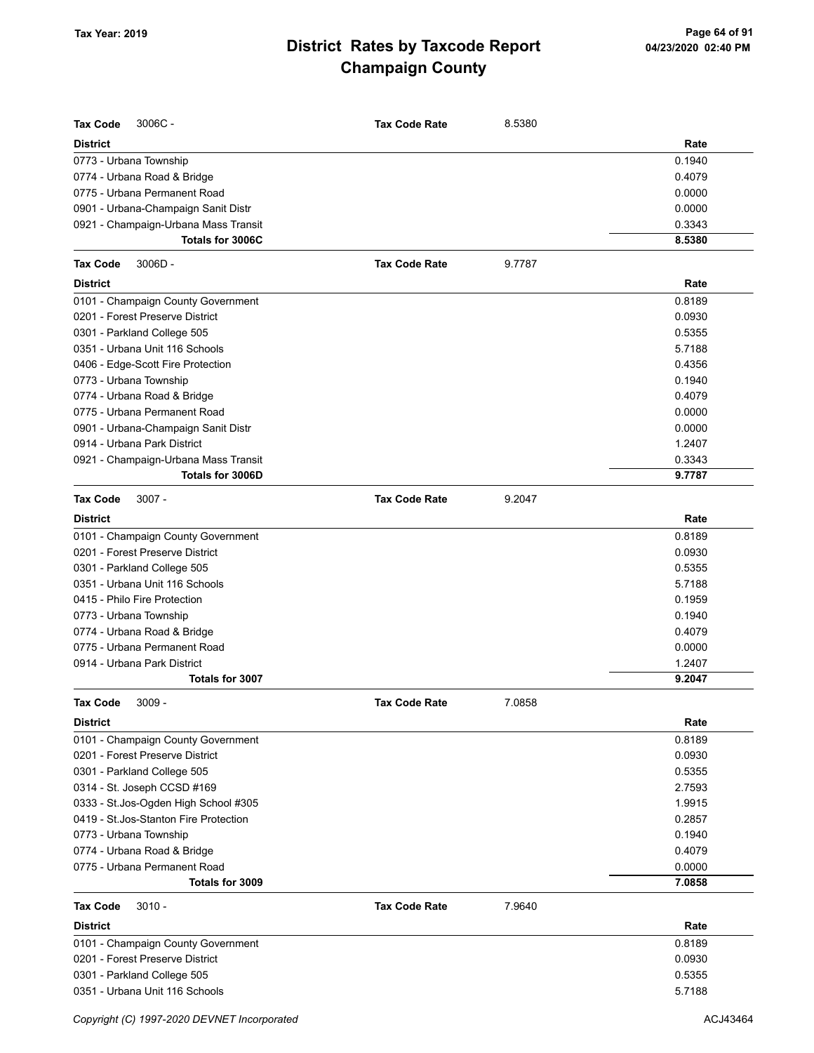# District Rates by Taxcode Report
## Champaign County

Tax Year: 2019

| Tax Code 3006C - | Tax Code Rate | 8.5380 |
|---|---|---|
| **District** | | **Rate** |
| 0773 - Urbana Township | | 0.1940 |
| 0774 - Urbana Road & Bridge | | 0.4079 |
| 0775 - Urbana Permanent Road | | 0.0000 |
| 0901 - Urbana-Champaign Sanit Distr | | 0.0000 |
| 0921 - Champaign-Urbana Mass Transit | | 0.3343 |
| **Totals for 3006C** | | **8.5380** |

| Tax Code 3006D - | Tax Code Rate | 9.7787 |
|---|---|---|
| **District** | | **Rate** |
| 0101 - Champaign County Government | | 0.8189 |
| 0201 - Forest Preserve District | | 0.0930 |
| 0301 - Parkland College 505 | | 0.5355 |
| 0351 - Urbana Unit 116 Schools | | 5.7188 |
| 0406 - Edge-Scott Fire Protection | | 0.4356 |
| 0773 - Urbana Township | | 0.1940 |
| 0774 - Urbana Road & Bridge | | 0.4079 |
| 0775 - Urbana Permanent Road | | 0.0000 |
| 0901 - Urbana-Champaign Sanit Distr | | 0.0000 |
| 0914 - Urbana Park District | | 1.2407 |
| 0921 - Champaign-Urbana Mass Transit | | 0.3343 |
| **Totals for 3006D** | | **9.7787** |

| Tax Code 3007 - | Tax Code Rate | 9.2047 |
|---|---|---|
| **District** | | **Rate** |
| 0101 - Champaign County Government | | 0.8189 |
| 0201 - Forest Preserve District | | 0.0930 |
| 0301 - Parkland College 505 | | 0.5355 |
| 0351 - Urbana Unit 116 Schools | | 5.7188 |
| 0415 - Philo Fire Protection | | 0.1959 |
| 0773 - Urbana Township | | 0.1940 |
| 0774 - Urbana Road & Bridge | | 0.4079 |
| 0775 - Urbana Permanent Road | | 0.0000 |
| 0914 - Urbana Park District | | 1.2407 |
| **Totals for 3007** | | **9.2047** |

| Tax Code 3009 - | Tax Code Rate | 7.0858 |
|---|---|---|
| **District** | | **Rate** |
| 0101 - Champaign County Government | | 0.8189 |
| 0201 - Forest Preserve District | | 0.0930 |
| 0301 - Parkland College 505 | | 0.5355 |
| 0314 - St. Joseph CCSD #169 | | 2.7593 |
| 0333 - St.Jos-Ogden High School #305 | | 1.9915 |
| 0419 - St.Jos-Stanton Fire Protection | | 0.2857 |
| 0773 - Urbana Township | | 0.1940 |
| 0774 - Urbana Road & Bridge | | 0.4079 |
| 0775 - Urbana Permanent Road | | 0.0000 |
| **Totals for 3009** | | **7.0858** |

| Tax Code 3010 - | Tax Code Rate | 7.9640 |
|---|---|---|
| **District** | | **Rate** |
| 0101 - Champaign County Government | | 0.8189 |
| 0201 - Forest Preserve District | | 0.0930 |
| 0301 - Parkland College 505 | | 0.5355 |
| 0351 - Urbana Unit 116 Schools | | 5.7188 |

Copyright (C) 1997-2020 DEVNET Incorporated — ACJ43464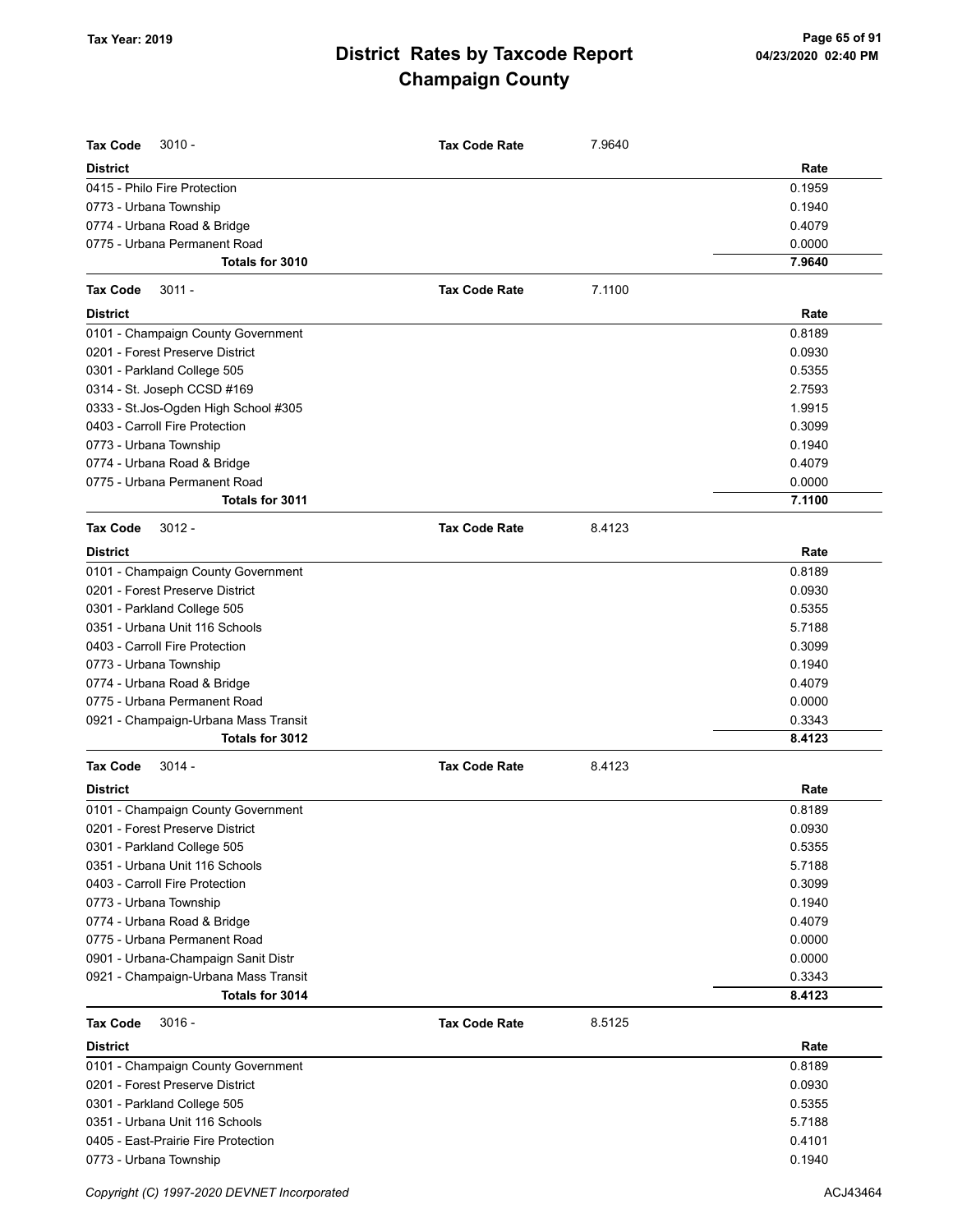# District Rates by Taxcode Report
## Champaign County

Tax Year: 2019

**Tax Code** 3010 - **Tax Code Rate** 7.9640

| District | Rate |
|---|---|
| 0415 - Philo Fire Protection | 0.1959 |
| 0773 - Urbana Township | 0.1940 |
| 0774 - Urbana Road & Bridge | 0.4079 |
| 0775 - Urbana Permanent Road | 0.0000 |
| **Totals for 3010** | **7.9640** |

**Tax Code** 3011 - **Tax Code Rate** 7.1100

| District | Rate |
|---|---|
| 0101 - Champaign County Government | 0.8189 |
| 0201 - Forest Preserve District | 0.0930 |
| 0301 - Parkland College 505 | 0.5355 |
| 0314 - St. Joseph CCSD #169 | 2.7593 |
| 0333 - St.Jos-Ogden High School #305 | 1.9915 |
| 0403 - Carroll Fire Protection | 0.3099 |
| 0773 - Urbana Township | 0.1940 |
| 0774 - Urbana Road & Bridge | 0.4079 |
| 0775 - Urbana Permanent Road | 0.0000 |
| **Totals for 3011** | **7.1100** |

**Tax Code** 3012 - **Tax Code Rate** 8.4123

| District | Rate |
|---|---|
| 0101 - Champaign County Government | 0.8189 |
| 0201 - Forest Preserve District | 0.0930 |
| 0301 - Parkland College 505 | 0.5355 |
| 0351 - Urbana Unit 116 Schools | 5.7188 |
| 0403 - Carroll Fire Protection | 0.3099 |
| 0773 - Urbana Township | 0.1940 |
| 0774 - Urbana Road & Bridge | 0.4079 |
| 0775 - Urbana Permanent Road | 0.0000 |
| 0921 - Champaign-Urbana Mass Transit | 0.3343 |
| **Totals for 3012** | **8.4123** |

**Tax Code** 3014 - **Tax Code Rate** 8.4123

| District | Rate |
|---|---|
| 0101 - Champaign County Government | 0.8189 |
| 0201 - Forest Preserve District | 0.0930 |
| 0301 - Parkland College 505 | 0.5355 |
| 0351 - Urbana Unit 116 Schools | 5.7188 |
| 0403 - Carroll Fire Protection | 0.3099 |
| 0773 - Urbana Township | 0.1940 |
| 0774 - Urbana Road & Bridge | 0.4079 |
| 0775 - Urbana Permanent Road | 0.0000 |
| 0901 - Urbana-Champaign Sanit Distr | 0.0000 |
| 0921 - Champaign-Urbana Mass Transit | 0.3343 |
| **Totals for 3014** | **8.4123** |

**Tax Code** 3016 - **Tax Code Rate** 8.5125

| District | Rate |
|---|---|
| 0101 - Champaign County Government | 0.8189 |
| 0201 - Forest Preserve District | 0.0930 |
| 0301 - Parkland College 505 | 0.5355 |
| 0351 - Urbana Unit 116 Schools | 5.7188 |
| 0405 - East-Prairie Fire Protection | 0.4101 |
| 0773 - Urbana Township | 0.1940 |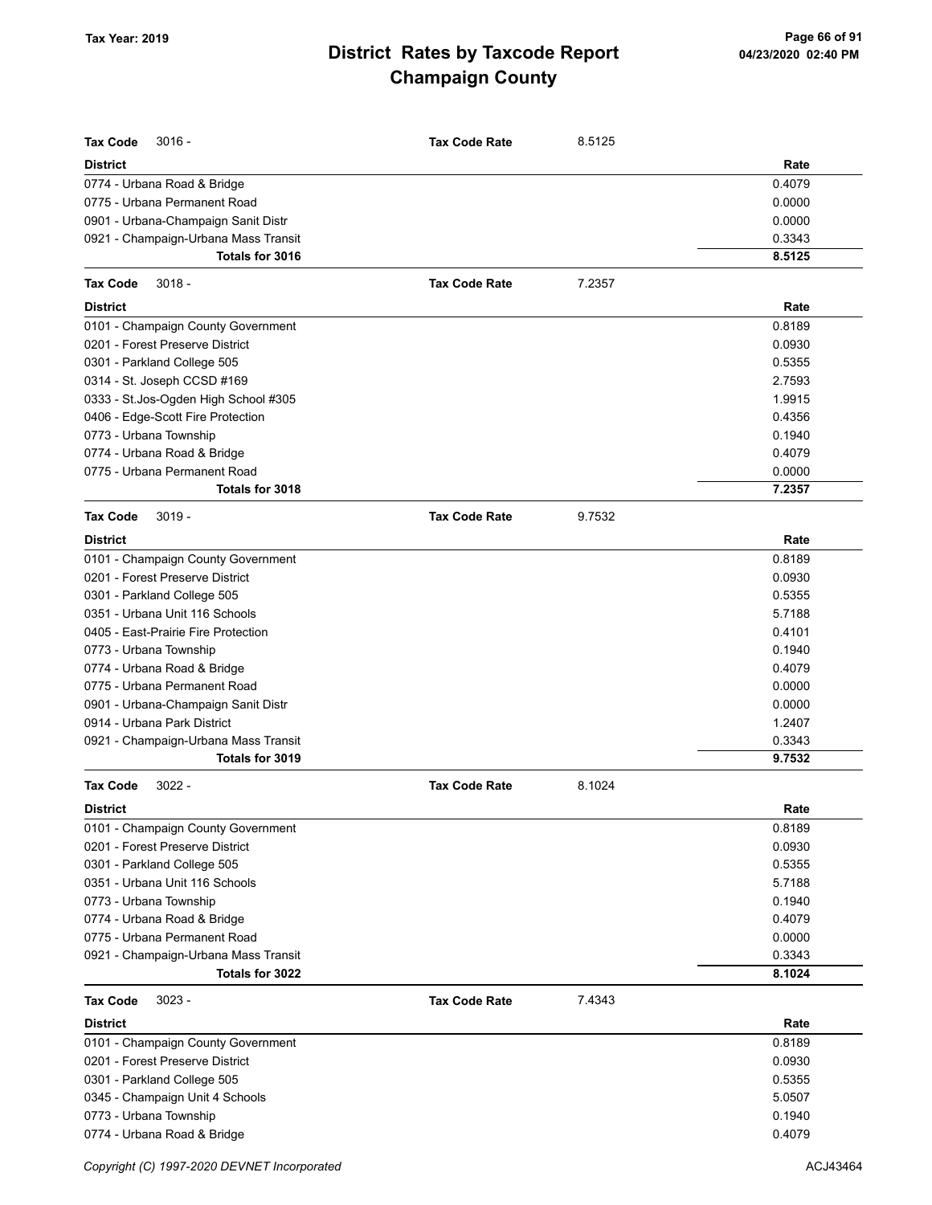# District Rates by Taxcode Report
# Champaign County

Tax Year: 2019

**Tax Code** 3016 - **Tax Code Rate** 8.5125

| District | Rate |
|---|---|
| 0774 - Urbana Road & Bridge | 0.4079 |
| 0775 - Urbana Permanent Road | 0.0000 |
| 0901 - Urbana-Champaign Sanit Distr | 0.0000 |
| 0921 - Champaign-Urbana Mass Transit | 0.3343 |
| **Totals for 3016** | **8.5125** |

**Tax Code** 3018 - **Tax Code Rate** 7.2357

| District | Rate |
|---|---|
| 0101 - Champaign County Government | 0.8189 |
| 0201 - Forest Preserve District | 0.0930 |
| 0301 - Parkland College 505 | 0.5355 |
| 0314 - St. Joseph CCSD #169 | 2.7593 |
| 0333 - St.Jos-Ogden High School #305 | 1.9915 |
| 0406 - Edge-Scott Fire Protection | 0.4356 |
| 0773 - Urbana Township | 0.1940 |
| 0774 - Urbana Road & Bridge | 0.4079 |
| 0775 - Urbana Permanent Road | 0.0000 |
| **Totals for 3018** | **7.2357** |

**Tax Code** 3019 - **Tax Code Rate** 9.7532

| District | Rate |
|---|---|
| 0101 - Champaign County Government | 0.8189 |
| 0201 - Forest Preserve District | 0.0930 |
| 0301 - Parkland College 505 | 0.5355 |
| 0351 - Urbana Unit 116 Schools | 5.7188 |
| 0405 - East-Prairie Fire Protection | 0.4101 |
| 0773 - Urbana Township | 0.1940 |
| 0774 - Urbana Road & Bridge | 0.4079 |
| 0775 - Urbana Permanent Road | 0.0000 |
| 0901 - Urbana-Champaign Sanit Distr | 0.0000 |
| 0914 - Urbana Park District | 1.2407 |
| 0921 - Champaign-Urbana Mass Transit | 0.3343 |
| **Totals for 3019** | **9.7532** |

**Tax Code** 3022 - **Tax Code Rate** 8.1024

| District | Rate |
|---|---|
| 0101 - Champaign County Government | 0.8189 |
| 0201 - Forest Preserve District | 0.0930 |
| 0301 - Parkland College 505 | 0.5355 |
| 0351 - Urbana Unit 116 Schools | 5.7188 |
| 0773 - Urbana Township | 0.1940 |
| 0774 - Urbana Road & Bridge | 0.4079 |
| 0775 - Urbana Permanent Road | 0.0000 |
| 0921 - Champaign-Urbana Mass Transit | 0.3343 |
| **Totals for 3022** | **8.1024** |

**Tax Code** 3023 - **Tax Code Rate** 7.4343

| District | Rate |
|---|---|
| 0101 - Champaign County Government | 0.8189 |
| 0201 - Forest Preserve District | 0.0930 |
| 0301 - Parkland College 505 | 0.5355 |
| 0345 - Champaign Unit 4 Schools | 5.0507 |
| 0773 - Urbana Township | 0.1940 |
| 0774 - Urbana Road & Bridge | 0.4079 |

Copyright (C) 1997-2020 DEVNET Incorporated ACJ43464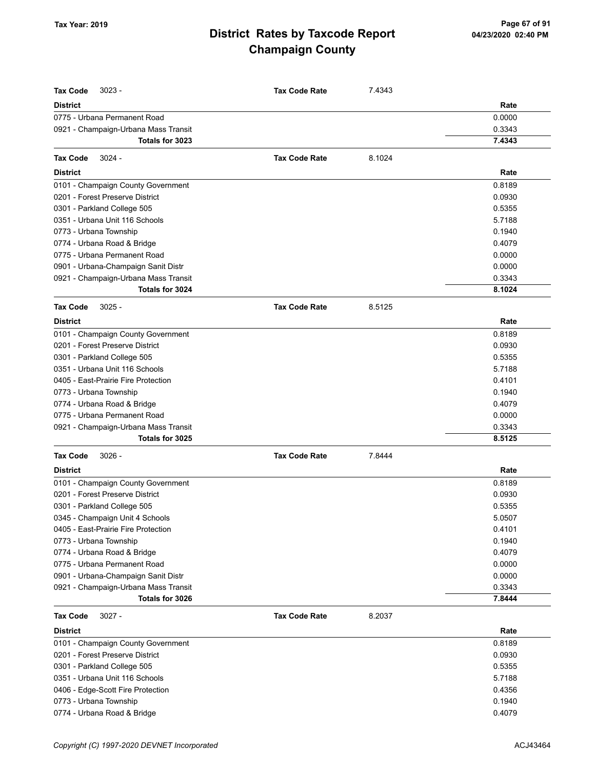# District Rates by Taxcode Report
# Champaign County

Tax Year: 2019

**Tax Code** 3023 - **Tax Code Rate** 7.4343

| District | Rate |
|---|---|
| 0775 - Urbana Permanent Road | 0.0000 |
| 0921 - Champaign-Urbana Mass Transit | 0.3343 |
| **Totals for 3023** | **7.4343** |

**Tax Code** 3024 - **Tax Code Rate** 8.1024

| District | Rate |
|---|---|
| 0101 - Champaign County Government | 0.8189 |
| 0201 - Forest Preserve District | 0.0930 |
| 0301 - Parkland College 505 | 0.5355 |
| 0351 - Urbana Unit 116 Schools | 5.7188 |
| 0773 - Urbana Township | 0.1940 |
| 0774 - Urbana Road & Bridge | 0.4079 |
| 0775 - Urbana Permanent Road | 0.0000 |
| 0901 - Urbana-Champaign Sanit Distr | 0.0000 |
| 0921 - Champaign-Urbana Mass Transit | 0.3343 |
| **Totals for 3024** | **8.1024** |

**Tax Code** 3025 - **Tax Code Rate** 8.5125

| District | Rate |
|---|---|
| 0101 - Champaign County Government | 0.8189 |
| 0201 - Forest Preserve District | 0.0930 |
| 0301 - Parkland College 505 | 0.5355 |
| 0351 - Urbana Unit 116 Schools | 5.7188 |
| 0405 - East-Prairie Fire Protection | 0.4101 |
| 0773 - Urbana Township | 0.1940 |
| 0774 - Urbana Road & Bridge | 0.4079 |
| 0775 - Urbana Permanent Road | 0.0000 |
| 0921 - Champaign-Urbana Mass Transit | 0.3343 |
| **Totals for 3025** | **8.5125** |

**Tax Code** 3026 - **Tax Code Rate** 7.8444

| District | Rate |
|---|---|
| 0101 - Champaign County Government | 0.8189 |
| 0201 - Forest Preserve District | 0.0930 |
| 0301 - Parkland College 505 | 0.5355 |
| 0345 - Champaign Unit 4 Schools | 5.0507 |
| 0405 - East-Prairie Fire Protection | 0.4101 |
| 0773 - Urbana Township | 0.1940 |
| 0774 - Urbana Road & Bridge | 0.4079 |
| 0775 - Urbana Permanent Road | 0.0000 |
| 0901 - Urbana-Champaign Sanit Distr | 0.0000 |
| 0921 - Champaign-Urbana Mass Transit | 0.3343 |
| **Totals for 3026** | **7.8444** |

**Tax Code** 3027 - **Tax Code Rate** 8.2037

| District | Rate |
|---|---|
| 0101 - Champaign County Government | 0.8189 |
| 0201 - Forest Preserve District | 0.0930 |
| 0301 - Parkland College 505 | 0.5355 |
| 0351 - Urbana Unit 116 Schools | 5.7188 |
| 0406 - Edge-Scott Fire Protection | 0.4356 |
| 0773 - Urbana Township | 0.1940 |
| 0774 - Urbana Road & Bridge | 0.4079 |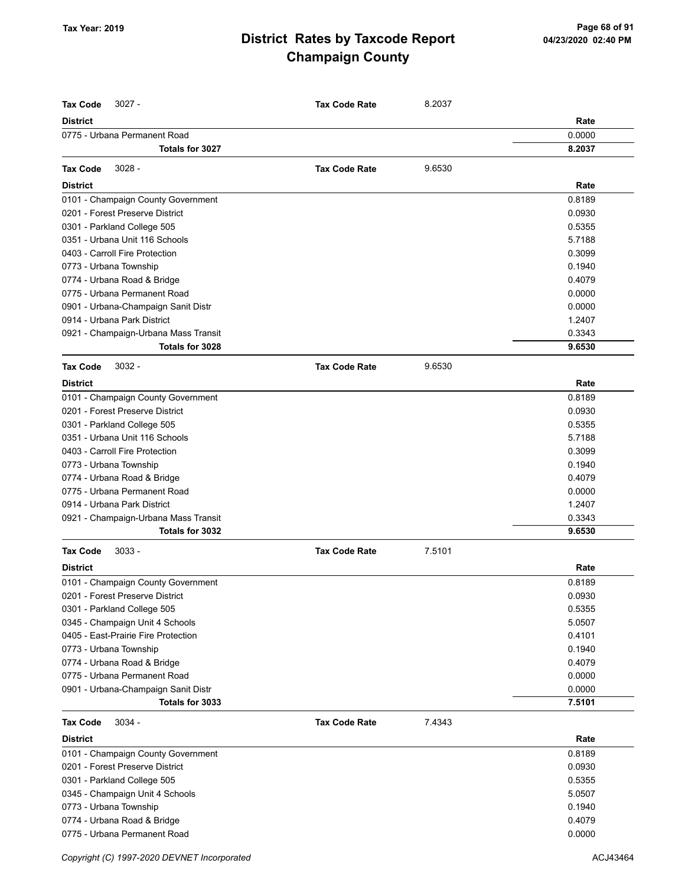# District Rates by Taxcode Report
## Champaign County

Tax Year: 2019

**Tax Code** 3027 - **Tax Code Rate** 8.2037

| District | Rate |
|---|---|
| 0775 - Urbana Permanent Road | 0.0000 |
| **Totals for 3027** | **8.2037** |

**Tax Code** 3028 - **Tax Code Rate** 9.6530

| District | Rate |
|---|---|
| 0101 - Champaign County Government | 0.8189 |
| 0201 - Forest Preserve District | 0.0930 |
| 0301 - Parkland College 505 | 0.5355 |
| 0351 - Urbana Unit 116 Schools | 5.7188 |
| 0403 - Carroll Fire Protection | 0.3099 |
| 0773 - Urbana Township | 0.1940 |
| 0774 - Urbana Road & Bridge | 0.4079 |
| 0775 - Urbana Permanent Road | 0.0000 |
| 0901 - Urbana-Champaign Sanit Distr | 0.0000 |
| 0914 - Urbana Park District | 1.2407 |
| 0921 - Champaign-Urbana Mass Transit | 0.3343 |
| **Totals for 3028** | **9.6530** |

**Tax Code** 3032 - **Tax Code Rate** 9.6530

| District | Rate |
|---|---|
| 0101 - Champaign County Government | 0.8189 |
| 0201 - Forest Preserve District | 0.0930 |
| 0301 - Parkland College 505 | 0.5355 |
| 0351 - Urbana Unit 116 Schools | 5.7188 |
| 0403 - Carroll Fire Protection | 0.3099 |
| 0773 - Urbana Township | 0.1940 |
| 0774 - Urbana Road & Bridge | 0.4079 |
| 0775 - Urbana Permanent Road | 0.0000 |
| 0914 - Urbana Park District | 1.2407 |
| 0921 - Champaign-Urbana Mass Transit | 0.3343 |
| **Totals for 3032** | **9.6530** |

**Tax Code** 3033 - **Tax Code Rate** 7.5101

| District | Rate |
|---|---|
| 0101 - Champaign County Government | 0.8189 |
| 0201 - Forest Preserve District | 0.0930 |
| 0301 - Parkland College 505 | 0.5355 |
| 0345 - Champaign Unit 4 Schools | 5.0507 |
| 0405 - East-Prairie Fire Protection | 0.4101 |
| 0773 - Urbana Township | 0.1940 |
| 0774 - Urbana Road & Bridge | 0.4079 |
| 0775 - Urbana Permanent Road | 0.0000 |
| 0901 - Urbana-Champaign Sanit Distr | 0.0000 |
| **Totals for 3033** | **7.5101** |

**Tax Code** 3034 - **Tax Code Rate** 7.4343

| District | Rate |
|---|---|
| 0101 - Champaign County Government | 0.8189 |
| 0201 - Forest Preserve District | 0.0930 |
| 0301 - Parkland College 505 | 0.5355 |
| 0345 - Champaign Unit 4 Schools | 5.0507 |
| 0773 - Urbana Township | 0.1940 |
| 0774 - Urbana Road & Bridge | 0.4079 |
| 0775 - Urbana Permanent Road | 0.0000 |

Copyright (C) 1997-2020 DEVNET Incorporated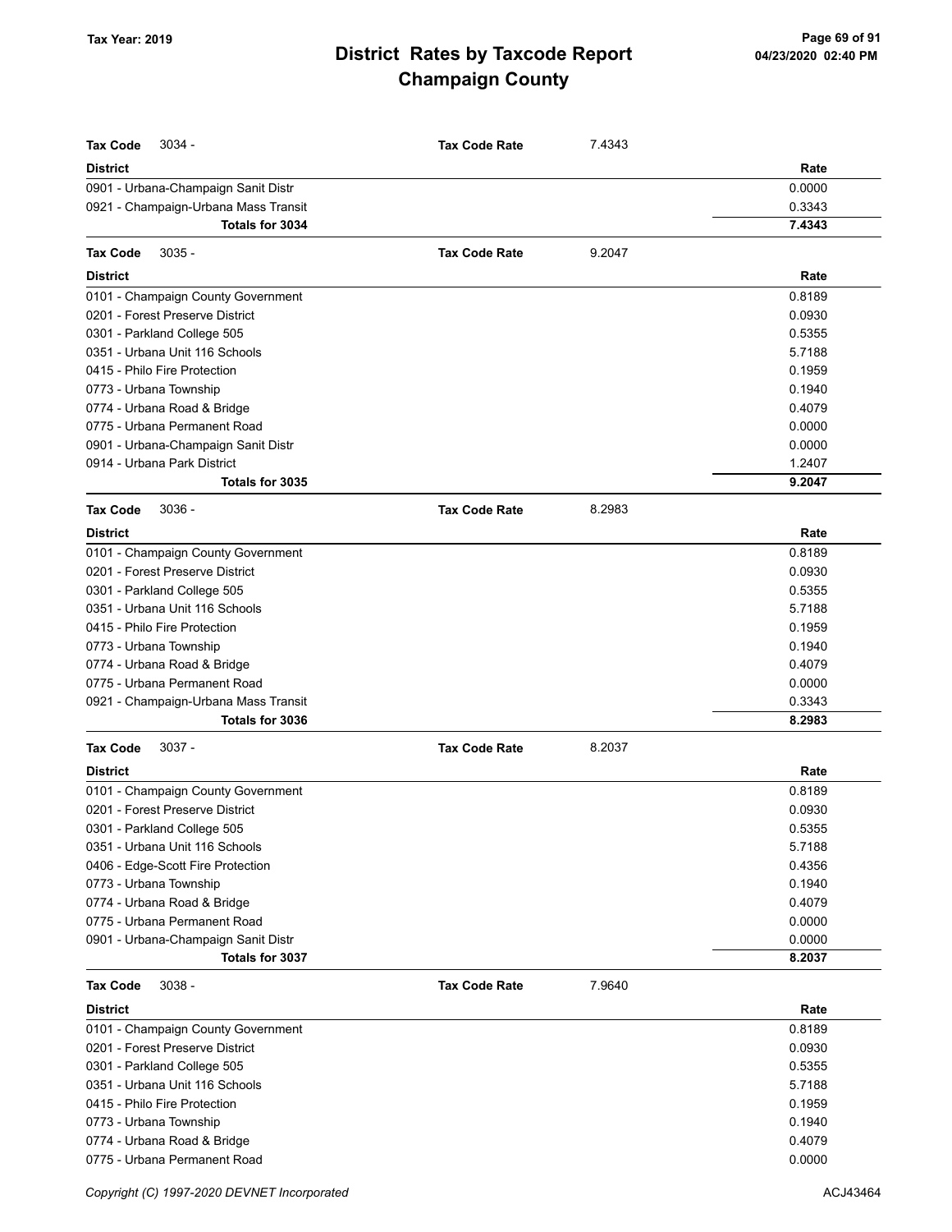**Tax Year: 2019**

# District Rates by Taxcode Report
## Champaign County

**Tax Code** 3034 - **Tax Code Rate** 7.4343

| District | Rate |
|---|---|
| 0901 - Urbana-Champaign Sanit Distr | 0.0000 |
| 0921 - Champaign-Urbana Mass Transit | 0.3343 |
| **Totals for 3034** | **7.4343** |

**Tax Code** 3035 - **Tax Code Rate** 9.2047

| District | Rate |
|---|---|
| 0101 - Champaign County Government | 0.8189 |
| 0201 - Forest Preserve District | 0.0930 |
| 0301 - Parkland College 505 | 0.5355 |
| 0351 - Urbana Unit 116 Schools | 5.7188 |
| 0415 - Philo Fire Protection | 0.1959 |
| 0773 - Urbana Township | 0.1940 |
| 0774 - Urbana Road & Bridge | 0.4079 |
| 0775 - Urbana Permanent Road | 0.0000 |
| 0901 - Urbana-Champaign Sanit Distr | 0.0000 |
| 0914 - Urbana Park District | 1.2407 |
| **Totals for 3035** | **9.2047** |

**Tax Code** 3036 - **Tax Code Rate** 8.2983

| District | Rate |
|---|---|
| 0101 - Champaign County Government | 0.8189 |
| 0201 - Forest Preserve District | 0.0930 |
| 0301 - Parkland College 505 | 0.5355 |
| 0351 - Urbana Unit 116 Schools | 5.7188 |
| 0415 - Philo Fire Protection | 0.1959 |
| 0773 - Urbana Township | 0.1940 |
| 0774 - Urbana Road & Bridge | 0.4079 |
| 0775 - Urbana Permanent Road | 0.0000 |
| 0921 - Champaign-Urbana Mass Transit | 0.3343 |
| **Totals for 3036** | **8.2983** |

**Tax Code** 3037 - **Tax Code Rate** 8.2037

| District | Rate |
|---|---|
| 0101 - Champaign County Government | 0.8189 |
| 0201 - Forest Preserve District | 0.0930 |
| 0301 - Parkland College 505 | 0.5355 |
| 0351 - Urbana Unit 116 Schools | 5.7188 |
| 0406 - Edge-Scott Fire Protection | 0.4356 |
| 0773 - Urbana Township | 0.1940 |
| 0774 - Urbana Road & Bridge | 0.4079 |
| 0775 - Urbana Permanent Road | 0.0000 |
| 0901 - Urbana-Champaign Sanit Distr | 0.0000 |
| **Totals for 3037** | **8.2037** |

**Tax Code** 3038 - **Tax Code Rate** 7.9640

| District | Rate |
|---|---|
| 0101 - Champaign County Government | 0.8189 |
| 0201 - Forest Preserve District | 0.0930 |
| 0301 - Parkland College 505 | 0.5355 |
| 0351 - Urbana Unit 116 Schools | 5.7188 |
| 0415 - Philo Fire Protection | 0.1959 |
| 0773 - Urbana Township | 0.1940 |
| 0774 - Urbana Road & Bridge | 0.4079 |
| 0775 - Urbana Permanent Road | 0.0000 |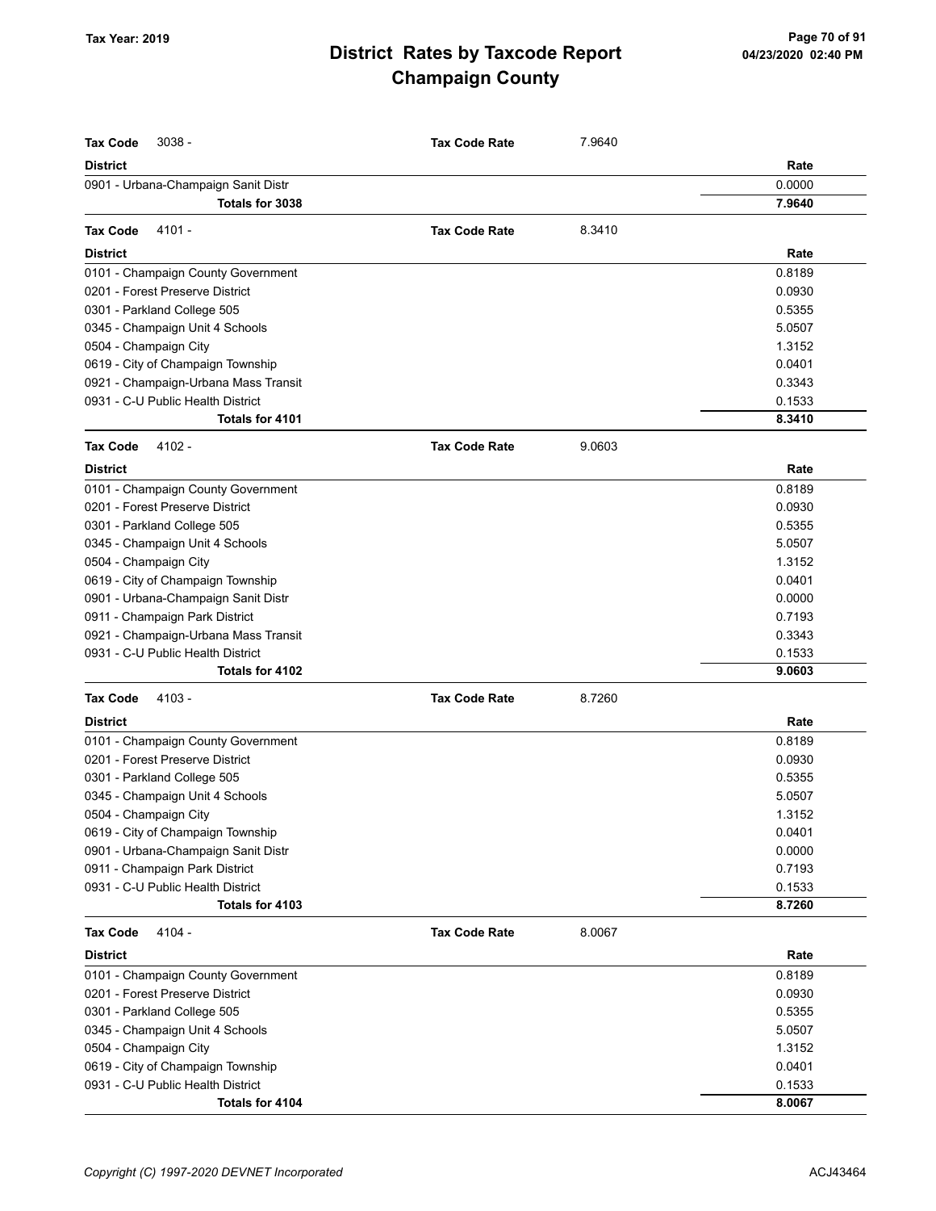# District Rates by Taxcode Report
# Champaign County

Tax Year: 2019

**Tax Code** 3038 - **Tax Code Rate** 7.9640

| District | Rate |
|---|---|
| 0901 - Urbana-Champaign Sanit Distr | 0.0000 |
| **Totals for 3038** | **7.9640** |

**Tax Code** 4101 - **Tax Code Rate** 8.3410

| District | Rate |
|---|---|
| 0101 - Champaign County Government | 0.8189 |
| 0201 - Forest Preserve District | 0.0930 |
| 0301 - Parkland College 505 | 0.5355 |
| 0345 - Champaign Unit 4 Schools | 5.0507 |
| 0504 - Champaign City | 1.3152 |
| 0619 - City of Champaign Township | 0.0401 |
| 0921 - Champaign-Urbana Mass Transit | 0.3343 |
| 0931 - C-U Public Health District | 0.1533 |
| **Totals for 4101** | **8.3410** |

**Tax Code** 4102 - **Tax Code Rate** 9.0603

| District | Rate |
|---|---|
| 0101 - Champaign County Government | 0.8189 |
| 0201 - Forest Preserve District | 0.0930 |
| 0301 - Parkland College 505 | 0.5355 |
| 0345 - Champaign Unit 4 Schools | 5.0507 |
| 0504 - Champaign City | 1.3152 |
| 0619 - City of Champaign Township | 0.0401 |
| 0901 - Urbana-Champaign Sanit Distr | 0.0000 |
| 0911 - Champaign Park District | 0.7193 |
| 0921 - Champaign-Urbana Mass Transit | 0.3343 |
| 0931 - C-U Public Health District | 0.1533 |
| **Totals for 4102** | **9.0603** |

**Tax Code** 4103 - **Tax Code Rate** 8.7260

| District | Rate |
|---|---|
| 0101 - Champaign County Government | 0.8189 |
| 0201 - Forest Preserve District | 0.0930 |
| 0301 - Parkland College 505 | 0.5355 |
| 0345 - Champaign Unit 4 Schools | 5.0507 |
| 0504 - Champaign City | 1.3152 |
| 0619 - City of Champaign Township | 0.0401 |
| 0901 - Urbana-Champaign Sanit Distr | 0.0000 |
| 0911 - Champaign Park District | 0.7193 |
| 0931 - C-U Public Health District | 0.1533 |
| **Totals for 4103** | **8.7260** |

**Tax Code** 4104 - **Tax Code Rate** 8.0067

| District | Rate |
|---|---|
| 0101 - Champaign County Government | 0.8189 |
| 0201 - Forest Preserve District | 0.0930 |
| 0301 - Parkland College 505 | 0.5355 |
| 0345 - Champaign Unit 4 Schools | 5.0507 |
| 0504 - Champaign City | 1.3152 |
| 0619 - City of Champaign Township | 0.0401 |
| 0931 - C-U Public Health District | 0.1533 |
| **Totals for 4104** | **8.0067** |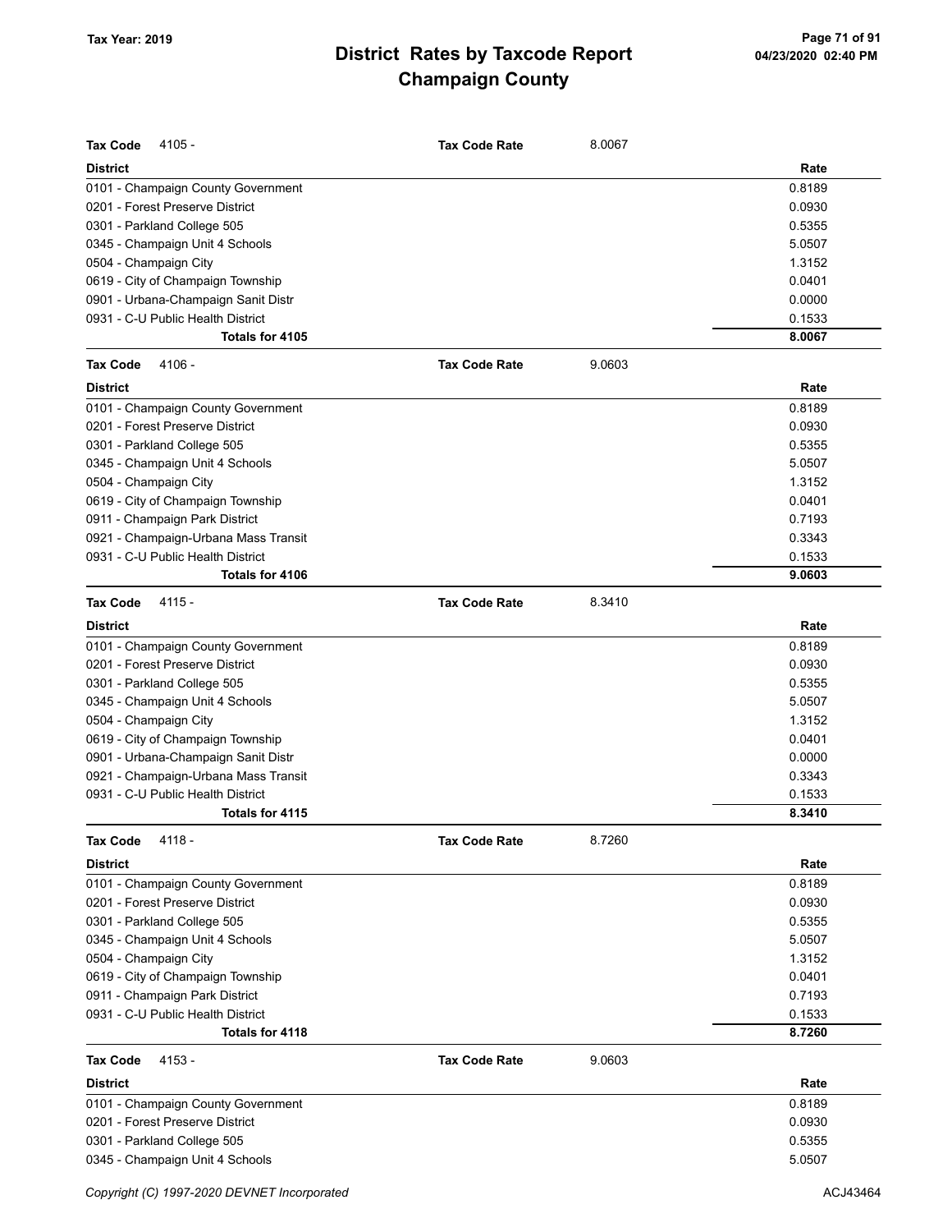# District Rates by Taxcode Report
# Champaign County

Tax Year: 2019

**Tax Code** 4105 - **Tax Code Rate** 8.0067

| District | Rate |
|---|---|
| 0101 - Champaign County Government | 0.8189 |
| 0201 - Forest Preserve District | 0.0930 |
| 0301 - Parkland College 505 | 0.5355 |
| 0345 - Champaign Unit 4 Schools | 5.0507 |
| 0504 - Champaign City | 1.3152 |
| 0619 - City of Champaign Township | 0.0401 |
| 0901 - Urbana-Champaign Sanit Distr | 0.0000 |
| 0931 - C-U Public Health District | 0.1533 |
| **Totals for 4105** | **8.0067** |

**Tax Code** 4106 - **Tax Code Rate** 9.0603

| District | Rate |
|---|---|
| 0101 - Champaign County Government | 0.8189 |
| 0201 - Forest Preserve District | 0.0930 |
| 0301 - Parkland College 505 | 0.5355 |
| 0345 - Champaign Unit 4 Schools | 5.0507 |
| 0504 - Champaign City | 1.3152 |
| 0619 - City of Champaign Township | 0.0401 |
| 0911 - Champaign Park District | 0.7193 |
| 0921 - Champaign-Urbana Mass Transit | 0.3343 |
| 0931 - C-U Public Health District | 0.1533 |
| **Totals for 4106** | **9.0603** |

**Tax Code** 4115 - **Tax Code Rate** 8.3410

| District | Rate |
|---|---|
| 0101 - Champaign County Government | 0.8189 |
| 0201 - Forest Preserve District | 0.0930 |
| 0301 - Parkland College 505 | 0.5355 |
| 0345 - Champaign Unit 4 Schools | 5.0507 |
| 0504 - Champaign City | 1.3152 |
| 0619 - City of Champaign Township | 0.0401 |
| 0901 - Urbana-Champaign Sanit Distr | 0.0000 |
| 0921 - Champaign-Urbana Mass Transit | 0.3343 |
| 0931 - C-U Public Health District | 0.1533 |
| **Totals for 4115** | **8.3410** |

**Tax Code** 4118 - **Tax Code Rate** 8.7260

| District | Rate |
|---|---|
| 0101 - Champaign County Government | 0.8189 |
| 0201 - Forest Preserve District | 0.0930 |
| 0301 - Parkland College 505 | 0.5355 |
| 0345 - Champaign Unit 4 Schools | 5.0507 |
| 0504 - Champaign City | 1.3152 |
| 0619 - City of Champaign Township | 0.0401 |
| 0911 - Champaign Park District | 0.7193 |
| 0931 - C-U Public Health District | 0.1533 |
| **Totals for 4118** | **8.7260** |

**Tax Code** 4153 - **Tax Code Rate** 9.0603

| District | Rate |
|---|---|
| 0101 - Champaign County Government | 0.8189 |
| 0201 - Forest Preserve District | 0.0930 |
| 0301 - Parkland College 505 | 0.5355 |
| 0345 - Champaign Unit 4 Schools | 5.0507 |

Copyright (C) 1997-2020 DEVNET Incorporated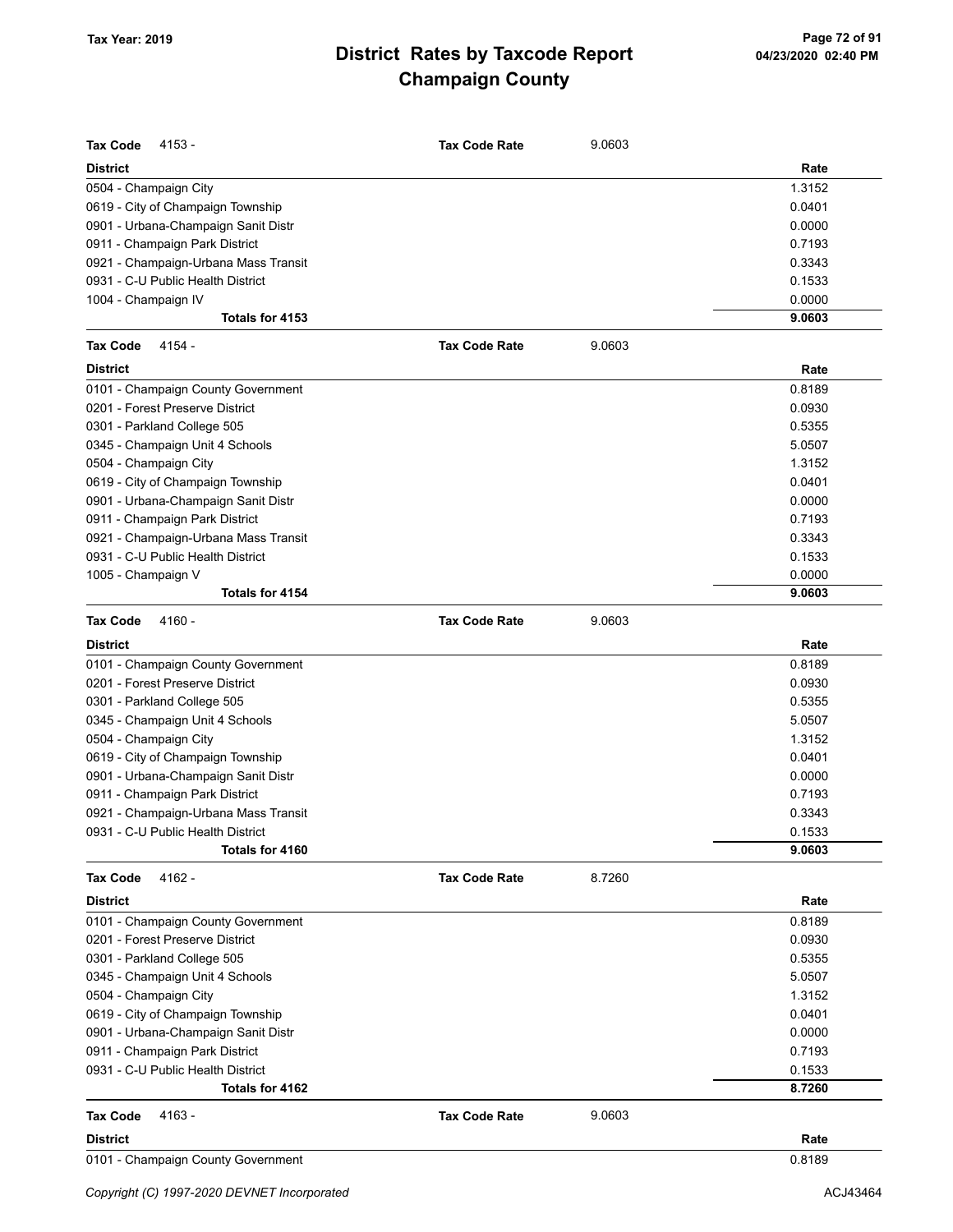| Tax Code 4153 - | Tax Code Rate | 9.0603 |
|---|---|---|
| **District** | | **Rate** |
| 0504 - Champaign City | | 1.3152 |
| 0619 - City of Champaign Township | | 0.0401 |
| 0901 - Urbana-Champaign Sanit Distr | | 0.0000 |
| 0911 - Champaign Park District | | 0.7193 |
| 0921 - Champaign-Urbana Mass Transit | | 0.3343 |
| 0931 - C-U Public Health District | | 0.1533 |
| 1004 - Champaign IV | | 0.0000 |
| **Totals for 4153** | | **9.0603** |

| Tax Code 4154 - | Tax Code Rate | 9.0603 |
|---|---|---|
| **District** | | **Rate** |
| 0101 - Champaign County Government | | 0.8189 |
| 0201 - Forest Preserve District | | 0.0930 |
| 0301 - Parkland College 505 | | 0.5355 |
| 0345 - Champaign Unit 4 Schools | | 5.0507 |
| 0504 - Champaign City | | 1.3152 |
| 0619 - City of Champaign Township | | 0.0401 |
| 0901 - Urbana-Champaign Sanit Distr | | 0.0000 |
| 0911 - Champaign Park District | | 0.7193 |
| 0921 - Champaign-Urbana Mass Transit | | 0.3343 |
| 0931 - C-U Public Health District | | 0.1533 |
| 1005 - Champaign V | | 0.0000 |
| **Totals for 4154** | | **9.0603** |

| Tax Code 4160 - | Tax Code Rate | 9.0603 |
|---|---|---|
| **District** | | **Rate** |
| 0101 - Champaign County Government | | 0.8189 |
| 0201 - Forest Preserve District | | 0.0930 |
| 0301 - Parkland College 505 | | 0.5355 |
| 0345 - Champaign Unit 4 Schools | | 5.0507 |
| 0504 - Champaign City | | 1.3152 |
| 0619 - City of Champaign Township | | 0.0401 |
| 0901 - Urbana-Champaign Sanit Distr | | 0.0000 |
| 0911 - Champaign Park District | | 0.7193 |
| 0921 - Champaign-Urbana Mass Transit | | 0.3343 |
| 0931 - C-U Public Health District | | 0.1533 |
| **Totals for 4160** | | **9.0603** |

| Tax Code 4162 - | Tax Code Rate | 8.7260 |
|---|---|---|
| **District** | | **Rate** |
| 0101 - Champaign County Government | | 0.8189 |
| 0201 - Forest Preserve District | | 0.0930 |
| 0301 - Parkland College 505 | | 0.5355 |
| 0345 - Champaign Unit 4 Schools | | 5.0507 |
| 0504 - Champaign City | | 1.3152 |
| 0619 - City of Champaign Township | | 0.0401 |
| 0901 - Urbana-Champaign Sanit Distr | | 0.0000 |
| 0911 - Champaign Park District | | 0.7193 |
| 0931 - C-U Public Health District | | 0.1533 |
| **Totals for 4162** | | **8.7260** |

| Tax Code 4163 - | Tax Code Rate | 9.0603 |
|---|---|---|
| **District** | | **Rate** |
| 0101 - Champaign County Government | | 0.8189 |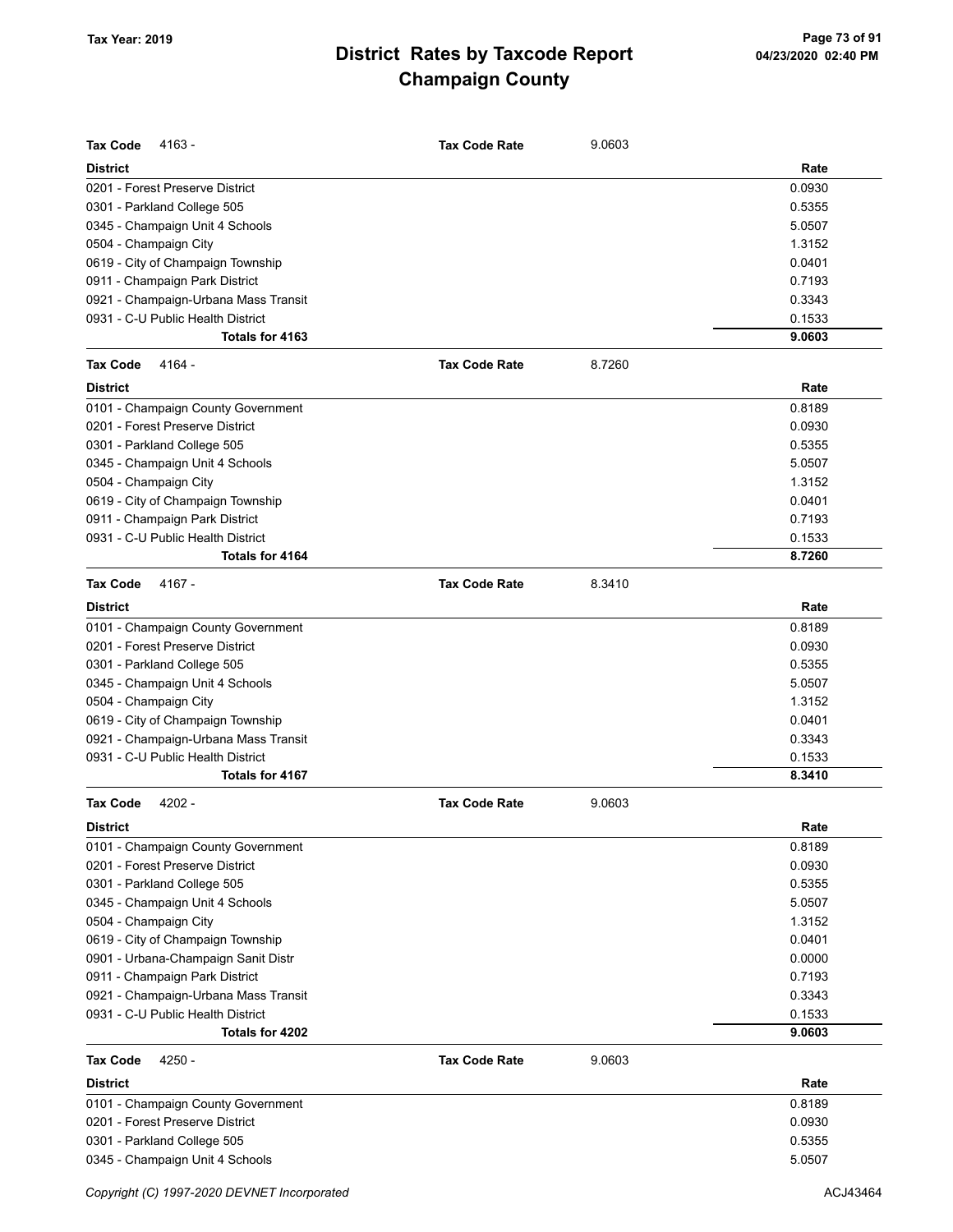# District Rates by Taxcode Report

## Champaign County

Tax Year: 2019

**Tax Code** 4163 - **Tax Code Rate** 9.0603

| District | Rate |
|---|---|
| 0201 - Forest Preserve District | 0.0930 |
| 0301 - Parkland College 505 | 0.5355 |
| 0345 - Champaign Unit 4 Schools | 5.0507 |
| 0504 - Champaign City | 1.3152 |
| 0619 - City of Champaign Township | 0.0401 |
| 0911 - Champaign Park District | 0.7193 |
| 0921 - Champaign-Urbana Mass Transit | 0.3343 |
| 0931 - C-U Public Health District | 0.1533 |
| **Totals for 4163** | **9.0603** |

**Tax Code** 4164 - **Tax Code Rate** 8.7260

| District | Rate |
|---|---|
| 0101 - Champaign County Government | 0.8189 |
| 0201 - Forest Preserve District | 0.0930 |
| 0301 - Parkland College 505 | 0.5355 |
| 0345 - Champaign Unit 4 Schools | 5.0507 |
| 0504 - Champaign City | 1.3152 |
| 0619 - City of Champaign Township | 0.0401 |
| 0911 - Champaign Park District | 0.7193 |
| 0931 - C-U Public Health District | 0.1533 |
| **Totals for 4164** | **8.7260** |

**Tax Code** 4167 - **Tax Code Rate** 8.3410

| District | Rate |
|---|---|
| 0101 - Champaign County Government | 0.8189 |
| 0201 - Forest Preserve District | 0.0930 |
| 0301 - Parkland College 505 | 0.5355 |
| 0345 - Champaign Unit 4 Schools | 5.0507 |
| 0504 - Champaign City | 1.3152 |
| 0619 - City of Champaign Township | 0.0401 |
| 0921 - Champaign-Urbana Mass Transit | 0.3343 |
| 0931 - C-U Public Health District | 0.1533 |
| **Totals for 4167** | **8.3410** |

**Tax Code** 4202 - **Tax Code Rate** 9.0603

| District | Rate |
|---|---|
| 0101 - Champaign County Government | 0.8189 |
| 0201 - Forest Preserve District | 0.0930 |
| 0301 - Parkland College 505 | 0.5355 |
| 0345 - Champaign Unit 4 Schools | 5.0507 |
| 0504 - Champaign City | 1.3152 |
| 0619 - City of Champaign Township | 0.0401 |
| 0901 - Urbana-Champaign Sanit Distr | 0.0000 |
| 0911 - Champaign Park District | 0.7193 |
| 0921 - Champaign-Urbana Mass Transit | 0.3343 |
| 0931 - C-U Public Health District | 0.1533 |
| **Totals for 4202** | **9.0603** |

**Tax Code** 4250 - **Tax Code Rate** 9.0603

| District | Rate |
|---|---|
| 0101 - Champaign County Government | 0.8189 |
| 0201 - Forest Preserve District | 0.0930 |
| 0301 - Parkland College 505 | 0.5355 |
| 0345 - Champaign Unit 4 Schools | 5.0507 |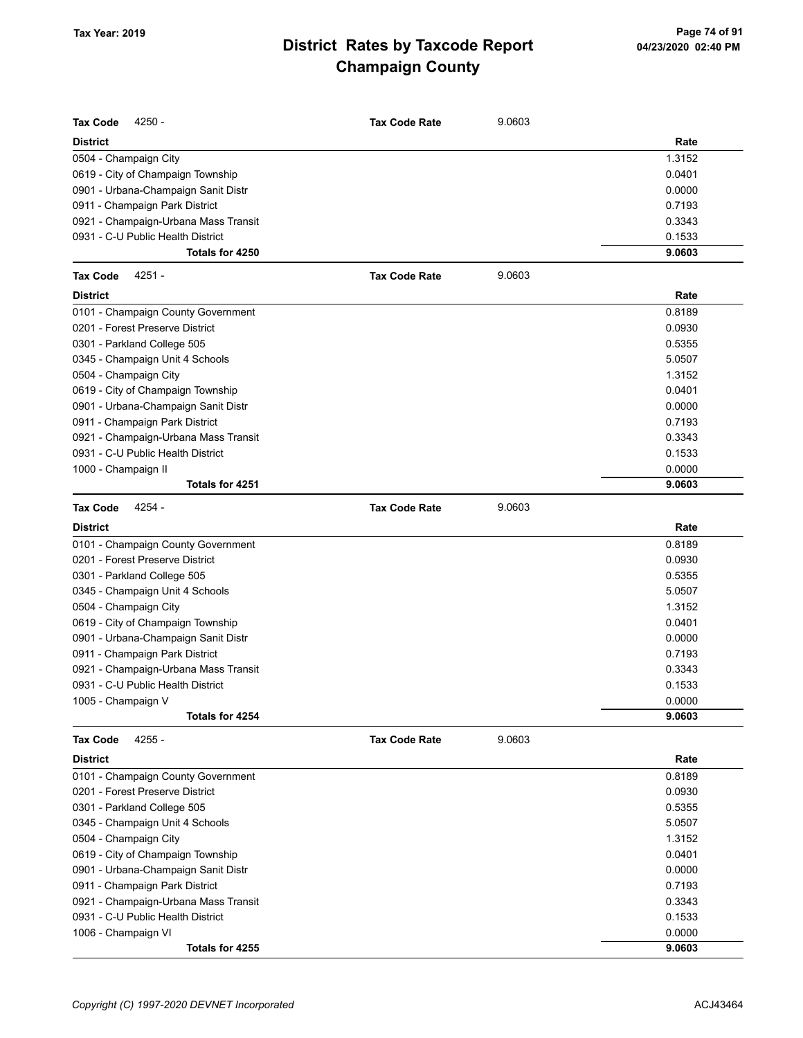# District Rates by Taxcode Report
## Champaign County

Tax Year: 2019

| **Tax Code** 4250 - | **Tax Code Rate** 9.0603 |
|---|---|
| **District** | **Rate** |
| 0504 - Champaign City | 1.3152 |
| 0619 - City of Champaign Township | 0.0401 |
| 0901 - Urbana-Champaign Sanit Distr | 0.0000 |
| 0911 - Champaign Park District | 0.7193 |
| 0921 - Champaign-Urbana Mass Transit | 0.3343 |
| 0931 - C-U Public Health District | 0.1533 |
| **Totals for 4250** | **9.0603** |

| **Tax Code** 4251 - | **Tax Code Rate** 9.0603 |
|---|---|
| **District** | **Rate** |
| 0101 - Champaign County Government | 0.8189 |
| 0201 - Forest Preserve District | 0.0930 |
| 0301 - Parkland College 505 | 0.5355 |
| 0345 - Champaign Unit 4 Schools | 5.0507 |
| 0504 - Champaign City | 1.3152 |
| 0619 - City of Champaign Township | 0.0401 |
| 0901 - Urbana-Champaign Sanit Distr | 0.0000 |
| 0911 - Champaign Park District | 0.7193 |
| 0921 - Champaign-Urbana Mass Transit | 0.3343 |
| 0931 - C-U Public Health District | 0.1533 |
| 1000 - Champaign II | 0.0000 |
| **Totals for 4251** | **9.0603** |

| **Tax Code** 4254 - | **Tax Code Rate** 9.0603 |
|---|---|
| **District** | **Rate** |
| 0101 - Champaign County Government | 0.8189 |
| 0201 - Forest Preserve District | 0.0930 |
| 0301 - Parkland College 505 | 0.5355 |
| 0345 - Champaign Unit 4 Schools | 5.0507 |
| 0504 - Champaign City | 1.3152 |
| 0619 - City of Champaign Township | 0.0401 |
| 0901 - Urbana-Champaign Sanit Distr | 0.0000 |
| 0911 - Champaign Park District | 0.7193 |
| 0921 - Champaign-Urbana Mass Transit | 0.3343 |
| 0931 - C-U Public Health District | 0.1533 |
| 1005 - Champaign V | 0.0000 |
| **Totals for 4254** | **9.0603** |

| **Tax Code** 4255 - | **Tax Code Rate** 9.0603 |
|---|---|
| **District** | **Rate** |
| 0101 - Champaign County Government | 0.8189 |
| 0201 - Forest Preserve District | 0.0930 |
| 0301 - Parkland College 505 | 0.5355 |
| 0345 - Champaign Unit 4 Schools | 5.0507 |
| 0504 - Champaign City | 1.3152 |
| 0619 - City of Champaign Township | 0.0401 |
| 0901 - Urbana-Champaign Sanit Distr | 0.0000 |
| 0911 - Champaign Park District | 0.7193 |
| 0921 - Champaign-Urbana Mass Transit | 0.3343 |
| 0931 - C-U Public Health District | 0.1533 |
| 1006 - Champaign VI | 0.0000 |
| **Totals for 4255** | **9.0603** |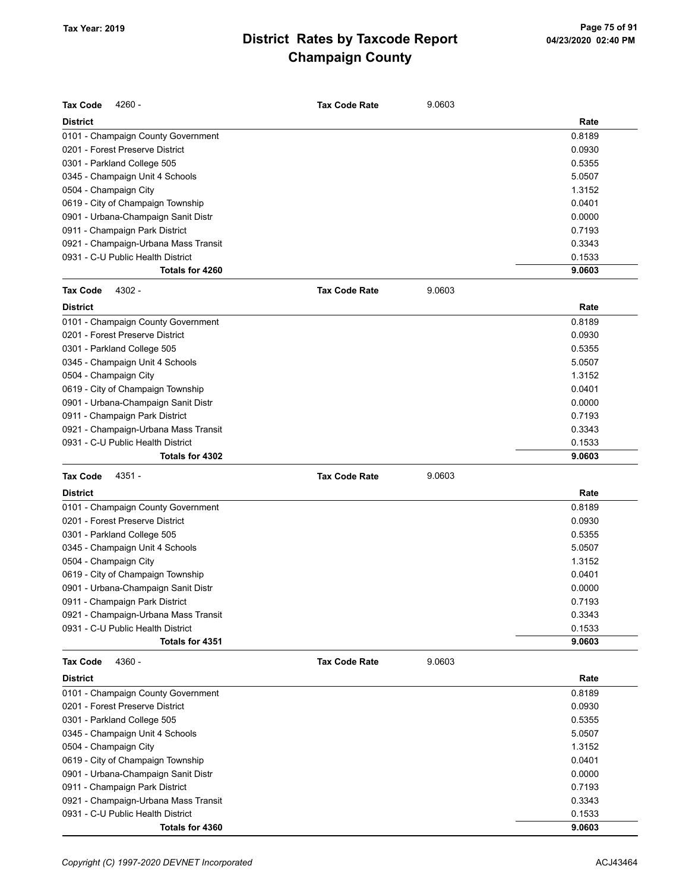# District Rates by Taxcode Report
## Champaign County

Tax Year: 2019

**Tax Code** 4260 - **Tax Code Rate** 9.0603

| District | Rate |
|---|---|
| 0101 - Champaign County Government | 0.8189 |
| 0201 - Forest Preserve District | 0.0930 |
| 0301 - Parkland College 505 | 0.5355 |
| 0345 - Champaign Unit 4 Schools | 5.0507 |
| 0504 - Champaign City | 1.3152 |
| 0619 - City of Champaign Township | 0.0401 |
| 0901 - Urbana-Champaign Sanit Distr | 0.0000 |
| 0911 - Champaign Park District | 0.7193 |
| 0921 - Champaign-Urbana Mass Transit | 0.3343 |
| 0931 - C-U Public Health District | 0.1533 |
| **Totals for 4260** | **9.0603** |

**Tax Code** 4302 - **Tax Code Rate** 9.0603

| District | Rate |
|---|---|
| 0101 - Champaign County Government | 0.8189 |
| 0201 - Forest Preserve District | 0.0930 |
| 0301 - Parkland College 505 | 0.5355 |
| 0345 - Champaign Unit 4 Schools | 5.0507 |
| 0504 - Champaign City | 1.3152 |
| 0619 - City of Champaign Township | 0.0401 |
| 0901 - Urbana-Champaign Sanit Distr | 0.0000 |
| 0911 - Champaign Park District | 0.7193 |
| 0921 - Champaign-Urbana Mass Transit | 0.3343 |
| 0931 - C-U Public Health District | 0.1533 |
| **Totals for 4302** | **9.0603** |

**Tax Code** 4351 - **Tax Code Rate** 9.0603

| District | Rate |
|---|---|
| 0101 - Champaign County Government | 0.8189 |
| 0201 - Forest Preserve District | 0.0930 |
| 0301 - Parkland College 505 | 0.5355 |
| 0345 - Champaign Unit 4 Schools | 5.0507 |
| 0504 - Champaign City | 1.3152 |
| 0619 - City of Champaign Township | 0.0401 |
| 0901 - Urbana-Champaign Sanit Distr | 0.0000 |
| 0911 - Champaign Park District | 0.7193 |
| 0921 - Champaign-Urbana Mass Transit | 0.3343 |
| 0931 - C-U Public Health District | 0.1533 |
| **Totals for 4351** | **9.0603** |

**Tax Code** 4360 - **Tax Code Rate** 9.0603

| District | Rate |
|---|---|
| 0101 - Champaign County Government | 0.8189 |
| 0201 - Forest Preserve District | 0.0930 |
| 0301 - Parkland College 505 | 0.5355 |
| 0345 - Champaign Unit 4 Schools | 5.0507 |
| 0504 - Champaign City | 1.3152 |
| 0619 - City of Champaign Township | 0.0401 |
| 0901 - Urbana-Champaign Sanit Distr | 0.0000 |
| 0911 - Champaign Park District | 0.7193 |
| 0921 - Champaign-Urbana Mass Transit | 0.3343 |
| 0931 - C-U Public Health District | 0.1533 |
| **Totals for 4360** | **9.0603** |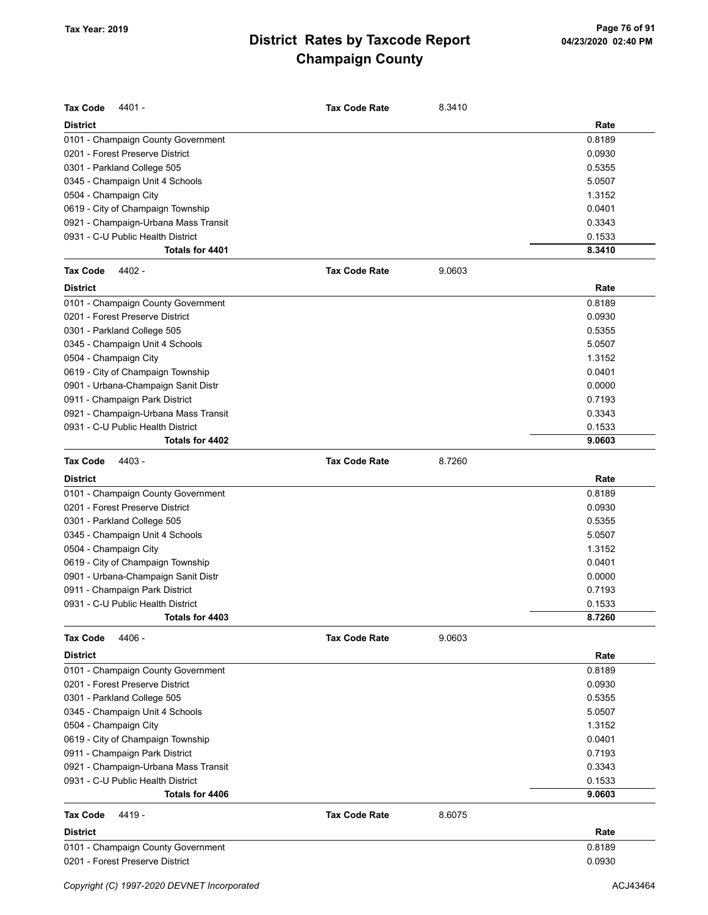# District Rates by Taxcode Report
## Champaign County

Tax Year: 2019

**Tax Code** 4401 - **Tax Code Rate** 8.3410

| District | Rate |
|---|---|
| 0101 - Champaign County Government | 0.8189 |
| 0201 - Forest Preserve District | 0.0930 |
| 0301 - Parkland College 505 | 0.5355 |
| 0345 - Champaign Unit 4 Schools | 5.0507 |
| 0504 - Champaign City | 1.3152 |
| 0619 - City of Champaign Township | 0.0401 |
| 0921 - Champaign-Urbana Mass Transit | 0.3343 |
| 0931 - C-U Public Health District | 0.1533 |
| **Totals for 4401** | **8.3410** |

**Tax Code** 4402 - **Tax Code Rate** 9.0603

| District | Rate |
|---|---|
| 0101 - Champaign County Government | 0.8189 |
| 0201 - Forest Preserve District | 0.0930 |
| 0301 - Parkland College 505 | 0.5355 |
| 0345 - Champaign Unit 4 Schools | 5.0507 |
| 0504 - Champaign City | 1.3152 |
| 0619 - City of Champaign Township | 0.0401 |
| 0901 - Urbana-Champaign Sanit Distr | 0.0000 |
| 0911 - Champaign Park District | 0.7193 |
| 0921 - Champaign-Urbana Mass Transit | 0.3343 |
| 0931 - C-U Public Health District | 0.1533 |
| **Totals for 4402** | **9.0603** |

**Tax Code** 4403 - **Tax Code Rate** 8.7260

| District | Rate |
|---|---|
| 0101 - Champaign County Government | 0.8189 |
| 0201 - Forest Preserve District | 0.0930 |
| 0301 - Parkland College 505 | 0.5355 |
| 0345 - Champaign Unit 4 Schools | 5.0507 |
| 0504 - Champaign City | 1.3152 |
| 0619 - City of Champaign Township | 0.0401 |
| 0901 - Urbana-Champaign Sanit Distr | 0.0000 |
| 0911 - Champaign Park District | 0.7193 |
| 0931 - C-U Public Health District | 0.1533 |
| **Totals for 4403** | **8.7260** |

**Tax Code** 4406 - **Tax Code Rate** 9.0603

| District | Rate |
|---|---|
| 0101 - Champaign County Government | 0.8189 |
| 0201 - Forest Preserve District | 0.0930 |
| 0301 - Parkland College 505 | 0.5355 |
| 0345 - Champaign Unit 4 Schools | 5.0507 |
| 0504 - Champaign City | 1.3152 |
| 0619 - City of Champaign Township | 0.0401 |
| 0911 - Champaign Park District | 0.7193 |
| 0921 - Champaign-Urbana Mass Transit | 0.3343 |
| 0931 - C-U Public Health District | 0.1533 |
| **Totals for 4406** | **9.0603** |

**Tax Code** 4419 - **Tax Code Rate** 8.6075

| District | Rate |
|---|---|
| 0101 - Champaign County Government | 0.8189 |
| 0201 - Forest Preserve District | 0.0930 |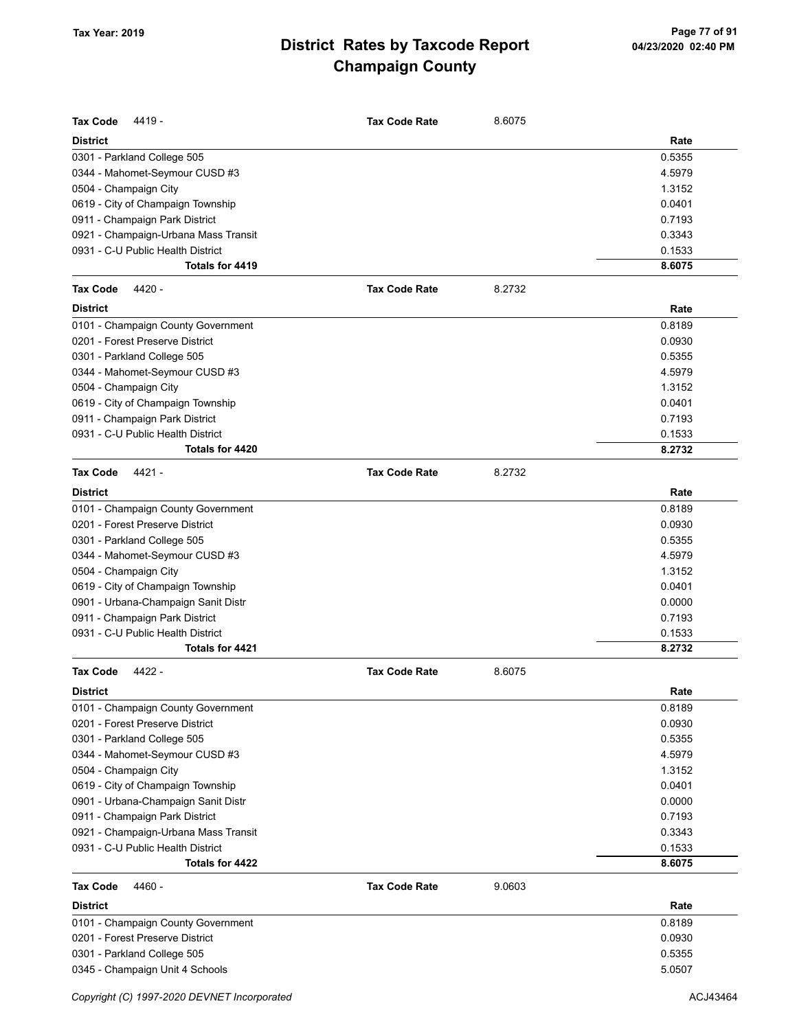# District Rates by Taxcode Report
# Champaign County

Tax Year: 2019

**Tax Code** 4419 - **Tax Code Rate** 8.6075

| District | Rate |
|---|---|
| 0301 - Parkland College 505 | 0.5355 |
| 0344 - Mahomet-Seymour CUSD #3 | 4.5979 |
| 0504 - Champaign City | 1.3152 |
| 0619 - City of Champaign Township | 0.0401 |
| 0911 - Champaign Park District | 0.7193 |
| 0921 - Champaign-Urbana Mass Transit | 0.3343 |
| 0931 - C-U Public Health District | 0.1533 |
| **Totals for 4419** | **8.6075** |

**Tax Code** 4420 - **Tax Code Rate** 8.2732

| District | Rate |
|---|---|
| 0101 - Champaign County Government | 0.8189 |
| 0201 - Forest Preserve District | 0.0930 |
| 0301 - Parkland College 505 | 0.5355 |
| 0344 - Mahomet-Seymour CUSD #3 | 4.5979 |
| 0504 - Champaign City | 1.3152 |
| 0619 - City of Champaign Township | 0.0401 |
| 0911 - Champaign Park District | 0.7193 |
| 0931 - C-U Public Health District | 0.1533 |
| **Totals for 4420** | **8.2732** |

**Tax Code** 4421 - **Tax Code Rate** 8.2732

| District | Rate |
|---|---|
| 0101 - Champaign County Government | 0.8189 |
| 0201 - Forest Preserve District | 0.0930 |
| 0301 - Parkland College 505 | 0.5355 |
| 0344 - Mahomet-Seymour CUSD #3 | 4.5979 |
| 0504 - Champaign City | 1.3152 |
| 0619 - City of Champaign Township | 0.0401 |
| 0901 - Urbana-Champaign Sanit Distr | 0.0000 |
| 0911 - Champaign Park District | 0.7193 |
| 0931 - C-U Public Health District | 0.1533 |
| **Totals for 4421** | **8.2732** |

**Tax Code** 4422 - **Tax Code Rate** 8.6075

| District | Rate |
|---|---|
| 0101 - Champaign County Government | 0.8189 |
| 0201 - Forest Preserve District | 0.0930 |
| 0301 - Parkland College 505 | 0.5355 |
| 0344 - Mahomet-Seymour CUSD #3 | 4.5979 |
| 0504 - Champaign City | 1.3152 |
| 0619 - City of Champaign Township | 0.0401 |
| 0901 - Urbana-Champaign Sanit Distr | 0.0000 |
| 0911 - Champaign Park District | 0.7193 |
| 0921 - Champaign-Urbana Mass Transit | 0.3343 |
| 0931 - C-U Public Health District | 0.1533 |
| **Totals for 4422** | **8.6075** |

**Tax Code** 4460 - **Tax Code Rate** 9.0603

| District | Rate |
|---|---|
| 0101 - Champaign County Government | 0.8189 |
| 0201 - Forest Preserve District | 0.0930 |
| 0301 - Parkland College 505 | 0.5355 |
| 0345 - Champaign Unit 4 Schools | 5.0507 |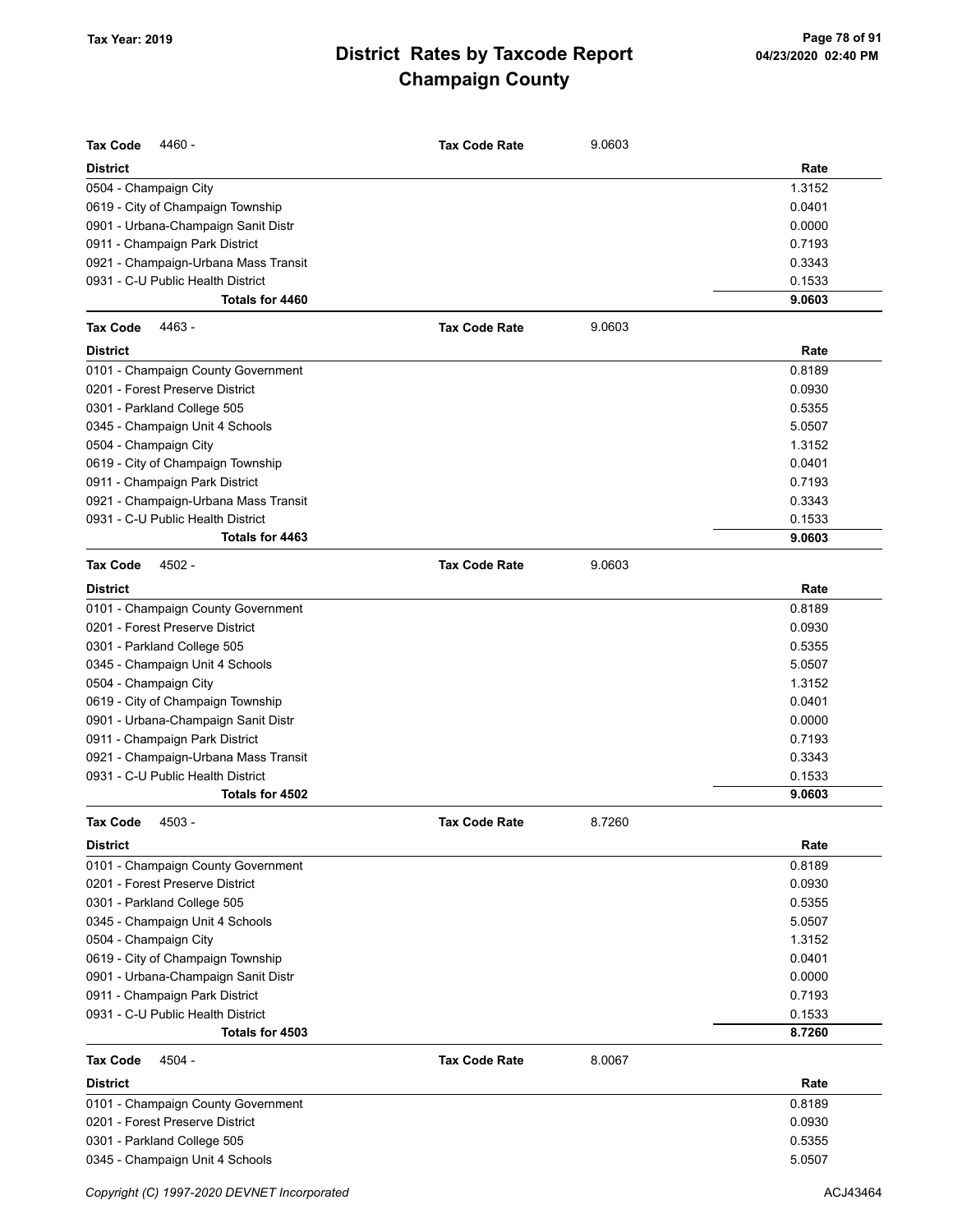# District Rates by Taxcode Report
# Champaign County

Tax Year: 2019

**Tax Code** 4460 - **Tax Code Rate** 9.0603

| District | Rate |
|---|---|
| 0504 - Champaign City | 1.3152 |
| 0619 - City of Champaign Township | 0.0401 |
| 0901 - Urbana-Champaign Sanit Distr | 0.0000 |
| 0911 - Champaign Park District | 0.7193 |
| 0921 - Champaign-Urbana Mass Transit | 0.3343 |
| 0931 - C-U Public Health District | 0.1533 |
| **Totals for 4460** | **9.0603** |

**Tax Code** 4463 - **Tax Code Rate** 9.0603

| District | Rate |
|---|---|
| 0101 - Champaign County Government | 0.8189 |
| 0201 - Forest Preserve District | 0.0930 |
| 0301 - Parkland College 505 | 0.5355 |
| 0345 - Champaign Unit 4 Schools | 5.0507 |
| 0504 - Champaign City | 1.3152 |
| 0619 - City of Champaign Township | 0.0401 |
| 0911 - Champaign Park District | 0.7193 |
| 0921 - Champaign-Urbana Mass Transit | 0.3343 |
| 0931 - C-U Public Health District | 0.1533 |
| **Totals for 4463** | **9.0603** |

**Tax Code** 4502 - **Tax Code Rate** 9.0603

| District | Rate |
|---|---|
| 0101 - Champaign County Government | 0.8189 |
| 0201 - Forest Preserve District | 0.0930 |
| 0301 - Parkland College 505 | 0.5355 |
| 0345 - Champaign Unit 4 Schools | 5.0507 |
| 0504 - Champaign City | 1.3152 |
| 0619 - City of Champaign Township | 0.0401 |
| 0901 - Urbana-Champaign Sanit Distr | 0.0000 |
| 0911 - Champaign Park District | 0.7193 |
| 0921 - Champaign-Urbana Mass Transit | 0.3343 |
| 0931 - C-U Public Health District | 0.1533 |
| **Totals for 4502** | **9.0603** |

**Tax Code** 4503 - **Tax Code Rate** 8.7260

| District | Rate |
|---|---|
| 0101 - Champaign County Government | 0.8189 |
| 0201 - Forest Preserve District | 0.0930 |
| 0301 - Parkland College 505 | 0.5355 |
| 0345 - Champaign Unit 4 Schools | 5.0507 |
| 0504 - Champaign City | 1.3152 |
| 0619 - City of Champaign Township | 0.0401 |
| 0901 - Urbana-Champaign Sanit Distr | 0.0000 |
| 0911 - Champaign Park District | 0.7193 |
| 0931 - C-U Public Health District | 0.1533 |
| **Totals for 4503** | **8.7260** |

**Tax Code** 4504 - **Tax Code Rate** 8.0067

| District | Rate |
|---|---|
| 0101 - Champaign County Government | 0.8189 |
| 0201 - Forest Preserve District | 0.0930 |
| 0301 - Parkland College 505 | 0.5355 |
| 0345 - Champaign Unit 4 Schools | 5.0507 |

*Copyright (C) 1997-2020 DEVNET Incorporated*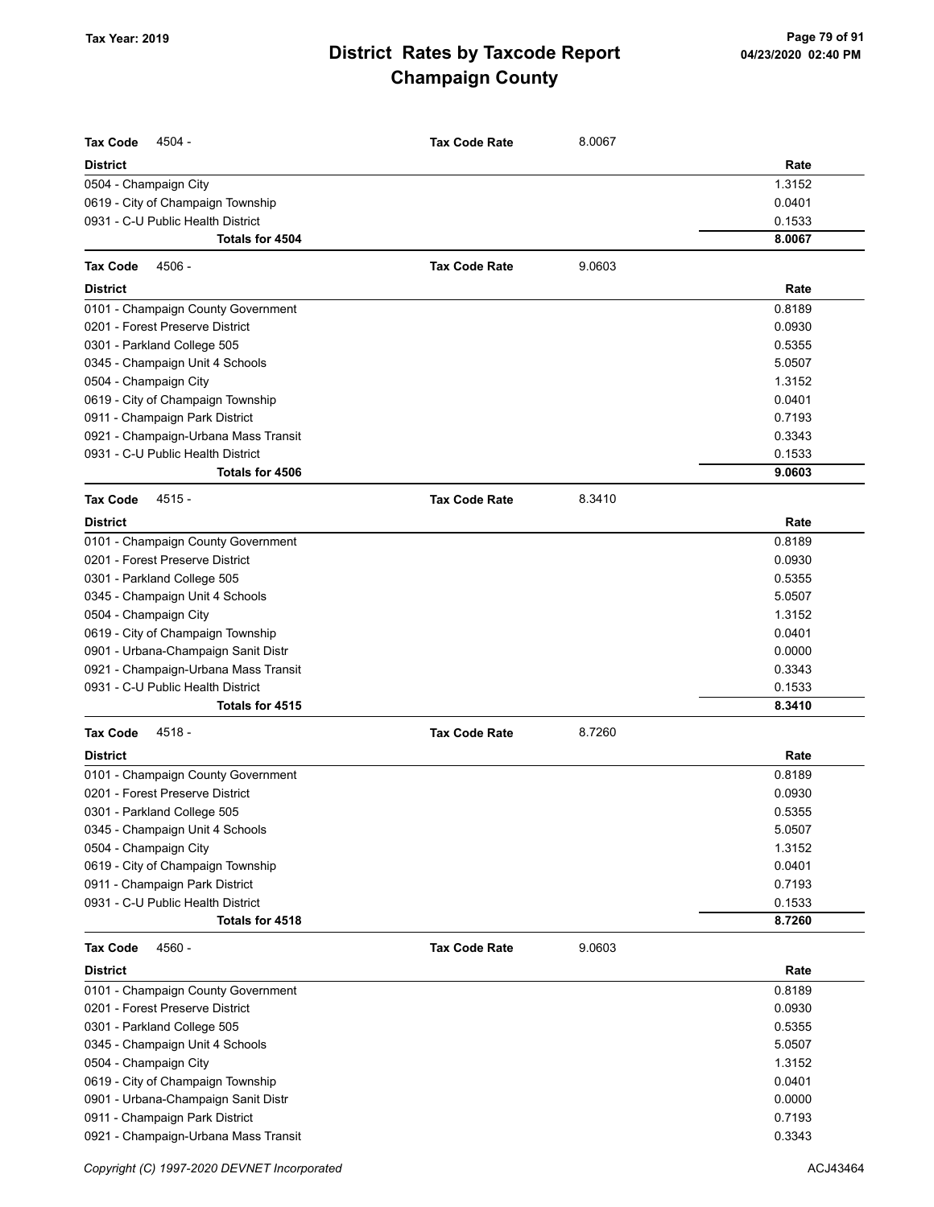**Tax Year: 2019**

# District Rates by Taxcode Report
## Champaign County

**Tax Code** 4504 - **Tax Code Rate** 8.0067

| District | Rate |
|---|---|
| 0504 - Champaign City | 1.3152 |
| 0619 - City of Champaign Township | 0.0401 |
| 0931 - C-U Public Health District | 0.1533 |
| **Totals for 4504** | **8.0067** |

**Tax Code** 4506 - **Tax Code Rate** 9.0603

| District | Rate |
|---|---|
| 0101 - Champaign County Government | 0.8189 |
| 0201 - Forest Preserve District | 0.0930 |
| 0301 - Parkland College 505 | 0.5355 |
| 0345 - Champaign Unit 4 Schools | 5.0507 |
| 0504 - Champaign City | 1.3152 |
| 0619 - City of Champaign Township | 0.0401 |
| 0911 - Champaign Park District | 0.7193 |
| 0921 - Champaign-Urbana Mass Transit | 0.3343 |
| 0931 - C-U Public Health District | 0.1533 |
| **Totals for 4506** | **9.0603** |

**Tax Code** 4515 - **Tax Code Rate** 8.3410

| District | Rate |
|---|---|
| 0101 - Champaign County Government | 0.8189 |
| 0201 - Forest Preserve District | 0.0930 |
| 0301 - Parkland College 505 | 0.5355 |
| 0345 - Champaign Unit 4 Schools | 5.0507 |
| 0504 - Champaign City | 1.3152 |
| 0619 - City of Champaign Township | 0.0401 |
| 0901 - Urbana-Champaign Sanit Distr | 0.0000 |
| 0921 - Champaign-Urbana Mass Transit | 0.3343 |
| 0931 - C-U Public Health District | 0.1533 |
| **Totals for 4515** | **8.3410** |

**Tax Code** 4518 - **Tax Code Rate** 8.7260

| District | Rate |
|---|---|
| 0101 - Champaign County Government | 0.8189 |
| 0201 - Forest Preserve District | 0.0930 |
| 0301 - Parkland College 505 | 0.5355 |
| 0345 - Champaign Unit 4 Schools | 5.0507 |
| 0504 - Champaign City | 1.3152 |
| 0619 - City of Champaign Township | 0.0401 |
| 0911 - Champaign Park District | 0.7193 |
| 0931 - C-U Public Health District | 0.1533 |
| **Totals for 4518** | **8.7260** |

**Tax Code** 4560 - **Tax Code Rate** 9.0603

| District | Rate |
|---|---|
| 0101 - Champaign County Government | 0.8189 |
| 0201 - Forest Preserve District | 0.0930 |
| 0301 - Parkland College 505 | 0.5355 |
| 0345 - Champaign Unit 4 Schools | 5.0507 |
| 0504 - Champaign City | 1.3152 |
| 0619 - City of Champaign Township | 0.0401 |
| 0901 - Urbana-Champaign Sanit Distr | 0.0000 |
| 0911 - Champaign Park District | 0.7193 |
| 0921 - Champaign-Urbana Mass Transit | 0.3343 |

*Copyright (C) 1997-2020 DEVNET Incorporated*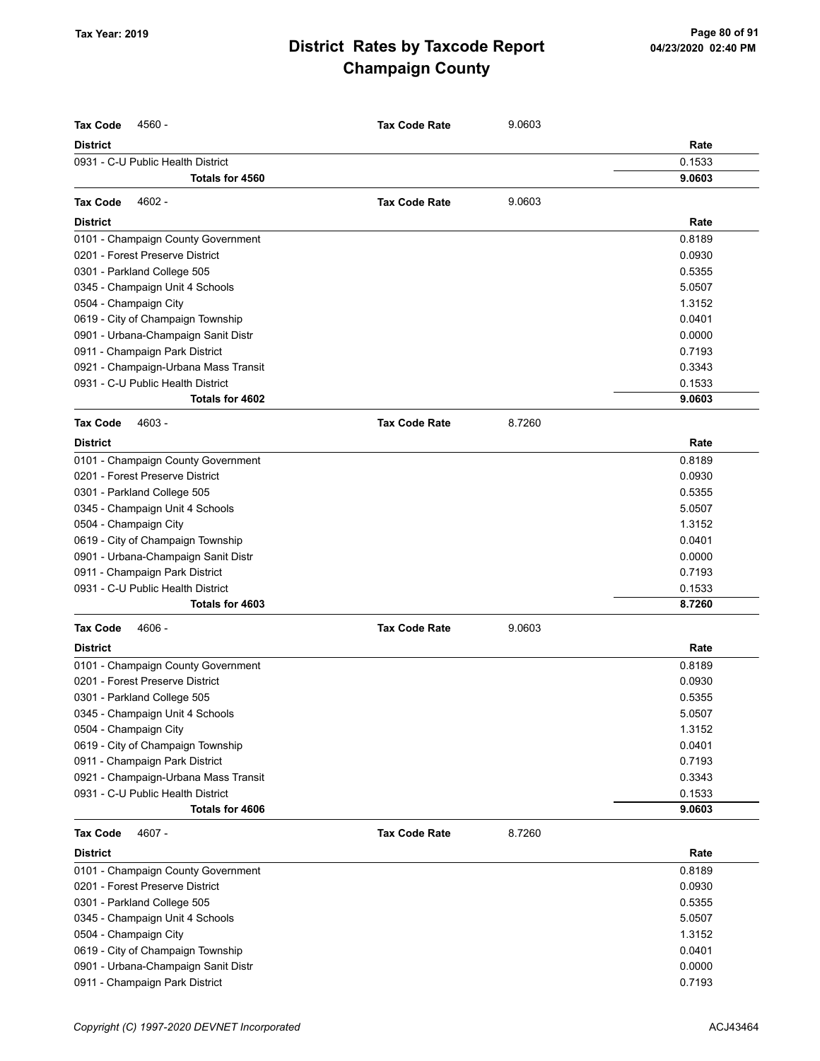# District Rates by Taxcode Report
# Champaign County

Tax Year: 2019

| Tax Code 4560 - | Tax Code Rate | 9.0603 |
|---|---|---|
| **District** | | **Rate** |
| 0931 - C-U Public Health District | | 0.1533 |
| **Totals for 4560** | | **9.0603** |

| Tax Code 4602 - | Tax Code Rate | 9.0603 |
|---|---|---|
| **District** | | **Rate** |
| 0101 - Champaign County Government | | 0.8189 |
| 0201 - Forest Preserve District | | 0.0930 |
| 0301 - Parkland College 505 | | 0.5355 |
| 0345 - Champaign Unit 4 Schools | | 5.0507 |
| 0504 - Champaign City | | 1.3152 |
| 0619 - City of Champaign Township | | 0.0401 |
| 0901 - Urbana-Champaign Sanit Distr | | 0.0000 |
| 0911 - Champaign Park District | | 0.7193 |
| 0921 - Champaign-Urbana Mass Transit | | 0.3343 |
| 0931 - C-U Public Health District | | 0.1533 |
| **Totals for 4602** | | **9.0603** |

| Tax Code 4603 - | Tax Code Rate | 8.7260 |
|---|---|---|
| **District** | | **Rate** |
| 0101 - Champaign County Government | | 0.8189 |
| 0201 - Forest Preserve District | | 0.0930 |
| 0301 - Parkland College 505 | | 0.5355 |
| 0345 - Champaign Unit 4 Schools | | 5.0507 |
| 0504 - Champaign City | | 1.3152 |
| 0619 - City of Champaign Township | | 0.0401 |
| 0901 - Urbana-Champaign Sanit Distr | | 0.0000 |
| 0911 - Champaign Park District | | 0.7193 |
| 0931 - C-U Public Health District | | 0.1533 |
| **Totals for 4603** | | **8.7260** |

| Tax Code 4606 - | Tax Code Rate | 9.0603 |
|---|---|---|
| **District** | | **Rate** |
| 0101 - Champaign County Government | | 0.8189 |
| 0201 - Forest Preserve District | | 0.0930 |
| 0301 - Parkland College 505 | | 0.5355 |
| 0345 - Champaign Unit 4 Schools | | 5.0507 |
| 0504 - Champaign City | | 1.3152 |
| 0619 - City of Champaign Township | | 0.0401 |
| 0911 - Champaign Park District | | 0.7193 |
| 0921 - Champaign-Urbana Mass Transit | | 0.3343 |
| 0931 - C-U Public Health District | | 0.1533 |
| **Totals for 4606** | | **9.0603** |

| Tax Code 4607 - | Tax Code Rate | 8.7260 |
|---|---|---|
| **District** | | **Rate** |
| 0101 - Champaign County Government | | 0.8189 |
| 0201 - Forest Preserve District | | 0.0930 |
| 0301 - Parkland College 505 | | 0.5355 |
| 0345 - Champaign Unit 4 Schools | | 5.0507 |
| 0504 - Champaign City | | 1.3152 |
| 0619 - City of Champaign Township | | 0.0401 |
| 0901 - Urbana-Champaign Sanit Distr | | 0.0000 |
| 0911 - Champaign Park District | | 0.7193 |

Copyright (C) 1997-2020 DEVNET Incorporated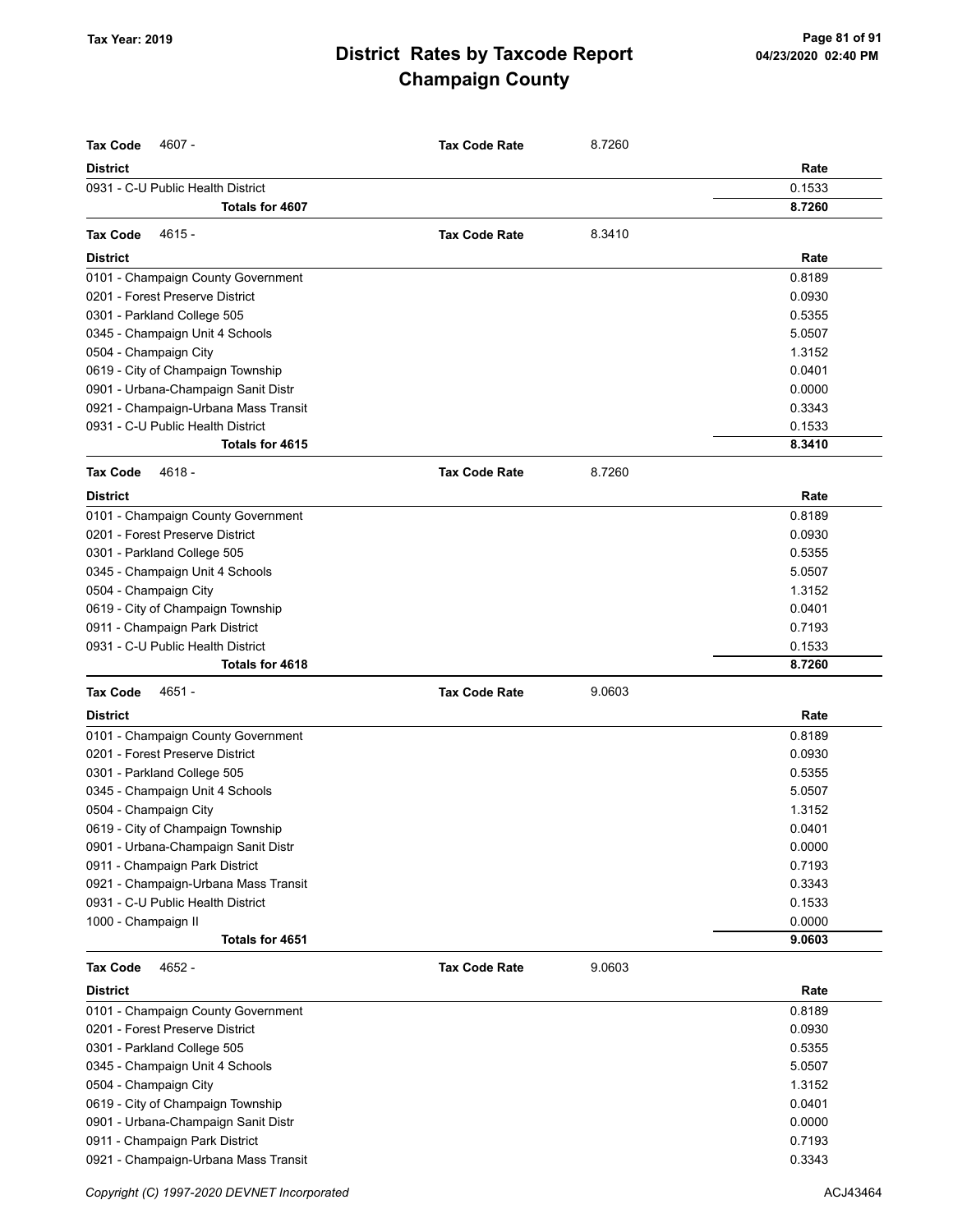# District Rates by Taxcode Report
# Champaign County

Tax Year: 2019

**Tax Code** 4607 - **Tax Code Rate** 8.7260

| District | Rate |
|---|---|
| 0931 - C-U Public Health District | 0.1533 |
| **Totals for 4607** | **8.7260** |

**Tax Code** 4615 - **Tax Code Rate** 8.3410

| District | Rate |
|---|---|
| 0101 - Champaign County Government | 0.8189 |
| 0201 - Forest Preserve District | 0.0930 |
| 0301 - Parkland College 505 | 0.5355 |
| 0345 - Champaign Unit 4 Schools | 5.0507 |
| 0504 - Champaign City | 1.3152 |
| 0619 - City of Champaign Township | 0.0401 |
| 0901 - Urbana-Champaign Sanit Distr | 0.0000 |
| 0921 - Champaign-Urbana Mass Transit | 0.3343 |
| 0931 - C-U Public Health District | 0.1533 |
| **Totals for 4615** | **8.3410** |

**Tax Code** 4618 - **Tax Code Rate** 8.7260

| District | Rate |
|---|---|
| 0101 - Champaign County Government | 0.8189 |
| 0201 - Forest Preserve District | 0.0930 |
| 0301 - Parkland College 505 | 0.5355 |
| 0345 - Champaign Unit 4 Schools | 5.0507 |
| 0504 - Champaign City | 1.3152 |
| 0619 - City of Champaign Township | 0.0401 |
| 0911 - Champaign Park District | 0.7193 |
| 0931 - C-U Public Health District | 0.1533 |
| **Totals for 4618** | **8.7260** |

**Tax Code** 4651 - **Tax Code Rate** 9.0603

| District | Rate |
|---|---|
| 0101 - Champaign County Government | 0.8189 |
| 0201 - Forest Preserve District | 0.0930 |
| 0301 - Parkland College 505 | 0.5355 |
| 0345 - Champaign Unit 4 Schools | 5.0507 |
| 0504 - Champaign City | 1.3152 |
| 0619 - City of Champaign Township | 0.0401 |
| 0901 - Urbana-Champaign Sanit Distr | 0.0000 |
| 0911 - Champaign Park District | 0.7193 |
| 0921 - Champaign-Urbana Mass Transit | 0.3343 |
| 0931 - C-U Public Health District | 0.1533 |
| 1000 - Champaign II | 0.0000 |
| **Totals for 4651** | **9.0603** |

**Tax Code** 4652 - **Tax Code Rate** 9.0603

| District | Rate |
|---|---|
| 0101 - Champaign County Government | 0.8189 |
| 0201 - Forest Preserve District | 0.0930 |
| 0301 - Parkland College 505 | 0.5355 |
| 0345 - Champaign Unit 4 Schools | 5.0507 |
| 0504 - Champaign City | 1.3152 |
| 0619 - City of Champaign Township | 0.0401 |
| 0901 - Urbana-Champaign Sanit Distr | 0.0000 |
| 0911 - Champaign Park District | 0.7193 |
| 0921 - Champaign-Urbana Mass Transit | 0.3343 |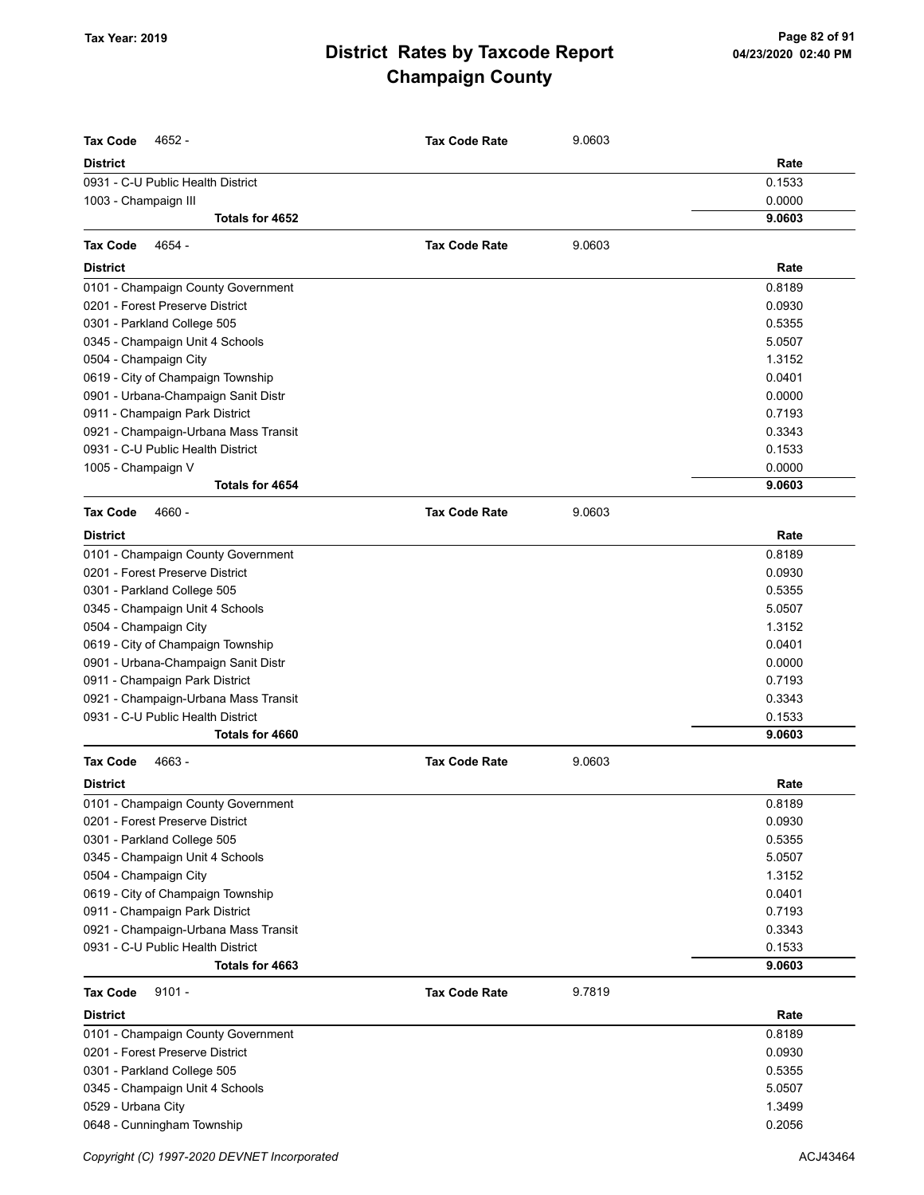| Tax Code 4652 - | Tax Code Rate | 9.0603 |
|---|---|---|
| **District** | | **Rate** |
| 0931 - C-U Public Health District | | 0.1533 |
| 1003 - Champaign III | | 0.0000 |
| **Totals for 4652** | | **9.0603** |

| Tax Code 4654 - | Tax Code Rate | 9.0603 |
|---|---|---|
| **District** | | **Rate** |
| 0101 - Champaign County Government | | 0.8189 |
| 0201 - Forest Preserve District | | 0.0930 |
| 0301 - Parkland College 505 | | 0.5355 |
| 0345 - Champaign Unit 4 Schools | | 5.0507 |
| 0504 - Champaign City | | 1.3152 |
| 0619 - City of Champaign Township | | 0.0401 |
| 0901 - Urbana-Champaign Sanit Distr | | 0.0000 |
| 0911 - Champaign Park District | | 0.7193 |
| 0921 - Champaign-Urbana Mass Transit | | 0.3343 |
| 0931 - C-U Public Health District | | 0.1533 |
| 1005 - Champaign V | | 0.0000 |
| **Totals for 4654** | | **9.0603** |

| Tax Code 4660 - | Tax Code Rate | 9.0603 |
|---|---|---|
| **District** | | **Rate** |
| 0101 - Champaign County Government | | 0.8189 |
| 0201 - Forest Preserve District | | 0.0930 |
| 0301 - Parkland College 505 | | 0.5355 |
| 0345 - Champaign Unit 4 Schools | | 5.0507 |
| 0504 - Champaign City | | 1.3152 |
| 0619 - City of Champaign Township | | 0.0401 |
| 0901 - Urbana-Champaign Sanit Distr | | 0.0000 |
| 0911 - Champaign Park District | | 0.7193 |
| 0921 - Champaign-Urbana Mass Transit | | 0.3343 |
| 0931 - C-U Public Health District | | 0.1533 |
| **Totals for 4660** | | **9.0603** |

| Tax Code 4663 - | Tax Code Rate | 9.0603 |
|---|---|---|
| **District** | | **Rate** |
| 0101 - Champaign County Government | | 0.8189 |
| 0201 - Forest Preserve District | | 0.0930 |
| 0301 - Parkland College 505 | | 0.5355 |
| 0345 - Champaign Unit 4 Schools | | 5.0507 |
| 0504 - Champaign City | | 1.3152 |
| 0619 - City of Champaign Township | | 0.0401 |
| 0911 - Champaign Park District | | 0.7193 |
| 0921 - Champaign-Urbana Mass Transit | | 0.3343 |
| 0931 - C-U Public Health District | | 0.1533 |
| **Totals for 4663** | | **9.0603** |

| Tax Code 9101 - | Tax Code Rate | 9.7819 |
|---|---|---|
| **District** | | **Rate** |
| 0101 - Champaign County Government | | 0.8189 |
| 0201 - Forest Preserve District | | 0.0930 |
| 0301 - Parkland College 505 | | 0.5355 |
| 0345 - Champaign Unit 4 Schools | | 5.0507 |
| 0529 - Urbana City | | 1.3499 |
| 0648 - Cunningham Township | | 0.2056 |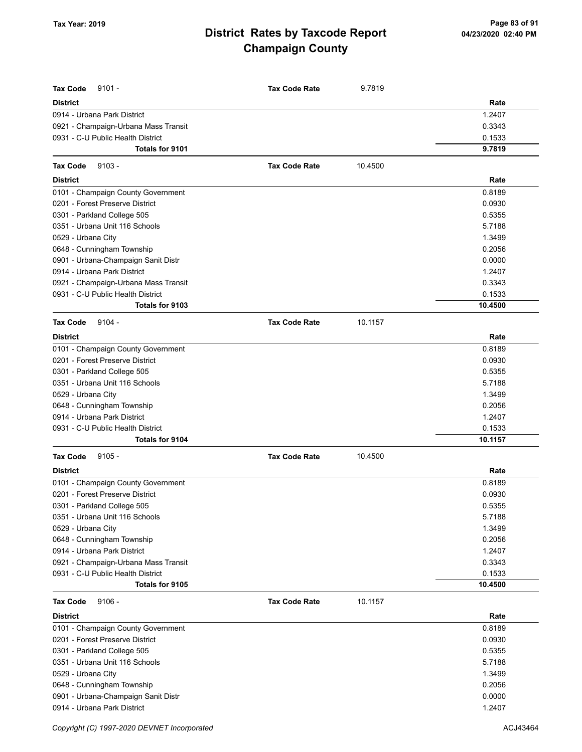**Tax Year: 2019**

# District Rates by Taxcode Report
## Champaign County

**Tax Code** 9101 - **Tax Code Rate** 9.7819

| District | Rate |
|---|---|
| 0914 - Urbana Park District | 1.2407 |
| 0921 - Champaign-Urbana Mass Transit | 0.3343 |
| 0931 - C-U Public Health District | 0.1533 |
| **Totals for 9101** | **9.7819** |

**Tax Code** 9103 - **Tax Code Rate** 10.4500

| District | Rate |
|---|---|
| 0101 - Champaign County Government | 0.8189 |
| 0201 - Forest Preserve District | 0.0930 |
| 0301 - Parkland College 505 | 0.5355 |
| 0351 - Urbana Unit 116 Schools | 5.7188 |
| 0529 - Urbana City | 1.3499 |
| 0648 - Cunningham Township | 0.2056 |
| 0901 - Urbana-Champaign Sanit Distr | 0.0000 |
| 0914 - Urbana Park District | 1.2407 |
| 0921 - Champaign-Urbana Mass Transit | 0.3343 |
| 0931 - C-U Public Health District | 0.1533 |
| **Totals for 9103** | **10.4500** |

**Tax Code** 9104 - **Tax Code Rate** 10.1157

| District | Rate |
|---|---|
| 0101 - Champaign County Government | 0.8189 |
| 0201 - Forest Preserve District | 0.0930 |
| 0301 - Parkland College 505 | 0.5355 |
| 0351 - Urbana Unit 116 Schools | 5.7188 |
| 0529 - Urbana City | 1.3499 |
| 0648 - Cunningham Township | 0.2056 |
| 0914 - Urbana Park District | 1.2407 |
| 0931 - C-U Public Health District | 0.1533 |
| **Totals for 9104** | **10.1157** |

**Tax Code** 9105 - **Tax Code Rate** 10.4500

| District | Rate |
|---|---|
| 0101 - Champaign County Government | 0.8189 |
| 0201 - Forest Preserve District | 0.0930 |
| 0301 - Parkland College 505 | 0.5355 |
| 0351 - Urbana Unit 116 Schools | 5.7188 |
| 0529 - Urbana City | 1.3499 |
| 0648 - Cunningham Township | 0.2056 |
| 0914 - Urbana Park District | 1.2407 |
| 0921 - Champaign-Urbana Mass Transit | 0.3343 |
| 0931 - C-U Public Health District | 0.1533 |
| **Totals for 9105** | **10.4500** |

**Tax Code** 9106 - **Tax Code Rate** 10.1157

| District | Rate |
|---|---|
| 0101 - Champaign County Government | 0.8189 |
| 0201 - Forest Preserve District | 0.0930 |
| 0301 - Parkland College 505 | 0.5355 |
| 0351 - Urbana Unit 116 Schools | 5.7188 |
| 0529 - Urbana City | 1.3499 |
| 0648 - Cunningham Township | 0.2056 |
| 0901 - Urbana-Champaign Sanit Distr | 0.0000 |
| 0914 - Urbana Park District | 1.2407 |

Copyright (C) 1997-2020 DEVNET Incorporated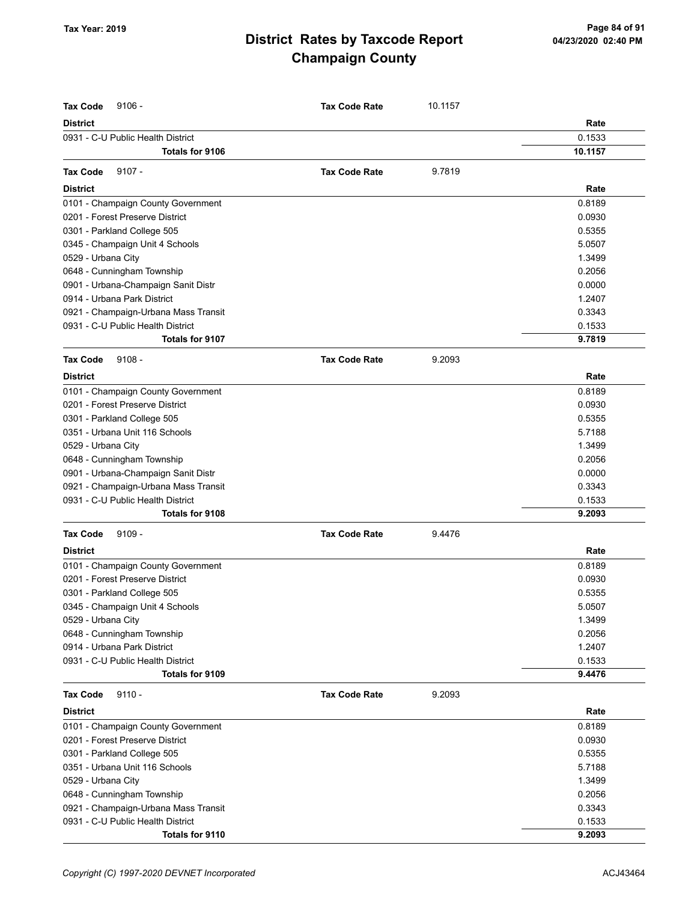**Tax Year: 2019**

# District Rates by Taxcode Report
# Champaign County

04/23/2020 02:40 PM

**Tax Code** 9106 - **Tax Code Rate** 10.1157

| District | Rate |
|---|---|
| 0931 - C-U Public Health District | 0.1533 |
| **Totals for 9106** | **10.1157** |

**Tax Code** 9107 - **Tax Code Rate** 9.7819

| District | Rate |
|---|---|
| 0101 - Champaign County Government | 0.8189 |
| 0201 - Forest Preserve District | 0.0930 |
| 0301 - Parkland College 505 | 0.5355 |
| 0345 - Champaign Unit 4 Schools | 5.0507 |
| 0529 - Urbana City | 1.3499 |
| 0648 - Cunningham Township | 0.2056 |
| 0901 - Urbana-Champaign Sanit Distr | 0.0000 |
| 0914 - Urbana Park District | 1.2407 |
| 0921 - Champaign-Urbana Mass Transit | 0.3343 |
| 0931 - C-U Public Health District | 0.1533 |
| **Totals for 9107** | **9.7819** |

**Tax Code** 9108 - **Tax Code Rate** 9.2093

| District | Rate |
|---|---|
| 0101 - Champaign County Government | 0.8189 |
| 0201 - Forest Preserve District | 0.0930 |
| 0301 - Parkland College 505 | 0.5355 |
| 0351 - Urbana Unit 116 Schools | 5.7188 |
| 0529 - Urbana City | 1.3499 |
| 0648 - Cunningham Township | 0.2056 |
| 0901 - Urbana-Champaign Sanit Distr | 0.0000 |
| 0921 - Champaign-Urbana Mass Transit | 0.3343 |
| 0931 - C-U Public Health District | 0.1533 |
| **Totals for 9108** | **9.2093** |

**Tax Code** 9109 - **Tax Code Rate** 9.4476

| District | Rate |
|---|---|
| 0101 - Champaign County Government | 0.8189 |
| 0201 - Forest Preserve District | 0.0930 |
| 0301 - Parkland College 505 | 0.5355 |
| 0345 - Champaign Unit 4 Schools | 5.0507 |
| 0529 - Urbana City | 1.3499 |
| 0648 - Cunningham Township | 0.2056 |
| 0914 - Urbana Park District | 1.2407 |
| 0931 - C-U Public Health District | 0.1533 |
| **Totals for 9109** | **9.4476** |

**Tax Code** 9110 - **Tax Code Rate** 9.2093

| District | Rate |
|---|---|
| 0101 - Champaign County Government | 0.8189 |
| 0201 - Forest Preserve District | 0.0930 |
| 0301 - Parkland College 505 | 0.5355 |
| 0351 - Urbana Unit 116 Schools | 5.7188 |
| 0529 - Urbana City | 1.3499 |
| 0648 - Cunningham Township | 0.2056 |
| 0921 - Champaign-Urbana Mass Transit | 0.3343 |
| 0931 - C-U Public Health District | 0.1533 |
| **Totals for 9110** | **9.2093** |

*Copyright (C) 1997-2020 DEVNET Incorporated* ACJ43464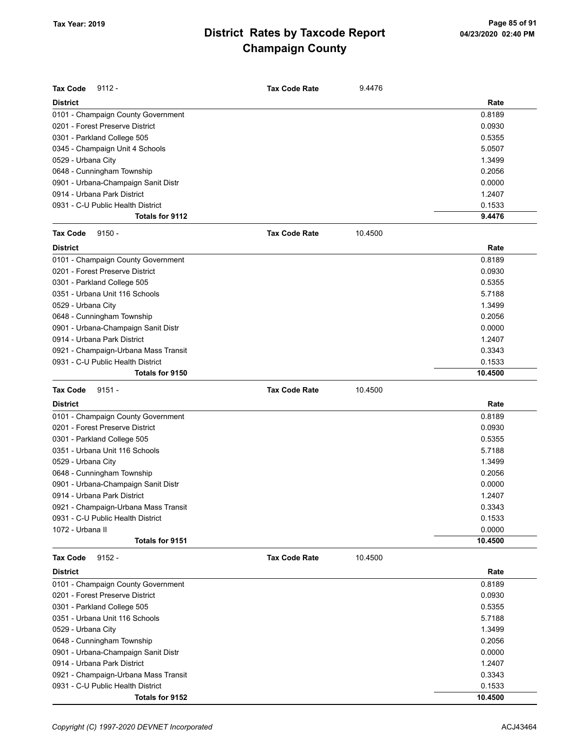# District Rates by Taxcode Report
## Champaign County

Tax Year: 2019

**Tax Code** 9112 - **Tax Code Rate** 9.4476

| District | Rate |
|---|---|
| 0101 - Champaign County Government | 0.8189 |
| 0201 - Forest Preserve District | 0.0930 |
| 0301 - Parkland College 505 | 0.5355 |
| 0345 - Champaign Unit 4 Schools | 5.0507 |
| 0529 - Urbana City | 1.3499 |
| 0648 - Cunningham Township | 0.2056 |
| 0901 - Urbana-Champaign Sanit Distr | 0.0000 |
| 0914 - Urbana Park District | 1.2407 |
| 0931 - C-U Public Health District | 0.1533 |
| **Totals for 9112** | **9.4476** |

**Tax Code** 9150 - **Tax Code Rate** 10.4500

| District | Rate |
|---|---|
| 0101 - Champaign County Government | 0.8189 |
| 0201 - Forest Preserve District | 0.0930 |
| 0301 - Parkland College 505 | 0.5355 |
| 0351 - Urbana Unit 116 Schools | 5.7188 |
| 0529 - Urbana City | 1.3499 |
| 0648 - Cunningham Township | 0.2056 |
| 0901 - Urbana-Champaign Sanit Distr | 0.0000 |
| 0914 - Urbana Park District | 1.2407 |
| 0921 - Champaign-Urbana Mass Transit | 0.3343 |
| 0931 - C-U Public Health District | 0.1533 |
| **Totals for 9150** | **10.4500** |

**Tax Code** 9151 - **Tax Code Rate** 10.4500

| District | Rate |
|---|---|
| 0101 - Champaign County Government | 0.8189 |
| 0201 - Forest Preserve District | 0.0930 |
| 0301 - Parkland College 505 | 0.5355 |
| 0351 - Urbana Unit 116 Schools | 5.7188 |
| 0529 - Urbana City | 1.3499 |
| 0648 - Cunningham Township | 0.2056 |
| 0901 - Urbana-Champaign Sanit Distr | 0.0000 |
| 0914 - Urbana Park District | 1.2407 |
| 0921 - Champaign-Urbana Mass Transit | 0.3343 |
| 0931 - C-U Public Health District | 0.1533 |
| 1072 - Urbana II | 0.0000 |
| **Totals for 9151** | **10.4500** |

**Tax Code** 9152 - **Tax Code Rate** 10.4500

| District | Rate |
|---|---|
| 0101 - Champaign County Government | 0.8189 |
| 0201 - Forest Preserve District | 0.0930 |
| 0301 - Parkland College 505 | 0.5355 |
| 0351 - Urbana Unit 116 Schools | 5.7188 |
| 0529 - Urbana City | 1.3499 |
| 0648 - Cunningham Township | 0.2056 |
| 0901 - Urbana-Champaign Sanit Distr | 0.0000 |
| 0914 - Urbana Park District | 1.2407 |
| 0921 - Champaign-Urbana Mass Transit | 0.3343 |
| 0931 - C-U Public Health District | 0.1533 |
| **Totals for 9152** | **10.4500** |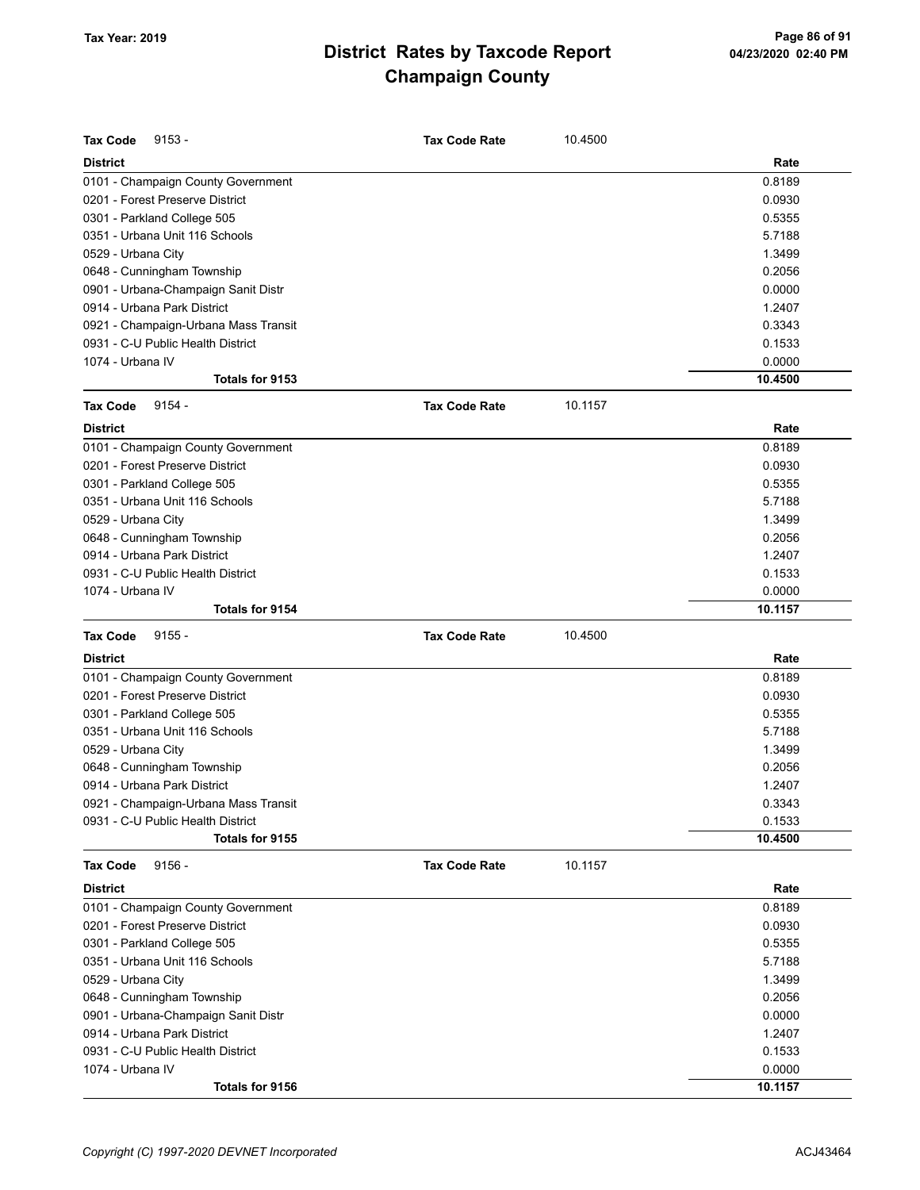# District Rates by Taxcode Report
# Champaign County

**Tax Year: 2019**

**Tax Code** 9153 - **Tax Code Rate** 10.4500

| District | Rate |
|---|---|
| 0101 - Champaign County Government | 0.8189 |
| 0201 - Forest Preserve District | 0.0930 |
| 0301 - Parkland College 505 | 0.5355 |
| 0351 - Urbana Unit 116 Schools | 5.7188 |
| 0529 - Urbana City | 1.3499 |
| 0648 - Cunningham Township | 0.2056 |
| 0901 - Urbana-Champaign Sanit Distr | 0.0000 |
| 0914 - Urbana Park District | 1.2407 |
| 0921 - Champaign-Urbana Mass Transit | 0.3343 |
| 0931 - C-U Public Health District | 0.1533 |
| 1074 - Urbana IV | 0.0000 |
| **Totals for 9153** | **10.4500** |

**Tax Code** 9154 - **Tax Code Rate** 10.1157

| District | Rate |
|---|---|
| 0101 - Champaign County Government | 0.8189 |
| 0201 - Forest Preserve District | 0.0930 |
| 0301 - Parkland College 505 | 0.5355 |
| 0351 - Urbana Unit 116 Schools | 5.7188 |
| 0529 - Urbana City | 1.3499 |
| 0648 - Cunningham Township | 0.2056 |
| 0914 - Urbana Park District | 1.2407 |
| 0931 - C-U Public Health District | 0.1533 |
| 1074 - Urbana IV | 0.0000 |
| **Totals for 9154** | **10.1157** |

**Tax Code** 9155 - **Tax Code Rate** 10.4500

| District | Rate |
|---|---|
| 0101 - Champaign County Government | 0.8189 |
| 0201 - Forest Preserve District | 0.0930 |
| 0301 - Parkland College 505 | 0.5355 |
| 0351 - Urbana Unit 116 Schools | 5.7188 |
| 0529 - Urbana City | 1.3499 |
| 0648 - Cunningham Township | 0.2056 |
| 0914 - Urbana Park District | 1.2407 |
| 0921 - Champaign-Urbana Mass Transit | 0.3343 |
| 0931 - C-U Public Health District | 0.1533 |
| **Totals for 9155** | **10.4500** |

**Tax Code** 9156 - **Tax Code Rate** 10.1157

| District | Rate |
|---|---|
| 0101 - Champaign County Government | 0.8189 |
| 0201 - Forest Preserve District | 0.0930 |
| 0301 - Parkland College 505 | 0.5355 |
| 0351 - Urbana Unit 116 Schools | 5.7188 |
| 0529 - Urbana City | 1.3499 |
| 0648 - Cunningham Township | 0.2056 |
| 0901 - Urbana-Champaign Sanit Distr | 0.0000 |
| 0914 - Urbana Park District | 1.2407 |
| 0931 - C-U Public Health District | 0.1533 |
| 1074 - Urbana IV | 0.0000 |
| **Totals for 9156** | **10.1157** |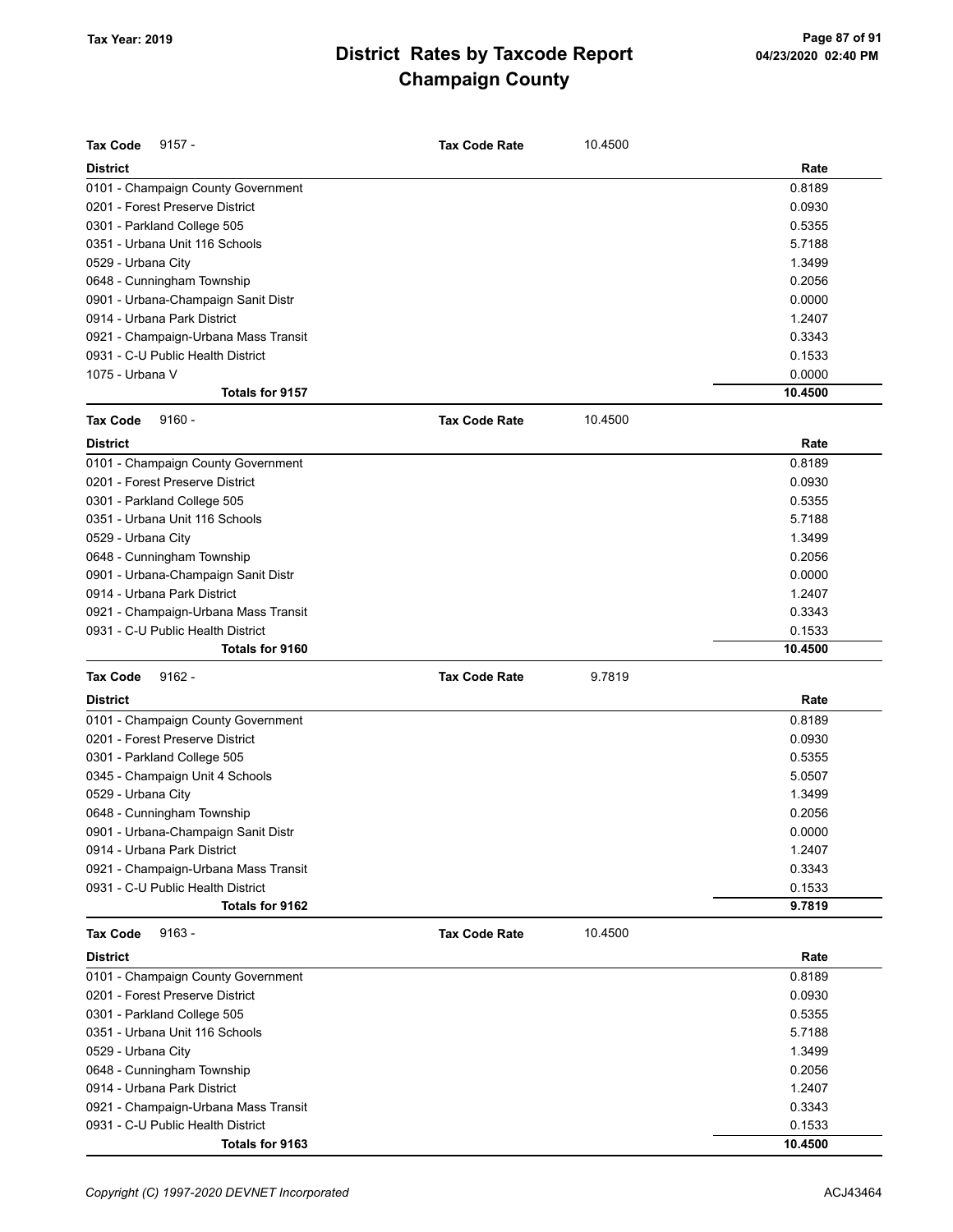# District Rates by Taxcode Report
# Champaign County

Tax Year: 2019

**Tax Code** 9157 - **Tax Code Rate** 10.4500

| District | Rate |
|---|---|
| 0101 - Champaign County Government | 0.8189 |
| 0201 - Forest Preserve District | 0.0930 |
| 0301 - Parkland College 505 | 0.5355 |
| 0351 - Urbana Unit 116 Schools | 5.7188 |
| 0529 - Urbana City | 1.3499 |
| 0648 - Cunningham Township | 0.2056 |
| 0901 - Urbana-Champaign Sanit Distr | 0.0000 |
| 0914 - Urbana Park District | 1.2407 |
| 0921 - Champaign-Urbana Mass Transit | 0.3343 |
| 0931 - C-U Public Health District | 0.1533 |
| 1075 - Urbana V | 0.0000 |
| **Totals for 9157** | **10.4500** |

**Tax Code** 9160 - **Tax Code Rate** 10.4500

| District | Rate |
|---|---|
| 0101 - Champaign County Government | 0.8189 |
| 0201 - Forest Preserve District | 0.0930 |
| 0301 - Parkland College 505 | 0.5355 |
| 0351 - Urbana Unit 116 Schools | 5.7188 |
| 0529 - Urbana City | 1.3499 |
| 0648 - Cunningham Township | 0.2056 |
| 0901 - Urbana-Champaign Sanit Distr | 0.0000 |
| 0914 - Urbana Park District | 1.2407 |
| 0921 - Champaign-Urbana Mass Transit | 0.3343 |
| 0931 - C-U Public Health District | 0.1533 |
| **Totals for 9160** | **10.4500** |

**Tax Code** 9162 - **Tax Code Rate** 9.7819

| District | Rate |
|---|---|
| 0101 - Champaign County Government | 0.8189 |
| 0201 - Forest Preserve District | 0.0930 |
| 0301 - Parkland College 505 | 0.5355 |
| 0345 - Champaign Unit 4 Schools | 5.0507 |
| 0529 - Urbana City | 1.3499 |
| 0648 - Cunningham Township | 0.2056 |
| 0901 - Urbana-Champaign Sanit Distr | 0.0000 |
| 0914 - Urbana Park District | 1.2407 |
| 0921 - Champaign-Urbana Mass Transit | 0.3343 |
| 0931 - C-U Public Health District | 0.1533 |
| **Totals for 9162** | **9.7819** |

**Tax Code** 9163 - **Tax Code Rate** 10.4500

| District | Rate |
|---|---|
| 0101 - Champaign County Government | 0.8189 |
| 0201 - Forest Preserve District | 0.0930 |
| 0301 - Parkland College 505 | 0.5355 |
| 0351 - Urbana Unit 116 Schools | 5.7188 |
| 0529 - Urbana City | 1.3499 |
| 0648 - Cunningham Township | 0.2056 |
| 0914 - Urbana Park District | 1.2407 |
| 0921 - Champaign-Urbana Mass Transit | 0.3343 |
| 0931 - C-U Public Health District | 0.1533 |
| **Totals for 9163** | **10.4500** |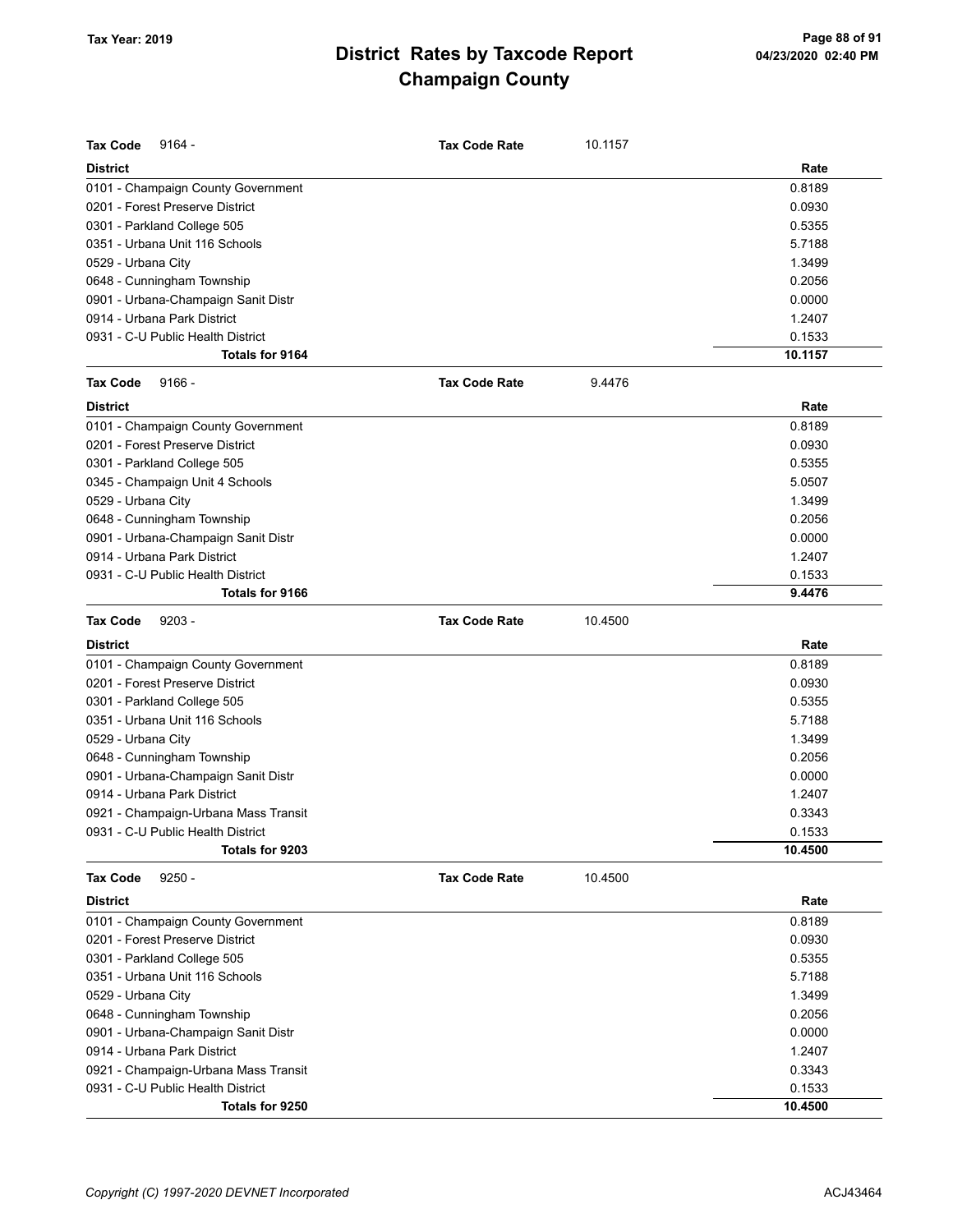# District Rates by Taxcode Report
## Champaign County

Tax Year: 2019

**Tax Code** 9164 - **Tax Code Rate** 10.1157

| District | Rate |
|---|---|
| 0101 - Champaign County Government | 0.8189 |
| 0201 - Forest Preserve District | 0.0930 |
| 0301 - Parkland College 505 | 0.5355 |
| 0351 - Urbana Unit 116 Schools | 5.7188 |
| 0529 - Urbana City | 1.3499 |
| 0648 - Cunningham Township | 0.2056 |
| 0901 - Urbana-Champaign Sanit Distr | 0.0000 |
| 0914 - Urbana Park District | 1.2407 |
| 0931 - C-U Public Health District | 0.1533 |
| **Totals for 9164** | **10.1157** |

**Tax Code** 9166 - **Tax Code Rate** 9.4476

| District | Rate |
|---|---|
| 0101 - Champaign County Government | 0.8189 |
| 0201 - Forest Preserve District | 0.0930 |
| 0301 - Parkland College 505 | 0.5355 |
| 0345 - Champaign Unit 4 Schools | 5.0507 |
| 0529 - Urbana City | 1.3499 |
| 0648 - Cunningham Township | 0.2056 |
| 0901 - Urbana-Champaign Sanit Distr | 0.0000 |
| 0914 - Urbana Park District | 1.2407 |
| 0931 - C-U Public Health District | 0.1533 |
| **Totals for 9166** | **9.4476** |

**Tax Code** 9203 - **Tax Code Rate** 10.4500

| District | Rate |
|---|---|
| 0101 - Champaign County Government | 0.8189 |
| 0201 - Forest Preserve District | 0.0930 |
| 0301 - Parkland College 505 | 0.5355 |
| 0351 - Urbana Unit 116 Schools | 5.7188 |
| 0529 - Urbana City | 1.3499 |
| 0648 - Cunningham Township | 0.2056 |
| 0901 - Urbana-Champaign Sanit Distr | 0.0000 |
| 0914 - Urbana Park District | 1.2407 |
| 0921 - Champaign-Urbana Mass Transit | 0.3343 |
| 0931 - C-U Public Health District | 0.1533 |
| **Totals for 9203** | **10.4500** |

**Tax Code** 9250 - **Tax Code Rate** 10.4500

| District | Rate |
|---|---|
| 0101 - Champaign County Government | 0.8189 |
| 0201 - Forest Preserve District | 0.0930 |
| 0301 - Parkland College 505 | 0.5355 |
| 0351 - Urbana Unit 116 Schools | 5.7188 |
| 0529 - Urbana City | 1.3499 |
| 0648 - Cunningham Township | 0.2056 |
| 0901 - Urbana-Champaign Sanit Distr | 0.0000 |
| 0914 - Urbana Park District | 1.2407 |
| 0921 - Champaign-Urbana Mass Transit | 0.3343 |
| 0931 - C-U Public Health District | 0.1533 |
| **Totals for 9250** | **10.4500** |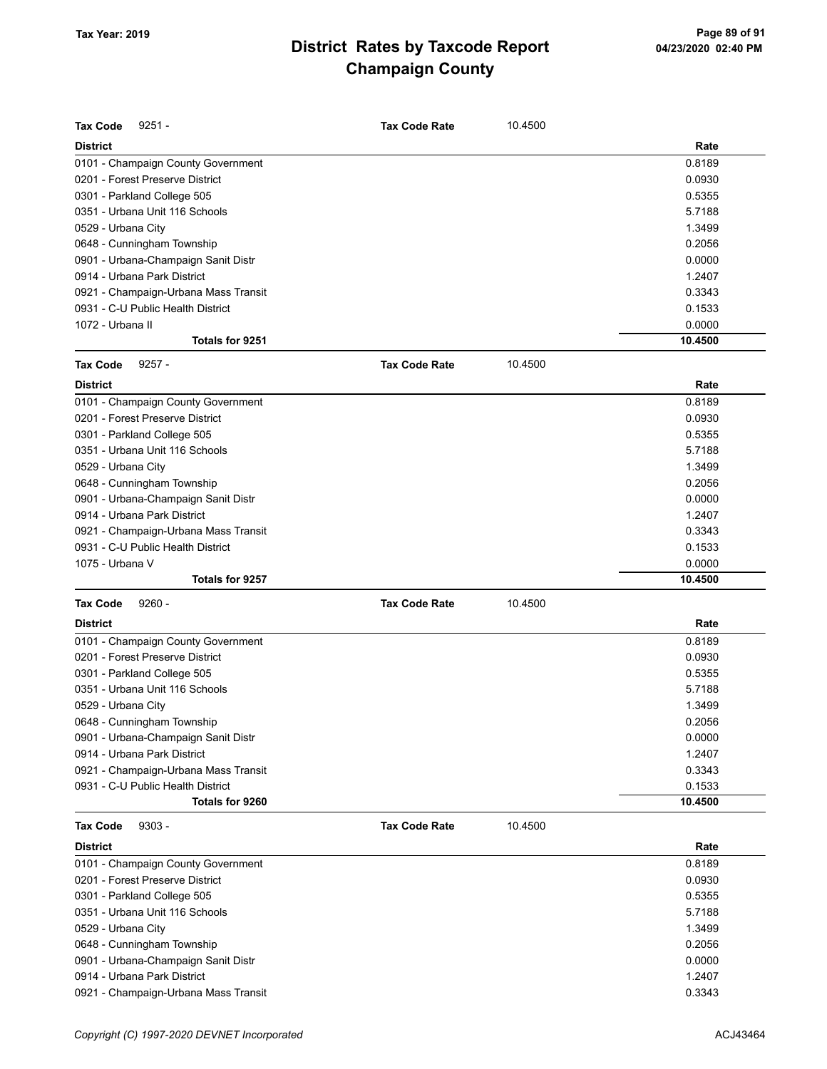# District Rates by Taxcode Report
# Champaign County

**Tax Year: 2019**

**Tax Code** 9251 - **Tax Code Rate** 10.4500

| District | Rate |
|---|---|
| 0101 - Champaign County Government | 0.8189 |
| 0201 - Forest Preserve District | 0.0930 |
| 0301 - Parkland College 505 | 0.5355 |
| 0351 - Urbana Unit 116 Schools | 5.7188 |
| 0529 - Urbana City | 1.3499 |
| 0648 - Cunningham Township | 0.2056 |
| 0901 - Urbana-Champaign Sanit Distr | 0.0000 |
| 0914 - Urbana Park District | 1.2407 |
| 0921 - Champaign-Urbana Mass Transit | 0.3343 |
| 0931 - C-U Public Health District | 0.1533 |
| 1072 - Urbana II | 0.0000 |
| **Totals for 9251** | **10.4500** |

**Tax Code** 9257 - **Tax Code Rate** 10.4500

| District | Rate |
|---|---|
| 0101 - Champaign County Government | 0.8189 |
| 0201 - Forest Preserve District | 0.0930 |
| 0301 - Parkland College 505 | 0.5355 |
| 0351 - Urbana Unit 116 Schools | 5.7188 |
| 0529 - Urbana City | 1.3499 |
| 0648 - Cunningham Township | 0.2056 |
| 0901 - Urbana-Champaign Sanit Distr | 0.0000 |
| 0914 - Urbana Park District | 1.2407 |
| 0921 - Champaign-Urbana Mass Transit | 0.3343 |
| 0931 - C-U Public Health District | 0.1533 |
| 1075 - Urbana V | 0.0000 |
| **Totals for 9257** | **10.4500** |

**Tax Code** 9260 - **Tax Code Rate** 10.4500

| District | Rate |
|---|---|
| 0101 - Champaign County Government | 0.8189 |
| 0201 - Forest Preserve District | 0.0930 |
| 0301 - Parkland College 505 | 0.5355 |
| 0351 - Urbana Unit 116 Schools | 5.7188 |
| 0529 - Urbana City | 1.3499 |
| 0648 - Cunningham Township | 0.2056 |
| 0901 - Urbana-Champaign Sanit Distr | 0.0000 |
| 0914 - Urbana Park District | 1.2407 |
| 0921 - Champaign-Urbana Mass Transit | 0.3343 |
| 0931 - C-U Public Health District | 0.1533 |
| **Totals for 9260** | **10.4500** |

**Tax Code** 9303 - **Tax Code Rate** 10.4500

| District | Rate |
|---|---|
| 0101 - Champaign County Government | 0.8189 |
| 0201 - Forest Preserve District | 0.0930 |
| 0301 - Parkland College 505 | 0.5355 |
| 0351 - Urbana Unit 116 Schools | 5.7188 |
| 0529 - Urbana City | 1.3499 |
| 0648 - Cunningham Township | 0.2056 |
| 0901 - Urbana-Champaign Sanit Distr | 0.0000 |
| 0914 - Urbana Park District | 1.2407 |
| 0921 - Champaign-Urbana Mass Transit | 0.3343 |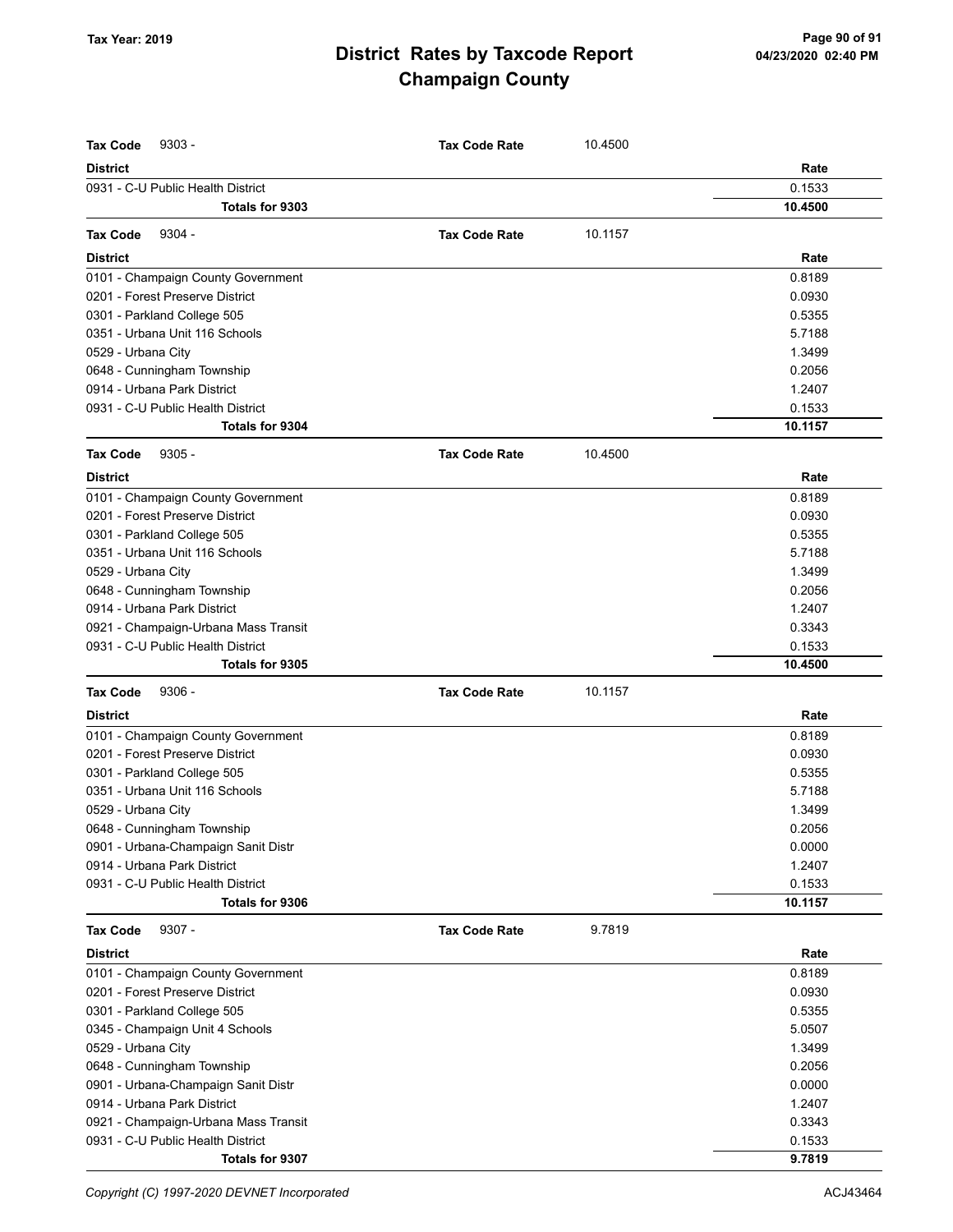# District Rates by Taxcode Report
# Champaign County

Tax Year: 2019

**Tax Code** 9303 - **Tax Code Rate** 10.4500

| District | Rate |
|---|---|
| 0931 - C-U Public Health District | 0.1533 |
| **Totals for 9303** | **10.4500** |

**Tax Code** 9304 - **Tax Code Rate** 10.1157

| District | Rate |
|---|---|
| 0101 - Champaign County Government | 0.8189 |
| 0201 - Forest Preserve District | 0.0930 |
| 0301 - Parkland College 505 | 0.5355 |
| 0351 - Urbana Unit 116 Schools | 5.7188 |
| 0529 - Urbana City | 1.3499 |
| 0648 - Cunningham Township | 0.2056 |
| 0914 - Urbana Park District | 1.2407 |
| 0931 - C-U Public Health District | 0.1533 |
| **Totals for 9304** | **10.1157** |

**Tax Code** 9305 - **Tax Code Rate** 10.4500

| District | Rate |
|---|---|
| 0101 - Champaign County Government | 0.8189 |
| 0201 - Forest Preserve District | 0.0930 |
| 0301 - Parkland College 505 | 0.5355 |
| 0351 - Urbana Unit 116 Schools | 5.7188 |
| 0529 - Urbana City | 1.3499 |
| 0648 - Cunningham Township | 0.2056 |
| 0914 - Urbana Park District | 1.2407 |
| 0921 - Champaign-Urbana Mass Transit | 0.3343 |
| 0931 - C-U Public Health District | 0.1533 |
| **Totals for 9305** | **10.4500** |

**Tax Code** 9306 - **Tax Code Rate** 10.1157

| District | Rate |
|---|---|
| 0101 - Champaign County Government | 0.8189 |
| 0201 - Forest Preserve District | 0.0930 |
| 0301 - Parkland College 505 | 0.5355 |
| 0351 - Urbana Unit 116 Schools | 5.7188 |
| 0529 - Urbana City | 1.3499 |
| 0648 - Cunningham Township | 0.2056 |
| 0901 - Urbana-Champaign Sanit Distr | 0.0000 |
| 0914 - Urbana Park District | 1.2407 |
| 0931 - C-U Public Health District | 0.1533 |
| **Totals for 9306** | **10.1157** |

**Tax Code** 9307 - **Tax Code Rate** 9.7819

| District | Rate |
|---|---|
| 0101 - Champaign County Government | 0.8189 |
| 0201 - Forest Preserve District | 0.0930 |
| 0301 - Parkland College 505 | 0.5355 |
| 0345 - Champaign Unit 4 Schools | 5.0507 |
| 0529 - Urbana City | 1.3499 |
| 0648 - Cunningham Township | 0.2056 |
| 0901 - Urbana-Champaign Sanit Distr | 0.0000 |
| 0914 - Urbana Park District | 1.2407 |
| 0921 - Champaign-Urbana Mass Transit | 0.3343 |
| 0931 - C-U Public Health District | 0.1533 |
| **Totals for 9307** | **9.7819** |

*Copyright (C) 1997-2020 DEVNET Incorporated* ACJ43464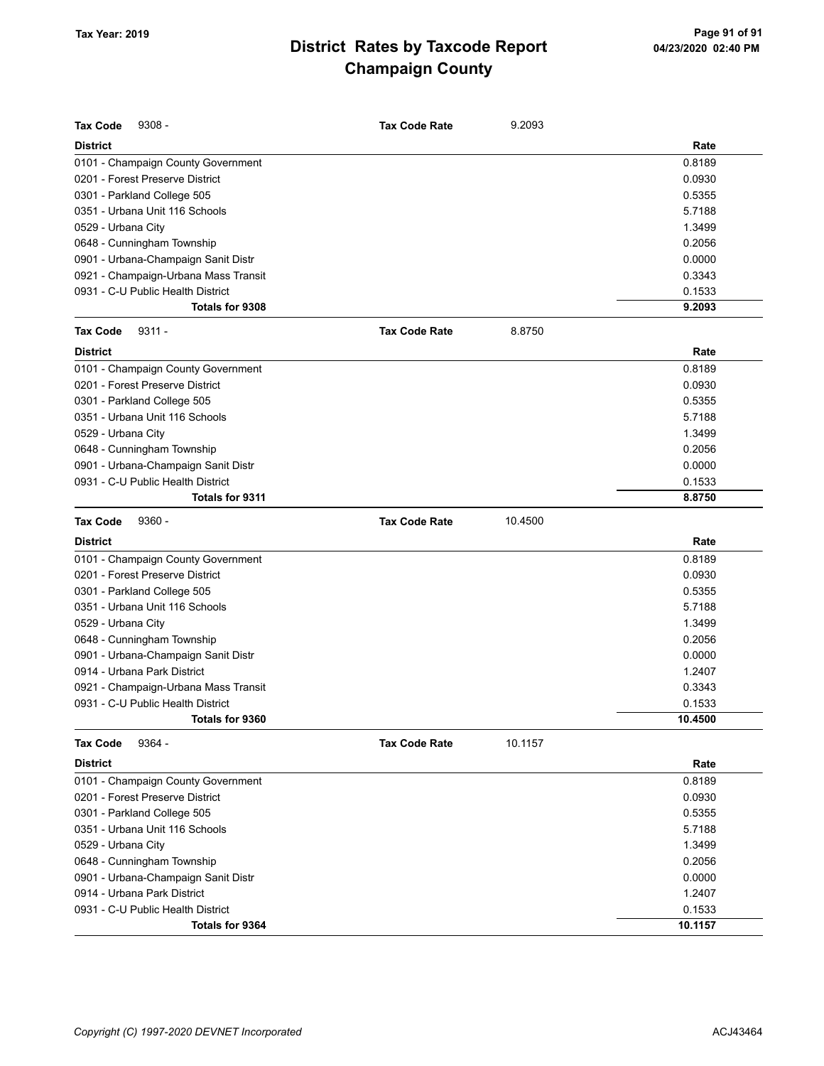# District Rates by Taxcode Report
## Champaign County

Tax Year: 2019

**Tax Code** 9308 - **Tax Code Rate** 9.2093

| District | Rate |
|---|---|
| 0101 - Champaign County Government | 0.8189 |
| 0201 - Forest Preserve District | 0.0930 |
| 0301 - Parkland College 505 | 0.5355 |
| 0351 - Urbana Unit 116 Schools | 5.7188 |
| 0529 - Urbana City | 1.3499 |
| 0648 - Cunningham Township | 0.2056 |
| 0901 - Urbana-Champaign Sanit Distr | 0.0000 |
| 0921 - Champaign-Urbana Mass Transit | 0.3343 |
| 0931 - C-U Public Health District | 0.1533 |
| **Totals for 9308** | **9.2093** |

**Tax Code** 9311 - **Tax Code Rate** 8.8750

| District | Rate |
|---|---|
| 0101 - Champaign County Government | 0.8189 |
| 0201 - Forest Preserve District | 0.0930 |
| 0301 - Parkland College 505 | 0.5355 |
| 0351 - Urbana Unit 116 Schools | 5.7188 |
| 0529 - Urbana City | 1.3499 |
| 0648 - Cunningham Township | 0.2056 |
| 0901 - Urbana-Champaign Sanit Distr | 0.0000 |
| 0931 - C-U Public Health District | 0.1533 |
| **Totals for 9311** | **8.8750** |

**Tax Code** 9360 - **Tax Code Rate** 10.4500

| District | Rate |
|---|---|
| 0101 - Champaign County Government | 0.8189 |
| 0201 - Forest Preserve District | 0.0930 |
| 0301 - Parkland College 505 | 0.5355 |
| 0351 - Urbana Unit 116 Schools | 5.7188 |
| 0529 - Urbana City | 1.3499 |
| 0648 - Cunningham Township | 0.2056 |
| 0901 - Urbana-Champaign Sanit Distr | 0.0000 |
| 0914 - Urbana Park District | 1.2407 |
| 0921 - Champaign-Urbana Mass Transit | 0.3343 |
| 0931 - C-U Public Health District | 0.1533 |
| **Totals for 9360** | **10.4500** |

**Tax Code** 9364 - **Tax Code Rate** 10.1157

| District | Rate |
|---|---|
| 0101 - Champaign County Government | 0.8189 |
| 0201 - Forest Preserve District | 0.0930 |
| 0301 - Parkland College 505 | 0.5355 |
| 0351 - Urbana Unit 116 Schools | 5.7188 |
| 0529 - Urbana City | 1.3499 |
| 0648 - Cunningham Township | 0.2056 |
| 0901 - Urbana-Champaign Sanit Distr | 0.0000 |
| 0914 - Urbana Park District | 1.2407 |
| 0931 - C-U Public Health District | 0.1533 |
| **Totals for 9364** | **10.1157** |